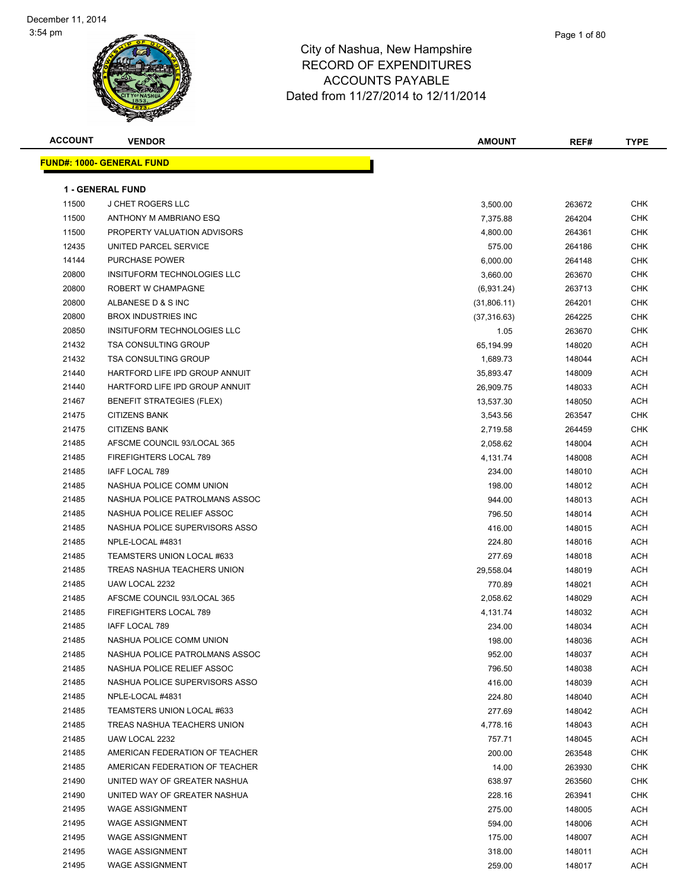# City of Nashua, New Hampshire
## RECORD OF EXPENDITURES
## ACCOUNTS PAYABLE
### Dated from 11/27/2014 to 12/11/2014

| ACCOUNT | VENDOR | AMOUNT | REF# | TYPE |
|---|---|---|---|---|

**FUND#: 1000- GENERAL FUND**

**1 - GENERAL FUND**

| ACCOUNT | VENDOR | AMOUNT | REF# | TYPE |
|---|---|---|---|---|
| 11500 | J CHET ROGERS LLC | 3,500.00 | 263672 | CHK |
| 11500 | ANTHONY M AMBRIANO ESQ | 7,375.88 | 264204 | CHK |
| 11500 | PROPERTY VALUATION ADVISORS | 4,800.00 | 264361 | CHK |
| 12435 | UNITED PARCEL SERVICE | 575.00 | 264186 | CHK |
| 14144 | PURCHASE POWER | 6,000.00 | 264148 | CHK |
| 20800 | INSITUFORM TECHNOLOGIES LLC | 3,660.00 | 263670 | CHK |
| 20800 | ROBERT W CHAMPAGNE | (6,931.24) | 263713 | CHK |
| 20800 | ALBANESE D & S INC | (31,806.11) | 264201 | CHK |
| 20800 | BROX INDUSTRIES INC | (37,316.63) | 264225 | CHK |
| 20850 | INSITUFORM TECHNOLOGIES LLC | 1.05 | 263670 | CHK |
| 21432 | TSA CONSULTING GROUP | 65,194.99 | 148020 | ACH |
| 21432 | TSA CONSULTING GROUP | 1,689.73 | 148044 | ACH |
| 21440 | HARTFORD LIFE IPD GROUP ANNUIT | 35,893.47 | 148009 | ACH |
| 21440 | HARTFORD LIFE IPD GROUP ANNUIT | 26,909.75 | 148033 | ACH |
| 21467 | BENEFIT STRATEGIES (FLEX) | 13,537.30 | 148050 | ACH |
| 21475 | CITIZENS BANK | 3,543.56 | 263547 | CHK |
| 21475 | CITIZENS BANK | 2,719.58 | 264459 | CHK |
| 21485 | AFSCME COUNCIL 93/LOCAL 365 | 2,058.62 | 148004 | ACH |
| 21485 | FIREFIGHTERS LOCAL 789 | 4,131.74 | 148008 | ACH |
| 21485 | IAFF LOCAL 789 | 234.00 | 148010 | ACH |
| 21485 | NASHUA POLICE COMM UNION | 198.00 | 148012 | ACH |
| 21485 | NASHUA POLICE PATROLMANS ASSOC | 944.00 | 148013 | ACH |
| 21485 | NASHUA POLICE RELIEF ASSOC | 796.50 | 148014 | ACH |
| 21485 | NASHUA POLICE SUPERVISORS ASSO | 416.00 | 148015 | ACH |
| 21485 | NPLE-LOCAL #4831 | 224.80 | 148016 | ACH |
| 21485 | TEAMSTERS UNION LOCAL #633 | 277.69 | 148018 | ACH |
| 21485 | TREAS NASHUA TEACHERS UNION | 29,558.04 | 148019 | ACH |
| 21485 | UAW LOCAL 2232 | 770.89 | 148021 | ACH |
| 21485 | AFSCME COUNCIL 93/LOCAL 365 | 2,058.62 | 148029 | ACH |
| 21485 | FIREFIGHTERS LOCAL 789 | 4,131.74 | 148032 | ACH |
| 21485 | IAFF LOCAL 789 | 234.00 | 148034 | ACH |
| 21485 | NASHUA POLICE COMM UNION | 198.00 | 148036 | ACH |
| 21485 | NASHUA POLICE PATROLMANS ASSOC | 952.00 | 148037 | ACH |
| 21485 | NASHUA POLICE RELIEF ASSOC | 796.50 | 148038 | ACH |
| 21485 | NASHUA POLICE SUPERVISORS ASSO | 416.00 | 148039 | ACH |
| 21485 | NPLE-LOCAL #4831 | 224.80 | 148040 | ACH |
| 21485 | TEAMSTERS UNION LOCAL #633 | 277.69 | 148042 | ACH |
| 21485 | TREAS NASHUA TEACHERS UNION | 4,778.16 | 148043 | ACH |
| 21485 | UAW LOCAL 2232 | 757.71 | 148045 | ACH |
| 21485 | AMERICAN FEDERATION OF TEACHER | 200.00 | 263548 | CHK |
| 21485 | AMERICAN FEDERATION OF TEACHER | 14.00 | 263930 | CHK |
| 21490 | UNITED WAY OF GREATER NASHUA | 638.97 | 263560 | CHK |
| 21490 | UNITED WAY OF GREATER NASHUA | 228.16 | 263941 | CHK |
| 21495 | WAGE ASSIGNMENT | 275.00 | 148005 | ACH |
| 21495 | WAGE ASSIGNMENT | 594.00 | 148006 | ACH |
| 21495 | WAGE ASSIGNMENT | 175.00 | 148007 | ACH |
| 21495 | WAGE ASSIGNMENT | 318.00 | 148011 | ACH |
| 21495 | WAGE ASSIGNMENT | 259.00 | 148017 | ACH |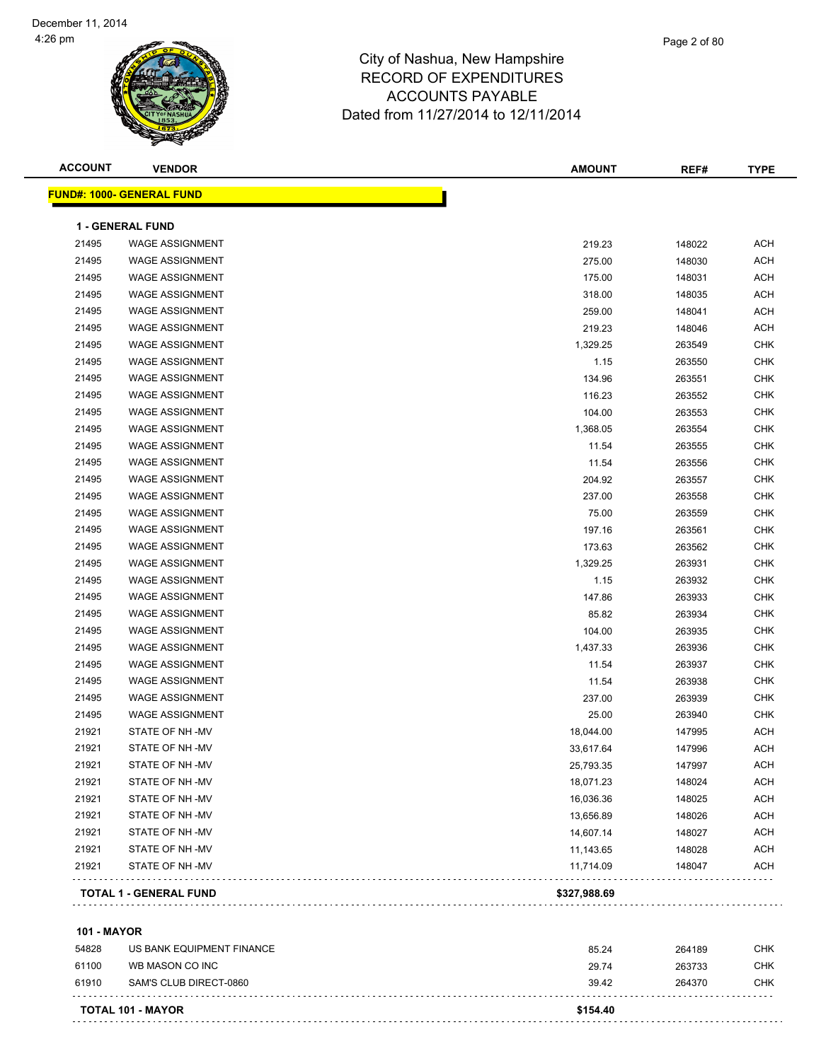December 11, 2014
4:26 pm

# City of Nashua, New Hampshire
# RECORD OF EXPENDITURES
# ACCOUNTS PAYABLE
## Dated from 11/27/2014 to 12/11/2014

**FUND#: 1000- GENERAL FUND**

### 1 - GENERAL FUND

| ACCOUNT | VENDOR | AMOUNT | REF# | TYPE |
|---|---|---|---|---|
| 21495 | WAGE ASSIGNMENT | 219.23 | 148022 | ACH |
| 21495 | WAGE ASSIGNMENT | 275.00 | 148030 | ACH |
| 21495 | WAGE ASSIGNMENT | 175.00 | 148031 | ACH |
| 21495 | WAGE ASSIGNMENT | 318.00 | 148035 | ACH |
| 21495 | WAGE ASSIGNMENT | 259.00 | 148041 | ACH |
| 21495 | WAGE ASSIGNMENT | 219.23 | 148046 | ACH |
| 21495 | WAGE ASSIGNMENT | 1,329.25 | 263549 | CHK |
| 21495 | WAGE ASSIGNMENT | 1.15 | 263550 | CHK |
| 21495 | WAGE ASSIGNMENT | 134.96 | 263551 | CHK |
| 21495 | WAGE ASSIGNMENT | 116.23 | 263552 | CHK |
| 21495 | WAGE ASSIGNMENT | 104.00 | 263553 | CHK |
| 21495 | WAGE ASSIGNMENT | 1,368.05 | 263554 | CHK |
| 21495 | WAGE ASSIGNMENT | 11.54 | 263555 | CHK |
| 21495 | WAGE ASSIGNMENT | 11.54 | 263556 | CHK |
| 21495 | WAGE ASSIGNMENT | 204.92 | 263557 | CHK |
| 21495 | WAGE ASSIGNMENT | 237.00 | 263558 | CHK |
| 21495 | WAGE ASSIGNMENT | 75.00 | 263559 | CHK |
| 21495 | WAGE ASSIGNMENT | 197.16 | 263561 | CHK |
| 21495 | WAGE ASSIGNMENT | 173.63 | 263562 | CHK |
| 21495 | WAGE ASSIGNMENT | 1,329.25 | 263931 | CHK |
| 21495 | WAGE ASSIGNMENT | 1.15 | 263932 | CHK |
| 21495 | WAGE ASSIGNMENT | 147.86 | 263933 | CHK |
| 21495 | WAGE ASSIGNMENT | 85.82 | 263934 | CHK |
| 21495 | WAGE ASSIGNMENT | 104.00 | 263935 | CHK |
| 21495 | WAGE ASSIGNMENT | 1,437.33 | 263936 | CHK |
| 21495 | WAGE ASSIGNMENT | 11.54 | 263937 | CHK |
| 21495 | WAGE ASSIGNMENT | 11.54 | 263938 | CHK |
| 21495 | WAGE ASSIGNMENT | 237.00 | 263939 | CHK |
| 21495 | WAGE ASSIGNMENT | 25.00 | 263940 | CHK |
| 21921 | STATE OF NH -MV | 18,044.00 | 147995 | ACH |
| 21921 | STATE OF NH -MV | 33,617.64 | 147996 | ACH |
| 21921 | STATE OF NH -MV | 25,793.35 | 147997 | ACH |
| 21921 | STATE OF NH -MV | 18,071.23 | 148024 | ACH |
| 21921 | STATE OF NH -MV | 16,036.36 | 148025 | ACH |
| 21921 | STATE OF NH -MV | 13,656.89 | 148026 | ACH |
| 21921 | STATE OF NH -MV | 14,607.14 | 148027 | ACH |
| 21921 | STATE OF NH -MV | 11,143.65 | 148028 | ACH |
| 21921 | STATE OF NH -MV | 11,714.09 | 148047 | ACH |
| | **TOTAL 1 - GENERAL FUND** | **$327,988.69** | | |

### 101 - MAYOR

| ACCOUNT | VENDOR | AMOUNT | REF# | TYPE |
|---|---|---|---|---|
| 54828 | US BANK EQUIPMENT FINANCE | 85.24 | 264189 | CHK |
| 61100 | WB MASON CO INC | 29.74 | 263733 | CHK |
| 61910 | SAM'S CLUB DIRECT-0860 | 39.42 | 264370 | CHK |
| | **TOTAL 101 - MAYOR** | **$154.40** | | |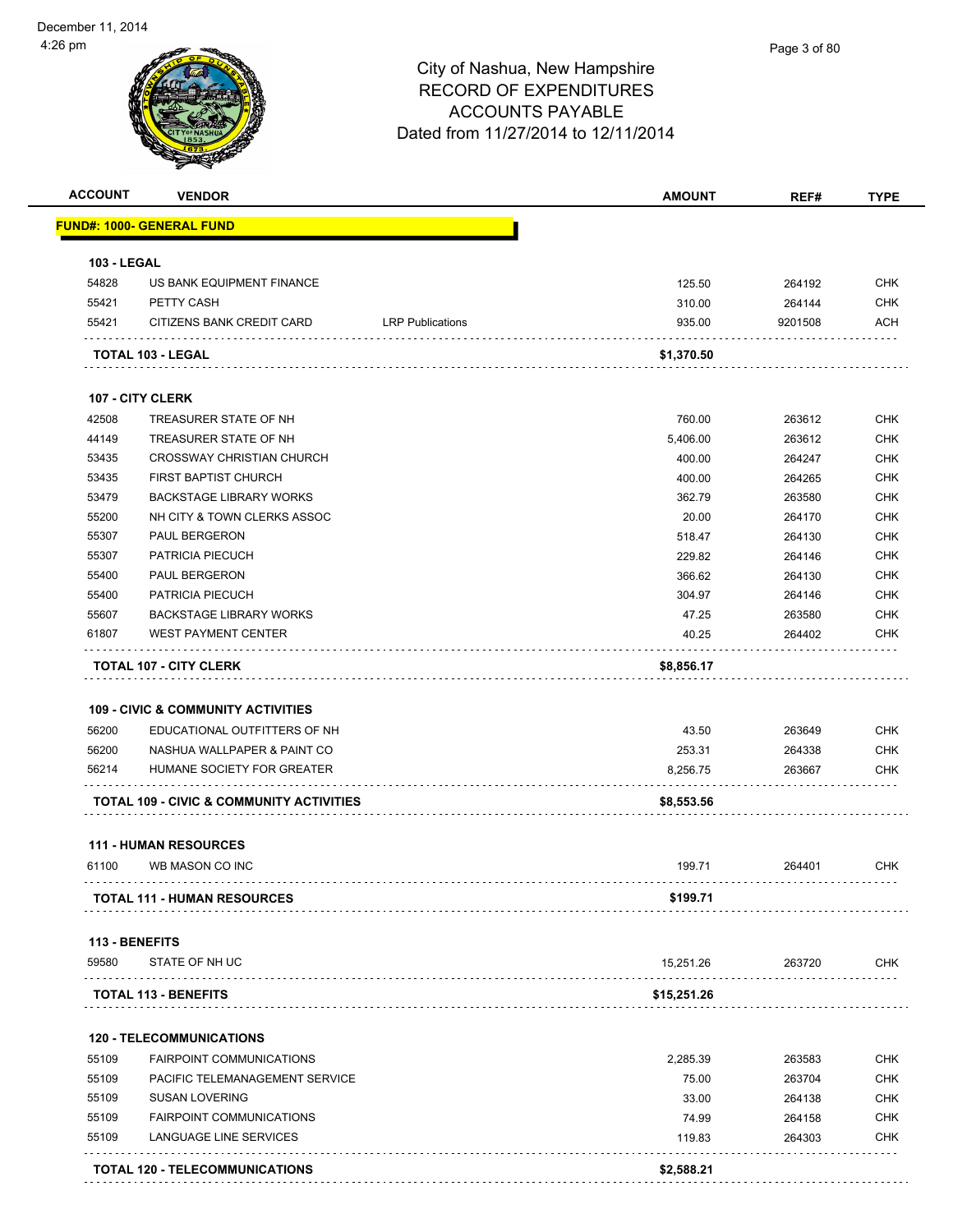City of Nashua, New Hampshire
RECORD OF EXPENDITURES
ACCOUNTS PAYABLE
Dated from 11/27/2014 to 12/11/2014

| ACCOUNT | VENDOR | | AMOUNT | REF# | TYPE |
|---|---|---|---|---|---|
| **FUND#: 1000- GENERAL FUND** | | | | | |
| **103 - LEGAL** | | | | | |
| 54828 | US BANK EQUIPMENT FINANCE | | 125.50 | 264192 | CHK |
| 55421 | PETTY CASH | | 310.00 | 264144 | CHK |
| 55421 | CITIZENS BANK CREDIT CARD | LRP Publications | 935.00 | 9201508 | ACH |
| **TOTAL 103 - LEGAL** | | | **$1,370.50** | | |
| **107 - CITY CLERK** | | | | | |
| 42508 | TREASURER STATE OF NH | | 760.00 | 263612 | CHK |
| 44149 | TREASURER STATE OF NH | | 5,406.00 | 263612 | CHK |
| 53435 | CROSSWAY CHRISTIAN CHURCH | | 400.00 | 264247 | CHK |
| 53435 | FIRST BAPTIST CHURCH | | 400.00 | 264265 | CHK |
| 53479 | BACKSTAGE LIBRARY WORKS | | 362.79 | 263580 | CHK |
| 55200 | NH CITY & TOWN CLERKS ASSOC | | 20.00 | 264170 | CHK |
| 55307 | PAUL BERGERON | | 518.47 | 264130 | CHK |
| 55307 | PATRICIA PIECUCH | | 229.82 | 264146 | CHK |
| 55400 | PAUL BERGERON | | 366.62 | 264130 | CHK |
| 55400 | PATRICIA PIECUCH | | 304.97 | 264146 | CHK |
| 55607 | BACKSTAGE LIBRARY WORKS | | 47.25 | 263580 | CHK |
| 61807 | WEST PAYMENT CENTER | | 40.25 | 264402 | CHK |
| **TOTAL 107 - CITY CLERK** | | | **$8,856.17** | | |
| **109 - CIVIC & COMMUNITY ACTIVITIES** | | | | | |
| 56200 | EDUCATIONAL OUTFITTERS OF NH | | 43.50 | 263649 | CHK |
| 56200 | NASHUA WALLPAPER & PAINT CO | | 253.31 | 264338 | CHK |
| 56214 | HUMANE SOCIETY FOR GREATER | | 8,256.75 | 263667 | CHK |
| **TOTAL 109 - CIVIC & COMMUNITY ACTIVITIES** | | | **$8,553.56** | | |
| **111 - HUMAN RESOURCES** | | | | | |
| 61100 | WB MASON CO INC | | 199.71 | 264401 | CHK |
| **TOTAL 111 - HUMAN RESOURCES** | | | **$199.71** | | |
| **113 - BENEFITS** | | | | | |
| 59580 | STATE OF NH UC | | 15,251.26 | 263720 | CHK |
| **TOTAL 113 - BENEFITS** | | | **$15,251.26** | | |
| **120 - TELECOMMUNICATIONS** | | | | | |
| 55109 | FAIRPOINT COMMUNICATIONS | | 2,285.39 | 263583 | CHK |
| 55109 | PACIFIC TELEMANAGEMENT SERVICE | | 75.00 | 263704 | CHK |
| 55109 | SUSAN LOVERING | | 33.00 | 264138 | CHK |
| 55109 | FAIRPOINT COMMUNICATIONS | | 74.99 | 264158 | CHK |
| 55109 | LANGUAGE LINE SERVICES | | 119.83 | 264303 | CHK |
| **TOTAL 120 - TELECOMMUNICATIONS** | | | **$2,588.21** | | |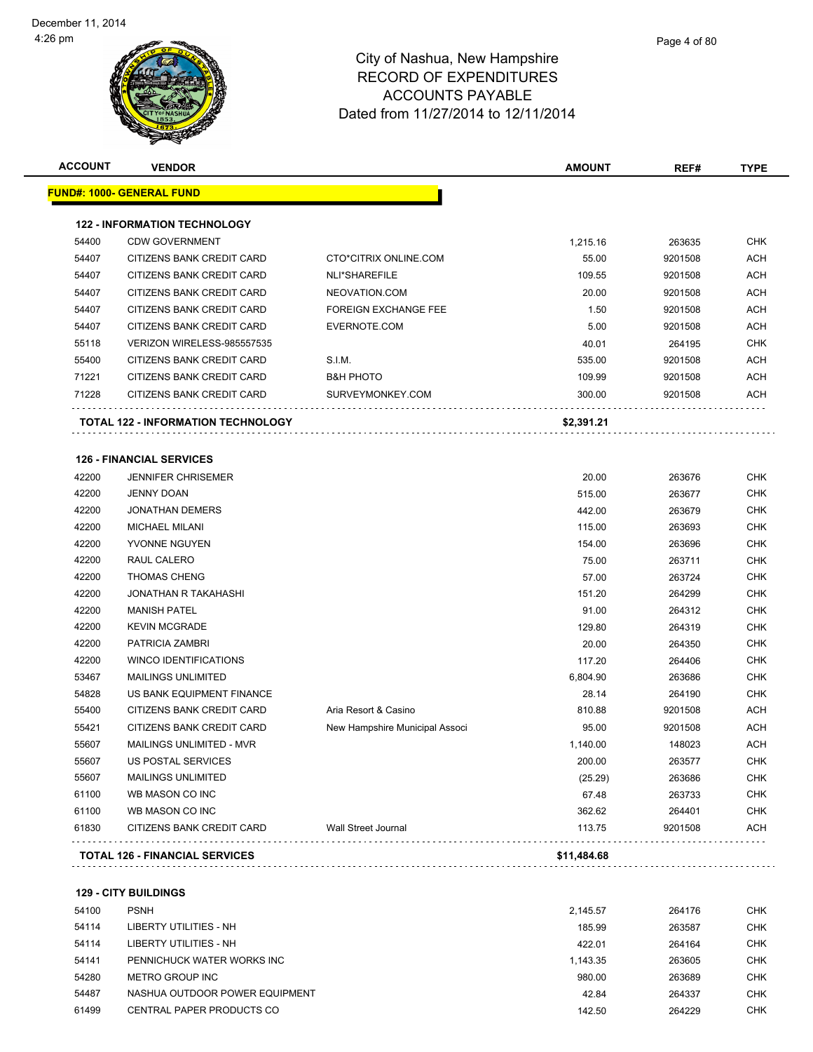# City of Nashua, New Hampshire
## RECORD OF EXPENDITURES
## ACCOUNTS PAYABLE
## Dated from 11/27/2014 to 12/11/2014

| ACCOUNT | VENDOR | | AMOUNT | REF# | TYPE |
|---|---|---|---|---|---|
| **FUND#: 1000- GENERAL FUND** | | | | | |
| **122 - INFORMATION TECHNOLOGY** | | | | | |
| 54400 | CDW GOVERNMENT | | 1,215.16 | 263635 | CHK |
| 54407 | CITIZENS BANK CREDIT CARD | CTO*CITRIX ONLINE.COM | 55.00 | 9201508 | ACH |
| 54407 | CITIZENS BANK CREDIT CARD | NLI*SHAREFILE | 109.55 | 9201508 | ACH |
| 54407 | CITIZENS BANK CREDIT CARD | NEOVATION.COM | 20.00 | 9201508 | ACH |
| 54407 | CITIZENS BANK CREDIT CARD | FOREIGN EXCHANGE FEE | 1.50 | 9201508 | ACH |
| 54407 | CITIZENS BANK CREDIT CARD | EVERNOTE.COM | 5.00 | 9201508 | ACH |
| 55118 | VERIZON WIRELESS-985557535 | | 40.01 | 264195 | CHK |
| 55400 | CITIZENS BANK CREDIT CARD | S.I.M. | 535.00 | 9201508 | ACH |
| 71221 | CITIZENS BANK CREDIT CARD | B&H PHOTO | 109.99 | 9201508 | ACH |
| 71228 | CITIZENS BANK CREDIT CARD | SURVEYMONKEY.COM | 300.00 | 9201508 | ACH |
| **TOTAL 122 - INFORMATION TECHNOLOGY** | | | **$2,391.21** | | |
| **126 - FINANCIAL SERVICES** | | | | | |
| 42200 | JENNIFER CHRISEMER | | 20.00 | 263676 | CHK |
| 42200 | JENNY DOAN | | 515.00 | 263677 | CHK |
| 42200 | JONATHAN DEMERS | | 442.00 | 263679 | CHK |
| 42200 | MICHAEL MILANI | | 115.00 | 263693 | CHK |
| 42200 | YVONNE NGUYEN | | 154.00 | 263696 | CHK |
| 42200 | RAUL CALERO | | 75.00 | 263711 | CHK |
| 42200 | THOMAS CHENG | | 57.00 | 263724 | CHK |
| 42200 | JONATHAN R TAKAHASHI | | 151.20 | 264299 | CHK |
| 42200 | MANISH PATEL | | 91.00 | 264312 | CHK |
| 42200 | KEVIN MCGRADE | | 129.80 | 264319 | CHK |
| 42200 | PATRICIA ZAMBRI | | 20.00 | 264350 | CHK |
| 42200 | WINCO IDENTIFICATIONS | | 117.20 | 264406 | CHK |
| 53467 | MAILINGS UNLIMITED | | 6,804.90 | 263686 | CHK |
| 54828 | US BANK EQUIPMENT FINANCE | | 28.14 | 264190 | CHK |
| 55400 | CITIZENS BANK CREDIT CARD | Aria Resort & Casino | 810.88 | 9201508 | ACH |
| 55421 | CITIZENS BANK CREDIT CARD | New Hampshire Municipal Associ | 95.00 | 9201508 | ACH |
| 55607 | MAILINGS UNLIMITED - MVR | | 1,140.00 | 148023 | ACH |
| 55607 | US POSTAL SERVICES | | 200.00 | 263577 | CHK |
| 55607 | MAILINGS UNLIMITED | | (25.29) | 263686 | CHK |
| 61100 | WB MASON CO INC | | 67.48 | 263733 | CHK |
| 61100 | WB MASON CO INC | | 362.62 | 264401 | CHK |
| 61830 | CITIZENS BANK CREDIT CARD | Wall Street Journal | 113.75 | 9201508 | ACH |
| **TOTAL 126 - FINANCIAL SERVICES** | | | **$11,484.68** | | |
| **129 - CITY BUILDINGS** | | | | | |
| 54100 | PSNH | | 2,145.57 | 264176 | CHK |
| 54114 | LIBERTY UTILITIES - NH | | 185.99 | 263587 | CHK |
| 54114 | LIBERTY UTILITIES - NH | | 422.01 | 264164 | CHK |
| 54141 | PENNICHUCK WATER WORKS INC | | 1,143.35 | 263605 | CHK |
| 54280 | METRO GROUP INC | | 980.00 | 263689 | CHK |
| 54487 | NASHUA OUTDOOR POWER EQUIPMENT | | 42.84 | 264337 | CHK |
| 61499 | CENTRAL PAPER PRODUCTS CO | | 142.50 | 264229 | CHK |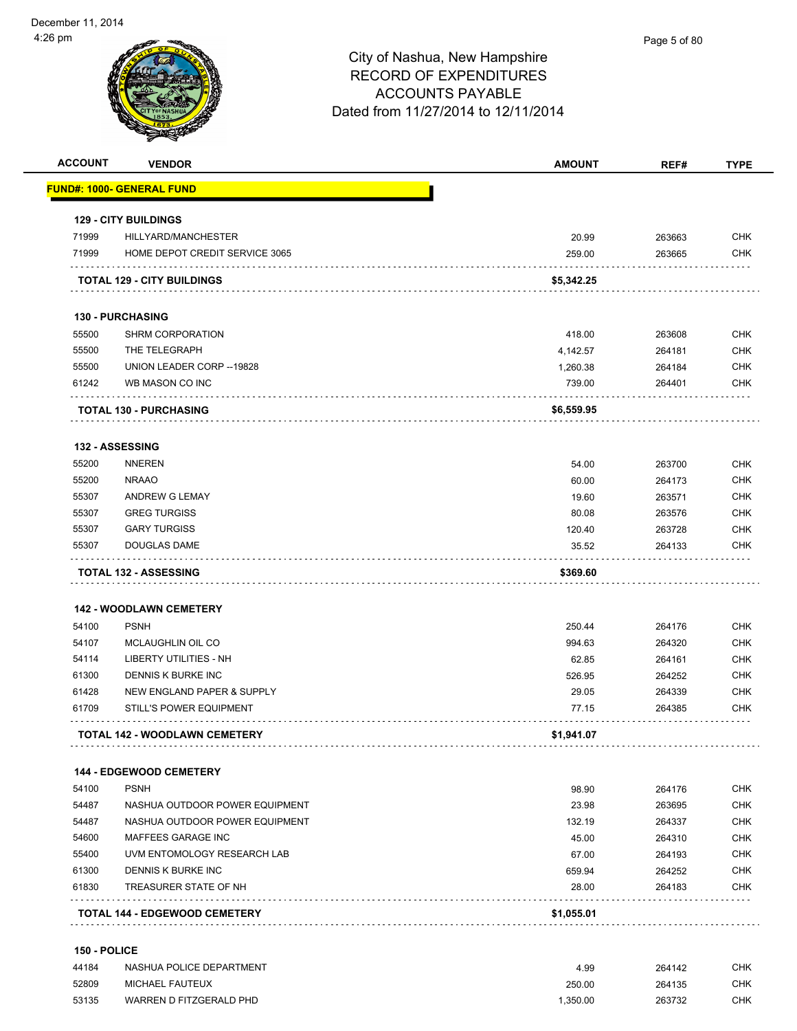# City of Nashua, New Hampshire
## RECORD OF EXPENDITURES
## ACCOUNTS PAYABLE
## Dated from 11/27/2014 to 12/11/2014

| ACCOUNT | VENDOR | AMOUNT | REF# | TYPE |
|---|---|---|---|---|
| **FUND#: 1000- GENERAL FUND** | | | | |
| **129 - CITY BUILDINGS** | | | | |
| 71999 | HILLYARD/MANCHESTER | 20.99 | 263663 | CHK |
| 71999 | HOME DEPOT CREDIT SERVICE 3065 | 259.00 | 263665 | CHK |
| **TOTAL 129 - CITY BUILDINGS** | | **$5,342.25** | | |
| **130 - PURCHASING** | | | | |
| 55500 | SHRM CORPORATION | 418.00 | 263608 | CHK |
| 55500 | THE TELEGRAPH | 4,142.57 | 264181 | CHK |
| 55500 | UNION LEADER CORP --19828 | 1,260.38 | 264184 | CHK |
| 61242 | WB MASON CO INC | 739.00 | 264401 | CHK |
| **TOTAL 130 - PURCHASING** | | **$6,559.95** | | |
| **132 - ASSESSING** | | | | |
| 55200 | NNEREN | 54.00 | 263700 | CHK |
| 55200 | NRAAO | 60.00 | 264173 | CHK |
| 55307 | ANDREW G LEMAY | 19.60 | 263571 | CHK |
| 55307 | GREG TURGISS | 80.08 | 263576 | CHK |
| 55307 | GARY TURGISS | 120.40 | 263728 | CHK |
| 55307 | DOUGLAS DAME | 35.52 | 264133 | CHK |
| **TOTAL 132 - ASSESSING** | | **$369.60** | | |
| **142 - WOODLAWN CEMETERY** | | | | |
| 54100 | PSNH | 250.44 | 264176 | CHK |
| 54107 | MCLAUGHLIN OIL CO | 994.63 | 264320 | CHK |
| 54114 | LIBERTY UTILITIES - NH | 62.85 | 264161 | CHK |
| 61300 | DENNIS K BURKE INC | 526.95 | 264252 | CHK |
| 61428 | NEW ENGLAND PAPER & SUPPLY | 29.05 | 264339 | CHK |
| 61709 | STILL'S POWER EQUIPMENT | 77.15 | 264385 | CHK |
| **TOTAL 142 - WOODLAWN CEMETERY** | | **$1,941.07** | | |
| **144 - EDGEWOOD CEMETERY** | | | | |
| 54100 | PSNH | 98.90 | 264176 | CHK |
| 54487 | NASHUA OUTDOOR POWER EQUIPMENT | 23.98 | 263695 | CHK |
| 54487 | NASHUA OUTDOOR POWER EQUIPMENT | 132.19 | 264337 | CHK |
| 54600 | MAFFEES GARAGE INC | 45.00 | 264310 | CHK |
| 55400 | UVM ENTOMOLOGY RESEARCH LAB | 67.00 | 264193 | CHK |
| 61300 | DENNIS K BURKE INC | 659.94 | 264252 | CHK |
| 61830 | TREASURER STATE OF NH | 28.00 | 264183 | CHK |
| **TOTAL 144 - EDGEWOOD CEMETERY** | | **$1,055.01** | | |
| **150 - POLICE** | | | | |
| 44184 | NASHUA POLICE DEPARTMENT | 4.99 | 264142 | CHK |
| 52809 | MICHAEL FAUTEUX | 250.00 | 264135 | CHK |
| 53135 | WARREN D FITZGERALD PHD | 1,350.00 | 263732 | CHK |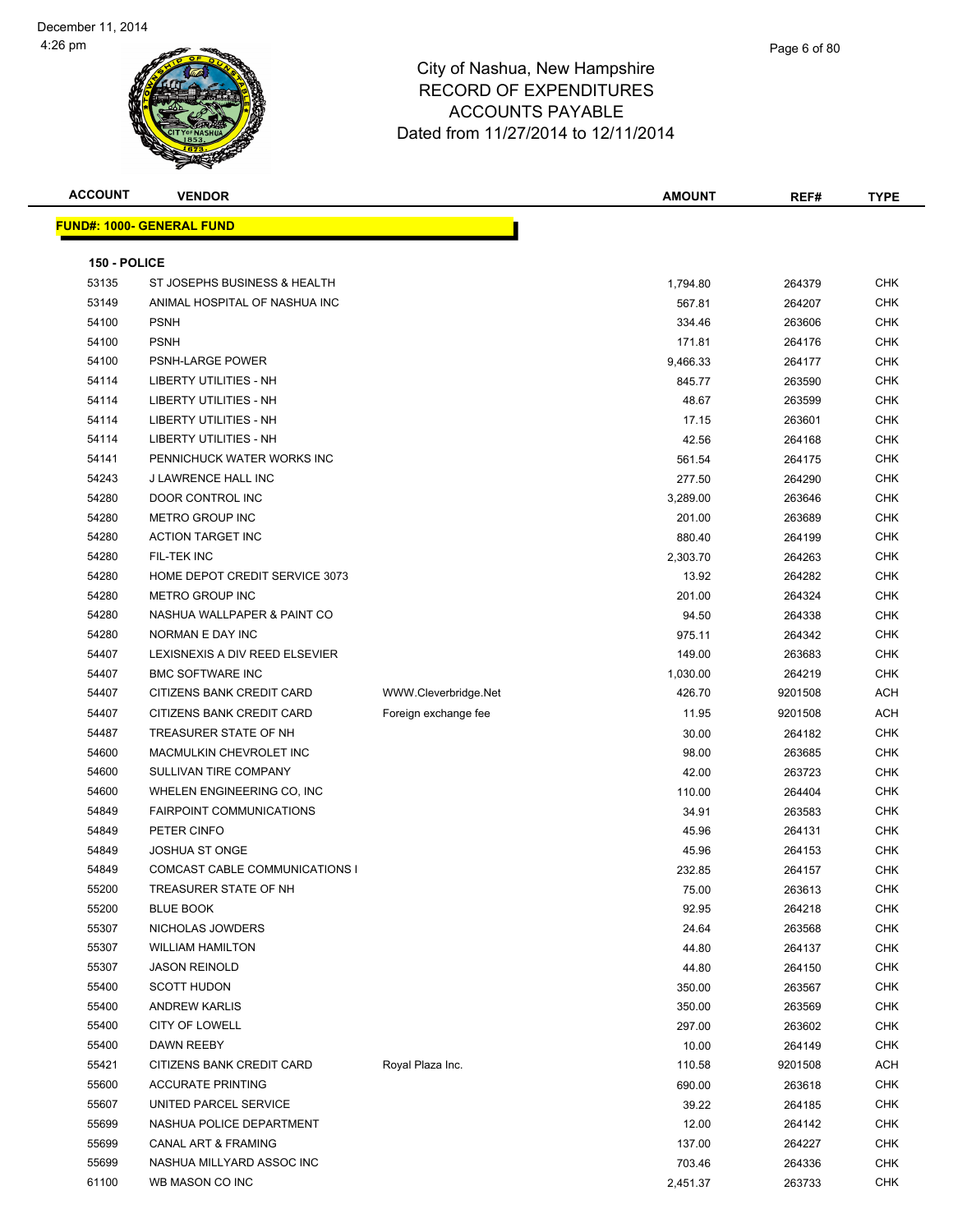# City of Nashua, New Hampshire
## RECORD OF EXPENDITURES
## ACCOUNTS PAYABLE
## Dated from 11/27/2014 to 12/11/2014

**FUND#: 1000- GENERAL FUND**

**150 - POLICE**

| ACCOUNT | VENDOR | | AMOUNT | REF# | TYPE |
|---|---|---|---|---|---|
| 53135 | ST JOSEPHS BUSINESS & HEALTH | | 1,794.80 | 264379 | CHK |
| 53149 | ANIMAL HOSPITAL OF NASHUA INC | | 567.81 | 264207 | CHK |
| 54100 | PSNH | | 334.46 | 263606 | CHK |
| 54100 | PSNH | | 171.81 | 264176 | CHK |
| 54100 | PSNH-LARGE POWER | | 9,466.33 | 264177 | CHK |
| 54114 | LIBERTY UTILITIES - NH | | 845.77 | 263590 | CHK |
| 54114 | LIBERTY UTILITIES - NH | | 48.67 | 263599 | CHK |
| 54114 | LIBERTY UTILITIES - NH | | 17.15 | 263601 | CHK |
| 54114 | LIBERTY UTILITIES - NH | | 42.56 | 264168 | CHK |
| 54141 | PENNICHUCK WATER WORKS INC | | 561.54 | 264175 | CHK |
| 54243 | J LAWRENCE HALL INC | | 277.50 | 264290 | CHK |
| 54280 | DOOR CONTROL INC | | 3,289.00 | 263646 | CHK |
| 54280 | METRO GROUP INC | | 201.00 | 263689 | CHK |
| 54280 | ACTION TARGET INC | | 880.40 | 264199 | CHK |
| 54280 | FIL-TEK INC | | 2,303.70 | 264263 | CHK |
| 54280 | HOME DEPOT CREDIT SERVICE 3073 | | 13.92 | 264282 | CHK |
| 54280 | METRO GROUP INC | | 201.00 | 264324 | CHK |
| 54280 | NASHUA WALLPAPER & PAINT CO | | 94.50 | 264338 | CHK |
| 54280 | NORMAN E DAY INC | | 975.11 | 264342 | CHK |
| 54407 | LEXISNEXIS A DIV REED ELSEVIER | | 149.00 | 263683 | CHK |
| 54407 | BMC SOFTWARE INC | | 1,030.00 | 264219 | CHK |
| 54407 | CITIZENS BANK CREDIT CARD | WWW.Cleverbridge.Net | 426.70 | 9201508 | ACH |
| 54407 | CITIZENS BANK CREDIT CARD | Foreign exchange fee | 11.95 | 9201508 | ACH |
| 54487 | TREASURER STATE OF NH | | 30.00 | 264182 | CHK |
| 54600 | MACMULKIN CHEVROLET INC | | 98.00 | 263685 | CHK |
| 54600 | SULLIVAN TIRE COMPANY | | 42.00 | 263723 | CHK |
| 54600 | WHELEN ENGINEERING CO, INC | | 110.00 | 264404 | CHK |
| 54849 | FAIRPOINT COMMUNICATIONS | | 34.91 | 263583 | CHK |
| 54849 | PETER CINFO | | 45.96 | 264131 | CHK |
| 54849 | JOSHUA ST ONGE | | 45.96 | 264153 | CHK |
| 54849 | COMCAST CABLE COMMUNICATIONS I | | 232.85 | 264157 | CHK |
| 55200 | TREASURER STATE OF NH | | 75.00 | 263613 | CHK |
| 55200 | BLUE BOOK | | 92.95 | 264218 | CHK |
| 55307 | NICHOLAS JOWDERS | | 24.64 | 263568 | CHK |
| 55307 | WILLIAM HAMILTON | | 44.80 | 264137 | CHK |
| 55307 | JASON REINOLD | | 44.80 | 264150 | CHK |
| 55400 | SCOTT HUDON | | 350.00 | 263567 | CHK |
| 55400 | ANDREW KARLIS | | 350.00 | 263569 | CHK |
| 55400 | CITY OF LOWELL | | 297.00 | 263602 | CHK |
| 55400 | DAWN REEBY | | 10.00 | 264149 | CHK |
| 55421 | CITIZENS BANK CREDIT CARD | Royal Plaza Inc. | 110.58 | 9201508 | ACH |
| 55600 | ACCURATE PRINTING | | 690.00 | 263618 | CHK |
| 55607 | UNITED PARCEL SERVICE | | 39.22 | 264185 | CHK |
| 55699 | NASHUA POLICE DEPARTMENT | | 12.00 | 264142 | CHK |
| 55699 | CANAL ART & FRAMING | | 137.00 | 264227 | CHK |
| 55699 | NASHUA MILLYARD ASSOC INC | | 703.46 | 264336 | CHK |
| 61100 | WB MASON CO INC | | 2,451.37 | 263733 | CHK |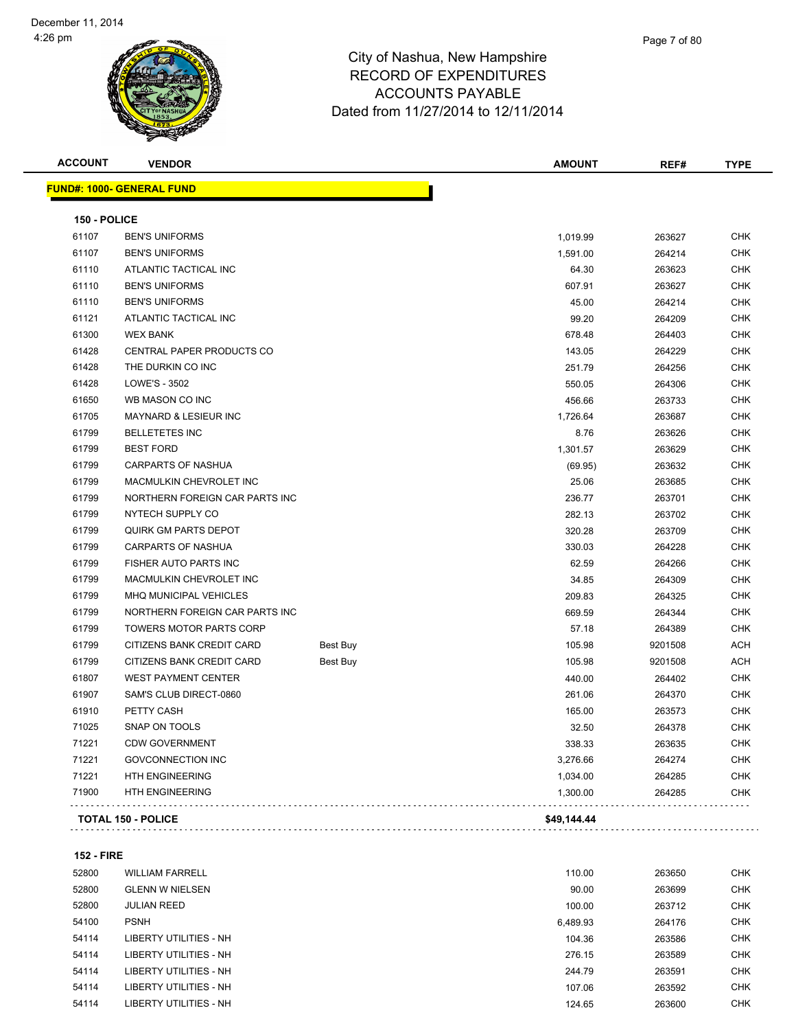# City of Nashua, New Hampshire
## RECORD OF EXPENDITURES
## ACCOUNTS PAYABLE
## Dated from 11/27/2014 to 12/11/2014

| ACCOUNT | VENDOR | | AMOUNT | REF# | TYPE |
|---|---|---|---|---|---|
| **FUND#: 1000- GENERAL FUND** | | | | | |
| **150 - POLICE** | | | | | |
| 61107 | BEN'S UNIFORMS | | 1,019.99 | 263627 | CHK |
| 61107 | BEN'S UNIFORMS | | 1,591.00 | 264214 | CHK |
| 61110 | ATLANTIC TACTICAL INC | | 64.30 | 263623 | CHK |
| 61110 | BEN'S UNIFORMS | | 607.91 | 263627 | CHK |
| 61110 | BEN'S UNIFORMS | | 45.00 | 264214 | CHK |
| 61121 | ATLANTIC TACTICAL INC | | 99.20 | 264209 | CHK |
| 61300 | WEX BANK | | 678.48 | 264403 | CHK |
| 61428 | CENTRAL PAPER PRODUCTS CO | | 143.05 | 264229 | CHK |
| 61428 | THE DURKIN CO INC | | 251.79 | 264256 | CHK |
| 61428 | LOWE'S - 3502 | | 550.05 | 264306 | CHK |
| 61650 | WB MASON CO INC | | 456.66 | 263733 | CHK |
| 61705 | MAYNARD & LESIEUR INC | | 1,726.64 | 263687 | CHK |
| 61799 | BELLETETES INC | | 8.76 | 263626 | CHK |
| 61799 | BEST FORD | | 1,301.57 | 263629 | CHK |
| 61799 | CARPARTS OF NASHUA | | (69.95) | 263632 | CHK |
| 61799 | MACMULKIN CHEVROLET INC | | 25.06 | 263685 | CHK |
| 61799 | NORTHERN FOREIGN CAR PARTS INC | | 236.77 | 263701 | CHK |
| 61799 | NYTECH SUPPLY CO | | 282.13 | 263702 | CHK |
| 61799 | QUIRK GM PARTS DEPOT | | 320.28 | 263709 | CHK |
| 61799 | CARPARTS OF NASHUA | | 330.03 | 264228 | CHK |
| 61799 | FISHER AUTO PARTS INC | | 62.59 | 264266 | CHK |
| 61799 | MACMULKIN CHEVROLET INC | | 34.85 | 264309 | CHK |
| 61799 | MHQ MUNICIPAL VEHICLES | | 209.83 | 264325 | CHK |
| 61799 | NORTHERN FOREIGN CAR PARTS INC | | 669.59 | 264344 | CHK |
| 61799 | TOWERS MOTOR PARTS CORP | | 57.18 | 264389 | CHK |
| 61799 | CITIZENS BANK CREDIT CARD | Best Buy | 105.98 | 9201508 | ACH |
| 61799 | CITIZENS BANK CREDIT CARD | Best Buy | 105.98 | 9201508 | ACH |
| 61807 | WEST PAYMENT CENTER | | 440.00 | 264402 | CHK |
| 61907 | SAM'S CLUB DIRECT-0860 | | 261.06 | 264370 | CHK |
| 61910 | PETTY CASH | | 165.00 | 263573 | CHK |
| 71025 | SNAP ON TOOLS | | 32.50 | 264378 | CHK |
| 71221 | CDW GOVERNMENT | | 338.33 | 263635 | CHK |
| 71221 | GOVCONNECTION INC | | 3,276.66 | 264274 | CHK |
| 71221 | HTH ENGINEERING | | 1,034.00 | 264285 | CHK |
| 71900 | HTH ENGINEERING | | 1,300.00 | 264285 | CHK |
| **TOTAL 150 - POLICE** | | | **$49,144.44** | | |
| **152 - FIRE** | | | | | |
| 52800 | WILLIAM FARRELL | | 110.00 | 263650 | CHK |
| 52800 | GLENN W NIELSEN | | 90.00 | 263699 | CHK |
| 52800 | JULIAN REED | | 100.00 | 263712 | CHK |
| 54100 | PSNH | | 6,489.93 | 264176 | CHK |
| 54114 | LIBERTY UTILITIES - NH | | 104.36 | 263586 | CHK |
| 54114 | LIBERTY UTILITIES - NH | | 276.15 | 263589 | CHK |
| 54114 | LIBERTY UTILITIES - NH | | 244.79 | 263591 | CHK |
| 54114 | LIBERTY UTILITIES - NH | | 107.06 | 263592 | CHK |
| 54114 | LIBERTY UTILITIES - NH | | 124.65 | 263600 | CHK |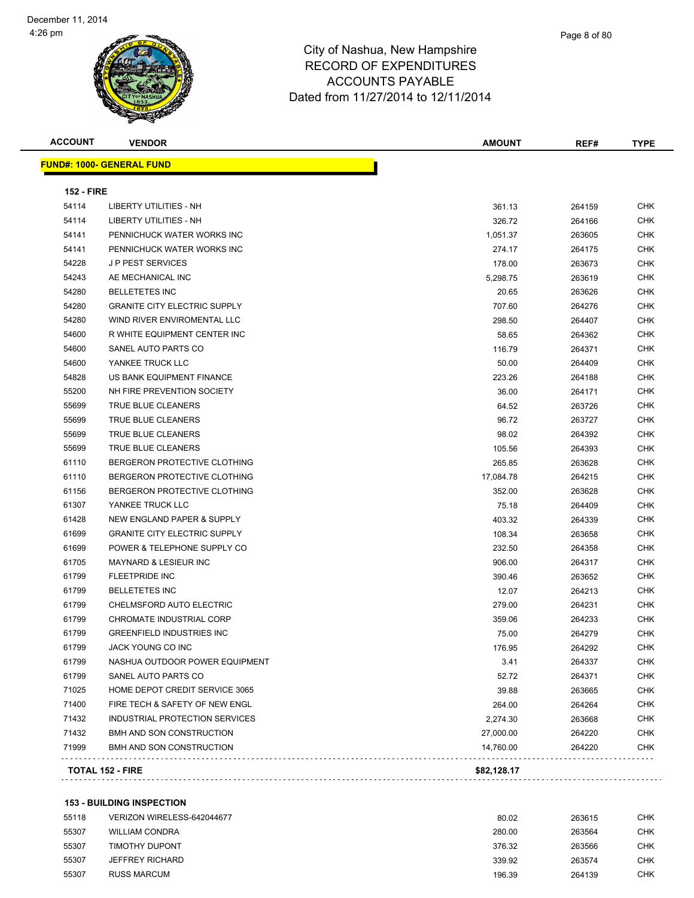City of Nashua, New Hampshire
RECORD OF EXPENDITURES
ACCOUNTS PAYABLE
Dated from 11/27/2014 to 12/11/2014

**FUND#: 1000- GENERAL FUND**

**152 - FIRE**

| ACCOUNT | VENDOR | AMOUNT | REF# | TYPE |
|---|---|---|---|---|
| 54114 | LIBERTY UTILITIES - NH | 361.13 | 264159 | CHK |
| 54114 | LIBERTY UTILITIES - NH | 326.72 | 264166 | CHK |
| 54141 | PENNICHUCK WATER WORKS INC | 1,051.37 | 263605 | CHK |
| 54141 | PENNICHUCK WATER WORKS INC | 274.17 | 264175 | CHK |
| 54228 | J P PEST SERVICES | 178.00 | 263673 | CHK |
| 54243 | AE MECHANICAL INC | 5,298.75 | 263619 | CHK |
| 54280 | BELLETETES INC | 20.65 | 263626 | CHK |
| 54280 | GRANITE CITY ELECTRIC SUPPLY | 707.60 | 264276 | CHK |
| 54280 | WIND RIVER ENVIROMENTAL LLC | 298.50 | 264407 | CHK |
| 54600 | R WHITE EQUIPMENT CENTER INC | 58.65 | 264362 | CHK |
| 54600 | SANEL AUTO PARTS CO | 116.79 | 264371 | CHK |
| 54600 | YANKEE TRUCK LLC | 50.00 | 264409 | CHK |
| 54828 | US BANK EQUIPMENT FINANCE | 223.26 | 264188 | CHK |
| 55200 | NH FIRE PREVENTION SOCIETY | 36.00 | 264171 | CHK |
| 55699 | TRUE BLUE CLEANERS | 64.52 | 263726 | CHK |
| 55699 | TRUE BLUE CLEANERS | 96.72 | 263727 | CHK |
| 55699 | TRUE BLUE CLEANERS | 98.02 | 264392 | CHK |
| 55699 | TRUE BLUE CLEANERS | 105.56 | 264393 | CHK |
| 61110 | BERGERON PROTECTIVE CLOTHING | 265.85 | 263628 | CHK |
| 61110 | BERGERON PROTECTIVE CLOTHING | 17,084.78 | 264215 | CHK |
| 61156 | BERGERON PROTECTIVE CLOTHING | 352.00 | 263628 | CHK |
| 61307 | YANKEE TRUCK LLC | 75.18 | 264409 | CHK |
| 61428 | NEW ENGLAND PAPER & SUPPLY | 403.32 | 264339 | CHK |
| 61699 | GRANITE CITY ELECTRIC SUPPLY | 108.34 | 263658 | CHK |
| 61699 | POWER & TELEPHONE SUPPLY CO | 232.50 | 264358 | CHK |
| 61705 | MAYNARD & LESIEUR INC | 906.00 | 264317 | CHK |
| 61799 | FLEETPRIDE INC | 390.46 | 263652 | CHK |
| 61799 | BELLETETES INC | 12.07 | 264213 | CHK |
| 61799 | CHELMSFORD AUTO ELECTRIC | 279.00 | 264231 | CHK |
| 61799 | CHROMATE INDUSTRIAL CORP | 359.06 | 264233 | CHK |
| 61799 | GREENFIELD INDUSTRIES INC | 75.00 | 264279 | CHK |
| 61799 | JACK YOUNG CO INC | 176.95 | 264292 | CHK |
| 61799 | NASHUA OUTDOOR POWER EQUIPMENT | 3.41 | 264337 | CHK |
| 61799 | SANEL AUTO PARTS CO | 52.72 | 264371 | CHK |
| 71025 | HOME DEPOT CREDIT SERVICE 3065 | 39.88 | 263665 | CHK |
| 71400 | FIRE TECH & SAFETY OF NEW ENGL | 264.00 | 264264 | CHK |
| 71432 | INDUSTRIAL PROTECTION SERVICES | 2,274.30 | 263668 | CHK |
| 71432 | BMH AND SON CONSTRUCTION | 27,000.00 | 264220 | CHK |
| 71999 | BMH AND SON CONSTRUCTION | 14,760.00 | 264220 | CHK |
| **TOTAL 152 - FIRE** | | **$82,128.17** | | |

**153 - BUILDING INSPECTION**

| ACCOUNT | VENDOR | AMOUNT | REF# | TYPE |
|---|---|---|---|---|
| 55118 | VERIZON WIRELESS-642044677 | 80.02 | 263615 | CHK |
| 55307 | WILLIAM CONDRA | 280.00 | 263564 | CHK |
| 55307 | TIMOTHY DUPONT | 376.32 | 263566 | CHK |
| 55307 | JEFFREY RICHARD | 339.92 | 263574 | CHK |
| 55307 | RUSS MARCUM | 196.39 | 264139 | CHK |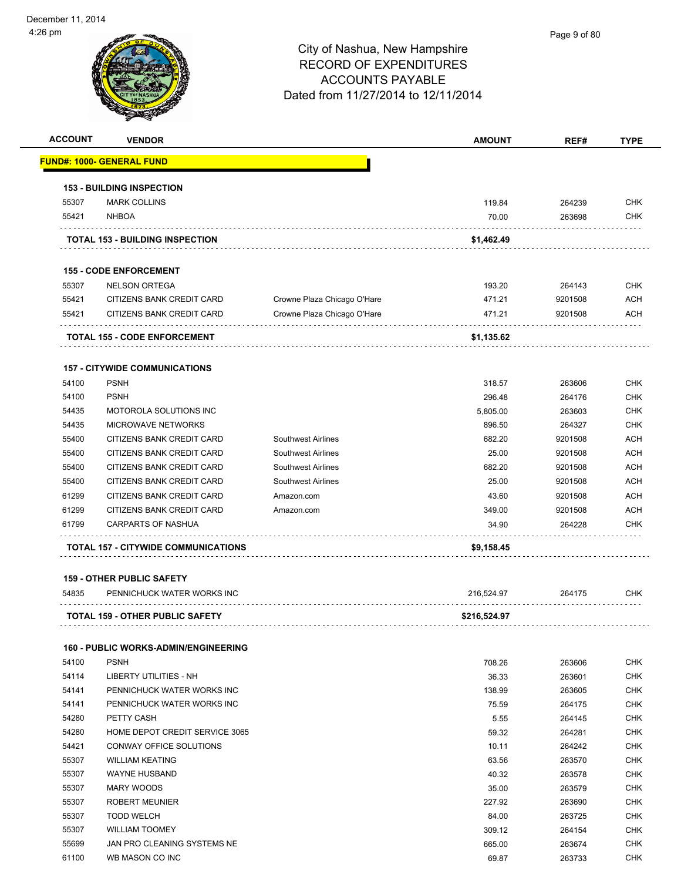# City of Nashua, New Hampshire
## RECORD OF EXPENDITURES
## ACCOUNTS PAYABLE
## Dated from 11/27/2014 to 12/11/2014

| ACCOUNT | VENDOR | | AMOUNT | REF# | TYPE |
|---|---|---|---|---|---|
| **FUND#: 1000- GENERAL FUND** | | | | | |
| **153 - BUILDING INSPECTION** | | | | | |
| 55307 | MARK COLLINS | | 119.84 | 264239 | CHK |
| 55421 | NHBOA | | 70.00 | 263698 | CHK |
| **TOTAL 153 - BUILDING INSPECTION** | | | **$1,462.49** | | |
| **155 - CODE ENFORCEMENT** | | | | | |
| 55307 | NELSON ORTEGA | | 193.20 | 264143 | CHK |
| 55421 | CITIZENS BANK CREDIT CARD | Crowne Plaza Chicago O'Hare | 471.21 | 9201508 | ACH |
| 55421 | CITIZENS BANK CREDIT CARD | Crowne Plaza Chicago O'Hare | 471.21 | 9201508 | ACH |
| **TOTAL 155 - CODE ENFORCEMENT** | | | **$1,135.62** | | |
| **157 - CITYWIDE COMMUNICATIONS** | | | | | |
| 54100 | PSNH | | 318.57 | 263606 | CHK |
| 54100 | PSNH | | 296.48 | 264176 | CHK |
| 54435 | MOTOROLA SOLUTIONS INC | | 5,805.00 | 263603 | CHK |
| 54435 | MICROWAVE NETWORKS | | 896.50 | 264327 | CHK |
| 55400 | CITIZENS BANK CREDIT CARD | Southwest Airlines | 682.20 | 9201508 | ACH |
| 55400 | CITIZENS BANK CREDIT CARD | Southwest Airlines | 25.00 | 9201508 | ACH |
| 55400 | CITIZENS BANK CREDIT CARD | Southwest Airlines | 682.20 | 9201508 | ACH |
| 55400 | CITIZENS BANK CREDIT CARD | Southwest Airlines | 25.00 | 9201508 | ACH |
| 61299 | CITIZENS BANK CREDIT CARD | Amazon.com | 43.60 | 9201508 | ACH |
| 61299 | CITIZENS BANK CREDIT CARD | Amazon.com | 349.00 | 9201508 | ACH |
| 61799 | CARPARTS OF NASHUA | | 34.90 | 264228 | CHK |
| **TOTAL 157 - CITYWIDE COMMUNICATIONS** | | | **$9,158.45** | | |
| **159 - OTHER PUBLIC SAFETY** | | | | | |
| 54835 | PENNICHUCK WATER WORKS INC | | 216,524.97 | 264175 | CHK |
| **TOTAL 159 - OTHER PUBLIC SAFETY** | | | **$216,524.97** | | |
| **160 - PUBLIC WORKS-ADMIN/ENGINEERING** | | | | | |
| 54100 | PSNH | | 708.26 | 263606 | CHK |
| 54114 | LIBERTY UTILITIES - NH | | 36.33 | 263601 | CHK |
| 54141 | PENNICHUCK WATER WORKS INC | | 138.99 | 263605 | CHK |
| 54141 | PENNICHUCK WATER WORKS INC | | 75.59 | 264175 | CHK |
| 54280 | PETTY CASH | | 5.55 | 264145 | CHK |
| 54280 | HOME DEPOT CREDIT SERVICE 3065 | | 59.32 | 264281 | CHK |
| 54421 | CONWAY OFFICE SOLUTIONS | | 10.11 | 264242 | CHK |
| 55307 | WILLIAM KEATING | | 63.56 | 263570 | CHK |
| 55307 | WAYNE HUSBAND | | 40.32 | 263578 | CHK |
| 55307 | MARY WOODS | | 35.00 | 263579 | CHK |
| 55307 | ROBERT MEUNIER | | 227.92 | 263690 | CHK |
| 55307 | TODD WELCH | | 84.00 | 263725 | CHK |
| 55307 | WILLIAM TOOMEY | | 309.12 | 264154 | CHK |
| 55699 | JAN PRO CLEANING SYSTEMS NE | | 665.00 | 263674 | CHK |
| 61100 | WB MASON CO INC | | 69.87 | 263733 | CHK |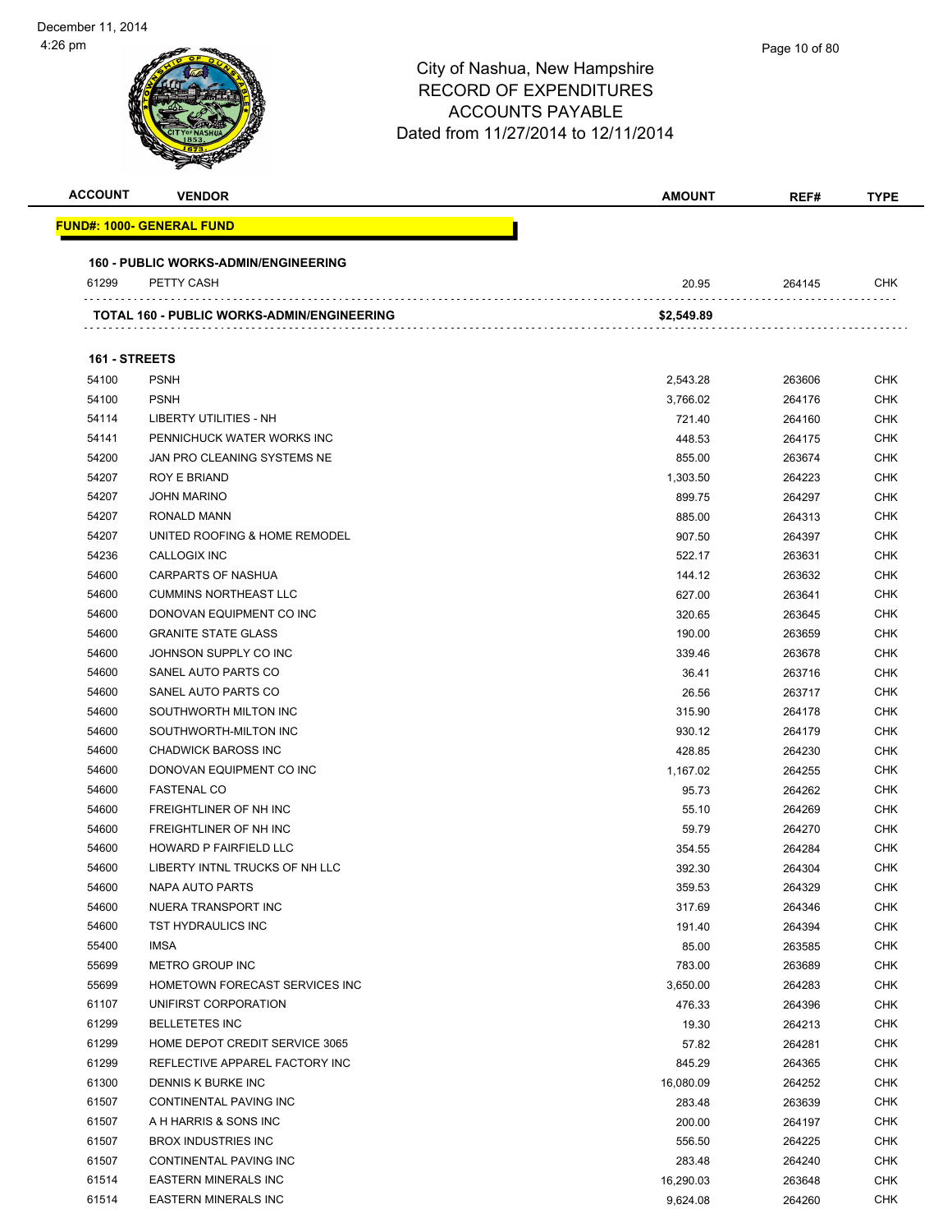City of Nashua, New Hampshire
RECORD OF EXPENDITURES
ACCOUNTS PAYABLE
Dated from 11/27/2014 to 12/11/2014

| ACCOUNT | VENDOR | AMOUNT | REF# | TYPE |
|---|---|---|---|---|
| **FUND#: 1000- GENERAL FUND** | | | | |
| **160 - PUBLIC WORKS-ADMIN/ENGINEERING** | | | | |
| 61299 | PETTY CASH | 20.95 | 264145 | CHK |
| **TOTAL 160 - PUBLIC WORKS-ADMIN/ENGINEERING** | | **$2,549.89** | | |
| **161 - STREETS** | | | | |
| 54100 | PSNH | 2,543.28 | 263606 | CHK |
| 54100 | PSNH | 3,766.02 | 264176 | CHK |
| 54114 | LIBERTY UTILITIES - NH | 721.40 | 264160 | CHK |
| 54141 | PENNICHUCK WATER WORKS INC | 448.53 | 264175 | CHK |
| 54200 | JAN PRO CLEANING SYSTEMS NE | 855.00 | 263674 | CHK |
| 54207 | ROY E BRIAND | 1,303.50 | 264223 | CHK |
| 54207 | JOHN MARINO | 899.75 | 264297 | CHK |
| 54207 | RONALD MANN | 885.00 | 264313 | CHK |
| 54207 | UNITED ROOFING & HOME REMODEL | 907.50 | 264397 | CHK |
| 54236 | CALLOGIX INC | 522.17 | 263631 | CHK |
| 54600 | CARPARTS OF NASHUA | 144.12 | 263632 | CHK |
| 54600 | CUMMINS NORTHEAST LLC | 627.00 | 263641 | CHK |
| 54600 | DONOVAN EQUIPMENT CO INC | 320.65 | 263645 | CHK |
| 54600 | GRANITE STATE GLASS | 190.00 | 263659 | CHK |
| 54600 | JOHNSON SUPPLY CO INC | 339.46 | 263678 | CHK |
| 54600 | SANEL AUTO PARTS CO | 36.41 | 263716 | CHK |
| 54600 | SANEL AUTO PARTS CO | 26.56 | 263717 | CHK |
| 54600 | SOUTHWORTH MILTON INC | 315.90 | 264178 | CHK |
| 54600 | SOUTHWORTH-MILTON INC | 930.12 | 264179 | CHK |
| 54600 | CHADWICK BAROSS INC | 428.85 | 264230 | CHK |
| 54600 | DONOVAN EQUIPMENT CO INC | 1,167.02 | 264255 | CHK |
| 54600 | FASTENAL CO | 95.73 | 264262 | CHK |
| 54600 | FREIGHTLINER OF NH INC | 55.10 | 264269 | CHK |
| 54600 | FREIGHTLINER OF NH INC | 59.79 | 264270 | CHK |
| 54600 | HOWARD P FAIRFIELD LLC | 354.55 | 264284 | CHK |
| 54600 | LIBERTY INTNL TRUCKS OF NH LLC | 392.30 | 264304 | CHK |
| 54600 | NAPA AUTO PARTS | 359.53 | 264329 | CHK |
| 54600 | NUERA TRANSPORT INC | 317.69 | 264346 | CHK |
| 54600 | TST HYDRAULICS INC | 191.40 | 264394 | CHK |
| 55400 | IMSA | 85.00 | 263585 | CHK |
| 55699 | METRO GROUP INC | 783.00 | 263689 | CHK |
| 55699 | HOMETOWN FORECAST SERVICES INC | 3,650.00 | 264283 | CHK |
| 61107 | UNIFIRST CORPORATION | 476.33 | 264396 | CHK |
| 61299 | BELLETETES INC | 19.30 | 264213 | CHK |
| 61299 | HOME DEPOT CREDIT SERVICE 3065 | 57.82 | 264281 | CHK |
| 61299 | REFLECTIVE APPAREL FACTORY INC | 845.29 | 264365 | CHK |
| 61300 | DENNIS K BURKE INC | 16,080.09 | 264252 | CHK |
| 61507 | CONTINENTAL PAVING INC | 283.48 | 263639 | CHK |
| 61507 | A H HARRIS & SONS INC | 200.00 | 264197 | CHK |
| 61507 | BROX INDUSTRIES INC | 556.50 | 264225 | CHK |
| 61507 | CONTINENTAL PAVING INC | 283.48 | 264240 | CHK |
| 61514 | EASTERN MINERALS INC | 16,290.03 | 263648 | CHK |
| 61514 | EASTERN MINERALS INC | 9,624.08 | 264260 | CHK |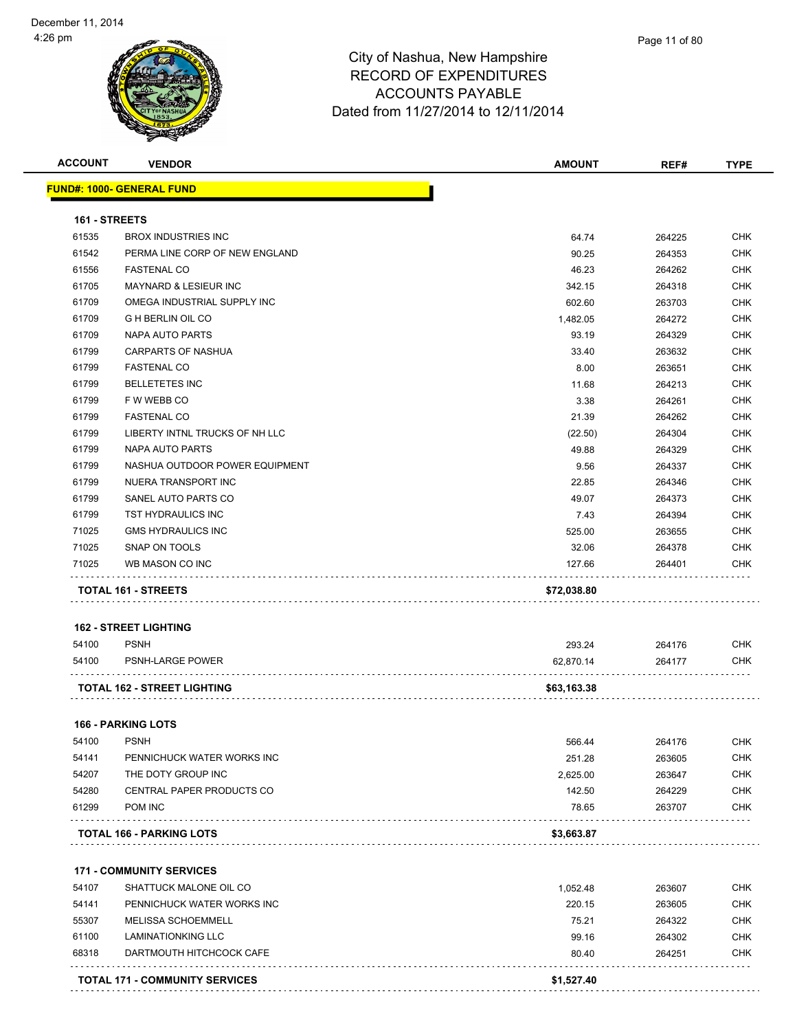City of Nashua, New Hampshire
RECORD OF EXPENDITURES
ACCOUNTS PAYABLE
Dated from 11/27/2014 to 12/11/2014

December 11, 2014
4:26 pm

| ACCOUNT | VENDOR | AMOUNT | REF# | TYPE |
|---|---|---|---|---|
| **FUND#: 1000- GENERAL FUND** | | | | |
| **161 - STREETS** | | | | |
| 61535 | BROX INDUSTRIES INC | 64.74 | 264225 | CHK |
| 61542 | PERMA LINE CORP OF NEW ENGLAND | 90.25 | 264353 | CHK |
| 61556 | FASTENAL CO | 46.23 | 264262 | CHK |
| 61705 | MAYNARD & LESIEUR INC | 342.15 | 264318 | CHK |
| 61709 | OMEGA INDUSTRIAL SUPPLY INC | 602.60 | 263703 | CHK |
| 61709 | G H BERLIN OIL CO | 1,482.05 | 264272 | CHK |
| 61709 | NAPA AUTO PARTS | 93.19 | 264329 | CHK |
| 61799 | CARPARTS OF NASHUA | 33.40 | 263632 | CHK |
| 61799 | FASTENAL CO | 8.00 | 263651 | CHK |
| 61799 | BELLETETES INC | 11.68 | 264213 | CHK |
| 61799 | F W WEBB CO | 3.38 | 264261 | CHK |
| 61799 | FASTENAL CO | 21.39 | 264262 | CHK |
| 61799 | LIBERTY INTNL TRUCKS OF NH LLC | (22.50) | 264304 | CHK |
| 61799 | NAPA AUTO PARTS | 49.88 | 264329 | CHK |
| 61799 | NASHUA OUTDOOR POWER EQUIPMENT | 9.56 | 264337 | CHK |
| 61799 | NUERA TRANSPORT INC | 22.85 | 264346 | CHK |
| 61799 | SANEL AUTO PARTS CO | 49.07 | 264373 | CHK |
| 61799 | TST HYDRAULICS INC | 7.43 | 264394 | CHK |
| 71025 | GMS HYDRAULICS INC | 525.00 | 263655 | CHK |
| 71025 | SNAP ON TOOLS | 32.06 | 264378 | CHK |
| 71025 | WB MASON CO INC | 127.66 | 264401 | CHK |
| **TOTAL 161 - STREETS** | | **$72,038.80** | | |
| **162 - STREET LIGHTING** | | | | |
| 54100 | PSNH | 293.24 | 264176 | CHK |
| 54100 | PSNH-LARGE POWER | 62,870.14 | 264177 | CHK |
| **TOTAL 162 - STREET LIGHTING** | | **$63,163.38** | | |
| **166 - PARKING LOTS** | | | | |
| 54100 | PSNH | 566.44 | 264176 | CHK |
| 54141 | PENNICHUCK WATER WORKS INC | 251.28 | 263605 | CHK |
| 54207 | THE DOTY GROUP INC | 2,625.00 | 263647 | CHK |
| 54280 | CENTRAL PAPER PRODUCTS CO | 142.50 | 264229 | CHK |
| 61299 | POM INC | 78.65 | 263707 | CHK |
| **TOTAL 166 - PARKING LOTS** | | **$3,663.87** | | |
| **171 - COMMUNITY SERVICES** | | | | |
| 54107 | SHATTUCK MALONE OIL CO | 1,052.48 | 263607 | CHK |
| 54141 | PENNICHUCK WATER WORKS INC | 220.15 | 263605 | CHK |
| 55307 | MELISSA SCHOEMMELL | 75.21 | 264322 | CHK |
| 61100 | LAMINATIONKING LLC | 99.16 | 264302 | CHK |
| 68318 | DARTMOUTH HITCHCOCK CAFE | 80.40 | 264251 | CHK |
| **TOTAL 171 - COMMUNITY SERVICES** | | **$1,527.40** | | |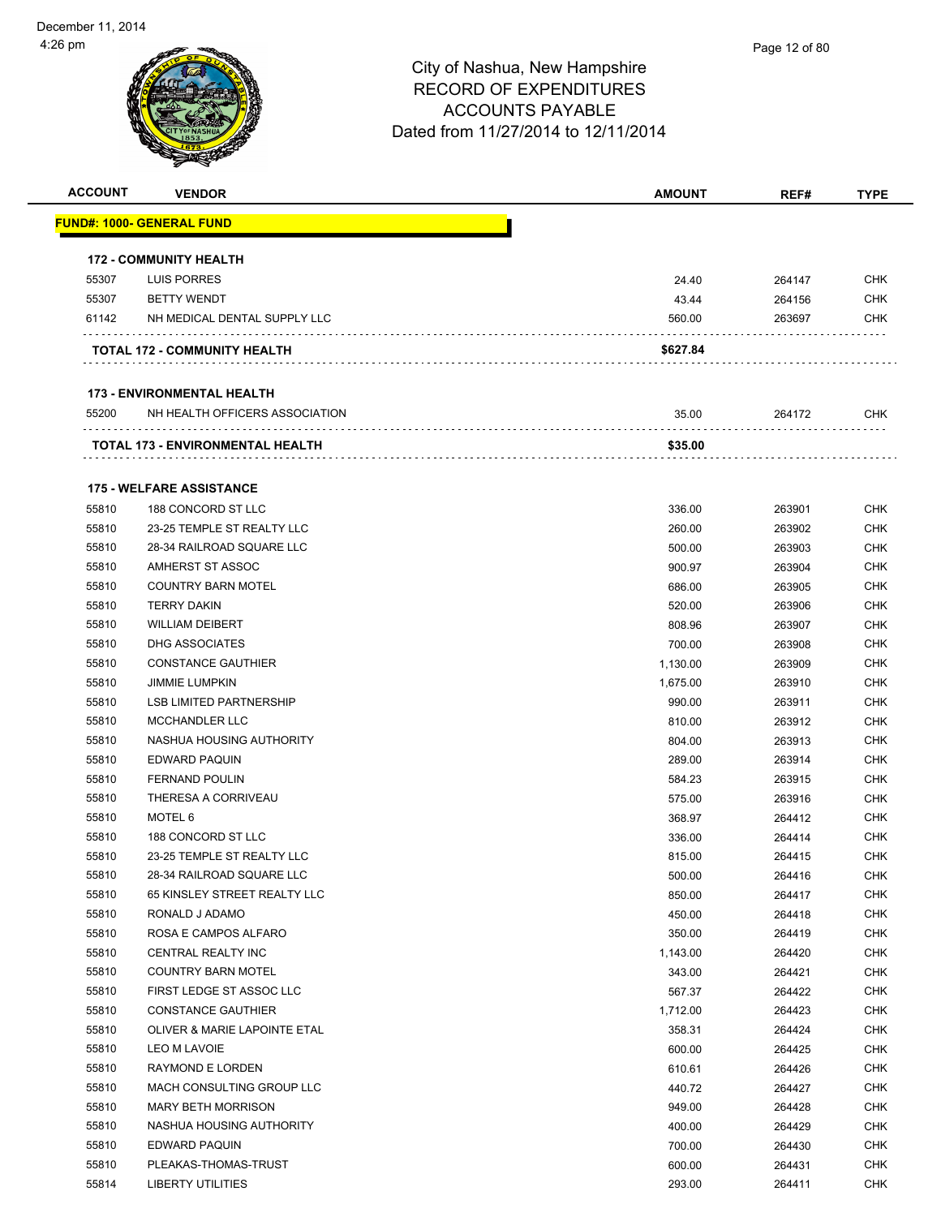# City of Nashua, New Hampshire
# RECORD OF EXPENDITURES
# ACCOUNTS PAYABLE
# Dated from 11/27/2014 to 12/11/2014

| ACCOUNT | VENDOR | AMOUNT | REF# | TYPE |
|---|---|---|---|---|
| **FUND#: 1000- GENERAL FUND** | | | | |
| **172 - COMMUNITY HEALTH** | | | | |
| 55307 | LUIS PORRES | 24.40 | 264147 | CHK |
| 55307 | BETTY WENDT | 43.44 | 264156 | CHK |
| 61142 | NH MEDICAL DENTAL SUPPLY LLC | 560.00 | 263697 | CHK |
| | **TOTAL 172 - COMMUNITY HEALTH** | **$627.84** | | |
| **173 - ENVIRONMENTAL HEALTH** | | | | |
| 55200 | NH HEALTH OFFICERS ASSOCIATION | 35.00 | 264172 | CHK |
| | **TOTAL 173 - ENVIRONMENTAL HEALTH** | **$35.00** | | |
| **175 - WELFARE ASSISTANCE** | | | | |
| 55810 | 188 CONCORD ST LLC | 336.00 | 263901 | CHK |
| 55810 | 23-25 TEMPLE ST REALTY LLC | 260.00 | 263902 | CHK |
| 55810 | 28-34 RAILROAD SQUARE LLC | 500.00 | 263903 | CHK |
| 55810 | AMHERST ST ASSOC | 900.97 | 263904 | CHK |
| 55810 | COUNTRY BARN MOTEL | 686.00 | 263905 | CHK |
| 55810 | TERRY DAKIN | 520.00 | 263906 | CHK |
| 55810 | WILLIAM DEIBERT | 808.96 | 263907 | CHK |
| 55810 | DHG ASSOCIATES | 700.00 | 263908 | CHK |
| 55810 | CONSTANCE GAUTHIER | 1,130.00 | 263909 | CHK |
| 55810 | JIMMIE LUMPKIN | 1,675.00 | 263910 | CHK |
| 55810 | LSB LIMITED PARTNERSHIP | 990.00 | 263911 | CHK |
| 55810 | MCCHANDLER LLC | 810.00 | 263912 | CHK |
| 55810 | NASHUA HOUSING AUTHORITY | 804.00 | 263913 | CHK |
| 55810 | EDWARD PAQUIN | 289.00 | 263914 | CHK |
| 55810 | FERNAND POULIN | 584.23 | 263915 | CHK |
| 55810 | THERESA A CORRIVEAU | 575.00 | 263916 | CHK |
| 55810 | MOTEL 6 | 368.97 | 264412 | CHK |
| 55810 | 188 CONCORD ST LLC | 336.00 | 264414 | CHK |
| 55810 | 23-25 TEMPLE ST REALTY LLC | 815.00 | 264415 | CHK |
| 55810 | 28-34 RAILROAD SQUARE LLC | 500.00 | 264416 | CHK |
| 55810 | 65 KINSLEY STREET REALTY LLC | 850.00 | 264417 | CHK |
| 55810 | RONALD J ADAMO | 450.00 | 264418 | CHK |
| 55810 | ROSA E CAMPOS ALFARO | 350.00 | 264419 | CHK |
| 55810 | CENTRAL REALTY INC | 1,143.00 | 264420 | CHK |
| 55810 | COUNTRY BARN MOTEL | 343.00 | 264421 | CHK |
| 55810 | FIRST LEDGE ST ASSOC LLC | 567.37 | 264422 | CHK |
| 55810 | CONSTANCE GAUTHIER | 1,712.00 | 264423 | CHK |
| 55810 | OLIVER & MARIE LAPOINTE ETAL | 358.31 | 264424 | CHK |
| 55810 | LEO M LAVOIE | 600.00 | 264425 | CHK |
| 55810 | RAYMOND E LORDEN | 610.61 | 264426 | CHK |
| 55810 | MACH CONSULTING GROUP LLC | 440.72 | 264427 | CHK |
| 55810 | MARY BETH MORRISON | 949.00 | 264428 | CHK |
| 55810 | NASHUA HOUSING AUTHORITY | 400.00 | 264429 | CHK |
| 55810 | EDWARD PAQUIN | 700.00 | 264430 | CHK |
| 55810 | PLEAKAS-THOMAS-TRUST | 600.00 | 264431 | CHK |
| 55814 | LIBERTY UTILITIES | 293.00 | 264411 | CHK |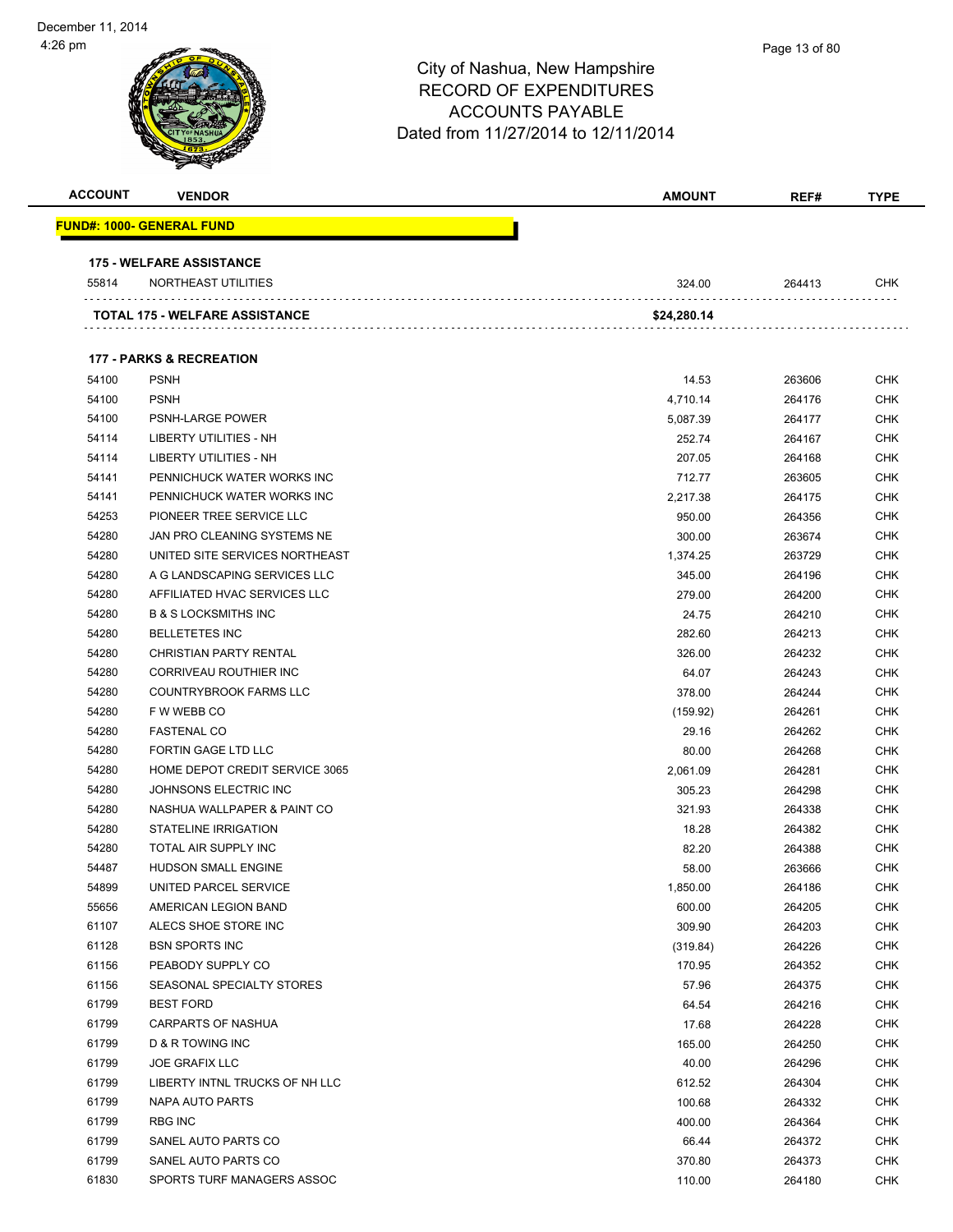City of Nashua, New Hampshire
RECORD OF EXPENDITURES
ACCOUNTS PAYABLE
Dated from 11/27/2014 to 12/11/2014

| ACCOUNT | VENDOR | AMOUNT | REF# | TYPE |
|---|---|---|---|---|
| **FUND#: 1000- GENERAL FUND** | | | | |
| **175 - WELFARE ASSISTANCE** | | | | |
| 55814 | NORTHEAST UTILITIES | 324.00 | 264413 | CHK |
| **TOTAL 175 - WELFARE ASSISTANCE** | | **$24,280.14** | | |
| **177 - PARKS & RECREATION** | | | | |
| 54100 | PSNH | 14.53 | 263606 | CHK |
| 54100 | PSNH | 4,710.14 | 264176 | CHK |
| 54100 | PSNH-LARGE POWER | 5,087.39 | 264177 | CHK |
| 54114 | LIBERTY UTILITIES - NH | 252.74 | 264167 | CHK |
| 54114 | LIBERTY UTILITIES - NH | 207.05 | 264168 | CHK |
| 54141 | PENNICHUCK WATER WORKS INC | 712.77 | 263605 | CHK |
| 54141 | PENNICHUCK WATER WORKS INC | 2,217.38 | 264175 | CHK |
| 54253 | PIONEER TREE SERVICE LLC | 950.00 | 264356 | CHK |
| 54280 | JAN PRO CLEANING SYSTEMS NE | 300.00 | 263674 | CHK |
| 54280 | UNITED SITE SERVICES NORTHEAST | 1,374.25 | 263729 | CHK |
| 54280 | A G LANDSCAPING SERVICES LLC | 345.00 | 264196 | CHK |
| 54280 | AFFILIATED HVAC SERVICES LLC | 279.00 | 264200 | CHK |
| 54280 | B & S LOCKSMITHS INC | 24.75 | 264210 | CHK |
| 54280 | BELLETETES INC | 282.60 | 264213 | CHK |
| 54280 | CHRISTIAN PARTY RENTAL | 326.00 | 264232 | CHK |
| 54280 | CORRIVEAU ROUTHIER INC | 64.07 | 264243 | CHK |
| 54280 | COUNTRYBROOK FARMS LLC | 378.00 | 264244 | CHK |
| 54280 | F W WEBB CO | (159.92) | 264261 | CHK |
| 54280 | FASTENAL CO | 29.16 | 264262 | CHK |
| 54280 | FORTIN GAGE LTD LLC | 80.00 | 264268 | CHK |
| 54280 | HOME DEPOT CREDIT SERVICE 3065 | 2,061.09 | 264281 | CHK |
| 54280 | JOHNSONS ELECTRIC INC | 305.23 | 264298 | CHK |
| 54280 | NASHUA WALLPAPER & PAINT CO | 321.93 | 264338 | CHK |
| 54280 | STATELINE IRRIGATION | 18.28 | 264382 | CHK |
| 54280 | TOTAL AIR SUPPLY INC | 82.20 | 264388 | CHK |
| 54487 | HUDSON SMALL ENGINE | 58.00 | 263666 | CHK |
| 54899 | UNITED PARCEL SERVICE | 1,850.00 | 264186 | CHK |
| 55656 | AMERICAN LEGION BAND | 600.00 | 264205 | CHK |
| 61107 | ALECS SHOE STORE INC | 309.90 | 264203 | CHK |
| 61128 | BSN SPORTS INC | (319.84) | 264226 | CHK |
| 61156 | PEABODY SUPPLY CO | 170.95 | 264352 | CHK |
| 61156 | SEASONAL SPECIALTY STORES | 57.96 | 264375 | CHK |
| 61799 | BEST FORD | 64.54 | 264216 | CHK |
| 61799 | CARPARTS OF NASHUA | 17.68 | 264228 | CHK |
| 61799 | D & R TOWING INC | 165.00 | 264250 | CHK |
| 61799 | JOE GRAFIX LLC | 40.00 | 264296 | CHK |
| 61799 | LIBERTY INTNL TRUCKS OF NH LLC | 612.52 | 264304 | CHK |
| 61799 | NAPA AUTO PARTS | 100.68 | 264332 | CHK |
| 61799 | RBG INC | 400.00 | 264364 | CHK |
| 61799 | SANEL AUTO PARTS CO | 66.44 | 264372 | CHK |
| 61799 | SANEL AUTO PARTS CO | 370.80 | 264373 | CHK |
| 61830 | SPORTS TURF MANAGERS ASSOC | 110.00 | 264180 | CHK |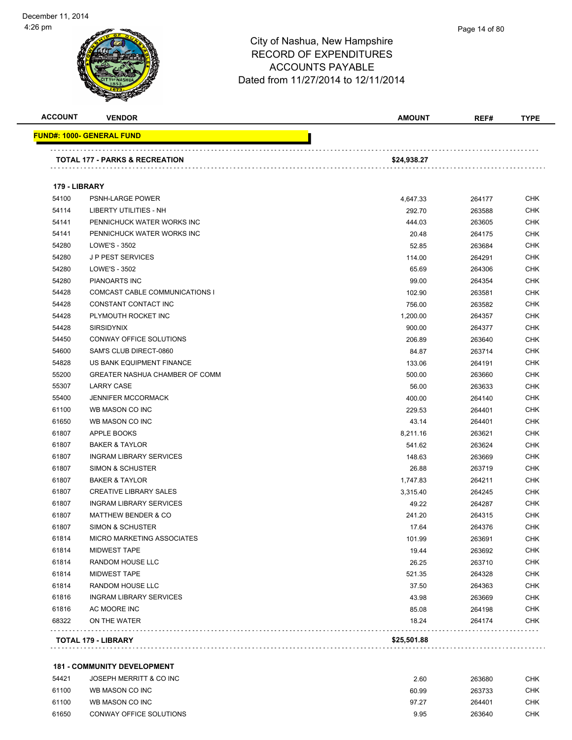City of Nashua, New Hampshire
RECORD OF EXPENDITURES
ACCOUNTS PAYABLE
Dated from 11/27/2014 to 12/11/2014

| ACCOUNT | VENDOR | AMOUNT | REF# | TYPE |
|---|---|---|---|---|
| **FUND#: 1000- GENERAL FUND** | | | | |
| | **TOTAL 177 - PARKS & RECREATION** | **$24,938.27** | | |
| **179 - LIBRARY** | | | | |
| 54100 | PSNH-LARGE POWER | 4,647.33 | 264177 | CHK |
| 54114 | LIBERTY UTILITIES - NH | 292.70 | 263588 | CHK |
| 54141 | PENNICHUCK WATER WORKS INC | 444.03 | 263605 | CHK |
| 54141 | PENNICHUCK WATER WORKS INC | 20.48 | 264175 | CHK |
| 54280 | LOWE'S - 3502 | 52.85 | 263684 | CHK |
| 54280 | J P PEST SERVICES | 114.00 | 264291 | CHK |
| 54280 | LOWE'S - 3502 | 65.69 | 264306 | CHK |
| 54280 | PIANOARTS INC | 99.00 | 264354 | CHK |
| 54428 | COMCAST CABLE COMMUNICATIONS I | 102.90 | 263581 | CHK |
| 54428 | CONSTANT CONTACT INC | 756.00 | 263582 | CHK |
| 54428 | PLYMOUTH ROCKET INC | 1,200.00 | 264357 | CHK |
| 54428 | SIRSIDYNIX | 900.00 | 264377 | CHK |
| 54450 | CONWAY OFFICE SOLUTIONS | 206.89 | 263640 | CHK |
| 54600 | SAM'S CLUB DIRECT-0860 | 84.87 | 263714 | CHK |
| 54828 | US BANK EQUIPMENT FINANCE | 133.06 | 264191 | CHK |
| 55200 | GREATER NASHUA CHAMBER OF COMM | 500.00 | 263660 | CHK |
| 55307 | LARRY CASE | 56.00 | 263633 | CHK |
| 55400 | JENNIFER MCCORMACK | 400.00 | 264140 | CHK |
| 61100 | WB MASON CO INC | 229.53 | 264401 | CHK |
| 61650 | WB MASON CO INC | 43.14 | 264401 | CHK |
| 61807 | APPLE BOOKS | 8,211.16 | 263621 | CHK |
| 61807 | BAKER & TAYLOR | 541.62 | 263624 | CHK |
| 61807 | INGRAM LIBRARY SERVICES | 148.63 | 263669 | CHK |
| 61807 | SIMON & SCHUSTER | 26.88 | 263719 | CHK |
| 61807 | BAKER & TAYLOR | 1,747.83 | 264211 | CHK |
| 61807 | CREATIVE LIBRARY SALES | 3,315.40 | 264245 | CHK |
| 61807 | INGRAM LIBRARY SERVICES | 49.22 | 264287 | CHK |
| 61807 | MATTHEW BENDER & CO | 241.20 | 264315 | CHK |
| 61807 | SIMON & SCHUSTER | 17.64 | 264376 | CHK |
| 61814 | MICRO MARKETING ASSOCIATES | 101.99 | 263691 | CHK |
| 61814 | MIDWEST TAPE | 19.44 | 263692 | CHK |
| 61814 | RANDOM HOUSE LLC | 26.25 | 263710 | CHK |
| 61814 | MIDWEST TAPE | 521.35 | 264328 | CHK |
| 61814 | RANDOM HOUSE LLC | 37.50 | 264363 | CHK |
| 61816 | INGRAM LIBRARY SERVICES | 43.98 | 263669 | CHK |
| 61816 | AC MOORE INC | 85.08 | 264198 | CHK |
| 68322 | ON THE WATER | 18.24 | 264174 | CHK |
| | **TOTAL 179 - LIBRARY** | **$25,501.88** | | |
| **181 - COMMUNITY DEVELOPMENT** | | | | |
| 54421 | JOSEPH MERRITT & CO INC | 2.60 | 263680 | CHK |
| 61100 | WB MASON CO INC | 60.99 | 263733 | CHK |
| 61100 | WB MASON CO INC | 97.27 | 264401 | CHK |
| 61650 | CONWAY OFFICE SOLUTIONS | 9.95 | 263640 | CHK |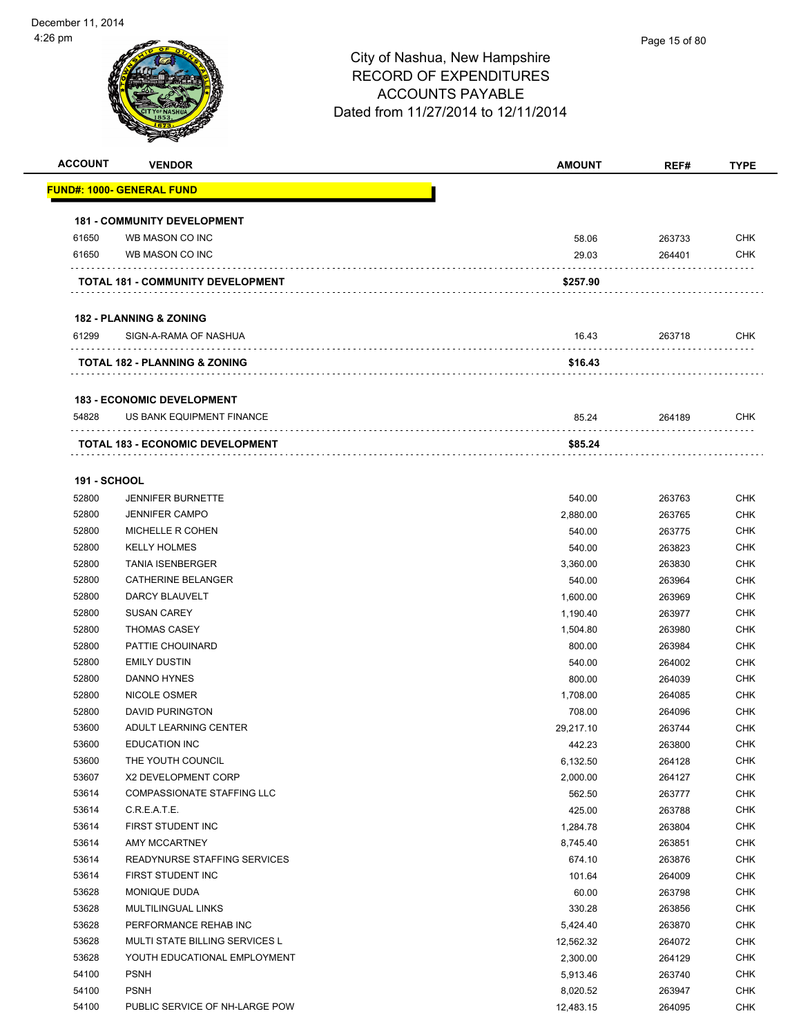# City of Nashua, New Hampshire
## RECORD OF EXPENDITURES
## ACCOUNTS PAYABLE
## Dated from 11/27/2014 to 12/11/2014

| ACCOUNT | VENDOR | AMOUNT | REF# | TYPE |
|---|---|---|---|---|
| **FUND#: 1000- GENERAL FUND** | | | | |
| **181 - COMMUNITY DEVELOPMENT** | | | | |
| 61650 | WB MASON CO INC | 58.06 | 263733 | CHK |
| 61650 | WB MASON CO INC | 29.03 | 264401 | CHK |
| | **TOTAL 181 - COMMUNITY DEVELOPMENT** | **$257.90** | | |
| **182 - PLANNING & ZONING** | | | | |
| 61299 | SIGN-A-RAMA OF NASHUA | 16.43 | 263718 | CHK |
| | **TOTAL 182 - PLANNING & ZONING** | **$16.43** | | |
| **183 - ECONOMIC DEVELOPMENT** | | | | |
| 54828 | US BANK EQUIPMENT FINANCE | 85.24 | 264189 | CHK |
| | **TOTAL 183 - ECONOMIC DEVELOPMENT** | **$85.24** | | |
| **191 - SCHOOL** | | | | |
| 52800 | JENNIFER BURNETTE | 540.00 | 263763 | CHK |
| 52800 | JENNIFER CAMPO | 2,880.00 | 263765 | CHK |
| 52800 | MICHELLE R COHEN | 540.00 | 263775 | CHK |
| 52800 | KELLY HOLMES | 540.00 | 263823 | CHK |
| 52800 | TANIA ISENBERGER | 3,360.00 | 263830 | CHK |
| 52800 | CATHERINE BELANGER | 540.00 | 263964 | CHK |
| 52800 | DARCY BLAUVELT | 1,600.00 | 263969 | CHK |
| 52800 | SUSAN CAREY | 1,190.40 | 263977 | CHK |
| 52800 | THOMAS CASEY | 1,504.80 | 263980 | CHK |
| 52800 | PATTIE CHOUINARD | 800.00 | 263984 | CHK |
| 52800 | EMILY DUSTIN | 540.00 | 264002 | CHK |
| 52800 | DANNO HYNES | 800.00 | 264039 | CHK |
| 52800 | NICOLE OSMER | 1,708.00 | 264085 | CHK |
| 52800 | DAVID PURINGTON | 708.00 | 264096 | CHK |
| 53600 | ADULT LEARNING CENTER | 29,217.10 | 263744 | CHK |
| 53600 | EDUCATION INC | 442.23 | 263800 | CHK |
| 53600 | THE YOUTH COUNCIL | 6,132.50 | 264128 | CHK |
| 53607 | X2 DEVELOPMENT CORP | 2,000.00 | 264127 | CHK |
| 53614 | COMPASSIONATE STAFFING LLC | 562.50 | 263777 | CHK |
| 53614 | C.R.E.A.T.E. | 425.00 | 263788 | CHK |
| 53614 | FIRST STUDENT INC | 1,284.78 | 263804 | CHK |
| 53614 | AMY MCCARTNEY | 8,745.40 | 263851 | CHK |
| 53614 | READYNURSE STAFFING SERVICES | 674.10 | 263876 | CHK |
| 53614 | FIRST STUDENT INC | 101.64 | 264009 | CHK |
| 53628 | MONIQUE DUDA | 60.00 | 263798 | CHK |
| 53628 | MULTILINGUAL LINKS | 330.28 | 263856 | CHK |
| 53628 | PERFORMANCE REHAB INC | 5,424.40 | 263870 | CHK |
| 53628 | MULTI STATE BILLING SERVICES L | 12,562.32 | 264072 | CHK |
| 53628 | YOUTH EDUCATIONAL EMPLOYMENT | 2,300.00 | 264129 | CHK |
| 54100 | PSNH | 5,913.46 | 263740 | CHK |
| 54100 | PSNH | 8,020.52 | 263947 | CHK |
| 54100 | PUBLIC SERVICE OF NH-LARGE POW | 12,483.15 | 264095 | CHK |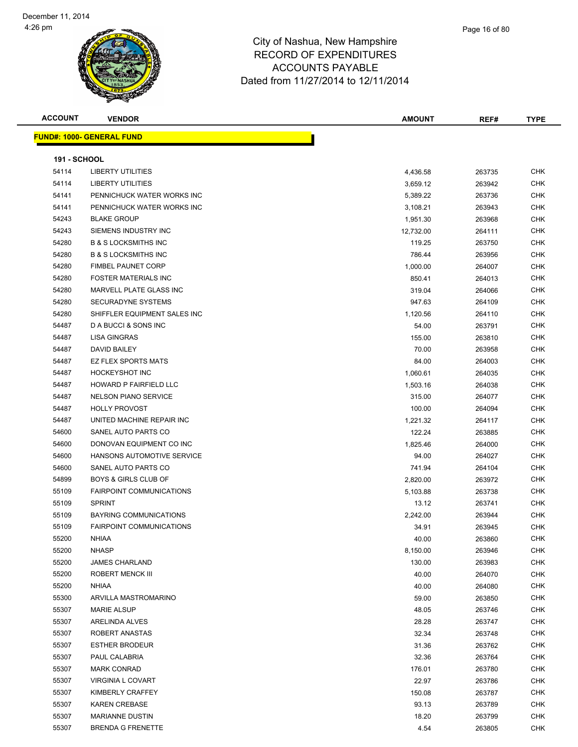City of Nashua, New Hampshire
RECORD OF EXPENDITURES
ACCOUNTS PAYABLE
Dated from 11/27/2014 to 12/11/2014

December 11, 2014
4:26 pm

| ACCOUNT | VENDOR | AMOUNT | REF# | TYPE |
|---|---|---|---|---|

**FUND#: 1000- GENERAL FUND**

**191 - SCHOOL**

| ACCOUNT | VENDOR | AMOUNT | REF# | TYPE |
|---|---|---|---|---|
| 54114 | LIBERTY UTILITIES | 4,436.58 | 263735 | CHK |
| 54114 | LIBERTY UTILITIES | 3,659.12 | 263942 | CHK |
| 54141 | PENNICHUCK WATER WORKS INC | 5,389.22 | 263736 | CHK |
| 54141 | PENNICHUCK WATER WORKS INC | 3,108.21 | 263943 | CHK |
| 54243 | BLAKE GROUP | 1,951.30 | 263968 | CHK |
| 54243 | SIEMENS INDUSTRY INC | 12,732.00 | 264111 | CHK |
| 54280 | B & S LOCKSMITHS INC | 119.25 | 263750 | CHK |
| 54280 | B & S LOCKSMITHS INC | 786.44 | 263956 | CHK |
| 54280 | FIMBEL PAUNET CORP | 1,000.00 | 264007 | CHK |
| 54280 | FOSTER MATERIALS INC | 850.41 | 264013 | CHK |
| 54280 | MARVELL PLATE GLASS INC | 319.04 | 264066 | CHK |
| 54280 | SECURADYNE SYSTEMS | 947.63 | 264109 | CHK |
| 54280 | SHIFFLER EQUIPMENT SALES INC | 1,120.56 | 264110 | CHK |
| 54487 | D A BUCCI & SONS INC | 54.00 | 263791 | CHK |
| 54487 | LISA GINGRAS | 155.00 | 263810 | CHK |
| 54487 | DAVID BAILEY | 70.00 | 263958 | CHK |
| 54487 | EZ FLEX SPORTS MATS | 84.00 | 264003 | CHK |
| 54487 | HOCKEYSHOT INC | 1,060.61 | 264035 | CHK |
| 54487 | HOWARD P FAIRFIELD LLC | 1,503.16 | 264038 | CHK |
| 54487 | NELSON PIANO SERVICE | 315.00 | 264077 | CHK |
| 54487 | HOLLY PROVOST | 100.00 | 264094 | CHK |
| 54487 | UNITED MACHINE REPAIR INC | 1,221.32 | 264117 | CHK |
| 54600 | SANEL AUTO PARTS CO | 122.24 | 263885 | CHK |
| 54600 | DONOVAN EQUIPMENT CO INC | 1,825.46 | 264000 | CHK |
| 54600 | HANSONS AUTOMOTIVE SERVICE | 94.00 | 264027 | CHK |
| 54600 | SANEL AUTO PARTS CO | 741.94 | 264104 | CHK |
| 54899 | BOYS & GIRLS CLUB OF | 2,820.00 | 263972 | CHK |
| 55109 | FAIRPOINT COMMUNICATIONS | 5,103.88 | 263738 | CHK |
| 55109 | SPRINT | 13.12 | 263741 | CHK |
| 55109 | BAYRING COMMUNICATIONS | 2,242.00 | 263944 | CHK |
| 55109 | FAIRPOINT COMMUNICATIONS | 34.91 | 263945 | CHK |
| 55200 | NHIAA | 40.00 | 263860 | CHK |
| 55200 | NHASP | 8,150.00 | 263946 | CHK |
| 55200 | JAMES CHARLAND | 130.00 | 263983 | CHK |
| 55200 | ROBERT MENCK III | 40.00 | 264070 | CHK |
| 55200 | NHIAA | 40.00 | 264080 | CHK |
| 55300 | ARVILLA MASTROMARINO | 59.00 | 263850 | CHK |
| 55307 | MARIE ALSUP | 48.05 | 263746 | CHK |
| 55307 | ARELINDA ALVES | 28.28 | 263747 | CHK |
| 55307 | ROBERT ANASTAS | 32.34 | 263748 | CHK |
| 55307 | ESTHER BRODEUR | 31.36 | 263762 | CHK |
| 55307 | PAUL CALABRIA | 32.36 | 263764 | CHK |
| 55307 | MARK CONRAD | 176.01 | 263780 | CHK |
| 55307 | VIRGINIA L COVART | 22.97 | 263786 | CHK |
| 55307 | KIMBERLY CRAFFEY | 150.08 | 263787 | CHK |
| 55307 | KAREN CREBASE | 93.13 | 263789 | CHK |
| 55307 | MARIANNE DUSTIN | 18.20 | 263799 | CHK |
| 55307 | BRENDA G FRENETTE | 4.54 | 263805 | CHK |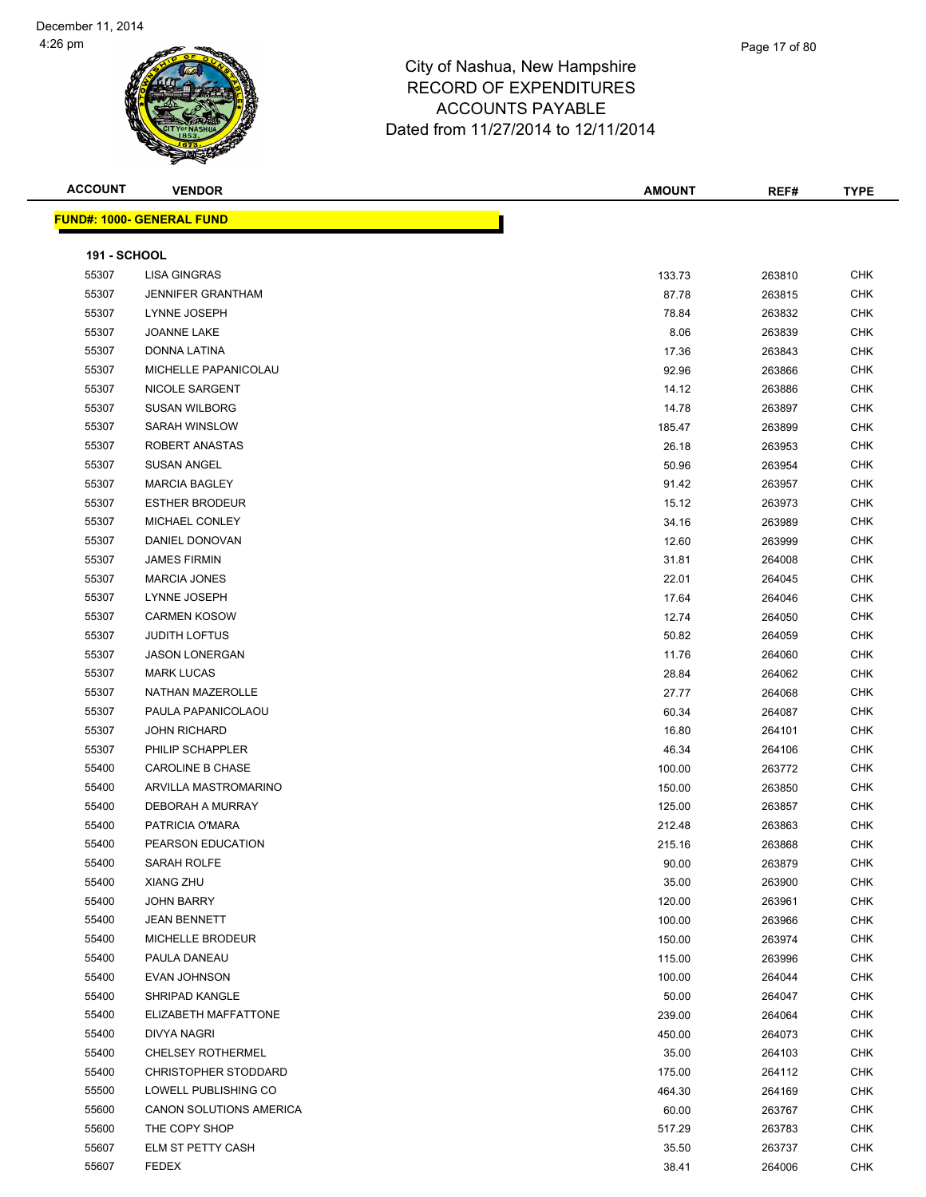City of Nashua, New Hampshire
RECORD OF EXPENDITURES
ACCOUNTS PAYABLE
Dated from 11/27/2014 to 12/11/2014

| ACCOUNT | VENDOR | AMOUNT | REF# | TYPE |
|---|---|---|---|---|
| **FUND#: 1000- GENERAL FUND** | | | | |
| **191 - SCHOOL** | | | | |
| 55307 | LISA GINGRAS | 133.73 | 263810 | CHK |
| 55307 | JENNIFER GRANTHAM | 87.78 | 263815 | CHK |
| 55307 | LYNNE JOSEPH | 78.84 | 263832 | CHK |
| 55307 | JOANNE LAKE | 8.06 | 263839 | CHK |
| 55307 | DONNA LATINA | 17.36 | 263843 | CHK |
| 55307 | MICHELLE PAPANICOLAU | 92.96 | 263866 | CHK |
| 55307 | NICOLE SARGENT | 14.12 | 263886 | CHK |
| 55307 | SUSAN WILBORG | 14.78 | 263897 | CHK |
| 55307 | SARAH WINSLOW | 185.47 | 263899 | CHK |
| 55307 | ROBERT ANASTAS | 26.18 | 263953 | CHK |
| 55307 | SUSAN ANGEL | 50.96 | 263954 | CHK |
| 55307 | MARCIA BAGLEY | 91.42 | 263957 | CHK |
| 55307 | ESTHER BRODEUR | 15.12 | 263973 | CHK |
| 55307 | MICHAEL CONLEY | 34.16 | 263989 | CHK |
| 55307 | DANIEL DONOVAN | 12.60 | 263999 | CHK |
| 55307 | JAMES FIRMIN | 31.81 | 264008 | CHK |
| 55307 | MARCIA JONES | 22.01 | 264045 | CHK |
| 55307 | LYNNE JOSEPH | 17.64 | 264046 | CHK |
| 55307 | CARMEN KOSOW | 12.74 | 264050 | CHK |
| 55307 | JUDITH LOFTUS | 50.82 | 264059 | CHK |
| 55307 | JASON LONERGAN | 11.76 | 264060 | CHK |
| 55307 | MARK LUCAS | 28.84 | 264062 | CHK |
| 55307 | NATHAN MAZEROLLE | 27.77 | 264068 | CHK |
| 55307 | PAULA PAPANICOLAOU | 60.34 | 264087 | CHK |
| 55307 | JOHN RICHARD | 16.80 | 264101 | CHK |
| 55307 | PHILIP SCHAPPLER | 46.34 | 264106 | CHK |
| 55400 | CAROLINE B CHASE | 100.00 | 263772 | CHK |
| 55400 | ARVILLA MASTROMARINO | 150.00 | 263850 | CHK |
| 55400 | DEBORAH A MURRAY | 125.00 | 263857 | CHK |
| 55400 | PATRICIA O'MARA | 212.48 | 263863 | CHK |
| 55400 | PEARSON EDUCATION | 215.16 | 263868 | CHK |
| 55400 | SARAH ROLFE | 90.00 | 263879 | CHK |
| 55400 | XIANG ZHU | 35.00 | 263900 | CHK |
| 55400 | JOHN BARRY | 120.00 | 263961 | CHK |
| 55400 | JEAN BENNETT | 100.00 | 263966 | CHK |
| 55400 | MICHELLE BRODEUR | 150.00 | 263974 | CHK |
| 55400 | PAULA DANEAU | 115.00 | 263996 | CHK |
| 55400 | EVAN JOHNSON | 100.00 | 264044 | CHK |
| 55400 | SHRIPAD KANGLE | 50.00 | 264047 | CHK |
| 55400 | ELIZABETH MAFFATTONE | 239.00 | 264064 | CHK |
| 55400 | DIVYA NAGRI | 450.00 | 264073 | CHK |
| 55400 | CHELSEY ROTHERMEL | 35.00 | 264103 | CHK |
| 55400 | CHRISTOPHER STODDARD | 175.00 | 264112 | CHK |
| 55500 | LOWELL PUBLISHING CO | 464.30 | 264169 | CHK |
| 55600 | CANON SOLUTIONS AMERICA | 60.00 | 263767 | CHK |
| 55600 | THE COPY SHOP | 517.29 | 263783 | CHK |
| 55607 | ELM ST PETTY CASH | 35.50 | 263737 | CHK |
| 55607 | FEDEX | 38.41 | 264006 | CHK |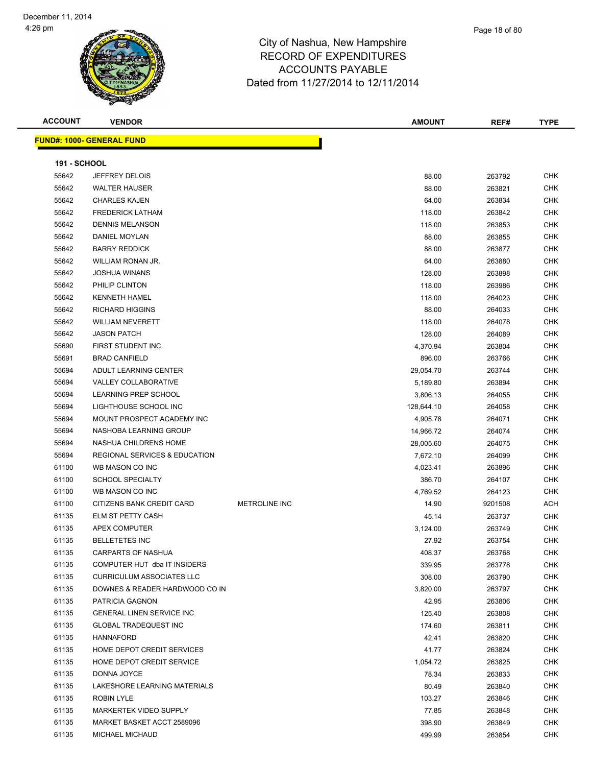# City of Nashua, New Hampshire
## RECORD OF EXPENDITURES
## ACCOUNTS PAYABLE
## Dated from 11/27/2014 to 12/11/2014

| ACCOUNT | VENDOR | | AMOUNT | REF# | TYPE |
|---|---|---|---|---|---|
| **FUND#: 1000- GENERAL FUND** | | | | | |
| **191 - SCHOOL** | | | | | |
| 55642 | JEFFREY DELOIS | | 88.00 | 263792 | CHK |
| 55642 | WALTER HAUSER | | 88.00 | 263821 | CHK |
| 55642 | CHARLES KAJEN | | 64.00 | 263834 | CHK |
| 55642 | FREDERICK LATHAM | | 118.00 | 263842 | CHK |
| 55642 | DENNIS MELANSON | | 118.00 | 263853 | CHK |
| 55642 | DANIEL MOYLAN | | 88.00 | 263855 | CHK |
| 55642 | BARRY REDDICK | | 88.00 | 263877 | CHK |
| 55642 | WILLIAM RONAN JR. | | 64.00 | 263880 | CHK |
| 55642 | JOSHUA WINANS | | 128.00 | 263898 | CHK |
| 55642 | PHILIP CLINTON | | 118.00 | 263986 | CHK |
| 55642 | KENNETH HAMEL | | 118.00 | 264023 | CHK |
| 55642 | RICHARD HIGGINS | | 88.00 | 264033 | CHK |
| 55642 | WILLIAM NEVERETT | | 118.00 | 264078 | CHK |
| 55642 | JASON PATCH | | 128.00 | 264089 | CHK |
| 55690 | FIRST STUDENT INC | | 4,370.94 | 263804 | CHK |
| 55691 | BRAD CANFIELD | | 896.00 | 263766 | CHK |
| 55694 | ADULT LEARNING CENTER | | 29,054.70 | 263744 | CHK |
| 55694 | VALLEY COLLABORATIVE | | 5,189.80 | 263894 | CHK |
| 55694 | LEARNING PREP SCHOOL | | 3,806.13 | 264055 | CHK |
| 55694 | LIGHTHOUSE SCHOOL INC | | 128,644.10 | 264058 | CHK |
| 55694 | MOUNT PROSPECT ACADEMY INC | | 4,905.78 | 264071 | CHK |
| 55694 | NASHOBA LEARNING GROUP | | 14,966.72 | 264074 | CHK |
| 55694 | NASHUA CHILDRENS HOME | | 28,005.60 | 264075 | CHK |
| 55694 | REGIONAL SERVICES & EDUCATION | | 7,672.10 | 264099 | CHK |
| 61100 | WB MASON CO INC | | 4,023.41 | 263896 | CHK |
| 61100 | SCHOOL SPECIALTY | | 386.70 | 264107 | CHK |
| 61100 | WB MASON CO INC | | 4,769.52 | 264123 | CHK |
| 61100 | CITIZENS BANK CREDIT CARD | METROLINE INC | 14.90 | 9201508 | ACH |
| 61135 | ELM ST PETTY CASH | | 45.14 | 263737 | CHK |
| 61135 | APEX COMPUTER | | 3,124.00 | 263749 | CHK |
| 61135 | BELLETETES INC | | 27.92 | 263754 | CHK |
| 61135 | CARPARTS OF NASHUA | | 408.37 | 263768 | CHK |
| 61135 | COMPUTER HUT dba IT INSIDERS | | 339.95 | 263778 | CHK |
| 61135 | CURRICULUM ASSOCIATES LLC | | 308.00 | 263790 | CHK |
| 61135 | DOWNES & READER HARDWOOD CO IN | | 3,820.00 | 263797 | CHK |
| 61135 | PATRICIA GAGNON | | 42.95 | 263806 | CHK |
| 61135 | GENERAL LINEN SERVICE INC | | 125.40 | 263808 | CHK |
| 61135 | GLOBAL TRADEQUEST INC | | 174.60 | 263811 | CHK |
| 61135 | HANNAFORD | | 42.41 | 263820 | CHK |
| 61135 | HOME DEPOT CREDIT SERVICES | | 41.77 | 263824 | CHK |
| 61135 | HOME DEPOT CREDIT SERVICE | | 1,054.72 | 263825 | CHK |
| 61135 | DONNA JOYCE | | 78.34 | 263833 | CHK |
| 61135 | LAKESHORE LEARNING MATERIALS | | 80.49 | 263840 | CHK |
| 61135 | ROBIN LYLE | | 103.27 | 263846 | CHK |
| 61135 | MARKERTEK VIDEO SUPPLY | | 77.85 | 263848 | CHK |
| 61135 | MARKET BASKET ACCT 2589096 | | 398.90 | 263849 | CHK |
| 61135 | MICHAEL MICHAUD | | 499.99 | 263854 | CHK |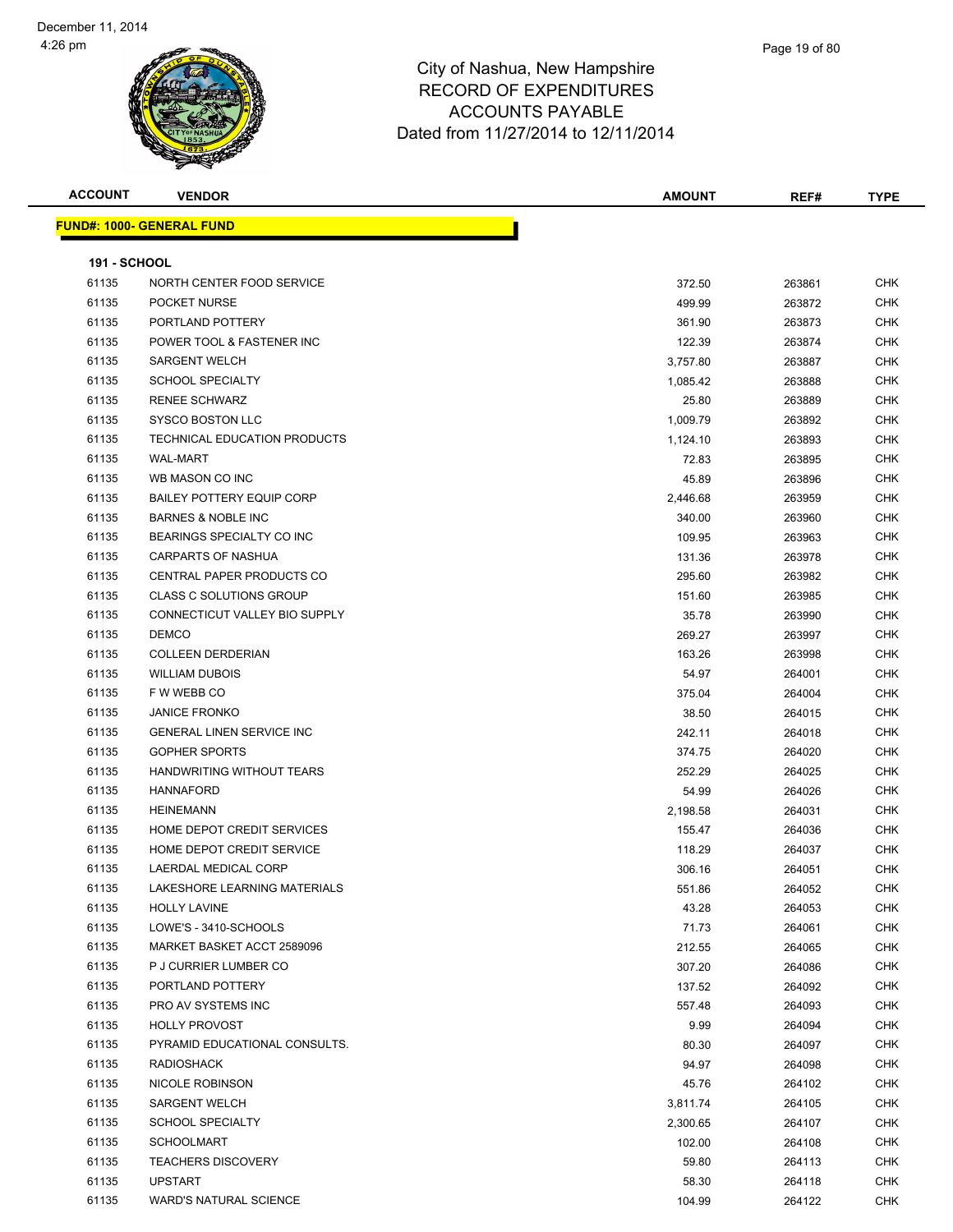City of Nashua, New Hampshire
RECORD OF EXPENDITURES
ACCOUNTS PAYABLE
Dated from 11/27/2014 to 12/11/2014

December 11, 2014
4:26 pm

| ACCOUNT | VENDOR | AMOUNT | REF# | TYPE |
|---|---|---|---|---|

**FUND#: 1000- GENERAL FUND**

**191 - SCHOOL**

| ACCOUNT | VENDOR | AMOUNT | REF# | TYPE |
|---|---|---|---|---|
| 61135 | NORTH CENTER FOOD SERVICE | 372.50 | 263861 | CHK |
| 61135 | POCKET NURSE | 499.99 | 263872 | CHK |
| 61135 | PORTLAND POTTERY | 361.90 | 263873 | CHK |
| 61135 | POWER TOOL & FASTENER INC | 122.39 | 263874 | CHK |
| 61135 | SARGENT WELCH | 3,757.80 | 263887 | CHK |
| 61135 | SCHOOL SPECIALTY | 1,085.42 | 263888 | CHK |
| 61135 | RENEE SCHWARZ | 25.80 | 263889 | CHK |
| 61135 | SYSCO BOSTON LLC | 1,009.79 | 263892 | CHK |
| 61135 | TECHNICAL EDUCATION PRODUCTS | 1,124.10 | 263893 | CHK |
| 61135 | WAL-MART | 72.83 | 263895 | CHK |
| 61135 | WB MASON CO INC | 45.89 | 263896 | CHK |
| 61135 | BAILEY POTTERY EQUIP CORP | 2,446.68 | 263959 | CHK |
| 61135 | BARNES & NOBLE INC | 340.00 | 263960 | CHK |
| 61135 | BEARINGS SPECIALTY CO INC | 109.95 | 263963 | CHK |
| 61135 | CARPARTS OF NASHUA | 131.36 | 263978 | CHK |
| 61135 | CENTRAL PAPER PRODUCTS CO | 295.60 | 263982 | CHK |
| 61135 | CLASS C SOLUTIONS GROUP | 151.60 | 263985 | CHK |
| 61135 | CONNECTICUT VALLEY BIO SUPPLY | 35.78 | 263990 | CHK |
| 61135 | DEMCO | 269.27 | 263997 | CHK |
| 61135 | COLLEEN DERDERIAN | 163.26 | 263998 | CHK |
| 61135 | WILLIAM DUBOIS | 54.97 | 264001 | CHK |
| 61135 | F W WEBB CO | 375.04 | 264004 | CHK |
| 61135 | JANICE FRONKO | 38.50 | 264015 | CHK |
| 61135 | GENERAL LINEN SERVICE INC | 242.11 | 264018 | CHK |
| 61135 | GOPHER SPORTS | 374.75 | 264020 | CHK |
| 61135 | HANDWRITING WITHOUT TEARS | 252.29 | 264025 | CHK |
| 61135 | HANNAFORD | 54.99 | 264026 | CHK |
| 61135 | HEINEMANN | 2,198.58 | 264031 | CHK |
| 61135 | HOME DEPOT CREDIT SERVICES | 155.47 | 264036 | CHK |
| 61135 | HOME DEPOT CREDIT SERVICE | 118.29 | 264037 | CHK |
| 61135 | LAERDAL MEDICAL CORP | 306.16 | 264051 | CHK |
| 61135 | LAKESHORE LEARNING MATERIALS | 551.86 | 264052 | CHK |
| 61135 | HOLLY LAVINE | 43.28 | 264053 | CHK |
| 61135 | LOWE'S - 3410-SCHOOLS | 71.73 | 264061 | CHK |
| 61135 | MARKET BASKET ACCT 2589096 | 212.55 | 264065 | CHK |
| 61135 | P J CURRIER LUMBER CO | 307.20 | 264086 | CHK |
| 61135 | PORTLAND POTTERY | 137.52 | 264092 | CHK |
| 61135 | PRO AV SYSTEMS INC | 557.48 | 264093 | CHK |
| 61135 | HOLLY PROVOST | 9.99 | 264094 | CHK |
| 61135 | PYRAMID EDUCATIONAL CONSULTS. | 80.30 | 264097 | CHK |
| 61135 | RADIOSHACK | 94.97 | 264098 | CHK |
| 61135 | NICOLE ROBINSON | 45.76 | 264102 | CHK |
| 61135 | SARGENT WELCH | 3,811.74 | 264105 | CHK |
| 61135 | SCHOOL SPECIALTY | 2,300.65 | 264107 | CHK |
| 61135 | SCHOOLMART | 102.00 | 264108 | CHK |
| 61135 | TEACHERS DISCOVERY | 59.80 | 264113 | CHK |
| 61135 | UPSTART | 58.30 | 264118 | CHK |
| 61135 | WARD'S NATURAL SCIENCE | 104.99 | 264122 | CHK |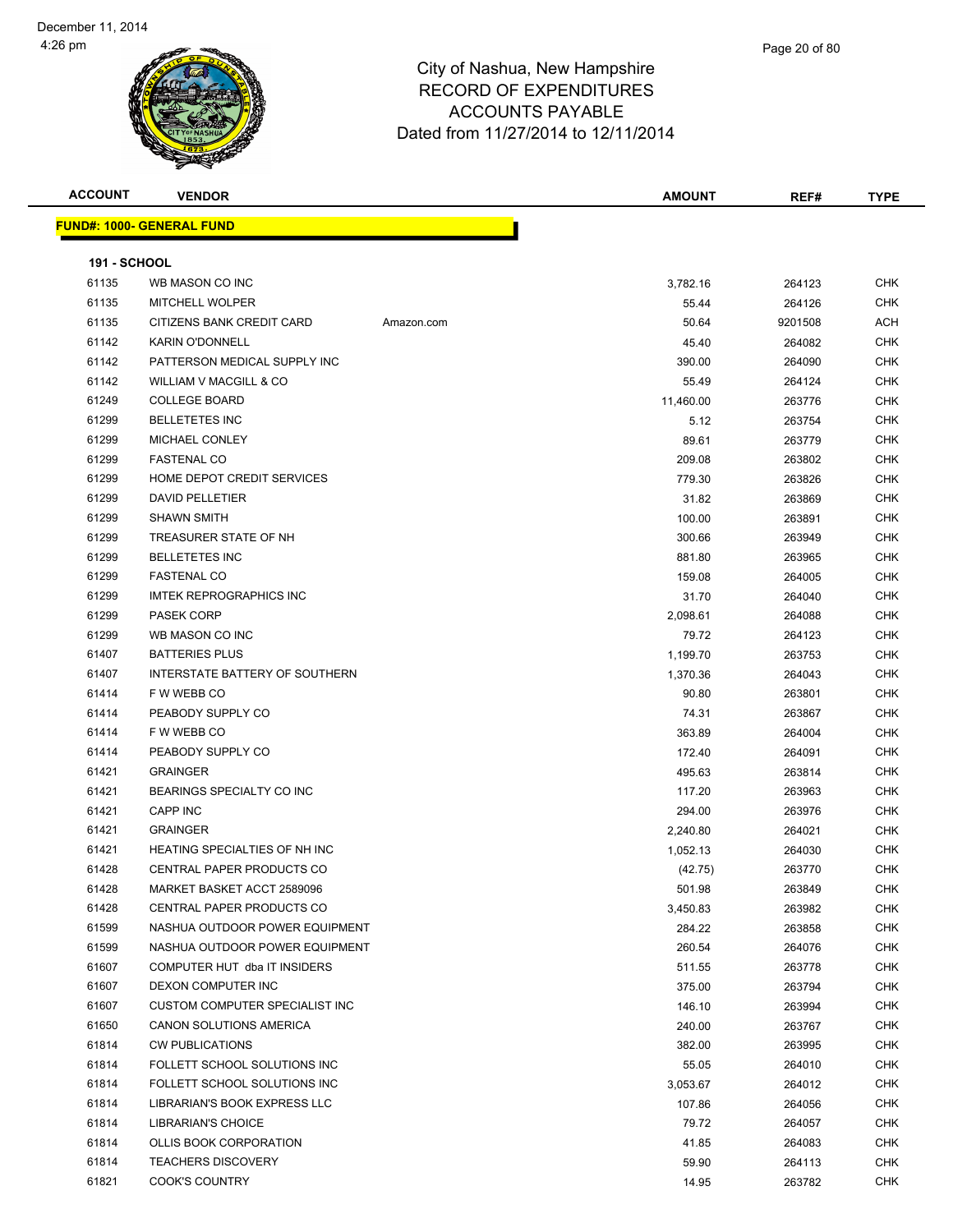December 11, 2014
4:26 pm

# City of Nashua, New Hampshire
## RECORD OF EXPENDITURES
## ACCOUNTS PAYABLE
## Dated from 11/27/2014 to 12/11/2014

| ACCOUNT | VENDOR | | AMOUNT | REF# | TYPE |
|---|---|---|---|---|---|
| **FUND#: 1000- GENERAL FUND** | | | | | |
| **191 - SCHOOL** | | | | | |
| 61135 | WB MASON CO INC | | 3,782.16 | 264123 | CHK |
| 61135 | MITCHELL WOLPER | | 55.44 | 264126 | CHK |
| 61135 | CITIZENS BANK CREDIT CARD | Amazon.com | 50.64 | 9201508 | ACH |
| 61142 | KARIN O'DONNELL | | 45.40 | 264082 | CHK |
| 61142 | PATTERSON MEDICAL SUPPLY INC | | 390.00 | 264090 | CHK |
| 61142 | WILLIAM V MACGILL & CO | | 55.49 | 264124 | CHK |
| 61249 | COLLEGE BOARD | | 11,460.00 | 263776 | CHK |
| 61299 | BELLETETES INC | | 5.12 | 263754 | CHK |
| 61299 | MICHAEL CONLEY | | 89.61 | 263779 | CHK |
| 61299 | FASTENAL CO | | 209.08 | 263802 | CHK |
| 61299 | HOME DEPOT CREDIT SERVICES | | 779.30 | 263826 | CHK |
| 61299 | DAVID PELLETIER | | 31.82 | 263869 | CHK |
| 61299 | SHAWN SMITH | | 100.00 | 263891 | CHK |
| 61299 | TREASURER STATE OF NH | | 300.66 | 263949 | CHK |
| 61299 | BELLETETES INC | | 881.80 | 263965 | CHK |
| 61299 | FASTENAL CO | | 159.08 | 264005 | CHK |
| 61299 | IMTEK REPROGRAPHICS INC | | 31.70 | 264040 | CHK |
| 61299 | PASEK CORP | | 2,098.61 | 264088 | CHK |
| 61299 | WB MASON CO INC | | 79.72 | 264123 | CHK |
| 61407 | BATTERIES PLUS | | 1,199.70 | 263753 | CHK |
| 61407 | INTERSTATE BATTERY OF SOUTHERN | | 1,370.36 | 264043 | CHK |
| 61414 | F W WEBB CO | | 90.80 | 263801 | CHK |
| 61414 | PEABODY SUPPLY CO | | 74.31 | 263867 | CHK |
| 61414 | F W WEBB CO | | 363.89 | 264004 | CHK |
| 61414 | PEABODY SUPPLY CO | | 172.40 | 264091 | CHK |
| 61421 | GRAINGER | | 495.63 | 263814 | CHK |
| 61421 | BEARINGS SPECIALTY CO INC | | 117.20 | 263963 | CHK |
| 61421 | CAPP INC | | 294.00 | 263976 | CHK |
| 61421 | GRAINGER | | 2,240.80 | 264021 | CHK |
| 61421 | HEATING SPECIALTIES OF NH INC | | 1,052.13 | 264030 | CHK |
| 61428 | CENTRAL PAPER PRODUCTS CO | | (42.75) | 263770 | CHK |
| 61428 | MARKET BASKET ACCT 2589096 | | 501.98 | 263849 | CHK |
| 61428 | CENTRAL PAPER PRODUCTS CO | | 3,450.83 | 263982 | CHK |
| 61599 | NASHUA OUTDOOR POWER EQUIPMENT | | 284.22 | 263858 | CHK |
| 61599 | NASHUA OUTDOOR POWER EQUIPMENT | | 260.54 | 264076 | CHK |
| 61607 | COMPUTER HUT dba IT INSIDERS | | 511.55 | 263778 | CHK |
| 61607 | DEXON COMPUTER INC | | 375.00 | 263794 | CHK |
| 61607 | CUSTOM COMPUTER SPECIALIST INC | | 146.10 | 263994 | CHK |
| 61650 | CANON SOLUTIONS AMERICA | | 240.00 | 263767 | CHK |
| 61814 | CW PUBLICATIONS | | 382.00 | 263995 | CHK |
| 61814 | FOLLETT SCHOOL SOLUTIONS INC | | 55.05 | 264010 | CHK |
| 61814 | FOLLETT SCHOOL SOLUTIONS INC | | 3,053.67 | 264012 | CHK |
| 61814 | LIBRARIAN'S BOOK EXPRESS LLC | | 107.86 | 264056 | CHK |
| 61814 | LIBRARIAN'S CHOICE | | 79.72 | 264057 | CHK |
| 61814 | OLLIS BOOK CORPORATION | | 41.85 | 264083 | CHK |
| 61814 | TEACHERS DISCOVERY | | 59.90 | 264113 | CHK |
| 61821 | COOK'S COUNTRY | | 14.95 | 263782 | CHK |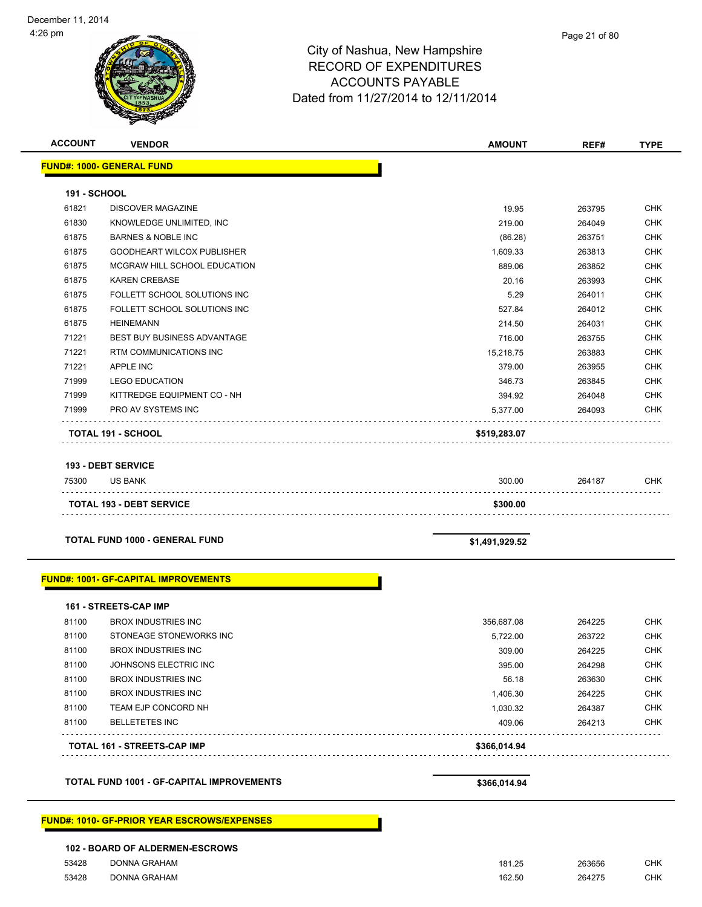City of Nashua, New Hampshire
RECORD OF EXPENDITURES
ACCOUNTS PAYABLE
Dated from 11/27/2014 to 12/11/2014

| ACCOUNT | VENDOR | AMOUNT | REF# | TYPE |
|---|---|---|---|---|
| **FUND#: 1000- GENERAL FUND** | | | | |
| **191 - SCHOOL** | | | | |
| 61821 | DISCOVER MAGAZINE | 19.95 | 263795 | CHK |
| 61830 | KNOWLEDGE UNLIMITED, INC | 219.00 | 264049 | CHK |
| 61875 | BARNES & NOBLE INC | (86.28) | 263751 | CHK |
| 61875 | GOODHEART WILCOX PUBLISHER | 1,609.33 | 263813 | CHK |
| 61875 | MCGRAW HILL SCHOOL EDUCATION | 889.06 | 263852 | CHK |
| 61875 | KAREN CREBASE | 20.16 | 263993 | CHK |
| 61875 | FOLLETT SCHOOL SOLUTIONS INC | 5.29 | 264011 | CHK |
| 61875 | FOLLETT SCHOOL SOLUTIONS INC | 527.84 | 264012 | CHK |
| 61875 | HEINEMANN | 214.50 | 264031 | CHK |
| 71221 | BEST BUY BUSINESS ADVANTAGE | 716.00 | 263755 | CHK |
| 71221 | RTM COMMUNICATIONS INC | 15,218.75 | 263883 | CHK |
| 71221 | APPLE INC | 379.00 | 263955 | CHK |
| 71999 | LEGO EDUCATION | 346.73 | 263845 | CHK |
| 71999 | KITTREDGE EQUIPMENT CO - NH | 394.92 | 264048 | CHK |
| 71999 | PRO AV SYSTEMS INC | 5,377.00 | 264093 | CHK |
| **TOTAL 191 - SCHOOL** | | **$519,283.07** | | |
| **193 - DEBT SERVICE** | | | | |
| 75300 | US BANK | 300.00 | 264187 | CHK |
| **TOTAL 193 - DEBT SERVICE** | | **$300.00** | | |
| **TOTAL FUND 1000 - GENERAL FUND** | | **$1,491,929.52** | | |
| **FUND#: 1001- GF-CAPITAL IMPROVEMENTS** | | | | |
| **161 - STREETS-CAP IMP** | | | | |
| 81100 | BROX INDUSTRIES INC | 356,687.08 | 264225 | CHK |
| 81100 | STONEAGE STONEWORKS INC | 5,722.00 | 263722 | CHK |
| 81100 | BROX INDUSTRIES INC | 309.00 | 264225 | CHK |
| 81100 | JOHNSONS ELECTRIC INC | 395.00 | 264298 | CHK |
| 81100 | BROX INDUSTRIES INC | 56.18 | 263630 | CHK |
| 81100 | BROX INDUSTRIES INC | 1,406.30 | 264225 | CHK |
| 81100 | TEAM EJP CONCORD NH | 1,030.32 | 264387 | CHK |
| 81100 | BELLETETES INC | 409.06 | 264213 | CHK |
| **TOTAL 161 - STREETS-CAP IMP** | | **$366,014.94** | | |
| **TOTAL FUND 1001 - GF-CAPITAL IMPROVEMENTS** | | **$366,014.94** | | |
| **FUND#: 1010- GF-PRIOR YEAR ESCROWS/EXPENSES** | | | | |
| **102 - BOARD OF ALDERMEN-ESCROWS** | | | | |
| 53428 | DONNA GRAHAM | 181.25 | 263656 | CHK |
| 53428 | DONNA GRAHAM | 162.50 | 264275 | CHK |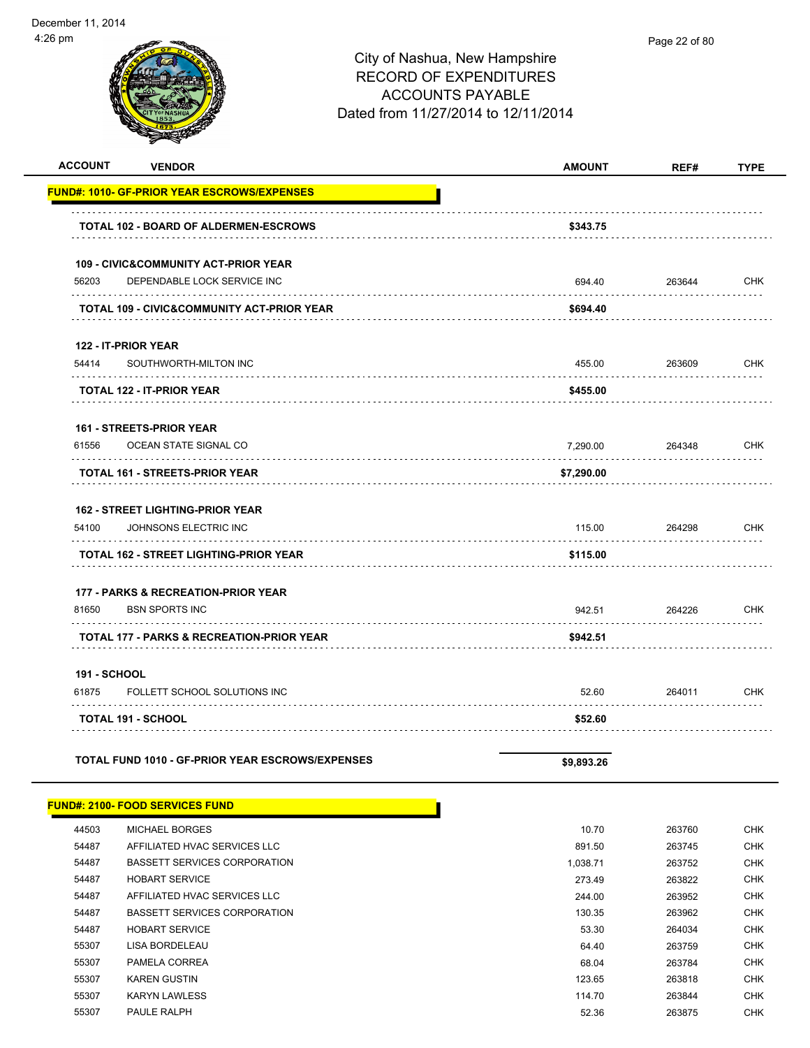City of Nashua, New Hampshire
RECORD OF EXPENDITURES
ACCOUNTS PAYABLE
Dated from 11/27/2014 to 12/11/2014

| ACCOUNT | VENDOR | AMOUNT | REF# | TYPE |
|---|---|---|---|---|
| **FUND#: 1010- GF-PRIOR YEAR ESCROWS/EXPENSES** | | | | |
| | **TOTAL 102 - BOARD OF ALDERMEN-ESCROWS** | **$343.75** | | |
| **109 - CIVIC&COMMUNITY ACT-PRIOR YEAR** | | | | |
| 56203 | DEPENDABLE LOCK SERVICE INC | 694.40 | 263644 | CHK |
| | **TOTAL 109 - CIVIC&COMMUNITY ACT-PRIOR YEAR** | **$694.40** | | |
| **122 - IT-PRIOR YEAR** | | | | |
| 54414 | SOUTHWORTH-MILTON INC | 455.00 | 263609 | CHK |
| | **TOTAL 122 - IT-PRIOR YEAR** | **$455.00** | | |
| **161 - STREETS-PRIOR YEAR** | | | | |
| 61556 | OCEAN STATE SIGNAL CO | 7,290.00 | 264348 | CHK |
| | **TOTAL 161 - STREETS-PRIOR YEAR** | **$7,290.00** | | |
| **162 - STREET LIGHTING-PRIOR YEAR** | | | | |
| 54100 | JOHNSONS ELECTRIC INC | 115.00 | 264298 | CHK |
| | **TOTAL 162 - STREET LIGHTING-PRIOR YEAR** | **$115.00** | | |
| **177 - PARKS & RECREATION-PRIOR YEAR** | | | | |
| 81650 | BSN SPORTS INC | 942.51 | 264226 | CHK |
| | **TOTAL 177 - PARKS & RECREATION-PRIOR YEAR** | **$942.51** | | |
| **191 - SCHOOL** | | | | |
| 61875 | FOLLETT SCHOOL SOLUTIONS INC | 52.60 | 264011 | CHK |
| | **TOTAL 191 - SCHOOL** | **$52.60** | | |
| | **TOTAL FUND 1010 - GF-PRIOR YEAR ESCROWS/EXPENSES** | **$9,893.26** | | |
| **FUND#: 2100- FOOD SERVICES FUND** | | | | |
| 44503 | MICHAEL BORGES | 10.70 | 263760 | CHK |
| 54487 | AFFILIATED HVAC SERVICES LLC | 891.50 | 263745 | CHK |
| 54487 | BASSETT SERVICES CORPORATION | 1,038.71 | 263752 | CHK |
| 54487 | HOBART SERVICE | 273.49 | 263822 | CHK |
| 54487 | AFFILIATED HVAC SERVICES LLC | 244.00 | 263952 | CHK |
| 54487 | BASSETT SERVICES CORPORATION | 130.35 | 263962 | CHK |
| 54487 | HOBART SERVICE | 53.30 | 264034 | CHK |
| 55307 | LISA BORDELEAU | 64.40 | 263759 | CHK |
| 55307 | PAMELA CORREA | 68.04 | 263784 | CHK |
| 55307 | KAREN GUSTIN | 123.65 | 263818 | CHK |
| 55307 | KARYN LAWLESS | 114.70 | 263844 | CHK |
| 55307 | PAULE RALPH | 52.36 | 263875 | CHK |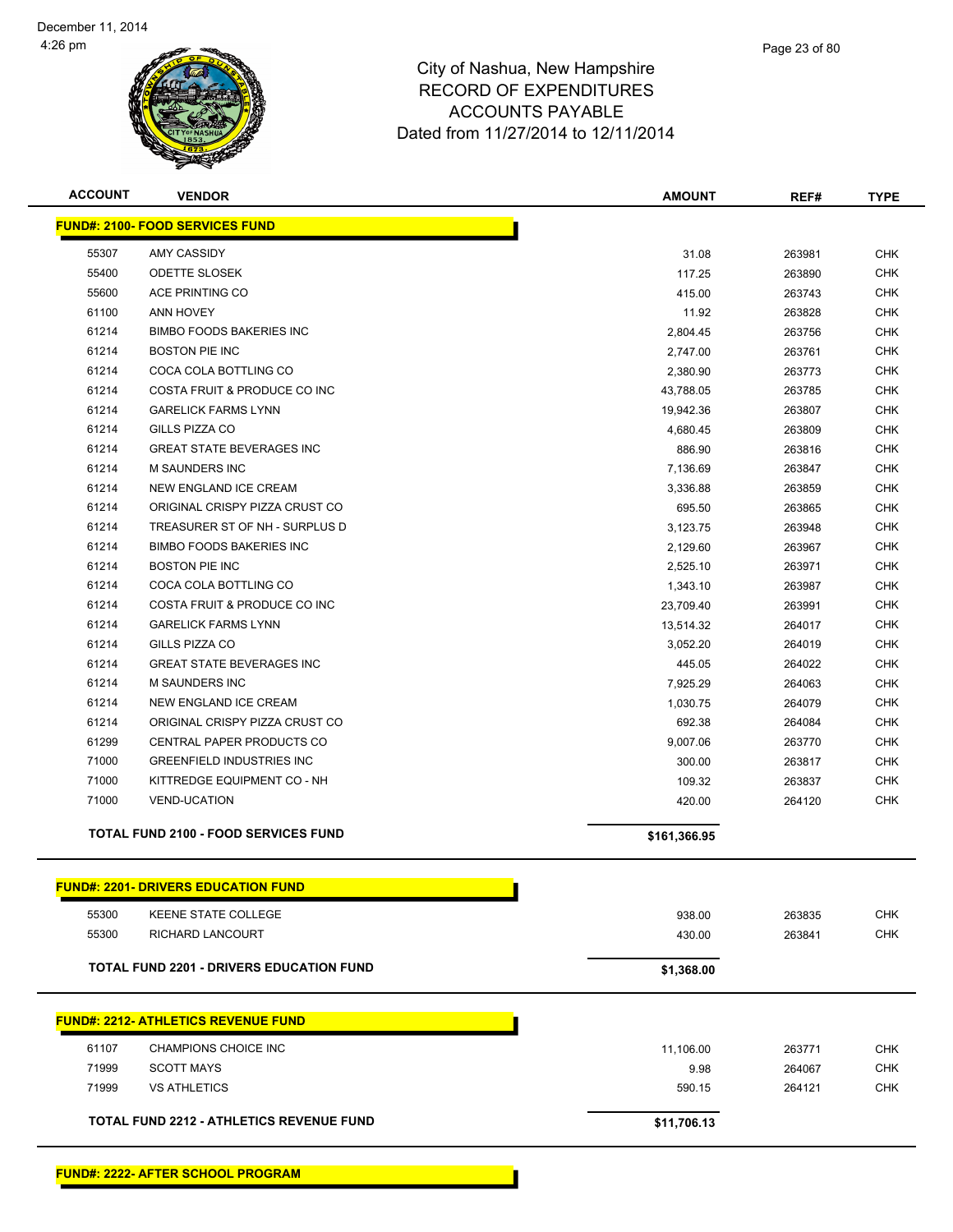# City of Nashua, New Hampshire
## RECORD OF EXPENDITURES
## ACCOUNTS PAYABLE
### Dated from 11/27/2014 to 12/11/2014

December 11, 2014
4:26 pm

| ACCOUNT | VENDOR | AMOUNT | REF# | TYPE |
|---|---|---|---|---|
| **FUND#: 2100- FOOD SERVICES FUND** | | | | |
| 55307 | AMY CASSIDY | 31.08 | 263981 | CHK |
| 55400 | ODETTE SLOSEK | 117.25 | 263890 | CHK |
| 55600 | ACE PRINTING CO | 415.00 | 263743 | CHK |
| 61100 | ANN HOVEY | 11.92 | 263828 | CHK |
| 61214 | BIMBO FOODS BAKERIES INC | 2,804.45 | 263756 | CHK |
| 61214 | BOSTON PIE INC | 2,747.00 | 263761 | CHK |
| 61214 | COCA COLA BOTTLING CO | 2,380.90 | 263773 | CHK |
| 61214 | COSTA FRUIT & PRODUCE CO INC | 43,788.05 | 263785 | CHK |
| 61214 | GARELICK FARMS LYNN | 19,942.36 | 263807 | CHK |
| 61214 | GILLS PIZZA CO | 4,680.45 | 263809 | CHK |
| 61214 | GREAT STATE BEVERAGES INC | 886.90 | 263816 | CHK |
| 61214 | M SAUNDERS INC | 7,136.69 | 263847 | CHK |
| 61214 | NEW ENGLAND ICE CREAM | 3,336.88 | 263859 | CHK |
| 61214 | ORIGINAL CRISPY PIZZA CRUST CO | 695.50 | 263865 | CHK |
| 61214 | TREASURER ST OF NH - SURPLUS D | 3,123.75 | 263948 | CHK |
| 61214 | BIMBO FOODS BAKERIES INC | 2,129.60 | 263967 | CHK |
| 61214 | BOSTON PIE INC | 2,525.10 | 263971 | CHK |
| 61214 | COCA COLA BOTTLING CO | 1,343.10 | 263987 | CHK |
| 61214 | COSTA FRUIT & PRODUCE CO INC | 23,709.40 | 263991 | CHK |
| 61214 | GARELICK FARMS LYNN | 13,514.32 | 264017 | CHK |
| 61214 | GILLS PIZZA CO | 3,052.20 | 264019 | CHK |
| 61214 | GREAT STATE BEVERAGES INC | 445.05 | 264022 | CHK |
| 61214 | M SAUNDERS INC | 7,925.29 | 264063 | CHK |
| 61214 | NEW ENGLAND ICE CREAM | 1,030.75 | 264079 | CHK |
| 61214 | ORIGINAL CRISPY PIZZA CRUST CO | 692.38 | 264084 | CHK |
| 61299 | CENTRAL PAPER PRODUCTS CO | 9,007.06 | 263770 | CHK |
| 71000 | GREENFIELD INDUSTRIES INC | 300.00 | 263817 | CHK |
| 71000 | KITTREDGE EQUIPMENT CO - NH | 109.32 | 263837 | CHK |
| 71000 | VEND-UCATION | 420.00 | 264120 | CHK |
| **TOTAL FUND 2100 - FOOD SERVICES FUND** | | **$161,366.95** | | |
| **FUND#: 2201- DRIVERS EDUCATION FUND** | | | | |
| 55300 | KEENE STATE COLLEGE | 938.00 | 263835 | CHK |
| 55300 | RICHARD LANCOURT | 430.00 | 263841 | CHK |
| **TOTAL FUND 2201 - DRIVERS EDUCATION FUND** | | **$1,368.00** | | |
| **FUND#: 2212- ATHLETICS REVENUE FUND** | | | | |
| 61107 | CHAMPIONS CHOICE INC | 11,106.00 | 263771 | CHK |
| 71999 | SCOTT MAYS | 9.98 | 264067 | CHK |
| 71999 | VS ATHLETICS | 590.15 | 264121 | CHK |
| **TOTAL FUND 2212 - ATHLETICS REVENUE FUND** | | **$11,706.13** | | |
| **FUND#: 2222- AFTER SCHOOL PROGRAM** | | | | |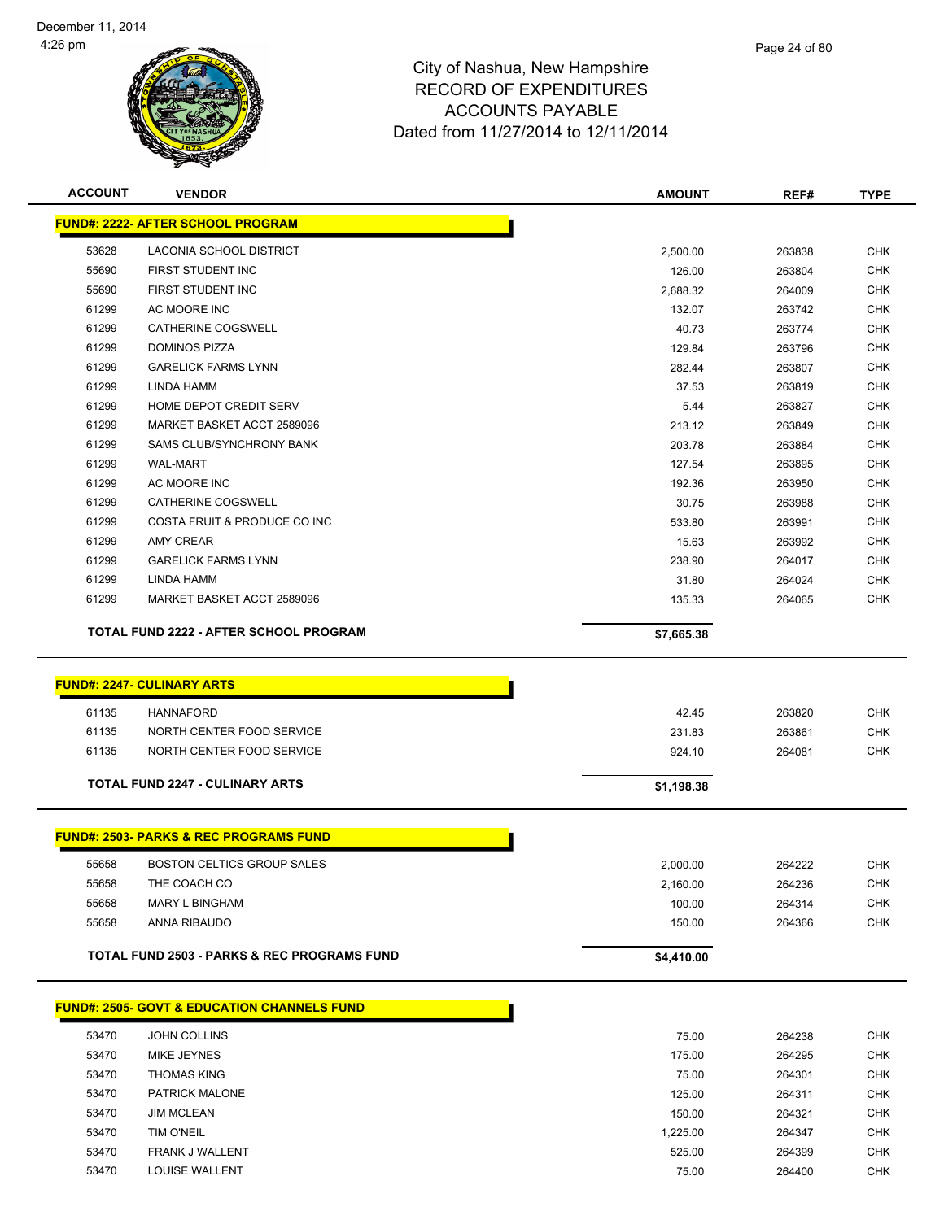# City of Nashua, New Hampshire
## RECORD OF EXPENDITURES
## ACCOUNTS PAYABLE
## Dated from 11/27/2014 to 12/11/2014

| ACCOUNT | VENDOR | AMOUNT | REF# | TYPE |
|---|---|---|---|---|
| **FUND#: 2222- AFTER SCHOOL PROGRAM** | | | | |
| 53628 | LACONIA SCHOOL DISTRICT | 2,500.00 | 263838 | CHK |
| 55690 | FIRST STUDENT INC | 126.00 | 263804 | CHK |
| 55690 | FIRST STUDENT INC | 2,688.32 | 264009 | CHK |
| 61299 | AC MOORE INC | 132.07 | 263742 | CHK |
| 61299 | CATHERINE COGSWELL | 40.73 | 263774 | CHK |
| 61299 | DOMINOS PIZZA | 129.84 | 263796 | CHK |
| 61299 | GARELICK FARMS LYNN | 282.44 | 263807 | CHK |
| 61299 | LINDA HAMM | 37.53 | 263819 | CHK |
| 61299 | HOME DEPOT CREDIT SERV | 5.44 | 263827 | CHK |
| 61299 | MARKET BASKET ACCT 2589096 | 213.12 | 263849 | CHK |
| 61299 | SAMS CLUB/SYNCHRONY BANK | 203.78 | 263884 | CHK |
| 61299 | WAL-MART | 127.54 | 263895 | CHK |
| 61299 | AC MOORE INC | 192.36 | 263950 | CHK |
| 61299 | CATHERINE COGSWELL | 30.75 | 263988 | CHK |
| 61299 | COSTA FRUIT & PRODUCE CO INC | 533.80 | 263991 | CHK |
| 61299 | AMY CREAR | 15.63 | 263992 | CHK |
| 61299 | GARELICK FARMS LYNN | 238.90 | 264017 | CHK |
| 61299 | LINDA HAMM | 31.80 | 264024 | CHK |
| 61299 | MARKET BASKET ACCT 2589096 | 135.33 | 264065 | CHK |
| | **TOTAL FUND 2222 - AFTER SCHOOL PROGRAM** | **$7,665.38** | | |
| **FUND#: 2247- CULINARY ARTS** | | | | |
| 61135 | HANNAFORD | 42.45 | 263820 | CHK |
| 61135 | NORTH CENTER FOOD SERVICE | 231.83 | 263861 | CHK |
| 61135 | NORTH CENTER FOOD SERVICE | 924.10 | 264081 | CHK |
| | **TOTAL FUND 2247 - CULINARY ARTS** | **$1,198.38** | | |
| **FUND#: 2503- PARKS & REC PROGRAMS FUND** | | | | |
| 55658 | BOSTON CELTICS GROUP SALES | 2,000.00 | 264222 | CHK |
| 55658 | THE COACH CO | 2,160.00 | 264236 | CHK |
| 55658 | MARY L BINGHAM | 100.00 | 264314 | CHK |
| 55658 | ANNA RIBAUDO | 150.00 | 264366 | CHK |
| | **TOTAL FUND 2503 - PARKS & REC PROGRAMS FUND** | **$4,410.00** | | |
| **FUND#: 2505- GOVT & EDUCATION CHANNELS FUND** | | | | |
| 53470 | JOHN COLLINS | 75.00 | 264238 | CHK |
| 53470 | MIKE JEYNES | 175.00 | 264295 | CHK |
| 53470 | THOMAS KING | 75.00 | 264301 | CHK |
| 53470 | PATRICK MALONE | 125.00 | 264311 | CHK |
| 53470 | JIM MCLEAN | 150.00 | 264321 | CHK |
| 53470 | TIM O'NEIL | 1,225.00 | 264347 | CHK |
| 53470 | FRANK J WALLENT | 525.00 | 264399 | CHK |
| 53470 | LOUISE WALLENT | 75.00 | 264400 | CHK |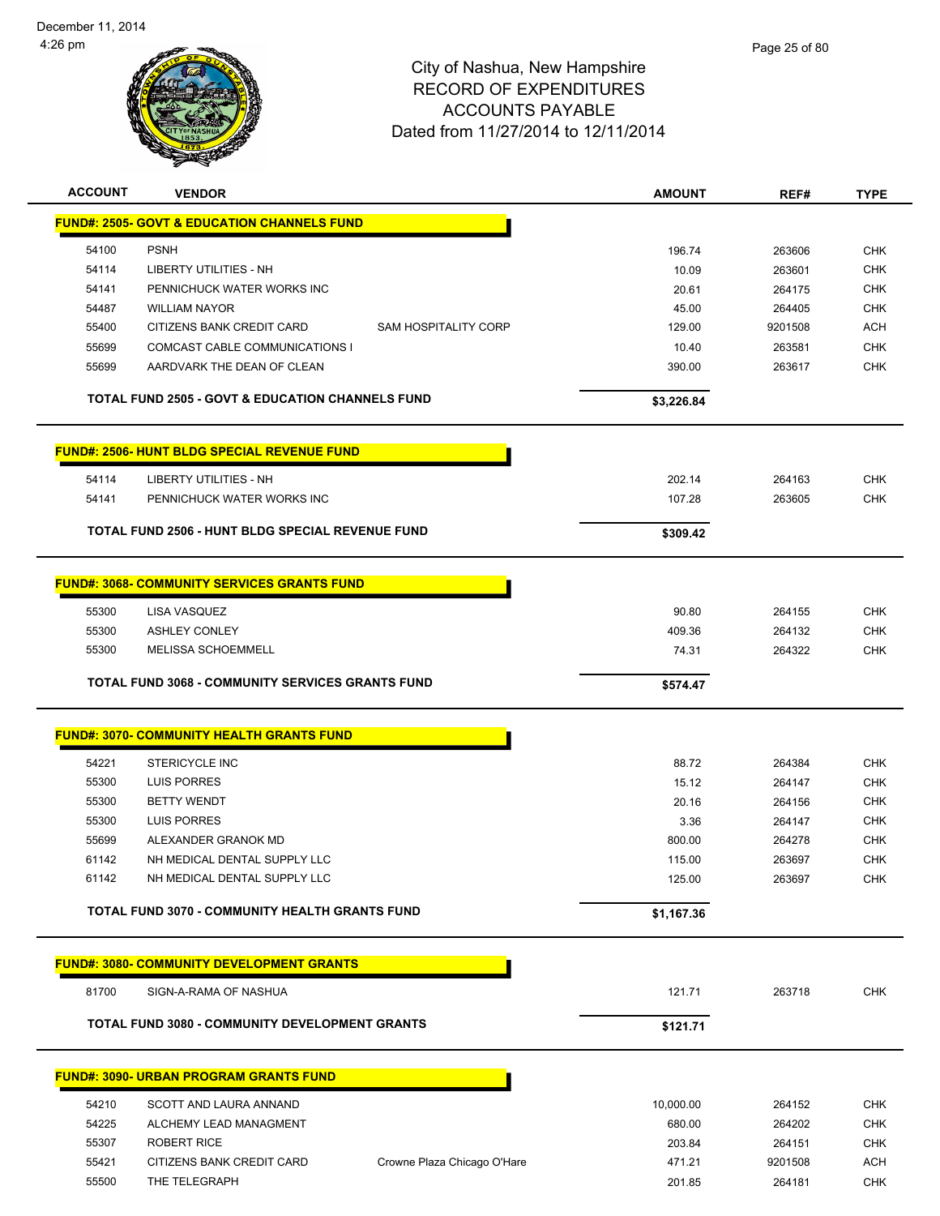December 11, 2014
4:26 pm

# City of Nashua, New Hampshire
## RECORD OF EXPENDITURES
## ACCOUNTS PAYABLE
## Dated from 11/27/2014 to 12/11/2014

| ACCOUNT | VENDOR | | AMOUNT | REF# | TYPE |
|---|---|---|---|---|---|
| **FUND#: 2505- GOVT & EDUCATION CHANNELS FUND** | | | | | |
| 54100 | PSNH | | 196.74 | 263606 | CHK |
| 54114 | LIBERTY UTILITIES - NH | | 10.09 | 263601 | CHK |
| 54141 | PENNICHUCK WATER WORKS INC | | 20.61 | 264175 | CHK |
| 54487 | WILLIAM NAYOR | | 45.00 | 264405 | CHK |
| 55400 | CITIZENS BANK CREDIT CARD | SAM HOSPITALITY CORP | 129.00 | 9201508 | ACH |
| 55699 | COMCAST CABLE COMMUNICATIONS I | | 10.40 | 263581 | CHK |
| 55699 | AARDVARK THE DEAN OF CLEAN | | 390.00 | 263617 | CHK |
| **TOTAL FUND 2505 - GOVT & EDUCATION CHANNELS FUND** | | | **$3,226.84** | | |
| **FUND#: 2506- HUNT BLDG SPECIAL REVENUE FUND** | | | | | |
| 54114 | LIBERTY UTILITIES - NH | | 202.14 | 264163 | CHK |
| 54141 | PENNICHUCK WATER WORKS INC | | 107.28 | 263605 | CHK |
| **TOTAL FUND 2506 - HUNT BLDG SPECIAL REVENUE FUND** | | | **$309.42** | | |
| **FUND#: 3068- COMMUNITY SERVICES GRANTS FUND** | | | | | |
| 55300 | LISA VASQUEZ | | 90.80 | 264155 | CHK |
| 55300 | ASHLEY CONLEY | | 409.36 | 264132 | CHK |
| 55300 | MELISSA SCHOEMMELL | | 74.31 | 264322 | CHK |
| **TOTAL FUND 3068 - COMMUNITY SERVICES GRANTS FUND** | | | **$574.47** | | |
| **FUND#: 3070- COMMUNITY HEALTH GRANTS FUND** | | | | | |
| 54221 | STERICYCLE INC | | 88.72 | 264384 | CHK |
| 55300 | LUIS PORRES | | 15.12 | 264147 | CHK |
| 55300 | BETTY WENDT | | 20.16 | 264156 | CHK |
| 55300 | LUIS PORRES | | 3.36 | 264147 | CHK |
| 55699 | ALEXANDER GRANOK MD | | 800.00 | 264278 | CHK |
| 61142 | NH MEDICAL DENTAL SUPPLY LLC | | 115.00 | 263697 | CHK |
| 61142 | NH MEDICAL DENTAL SUPPLY LLC | | 125.00 | 263697 | CHK |
| **TOTAL FUND 3070 - COMMUNITY HEALTH GRANTS FUND** | | | **$1,167.36** | | |
| **FUND#: 3080- COMMUNITY DEVELOPMENT GRANTS** | | | | | |
| 81700 | SIGN-A-RAMA OF NASHUA | | 121.71 | 263718 | CHK |
| **TOTAL FUND 3080 - COMMUNITY DEVELOPMENT GRANTS** | | | **$121.71** | | |
| **FUND#: 3090- URBAN PROGRAM GRANTS FUND** | | | | | |
| 54210 | SCOTT AND LAURA ANNAND | | 10,000.00 | 264152 | CHK |
| 54225 | ALCHEMY LEAD MANAGMENT | | 680.00 | 264202 | CHK |
| 55307 | ROBERT RICE | | 203.84 | 264151 | CHK |
| 55421 | CITIZENS BANK CREDIT CARD | Crowne Plaza Chicago O'Hare | 471.21 | 9201508 | ACH |
| 55500 | THE TELEGRAPH | | 201.85 | 264181 | CHK |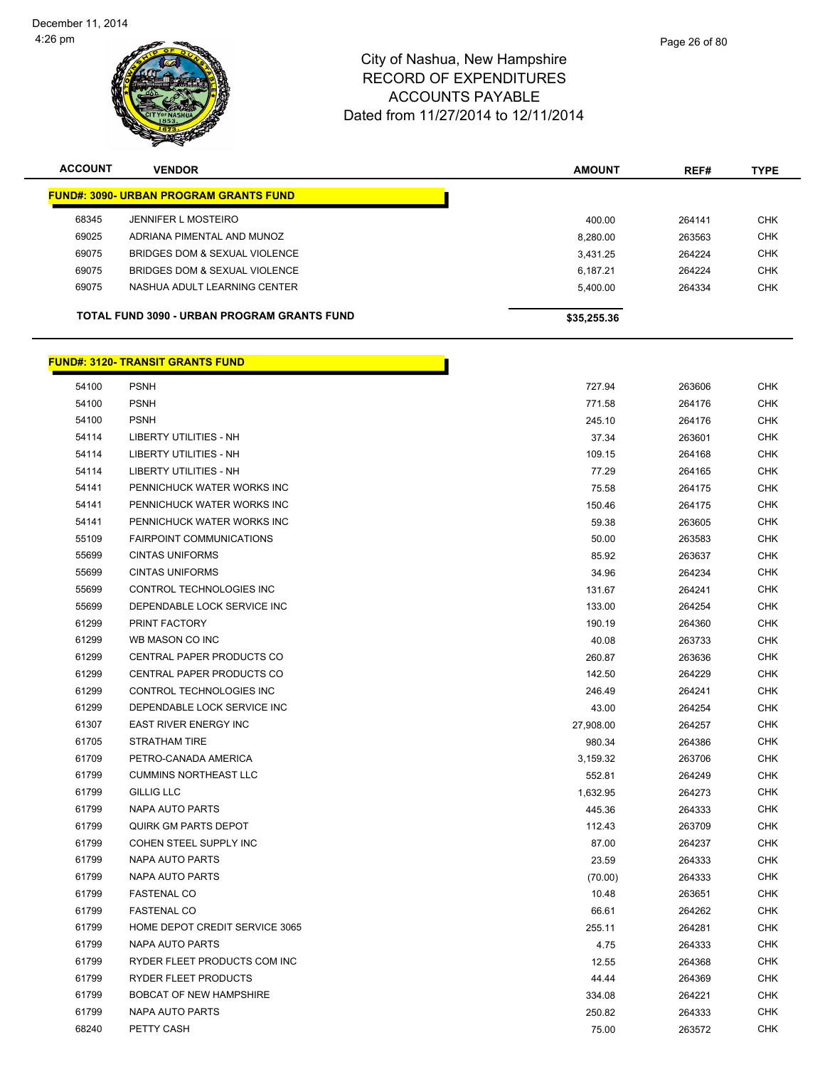December 11, 2014
4:26 pm

City of Nashua, New Hampshire
RECORD OF EXPENDITURES
ACCOUNTS PAYABLE
Dated from 11/27/2014 to 12/11/2014

| ACCOUNT | VENDOR | AMOUNT | REF# | TYPE |
|---|---|---|---|---|
| **FUND#: 3090- URBAN PROGRAM GRANTS FUND** | | | | |
| 68345 | JENNIFER L MOSTEIRO | 400.00 | 264141 | CHK |
| 69025 | ADRIANA PIMENTAL AND MUNOZ | 8,280.00 | 263563 | CHK |
| 69075 | BRIDGES DOM & SEXUAL VIOLENCE | 3,431.25 | 264224 | CHK |
| 69075 | BRIDGES DOM & SEXUAL VIOLENCE | 6,187.21 | 264224 | CHK |
| 69075 | NASHUA ADULT LEARNING CENTER | 5,400.00 | 264334 | CHK |
| **TOTAL FUND 3090 - URBAN PROGRAM GRANTS FUND** | | **$35,255.36** | | |

| ACCOUNT | VENDOR | AMOUNT | REF# | TYPE |
|---|---|---|---|---|
| **FUND#: 3120- TRANSIT GRANTS FUND** | | | | |
| 54100 | PSNH | 727.94 | 263606 | CHK |
| 54100 | PSNH | 771.58 | 264176 | CHK |
| 54100 | PSNH | 245.10 | 264176 | CHK |
| 54114 | LIBERTY UTILITIES - NH | 37.34 | 263601 | CHK |
| 54114 | LIBERTY UTILITIES - NH | 109.15 | 264168 | CHK |
| 54114 | LIBERTY UTILITIES - NH | 77.29 | 264165 | CHK |
| 54141 | PENNICHUCK WATER WORKS INC | 75.58 | 264175 | CHK |
| 54141 | PENNICHUCK WATER WORKS INC | 150.46 | 264175 | CHK |
| 54141 | PENNICHUCK WATER WORKS INC | 59.38 | 263605 | CHK |
| 55109 | FAIRPOINT COMMUNICATIONS | 50.00 | 263583 | CHK |
| 55699 | CINTAS UNIFORMS | 85.92 | 263637 | CHK |
| 55699 | CINTAS UNIFORMS | 34.96 | 264234 | CHK |
| 55699 | CONTROL TECHNOLOGIES INC | 131.67 | 264241 | CHK |
| 55699 | DEPENDABLE LOCK SERVICE INC | 133.00 | 264254 | CHK |
| 61299 | PRINT FACTORY | 190.19 | 264360 | CHK |
| 61299 | WB MASON CO INC | 40.08 | 263733 | CHK |
| 61299 | CENTRAL PAPER PRODUCTS CO | 260.87 | 263636 | CHK |
| 61299 | CENTRAL PAPER PRODUCTS CO | 142.50 | 264229 | CHK |
| 61299 | CONTROL TECHNOLOGIES INC | 246.49 | 264241 | CHK |
| 61299 | DEPENDABLE LOCK SERVICE INC | 43.00 | 264254 | CHK |
| 61307 | EAST RIVER ENERGY INC | 27,908.00 | 264257 | CHK |
| 61705 | STRATHAM TIRE | 980.34 | 264386 | CHK |
| 61709 | PETRO-CANADA AMERICA | 3,159.32 | 263706 | CHK |
| 61799 | CUMMINS NORTHEAST LLC | 552.81 | 264249 | CHK |
| 61799 | GILLIG LLC | 1,632.95 | 264273 | CHK |
| 61799 | NAPA AUTO PARTS | 445.36 | 264333 | CHK |
| 61799 | QUIRK GM PARTS DEPOT | 112.43 | 263709 | CHK |
| 61799 | COHEN STEEL SUPPLY INC | 87.00 | 264237 | CHK |
| 61799 | NAPA AUTO PARTS | 23.59 | 264333 | CHK |
| 61799 | NAPA AUTO PARTS | (70.00) | 264333 | CHK |
| 61799 | FASTENAL CO | 10.48 | 263651 | CHK |
| 61799 | FASTENAL CO | 66.61 | 264262 | CHK |
| 61799 | HOME DEPOT CREDIT SERVICE 3065 | 255.11 | 264281 | CHK |
| 61799 | NAPA AUTO PARTS | 4.75 | 264333 | CHK |
| 61799 | RYDER FLEET PRODUCTS COM INC | 12.55 | 264368 | CHK |
| 61799 | RYDER FLEET PRODUCTS | 44.44 | 264369 | CHK |
| 61799 | BOBCAT OF NEW HAMPSHIRE | 334.08 | 264221 | CHK |
| 61799 | NAPA AUTO PARTS | 250.82 | 264333 | CHK |
| 68240 | PETTY CASH | 75.00 | 263572 | CHK |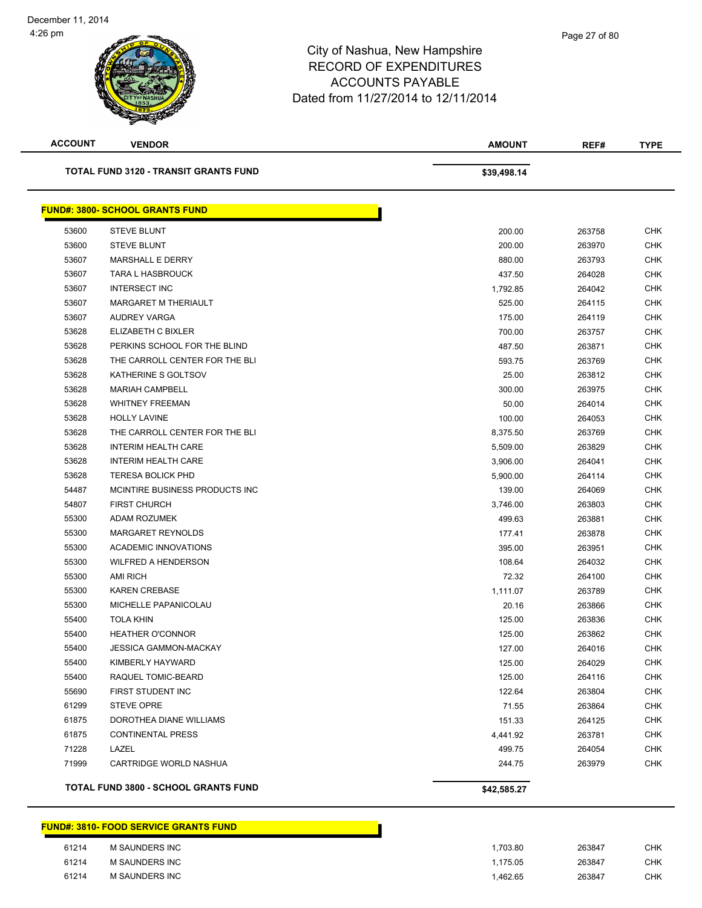City of Nashua, New Hampshire
RECORD OF EXPENDITURES
ACCOUNTS PAYABLE
Dated from 11/27/2014 to 12/11/2014

| ACCOUNT | VENDOR | AMOUNT | REF# | TYPE |
|---|---|---|---|---|
| | **TOTAL FUND 3120 - TRANSIT GRANTS FUND** | **$39,498.14** | | |

**FUND#: 3800- SCHOOL GRANTS FUND**

| ACCOUNT | VENDOR | AMOUNT | REF# | TYPE |
|---|---|---|---|---|
| 53600 | STEVE BLUNT | 200.00 | 263758 | CHK |
| 53600 | STEVE BLUNT | 200.00 | 263970 | CHK |
| 53607 | MARSHALL E DERRY | 880.00 | 263793 | CHK |
| 53607 | TARA L HASBROUCK | 437.50 | 264028 | CHK |
| 53607 | INTERSECT INC | 1,792.85 | 264042 | CHK |
| 53607 | MARGARET M THERIAULT | 525.00 | 264115 | CHK |
| 53607 | AUDREY VARGA | 175.00 | 264119 | CHK |
| 53628 | ELIZABETH C BIXLER | 700.00 | 263757 | CHK |
| 53628 | PERKINS SCHOOL FOR THE BLIND | 487.50 | 263871 | CHK |
| 53628 | THE CARROLL CENTER FOR THE BLI | 593.75 | 263769 | CHK |
| 53628 | KATHERINE S GOLTSOV | 25.00 | 263812 | CHK |
| 53628 | MARIAH CAMPBELL | 300.00 | 263975 | CHK |
| 53628 | WHITNEY FREEMAN | 50.00 | 264014 | CHK |
| 53628 | HOLLY LAVINE | 100.00 | 264053 | CHK |
| 53628 | THE CARROLL CENTER FOR THE BLI | 8,375.50 | 263769 | CHK |
| 53628 | INTERIM HEALTH CARE | 5,509.00 | 263829 | CHK |
| 53628 | INTERIM HEALTH CARE | 3,906.00 | 264041 | CHK |
| 53628 | TERESA BOLICK PHD | 5,900.00 | 264114 | CHK |
| 54487 | MCINTIRE BUSINESS PRODUCTS INC | 139.00 | 264069 | CHK |
| 54807 | FIRST CHURCH | 3,746.00 | 263803 | CHK |
| 55300 | ADAM ROZUMEK | 499.63 | 263881 | CHK |
| 55300 | MARGARET REYNOLDS | 177.41 | 263878 | CHK |
| 55300 | ACADEMIC INNOVATIONS | 395.00 | 263951 | CHK |
| 55300 | WILFRED A HENDERSON | 108.64 | 264032 | CHK |
| 55300 | AMI RICH | 72.32 | 264100 | CHK |
| 55300 | KAREN CREBASE | 1,111.07 | 263789 | CHK |
| 55300 | MICHELLE PAPANICOLAU | 20.16 | 263866 | CHK |
| 55400 | TOLA KHIN | 125.00 | 263836 | CHK |
| 55400 | HEATHER O'CONNOR | 125.00 | 263862 | CHK |
| 55400 | JESSICA GAMMON-MACKAY | 127.00 | 264016 | CHK |
| 55400 | KIMBERLY HAYWARD | 125.00 | 264029 | CHK |
| 55400 | RAQUEL TOMIC-BEARD | 125.00 | 264116 | CHK |
| 55690 | FIRST STUDENT INC | 122.64 | 263804 | CHK |
| 61299 | STEVE OPRE | 71.55 | 263864 | CHK |
| 61875 | DOROTHEA DIANE WILLIAMS | 151.33 | 264125 | CHK |
| 61875 | CONTINENTAL PRESS | 4,441.92 | 263781 | CHK |
| 71228 | LAZEL | 499.75 | 264054 | CHK |
| 71999 | CARTRIDGE WORLD NASHUA | 244.75 | 263979 | CHK |
| | **TOTAL FUND 3800 - SCHOOL GRANTS FUND** | **$42,585.27** | | |

**FUND#: 3810- FOOD SERVICE GRANTS FUND**

| ACCOUNT | VENDOR | AMOUNT | REF# | TYPE |
|---|---|---|---|---|
| 61214 | M SAUNDERS INC | 1,703.80 | 263847 | CHK |
| 61214 | M SAUNDERS INC | 1,175.05 | 263847 | CHK |
| 61214 | M SAUNDERS INC | 1,462.65 | 263847 | CHK |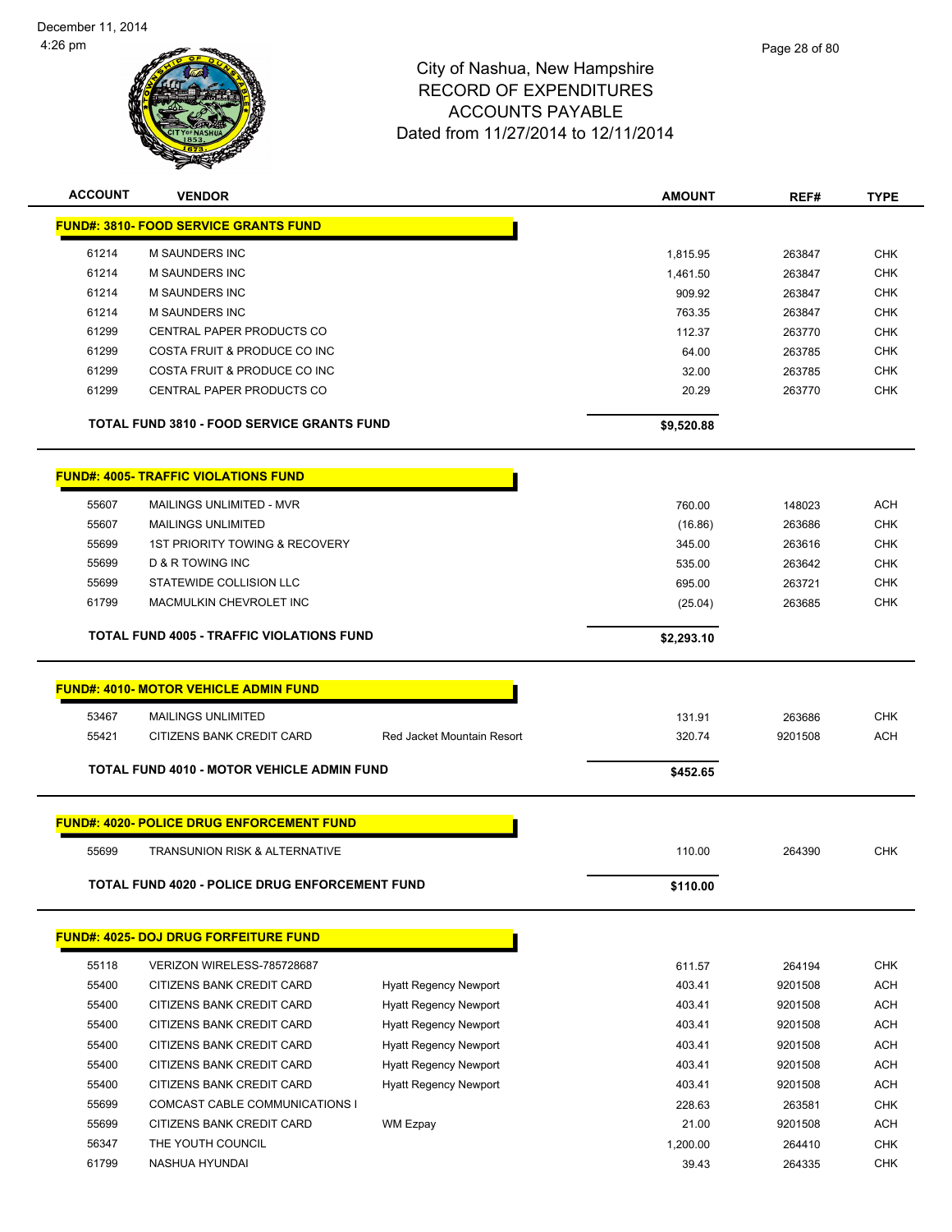# City of Nashua, New Hampshire
## RECORD OF EXPENDITURES
## ACCOUNTS PAYABLE
### Dated from 11/27/2014 to 12/11/2014

December 11, 2014
4:26 pm

| ACCOUNT | VENDOR | | AMOUNT | REF# | TYPE |
|---|---|---|---|---|---|
| **FUND#: 3810- FOOD SERVICE GRANTS FUND** | | | | | |
| 61214 | M SAUNDERS INC | | 1,815.95 | 263847 | CHK |
| 61214 | M SAUNDERS INC | | 1,461.50 | 263847 | CHK |
| 61214 | M SAUNDERS INC | | 909.92 | 263847 | CHK |
| 61214 | M SAUNDERS INC | | 763.35 | 263847 | CHK |
| 61299 | CENTRAL PAPER PRODUCTS CO | | 112.37 | 263770 | CHK |
| 61299 | COSTA FRUIT & PRODUCE CO INC | | 64.00 | 263785 | CHK |
| 61299 | COSTA FRUIT & PRODUCE CO INC | | 32.00 | 263785 | CHK |
| 61299 | CENTRAL PAPER PRODUCTS CO | | 20.29 | 263770 | CHK |
| **TOTAL FUND 3810 - FOOD SERVICE GRANTS FUND** | | | **$9,520.88** | | |
| **FUND#: 4005- TRAFFIC VIOLATIONS FUND** | | | | | |
| 55607 | MAILINGS UNLIMITED - MVR | | 760.00 | 148023 | ACH |
| 55607 | MAILINGS UNLIMITED | | (16.86) | 263686 | CHK |
| 55699 | 1ST PRIORITY TOWING & RECOVERY | | 345.00 | 263616 | CHK |
| 55699 | D & R TOWING INC | | 535.00 | 263642 | CHK |
| 55699 | STATEWIDE COLLISION LLC | | 695.00 | 263721 | CHK |
| 61799 | MACMULKIN CHEVROLET INC | | (25.04) | 263685 | CHK |
| **TOTAL FUND 4005 - TRAFFIC VIOLATIONS FUND** | | | **$2,293.10** | | |
| **FUND#: 4010- MOTOR VEHICLE ADMIN FUND** | | | | | |
| 53467 | MAILINGS UNLIMITED | | 131.91 | 263686 | CHK |
| 55421 | CITIZENS BANK CREDIT CARD | Red Jacket Mountain Resort | 320.74 | 9201508 | ACH |
| **TOTAL FUND 4010 - MOTOR VEHICLE ADMIN FUND** | | | **$452.65** | | |
| **FUND#: 4020- POLICE DRUG ENFORCEMENT FUND** | | | | | |
| 55699 | TRANSUNION RISK & ALTERNATIVE | | 110.00 | 264390 | CHK |
| **TOTAL FUND 4020 - POLICE DRUG ENFORCEMENT FUND** | | | **$110.00** | | |
| **FUND#: 4025- DOJ DRUG FORFEITURE FUND** | | | | | |
| 55118 | VERIZON WIRELESS-785728687 | | 611.57 | 264194 | CHK |
| 55400 | CITIZENS BANK CREDIT CARD | Hyatt Regency Newport | 403.41 | 9201508 | ACH |
| 55400 | CITIZENS BANK CREDIT CARD | Hyatt Regency Newport | 403.41 | 9201508 | ACH |
| 55400 | CITIZENS BANK CREDIT CARD | Hyatt Regency Newport | 403.41 | 9201508 | ACH |
| 55400 | CITIZENS BANK CREDIT CARD | Hyatt Regency Newport | 403.41 | 9201508 | ACH |
| 55400 | CITIZENS BANK CREDIT CARD | Hyatt Regency Newport | 403.41 | 9201508 | ACH |
| 55400 | CITIZENS BANK CREDIT CARD | Hyatt Regency Newport | 403.41 | 9201508 | ACH |
| 55699 | COMCAST CABLE COMMUNICATIONS I | | 228.63 | 263581 | CHK |
| 55699 | CITIZENS BANK CREDIT CARD | WM Ezpay | 21.00 | 9201508 | ACH |
| 56347 | THE YOUTH COUNCIL | | 1,200.00 | 264410 | CHK |
| 61799 | NASHUA HYUNDAI | | 39.43 | 264335 | CHK |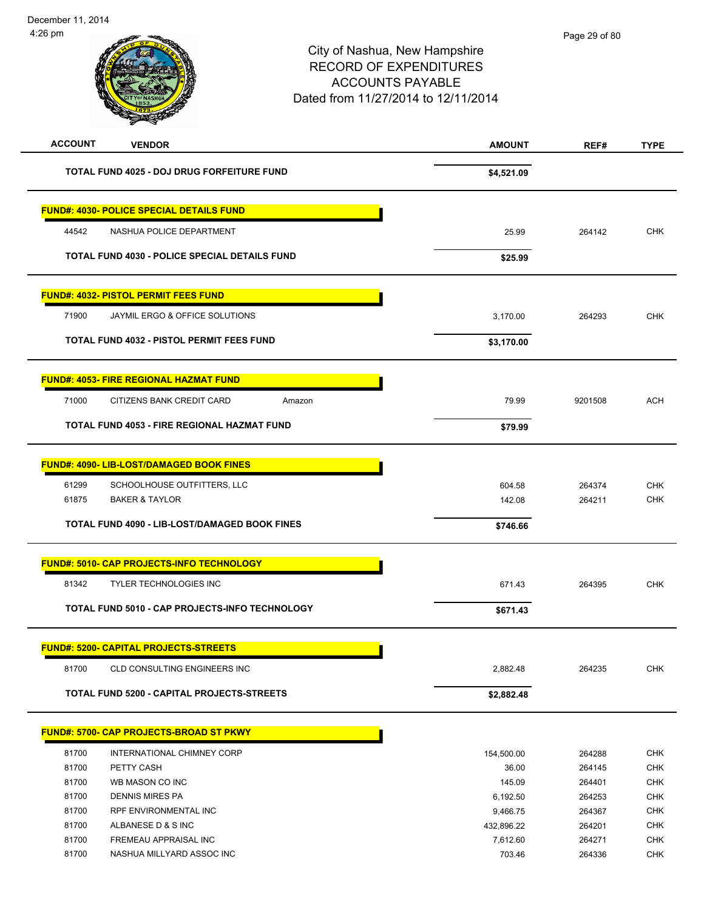| ACCOUNT | VENDOR | | AMOUNT | REF# | TYPE |
|---|---|---|---|---|---|
| | **TOTAL FUND 4025 - DOJ DRUG FORFEITURE FUND** | | **$4,521.09** | | |
| **FUND#: 4030- POLICE SPECIAL DETAILS FUND** | | | | | |
| 44542 | NASHUA POLICE DEPARTMENT | | 25.99 | 264142 | CHK |
| | **TOTAL FUND 4030 - POLICE SPECIAL DETAILS FUND** | | **$25.99** | | |
| **FUND#: 4032- PISTOL PERMIT FEES FUND** | | | | | |
| 71900 | JAYMIL ERGO & OFFICE SOLUTIONS | | 3,170.00 | 264293 | CHK |
| | **TOTAL FUND 4032 - PISTOL PERMIT FEES FUND** | | **$3,170.00** | | |
| **FUND#: 4053- FIRE REGIONAL HAZMAT FUND** | | | | | |
| 71000 | CITIZENS BANK CREDIT CARD | Amazon | 79.99 | 9201508 | ACH |
| | **TOTAL FUND 4053 - FIRE REGIONAL HAZMAT FUND** | | **$79.99** | | |
| **FUND#: 4090- LIB-LOST/DAMAGED BOOK FINES** | | | | | |
| 61299 | SCHOOLHOUSE OUTFITTERS, LLC | | 604.58 | 264374 | CHK |
| 61875 | BAKER & TAYLOR | | 142.08 | 264211 | CHK |
| | **TOTAL FUND 4090 - LIB-LOST/DAMAGED BOOK FINES** | | **$746.66** | | |
| **FUND#: 5010- CAP PROJECTS-INFO TECHNOLOGY** | | | | | |
| 81342 | TYLER TECHNOLOGIES INC | | 671.43 | 264395 | CHK |
| | **TOTAL FUND 5010 - CAP PROJECTS-INFO TECHNOLOGY** | | **$671.43** | | |
| **FUND#: 5200- CAPITAL PROJECTS-STREETS** | | | | | |
| 81700 | CLD CONSULTING ENGINEERS INC | | 2,882.48 | 264235 | CHK |
| | **TOTAL FUND 5200 - CAPITAL PROJECTS-STREETS** | | **$2,882.48** | | |
| **FUND#: 5700- CAP PROJECTS-BROAD ST PKWY** | | | | | |
| 81700 | INTERNATIONAL CHIMNEY CORP | | 154,500.00 | 264288 | CHK |
| 81700 | PETTY CASH | | 36.00 | 264145 | CHK |
| 81700 | WB MASON CO INC | | 145.09 | 264401 | CHK |
| 81700 | DENNIS MIRES PA | | 6,192.50 | 264253 | CHK |
| 81700 | RPF ENVIRONMENTAL INC | | 9,466.75 | 264367 | CHK |
| 81700 | ALBANESE D & S INC | | 432,896.22 | 264201 | CHK |
| 81700 | FREMEAU APPRAISAL INC | | 7,612.60 | 264271 | CHK |
| 81700 | NASHUA MILLYARD ASSOC INC | | 703.46 | 264336 | CHK |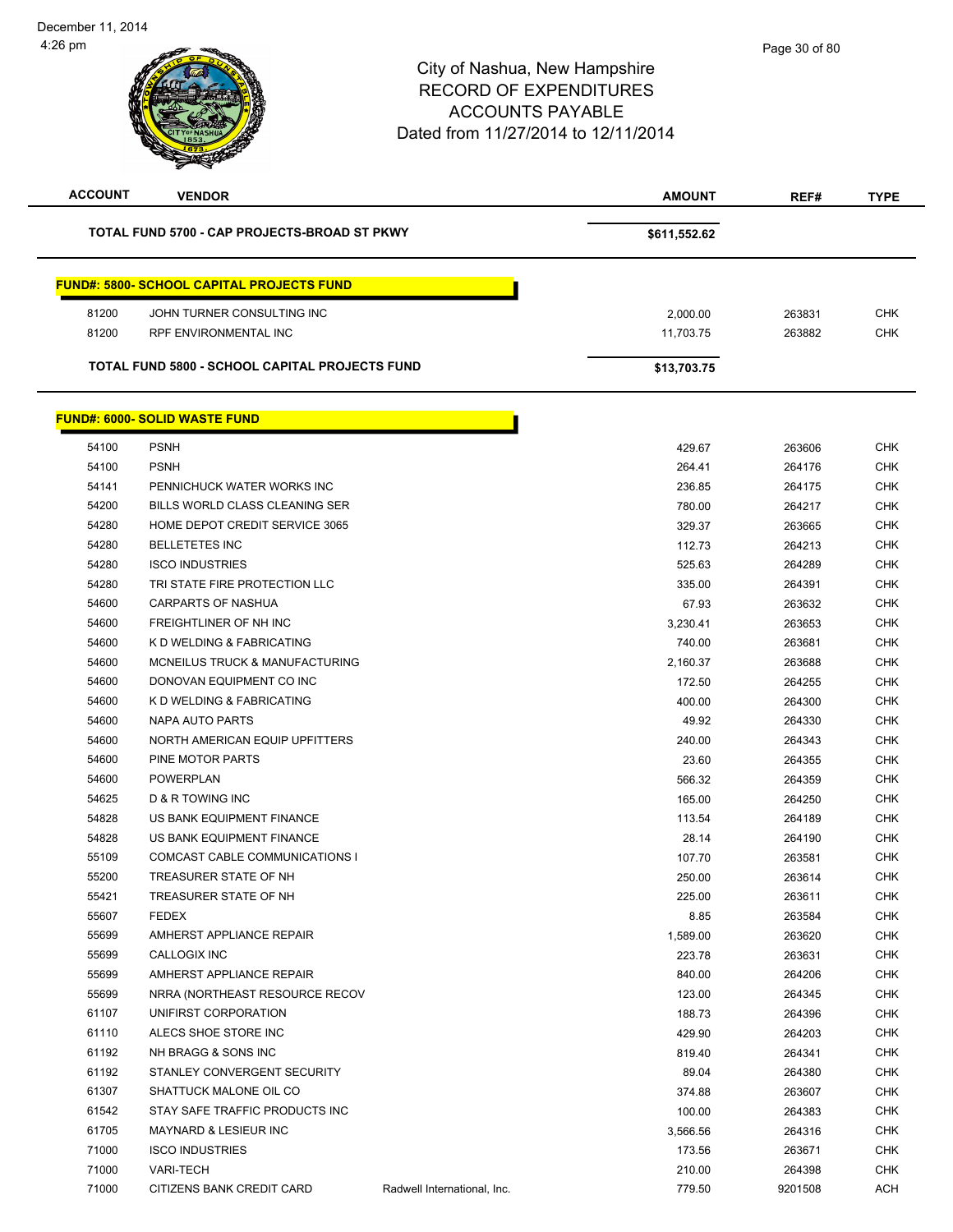# City of Nashua, New Hampshire
## RECORD OF EXPENDITURES
## ACCOUNTS PAYABLE
### Dated from 11/27/2014 to 12/11/2014

| ACCOUNT | VENDOR | | AMOUNT | REF# | TYPE |
|---|---|---|---|---|---|
| | **TOTAL FUND 5700 - CAP PROJECTS-BROAD ST PKWY** | | **$611,552.62** | | |
| | **FUND#: 5800- SCHOOL CAPITAL PROJECTS FUND** | | | | |
| 81200 | JOHN TURNER CONSULTING INC | | 2,000.00 | 263831 | CHK |
| 81200 | RPF ENVIRONMENTAL INC | | 11,703.75 | 263882 | CHK |
| | **TOTAL FUND 5800 - SCHOOL CAPITAL PROJECTS FUND** | | **$13,703.75** | | |
| | **FUND#: 6000- SOLID WASTE FUND** | | | | |
| 54100 | PSNH | | 429.67 | 263606 | CHK |
| 54100 | PSNH | | 264.41 | 264176 | CHK |
| 54141 | PENNICHUCK WATER WORKS INC | | 236.85 | 264175 | CHK |
| 54200 | BILLS WORLD CLASS CLEANING SER | | 780.00 | 264217 | CHK |
| 54280 | HOME DEPOT CREDIT SERVICE 3065 | | 329.37 | 263665 | CHK |
| 54280 | BELLETETES INC | | 112.73 | 264213 | CHK |
| 54280 | ISCO INDUSTRIES | | 525.63 | 264289 | CHK |
| 54280 | TRI STATE FIRE PROTECTION LLC | | 335.00 | 264391 | CHK |
| 54600 | CARPARTS OF NASHUA | | 67.93 | 263632 | CHK |
| 54600 | FREIGHTLINER OF NH INC | | 3,230.41 | 263653 | CHK |
| 54600 | K D WELDING & FABRICATING | | 740.00 | 263681 | CHK |
| 54600 | MCNEILUS TRUCK & MANUFACTURING | | 2,160.37 | 263688 | CHK |
| 54600 | DONOVAN EQUIPMENT CO INC | | 172.50 | 264255 | CHK |
| 54600 | K D WELDING & FABRICATING | | 400.00 | 264300 | CHK |
| 54600 | NAPA AUTO PARTS | | 49.92 | 264330 | CHK |
| 54600 | NORTH AMERICAN EQUIP UPFITTERS | | 240.00 | 264343 | CHK |
| 54600 | PINE MOTOR PARTS | | 23.60 | 264355 | CHK |
| 54600 | POWERPLAN | | 566.32 | 264359 | CHK |
| 54625 | D & R TOWING INC | | 165.00 | 264250 | CHK |
| 54828 | US BANK EQUIPMENT FINANCE | | 113.54 | 264189 | CHK |
| 54828 | US BANK EQUIPMENT FINANCE | | 28.14 | 264190 | CHK |
| 55109 | COMCAST CABLE COMMUNICATIONS I | | 107.70 | 263581 | CHK |
| 55200 | TREASURER STATE OF NH | | 250.00 | 263614 | CHK |
| 55421 | TREASURER STATE OF NH | | 225.00 | 263611 | CHK |
| 55607 | FEDEX | | 8.85 | 263584 | CHK |
| 55699 | AMHERST APPLIANCE REPAIR | | 1,589.00 | 263620 | CHK |
| 55699 | CALLOGIX INC | | 223.78 | 263631 | CHK |
| 55699 | AMHERST APPLIANCE REPAIR | | 840.00 | 264206 | CHK |
| 55699 | NRRA (NORTHEAST RESOURCE RECOV | | 123.00 | 264345 | CHK |
| 61107 | UNIFIRST CORPORATION | | 188.73 | 264396 | CHK |
| 61110 | ALECS SHOE STORE INC | | 429.90 | 264203 | CHK |
| 61192 | NH BRAGG & SONS INC | | 819.40 | 264341 | CHK |
| 61192 | STANLEY CONVERGENT SECURITY | | 89.04 | 264380 | CHK |
| 61307 | SHATTUCK MALONE OIL CO | | 374.88 | 263607 | CHK |
| 61542 | STAY SAFE TRAFFIC PRODUCTS INC | | 100.00 | 264383 | CHK |
| 61705 | MAYNARD & LESIEUR INC | | 3,566.56 | 264316 | CHK |
| 71000 | ISCO INDUSTRIES | | 173.56 | 263671 | CHK |
| 71000 | VARI-TECH | | 210.00 | 264398 | CHK |
| 71000 | CITIZENS BANK CREDIT CARD | Radwell International, Inc. | 779.50 | 9201508 | ACH |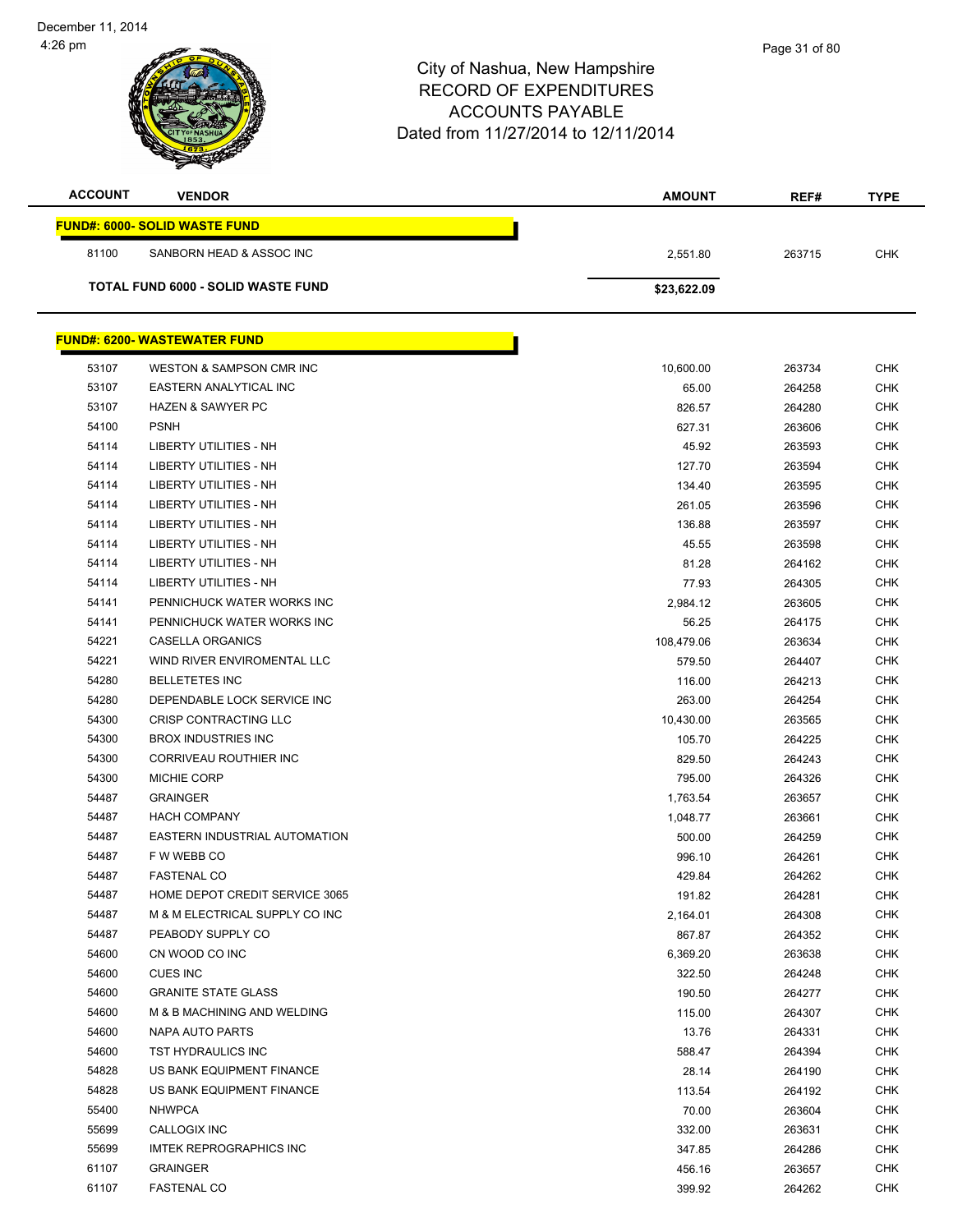City of Nashua, New Hampshire
RECORD OF EXPENDITURES
ACCOUNTS PAYABLE
Dated from 11/27/2014 to 12/11/2014

| ACCOUNT | VENDOR | AMOUNT | REF# | TYPE |
|---|---|---|---|---|
| **FUND#: 6000- SOLID WASTE FUND** | | | | |
| 81100 | SANBORN HEAD & ASSOC INC | 2,551.80 | 263715 | CHK |
| **TOTAL FUND 6000 - SOLID WASTE FUND** | | **$23,622.09** | | |

| ACCOUNT | VENDOR | AMOUNT | REF# | TYPE |
|---|---|---|---|---|
| **FUND#: 6200- WASTEWATER FUND** | | | | |
| 53107 | WESTON & SAMPSON CMR INC | 10,600.00 | 263734 | CHK |
| 53107 | EASTERN ANALYTICAL INC | 65.00 | 264258 | CHK |
| 53107 | HAZEN & SAWYER PC | 826.57 | 264280 | CHK |
| 54100 | PSNH | 627.31 | 263606 | CHK |
| 54114 | LIBERTY UTILITIES - NH | 45.92 | 263593 | CHK |
| 54114 | LIBERTY UTILITIES - NH | 127.70 | 263594 | CHK |
| 54114 | LIBERTY UTILITIES - NH | 134.40 | 263595 | CHK |
| 54114 | LIBERTY UTILITIES - NH | 261.05 | 263596 | CHK |
| 54114 | LIBERTY UTILITIES - NH | 136.88 | 263597 | CHK |
| 54114 | LIBERTY UTILITIES - NH | 45.55 | 263598 | CHK |
| 54114 | LIBERTY UTILITIES - NH | 81.28 | 264162 | CHK |
| 54114 | LIBERTY UTILITIES - NH | 77.93 | 264305 | CHK |
| 54141 | PENNICHUCK WATER WORKS INC | 2,984.12 | 263605 | CHK |
| 54141 | PENNICHUCK WATER WORKS INC | 56.25 | 264175 | CHK |
| 54221 | CASELLA ORGANICS | 108,479.06 | 263634 | CHK |
| 54221 | WIND RIVER ENVIROMENTAL LLC | 579.50 | 264407 | CHK |
| 54280 | BELLETETES INC | 116.00 | 264213 | CHK |
| 54280 | DEPENDABLE LOCK SERVICE INC | 263.00 | 264254 | CHK |
| 54300 | CRISP CONTRACTING LLC | 10,430.00 | 263565 | CHK |
| 54300 | BROX INDUSTRIES INC | 105.70 | 264225 | CHK |
| 54300 | CORRIVEAU ROUTHIER INC | 829.50 | 264243 | CHK |
| 54300 | MICHIE CORP | 795.00 | 264326 | CHK |
| 54487 | GRAINGER | 1,763.54 | 263657 | CHK |
| 54487 | HACH COMPANY | 1,048.77 | 263661 | CHK |
| 54487 | EASTERN INDUSTRIAL AUTOMATION | 500.00 | 264259 | CHK |
| 54487 | F W WEBB CO | 996.10 | 264261 | CHK |
| 54487 | FASTENAL CO | 429.84 | 264262 | CHK |
| 54487 | HOME DEPOT CREDIT SERVICE 3065 | 191.82 | 264281 | CHK |
| 54487 | M & M ELECTRICAL SUPPLY CO INC | 2,164.01 | 264308 | CHK |
| 54487 | PEABODY SUPPLY CO | 867.87 | 264352 | CHK |
| 54600 | CN WOOD CO INC | 6,369.20 | 263638 | CHK |
| 54600 | CUES INC | 322.50 | 264248 | CHK |
| 54600 | GRANITE STATE GLASS | 190.50 | 264277 | CHK |
| 54600 | M & B MACHINING AND WELDING | 115.00 | 264307 | CHK |
| 54600 | NAPA AUTO PARTS | 13.76 | 264331 | CHK |
| 54600 | TST HYDRAULICS INC | 588.47 | 264394 | CHK |
| 54828 | US BANK EQUIPMENT FINANCE | 28.14 | 264190 | CHK |
| 54828 | US BANK EQUIPMENT FINANCE | 113.54 | 264192 | CHK |
| 55400 | NHWPCA | 70.00 | 263604 | CHK |
| 55699 | CALLOGIX INC | 332.00 | 263631 | CHK |
| 55699 | IMTEK REPROGRAPHICS INC | 347.85 | 264286 | CHK |
| 61107 | GRAINGER | 456.16 | 263657 | CHK |
| 61107 | FASTENAL CO | 399.92 | 264262 | CHK |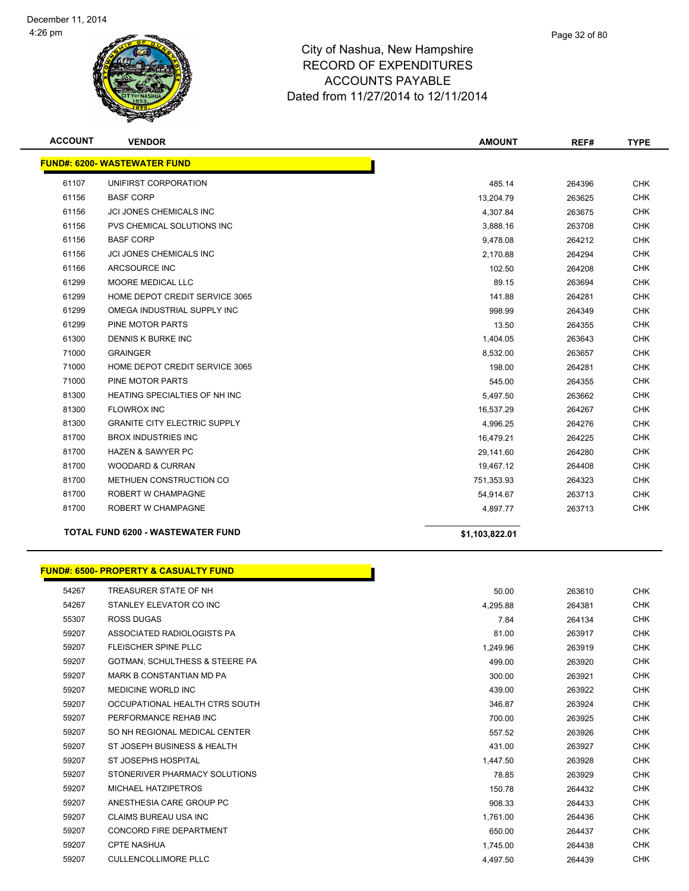# City of Nashua, New Hampshire
## RECORD OF EXPENDITURES
## ACCOUNTS PAYABLE
## Dated from 11/27/2014 to 12/11/2014

| ACCOUNT | VENDOR | AMOUNT | REF# | TYPE |
|---|---|---|---|---|
| **FUND#: 6200- WASTEWATER FUND** | | | | |
| 61107 | UNIFIRST CORPORATION | 485.14 | 264396 | CHK |
| 61156 | BASF CORP | 13,204.79 | 263625 | CHK |
| 61156 | JCI JONES CHEMICALS INC | 4,307.84 | 263675 | CHK |
| 61156 | PVS CHEMICAL SOLUTIONS INC | 3,888.16 | 263708 | CHK |
| 61156 | BASF CORP | 9,478.08 | 264212 | CHK |
| 61156 | JCI JONES CHEMICALS INC | 2,170.88 | 264294 | CHK |
| 61166 | ARCSOURCE INC | 102.50 | 264208 | CHK |
| 61299 | MOORE MEDICAL LLC | 89.15 | 263694 | CHK |
| 61299 | HOME DEPOT CREDIT SERVICE 3065 | 141.88 | 264281 | CHK |
| 61299 | OMEGA INDUSTRIAL SUPPLY INC | 998.99 | 264349 | CHK |
| 61299 | PINE MOTOR PARTS | 13.50 | 264355 | CHK |
| 61300 | DENNIS K BURKE INC | 1,404.05 | 263643 | CHK |
| 71000 | GRAINGER | 8,532.00 | 263657 | CHK |
| 71000 | HOME DEPOT CREDIT SERVICE 3065 | 198.00 | 264281 | CHK |
| 71000 | PINE MOTOR PARTS | 545.00 | 264355 | CHK |
| 81300 | HEATING SPECIALTIES OF NH INC | 5,497.50 | 263662 | CHK |
| 81300 | FLOWROX INC | 16,537.29 | 264267 | CHK |
| 81300 | GRANITE CITY ELECTRIC SUPPLY | 4,996.25 | 264276 | CHK |
| 81700 | BROX INDUSTRIES INC | 16,479.21 | 264225 | CHK |
| 81700 | HAZEN & SAWYER PC | 29,141.60 | 264280 | CHK |
| 81700 | WOODARD & CURRAN | 19,467.12 | 264408 | CHK |
| 81700 | METHUEN CONSTRUCTION CO | 751,353.93 | 264323 | CHK |
| 81700 | ROBERT W CHAMPAGNE | 54,914.67 | 263713 | CHK |
| 81700 | ROBERT W CHAMPAGNE | 4,897.77 | 263713 | CHK |
| | **TOTAL FUND 6200 - WASTEWATER FUND** | **$1,103,822.01** | | |

| ACCOUNT | VENDOR | AMOUNT | REF# | TYPE |
|---|---|---|---|---|
| **FUND#: 6500- PROPERTY & CASUALTY FUND** | | | | |
| 54267 | TREASURER STATE OF NH | 50.00 | 263610 | CHK |
| 54267 | STANLEY ELEVATOR CO INC | 4,295.88 | 264381 | CHK |
| 55307 | ROSS DUGAS | 7.84 | 264134 | CHK |
| 59207 | ASSOCIATED RADIOLOGISTS PA | 81.00 | 263917 | CHK |
| 59207 | FLEISCHER SPINE PLLC | 1,249.96 | 263919 | CHK |
| 59207 | GOTMAN, SCHULTHESS & STEERE PA | 499.00 | 263920 | CHK |
| 59207 | MARK B CONSTANTIAN MD PA | 300.00 | 263921 | CHK |
| 59207 | MEDICINE WORLD INC | 439.00 | 263922 | CHK |
| 59207 | OCCUPATIONAL HEALTH CTRS SOUTH | 346.87 | 263924 | CHK |
| 59207 | PERFORMANCE REHAB INC | 700.00 | 263925 | CHK |
| 59207 | SO NH REGIONAL MEDICAL CENTER | 557.52 | 263926 | CHK |
| 59207 | ST JOSEPH BUSINESS & HEALTH | 431.00 | 263927 | CHK |
| 59207 | ST JOSEPHS HOSPITAL | 1,447.50 | 263928 | CHK |
| 59207 | STONERIVER PHARMACY SOLUTIONS | 78.85 | 263929 | CHK |
| 59207 | MICHAEL HATZIPETROS | 150.78 | 264432 | CHK |
| 59207 | ANESTHESIA CARE GROUP PC | 908.33 | 264433 | CHK |
| 59207 | CLAIMS BUREAU USA INC | 1,761.00 | 264436 | CHK |
| 59207 | CONCORD FIRE DEPARTMENT | 650.00 | 264437 | CHK |
| 59207 | CPTE NASHUA | 1,745.00 | 264438 | CHK |
| 59207 | CULLENCOLLIMORE PLLC | 4,497.50 | 264439 | CHK |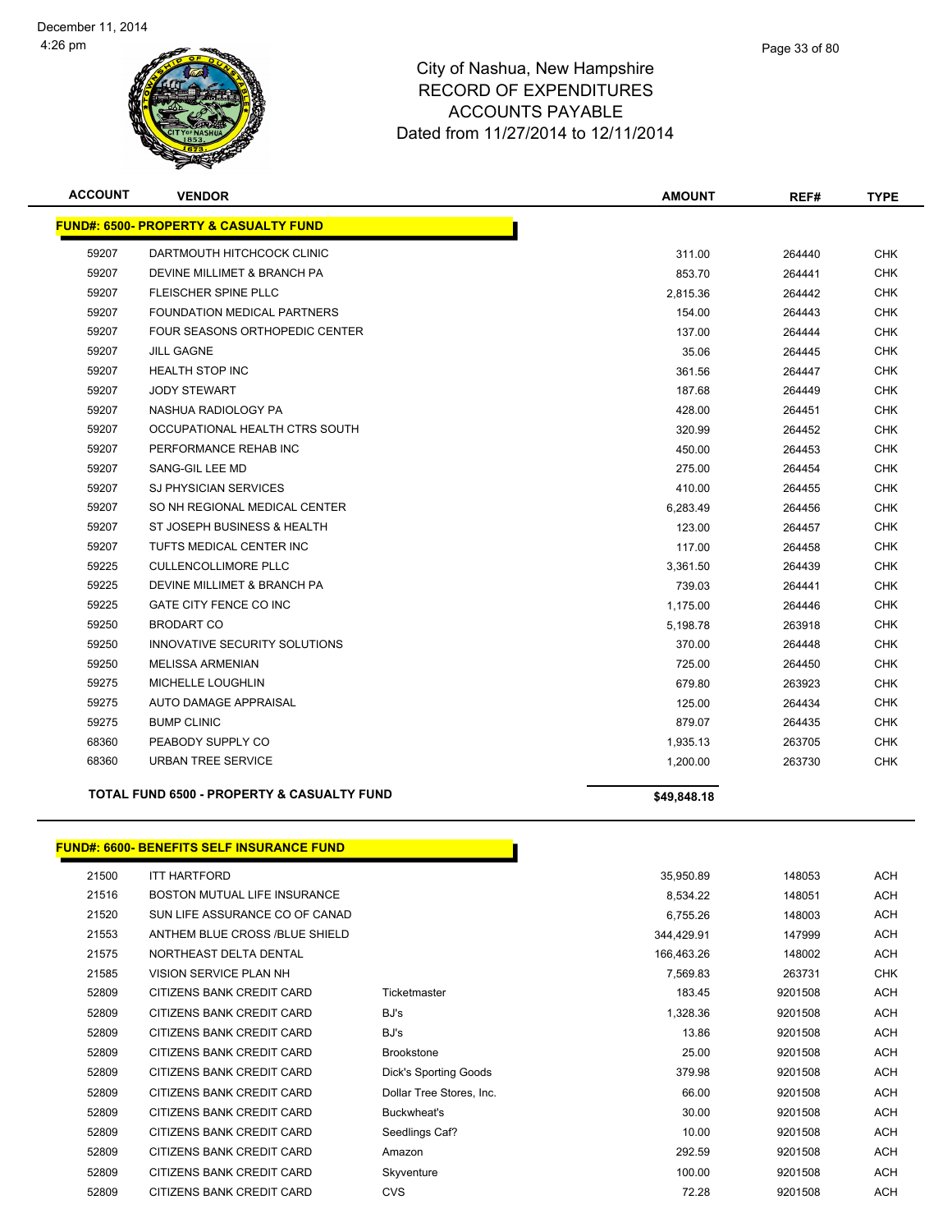December 11, 2014
4:26 pm

# City of Nashua, New Hampshire
## RECORD OF EXPENDITURES
## ACCOUNTS PAYABLE
## Dated from 11/27/2014 to 12/11/2014

**FUND#: 6500- PROPERTY & CASUALTY FUND**

| ACCOUNT | VENDOR | | AMOUNT | REF# | TYPE |
|---|---|---|---|---|---|
| 59207 | DARTMOUTH HITCHCOCK CLINIC | | 311.00 | 264440 | CHK |
| 59207 | DEVINE MILLIMET & BRANCH PA | | 853.70 | 264441 | CHK |
| 59207 | FLEISCHER SPINE PLLC | | 2,815.36 | 264442 | CHK |
| 59207 | FOUNDATION MEDICAL PARTNERS | | 154.00 | 264443 | CHK |
| 59207 | FOUR SEASONS ORTHOPEDIC CENTER | | 137.00 | 264444 | CHK |
| 59207 | JILL GAGNE | | 35.06 | 264445 | CHK |
| 59207 | HEALTH STOP INC | | 361.56 | 264447 | CHK |
| 59207 | JODY STEWART | | 187.68 | 264449 | CHK |
| 59207 | NASHUA RADIOLOGY PA | | 428.00 | 264451 | CHK |
| 59207 | OCCUPATIONAL HEALTH CTRS SOUTH | | 320.99 | 264452 | CHK |
| 59207 | PERFORMANCE REHAB INC | | 450.00 | 264453 | CHK |
| 59207 | SANG-GIL LEE MD | | 275.00 | 264454 | CHK |
| 59207 | SJ PHYSICIAN SERVICES | | 410.00 | 264455 | CHK |
| 59207 | SO NH REGIONAL MEDICAL CENTER | | 6,283.49 | 264456 | CHK |
| 59207 | ST JOSEPH BUSINESS & HEALTH | | 123.00 | 264457 | CHK |
| 59207 | TUFTS MEDICAL CENTER INC | | 117.00 | 264458 | CHK |
| 59225 | CULLENCOLLIMORE PLLC | | 3,361.50 | 264439 | CHK |
| 59225 | DEVINE MILLIMET & BRANCH PA | | 739.03 | 264441 | CHK |
| 59225 | GATE CITY FENCE CO INC | | 1,175.00 | 264446 | CHK |
| 59250 | BRODART CO | | 5,198.78 | 263918 | CHK |
| 59250 | INNOVATIVE SECURITY SOLUTIONS | | 370.00 | 264448 | CHK |
| 59250 | MELISSA ARMENIAN | | 725.00 | 264450 | CHK |
| 59275 | MICHELLE LOUGHLIN | | 679.80 | 263923 | CHK |
| 59275 | AUTO DAMAGE APPRAISAL | | 125.00 | 264434 | CHK |
| 59275 | BUMP CLINIC | | 879.07 | 264435 | CHK |
| 68360 | PEABODY SUPPLY CO | | 1,935.13 | 263705 | CHK |
| 68360 | URBAN TREE SERVICE | | 1,200.00 | 263730 | CHK |
| | **TOTAL FUND 6500 - PROPERTY & CASUALTY FUND** | | **$49,848.18** | | |

**FUND#: 6600- BENEFITS SELF INSURANCE FUND**

| ACCOUNT | VENDOR | | AMOUNT | REF# | TYPE |
|---|---|---|---|---|---|
| 21500 | ITT HARTFORD | | 35,950.89 | 148053 | ACH |
| 21516 | BOSTON MUTUAL LIFE INSURANCE | | 8,534.22 | 148051 | ACH |
| 21520 | SUN LIFE ASSURANCE CO OF CANAD | | 6,755.26 | 148003 | ACH |
| 21553 | ANTHEM BLUE CROSS /BLUE SHIELD | | 344,429.91 | 147999 | ACH |
| 21575 | NORTHEAST DELTA DENTAL | | 166,463.26 | 148002 | ACH |
| 21585 | VISION SERVICE PLAN NH | | 7,569.83 | 263731 | CHK |
| 52809 | CITIZENS BANK CREDIT CARD | Ticketmaster | 183.45 | 9201508 | ACH |
| 52809 | CITIZENS BANK CREDIT CARD | BJ's | 1,328.36 | 9201508 | ACH |
| 52809 | CITIZENS BANK CREDIT CARD | BJ's | 13.86 | 9201508 | ACH |
| 52809 | CITIZENS BANK CREDIT CARD | Brookstone | 25.00 | 9201508 | ACH |
| 52809 | CITIZENS BANK CREDIT CARD | Dick's Sporting Goods | 379.98 | 9201508 | ACH |
| 52809 | CITIZENS BANK CREDIT CARD | Dollar Tree Stores, Inc. | 66.00 | 9201508 | ACH |
| 52809 | CITIZENS BANK CREDIT CARD | Buckwheat's | 30.00 | 9201508 | ACH |
| 52809 | CITIZENS BANK CREDIT CARD | Seedlings Caf? | 10.00 | 9201508 | ACH |
| 52809 | CITIZENS BANK CREDIT CARD | Amazon | 292.59 | 9201508 | ACH |
| 52809 | CITIZENS BANK CREDIT CARD | Skyventure | 100.00 | 9201508 | ACH |
| 52809 | CITIZENS BANK CREDIT CARD | CVS | 72.28 | 9201508 | ACH |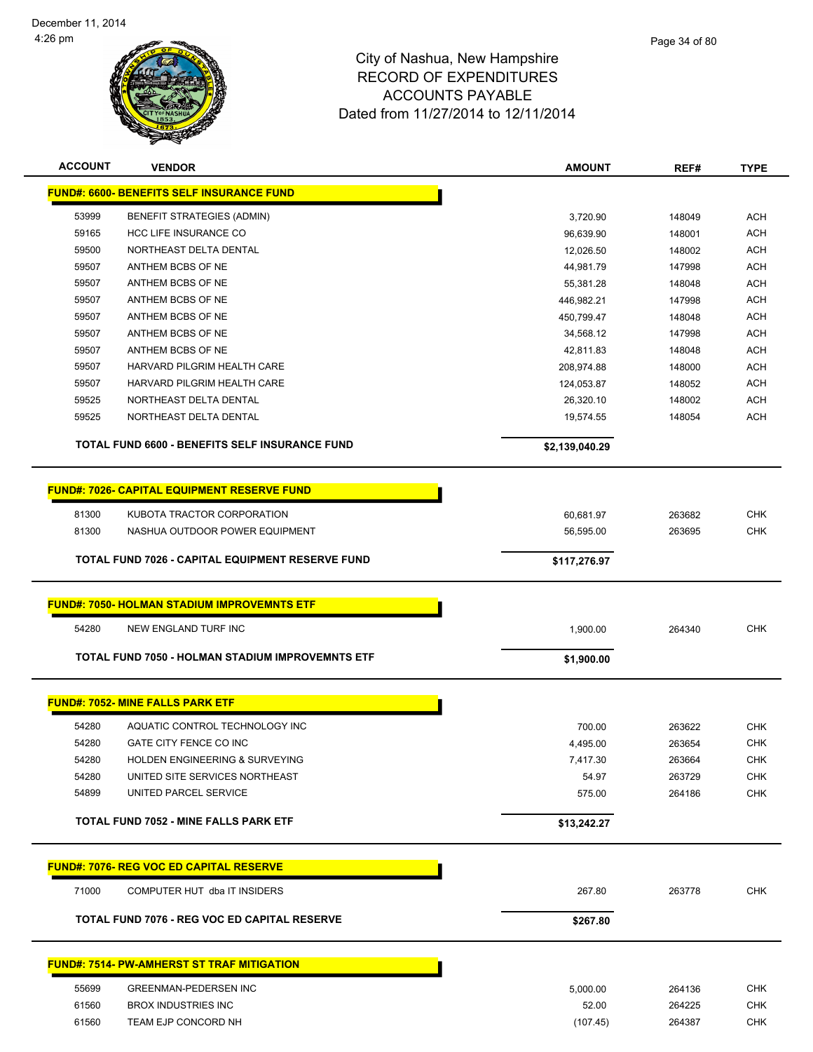City of Nashua, New Hampshire
RECORD OF EXPENDITURES
ACCOUNTS PAYABLE
Dated from 11/27/2014 to 12/11/2014

| ACCOUNT | VENDOR | AMOUNT | REF# | TYPE |
|---|---|---|---|---|
| **FUND#: 6600- BENEFITS SELF INSURANCE FUND** | | | | |
| 53999 | BENEFIT STRATEGIES (ADMIN) | 3,720.90 | 148049 | ACH |
| 59165 | HCC LIFE INSURANCE CO | 96,639.90 | 148001 | ACH |
| 59500 | NORTHEAST DELTA DENTAL | 12,026.50 | 148002 | ACH |
| 59507 | ANTHEM BCBS OF NE | 44,981.79 | 147998 | ACH |
| 59507 | ANTHEM BCBS OF NE | 55,381.28 | 148048 | ACH |
| 59507 | ANTHEM BCBS OF NE | 446,982.21 | 147998 | ACH |
| 59507 | ANTHEM BCBS OF NE | 450,799.47 | 148048 | ACH |
| 59507 | ANTHEM BCBS OF NE | 34,568.12 | 147998 | ACH |
| 59507 | ANTHEM BCBS OF NE | 42,811.83 | 148048 | ACH |
| 59507 | HARVARD PILGRIM HEALTH CARE | 208,974.88 | 148000 | ACH |
| 59507 | HARVARD PILGRIM HEALTH CARE | 124,053.87 | 148052 | ACH |
| 59525 | NORTHEAST DELTA DENTAL | 26,320.10 | 148002 | ACH |
| 59525 | NORTHEAST DELTA DENTAL | 19,574.55 | 148054 | ACH |
| | **TOTAL FUND 6600 - BENEFITS SELF INSURANCE FUND** | **$2,139,040.29** | | |
| **FUND#: 7026- CAPITAL EQUIPMENT RESERVE FUND** | | | | |
| 81300 | KUBOTA TRACTOR CORPORATION | 60,681.97 | 263682 | CHK |
| 81300 | NASHUA OUTDOOR POWER EQUIPMENT | 56,595.00 | 263695 | CHK |
| | **TOTAL FUND 7026 - CAPITAL EQUIPMENT RESERVE FUND** | **$117,276.97** | | |
| **FUND#: 7050- HOLMAN STADIUM IMPROVEMNTS ETF** | | | | |
| 54280 | NEW ENGLAND TURF INC | 1,900.00 | 264340 | CHK |
| | **TOTAL FUND 7050 - HOLMAN STADIUM IMPROVEMNTS ETF** | **$1,900.00** | | |
| **FUND#: 7052- MINE FALLS PARK ETF** | | | | |
| 54280 | AQUATIC CONTROL TECHNOLOGY INC | 700.00 | 263622 | CHK |
| 54280 | GATE CITY FENCE CO INC | 4,495.00 | 263654 | CHK |
| 54280 | HOLDEN ENGINEERING & SURVEYING | 7,417.30 | 263664 | CHK |
| 54280 | UNITED SITE SERVICES NORTHEAST | 54.97 | 263729 | CHK |
| 54899 | UNITED PARCEL SERVICE | 575.00 | 264186 | CHK |
| | **TOTAL FUND 7052 - MINE FALLS PARK ETF** | **$13,242.27** | | |
| **FUND#: 7076- REG VOC ED CAPITAL RESERVE** | | | | |
| 71000 | COMPUTER HUT dba IT INSIDERS | 267.80 | 263778 | CHK |
| | **TOTAL FUND 7076 - REG VOC ED CAPITAL RESERVE** | **$267.80** | | |
| **FUND#: 7514- PW-AMHERST ST TRAF MITIGATION** | | | | |
| 55699 | GREENMAN-PEDERSEN INC | 5,000.00 | 264136 | CHK |
| 61560 | BROX INDUSTRIES INC | 52.00 | 264225 | CHK |
| 61560 | TEAM EJP CONCORD NH | (107.45) | 264387 | CHK |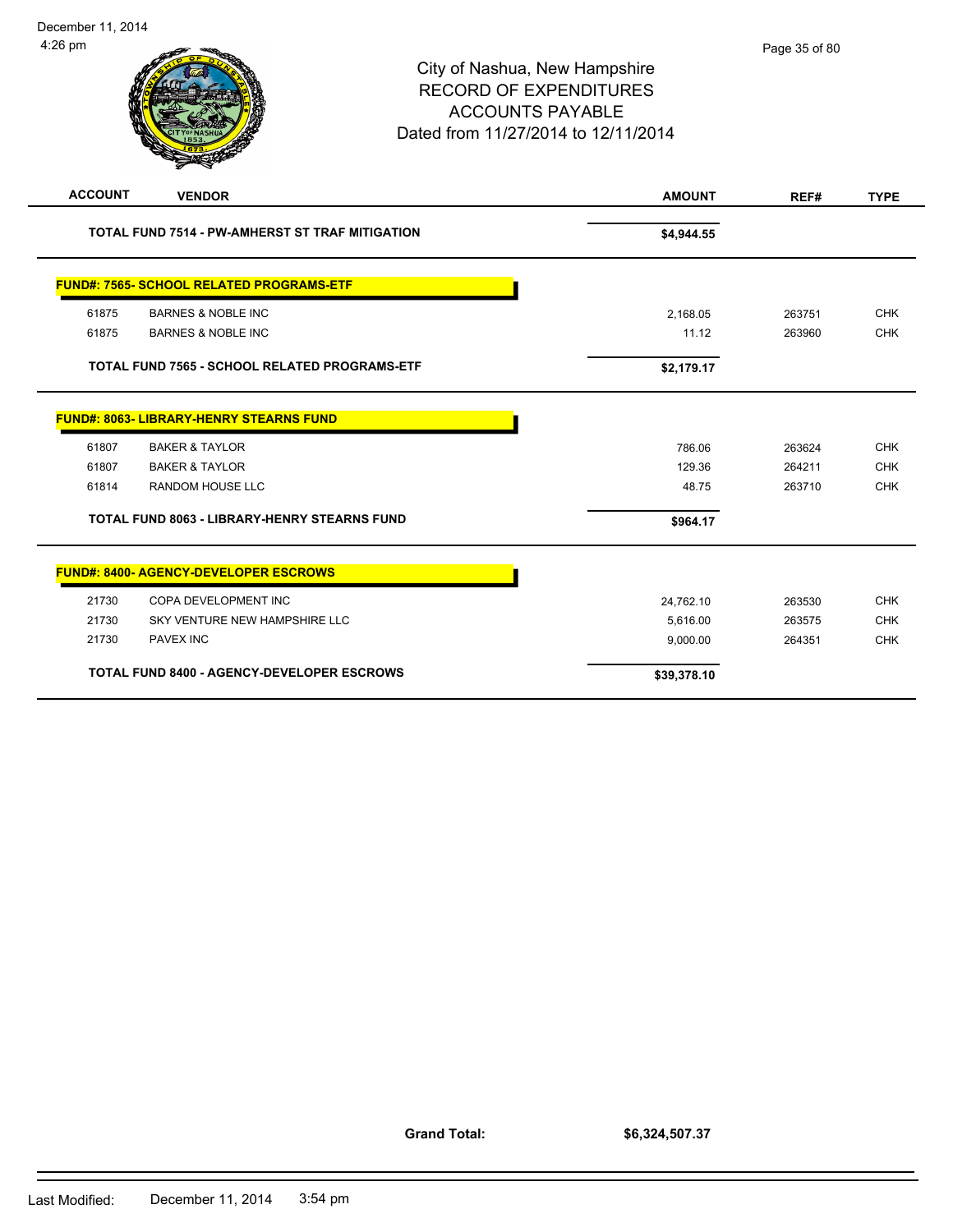# City of Nashua, New Hampshire
## RECORD OF EXPENDITURES
## ACCOUNTS PAYABLE
### Dated from 11/27/2014 to 12/11/2014

| ACCOUNT | VENDOR | AMOUNT | REF# | TYPE |
|---|---|---|---|---|
| | **TOTAL FUND 7514 - PW-AMHERST ST TRAF MITIGATION** | **$4,944.55** | | |
| | **FUND#: 7565- SCHOOL RELATED PROGRAMS-ETF** | | | |
| 61875 | BARNES & NOBLE INC | 2,168.05 | 263751 | CHK |
| 61875 | BARNES & NOBLE INC | 11.12 | 263960 | CHK |
| | **TOTAL FUND 7565 - SCHOOL RELATED PROGRAMS-ETF** | **$2,179.17** | | |
| | **FUND#: 8063- LIBRARY-HENRY STEARNS FUND** | | | |
| 61807 | BAKER & TAYLOR | 786.06 | 263624 | CHK |
| 61807 | BAKER & TAYLOR | 129.36 | 264211 | CHK |
| 61814 | RANDOM HOUSE LLC | 48.75 | 263710 | CHK |
| | **TOTAL FUND 8063 - LIBRARY-HENRY STEARNS FUND** | **$964.17** | | |
| | **FUND#: 8400- AGENCY-DEVELOPER ESCROWS** | | | |
| 21730 | COPA DEVELOPMENT INC | 24,762.10 | 263530 | CHK |
| 21730 | SKY VENTURE NEW HAMPSHIRE LLC | 5,616.00 | 263575 | CHK |
| 21730 | PAVEX INC | 9,000.00 | 264351 | CHK |
| | **TOTAL FUND 8400 - AGENCY-DEVELOPER ESCROWS** | **$39,378.10** | | |

**Grand Total: $6,324,507.37**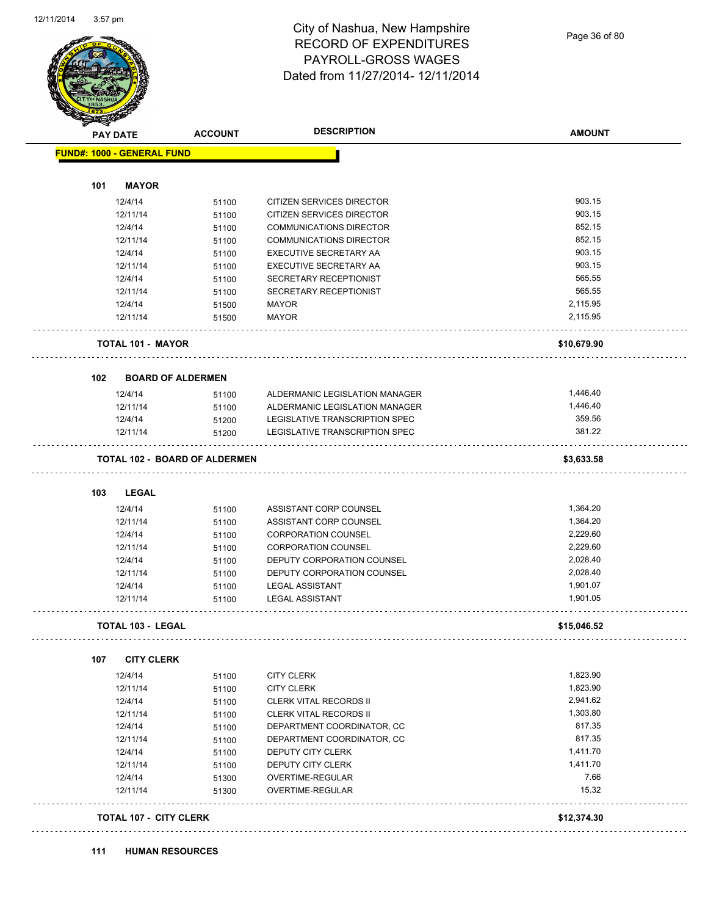# City of Nashua, New Hampshire
## RECORD OF EXPENDITURES
## PAYROLL-GROSS WAGES
## Dated from 11/27/2014- 12/11/2014

| PAY DATE | ACCOUNT | DESCRIPTION | AMOUNT |
|---|---|---|---|
| **FUND#: 1000 - GENERAL FUND** | | | |
| **101 MAYOR** | | | |
| 12/4/14 | 51100 | CITIZEN SERVICES DIRECTOR | 903.15 |
| 12/11/14 | 51100 | CITIZEN SERVICES DIRECTOR | 903.15 |
| 12/4/14 | 51100 | COMMUNICATIONS DIRECTOR | 852.15 |
| 12/11/14 | 51100 | COMMUNICATIONS DIRECTOR | 852.15 |
| 12/4/14 | 51100 | EXECUTIVE SECRETARY AA | 903.15 |
| 12/11/14 | 51100 | EXECUTIVE SECRETARY AA | 903.15 |
| 12/4/14 | 51100 | SECRETARY RECEPTIONIST | 565.55 |
| 12/11/14 | 51100 | SECRETARY RECEPTIONIST | 565.55 |
| 12/4/14 | 51500 | MAYOR | 2,115.95 |
| 12/11/14 | 51500 | MAYOR | 2,115.95 |
| **TOTAL 101 - MAYOR** | | | **$10,679.90** |
| **102 BOARD OF ALDERMEN** | | | |
| 12/4/14 | 51100 | ALDERMANIC LEGISLATION MANAGER | 1,446.40 |
| 12/11/14 | 51100 | ALDERMANIC LEGISLATION MANAGER | 1,446.40 |
| 12/4/14 | 51200 | LEGISLATIVE TRANSCRIPTION SPEC | 359.56 |
| 12/11/14 | 51200 | LEGISLATIVE TRANSCRIPTION SPEC | 381.22 |
| **TOTAL 102 - BOARD OF ALDERMEN** | | | **$3,633.58** |
| **103 LEGAL** | | | |
| 12/4/14 | 51100 | ASSISTANT CORP COUNSEL | 1,364.20 |
| 12/11/14 | 51100 | ASSISTANT CORP COUNSEL | 1,364.20 |
| 12/4/14 | 51100 | CORPORATION COUNSEL | 2,229.60 |
| 12/11/14 | 51100 | CORPORATION COUNSEL | 2,229.60 |
| 12/4/14 | 51100 | DEPUTY CORPORATION COUNSEL | 2,028.40 |
| 12/11/14 | 51100 | DEPUTY CORPORATION COUNSEL | 2,028.40 |
| 12/4/14 | 51100 | LEGAL ASSISTANT | 1,901.07 |
| 12/11/14 | 51100 | LEGAL ASSISTANT | 1,901.05 |
| **TOTAL 103 - LEGAL** | | | **$15,046.52** |
| **107 CITY CLERK** | | | |
| 12/4/14 | 51100 | CITY CLERK | 1,823.90 |
| 12/11/14 | 51100 | CITY CLERK | 1,823.90 |
| 12/4/14 | 51100 | CLERK VITAL RECORDS II | 2,941.62 |
| 12/11/14 | 51100 | CLERK VITAL RECORDS II | 1,303.80 |
| 12/4/14 | 51100 | DEPARTMENT COORDINATOR, CC | 817.35 |
| 12/11/14 | 51100 | DEPARTMENT COORDINATOR, CC | 817.35 |
| 12/4/14 | 51100 | DEPUTY CITY CLERK | 1,411.70 |
| 12/11/14 | 51100 | DEPUTY CITY CLERK | 1,411.70 |
| 12/4/14 | 51300 | OVERTIME-REGULAR | 7.66 |
| 12/11/14 | 51300 | OVERTIME-REGULAR | 15.32 |
| **TOTAL 107 - CITY CLERK** | | | **$12,374.30** |
| **111 HUMAN RESOURCES** | | | |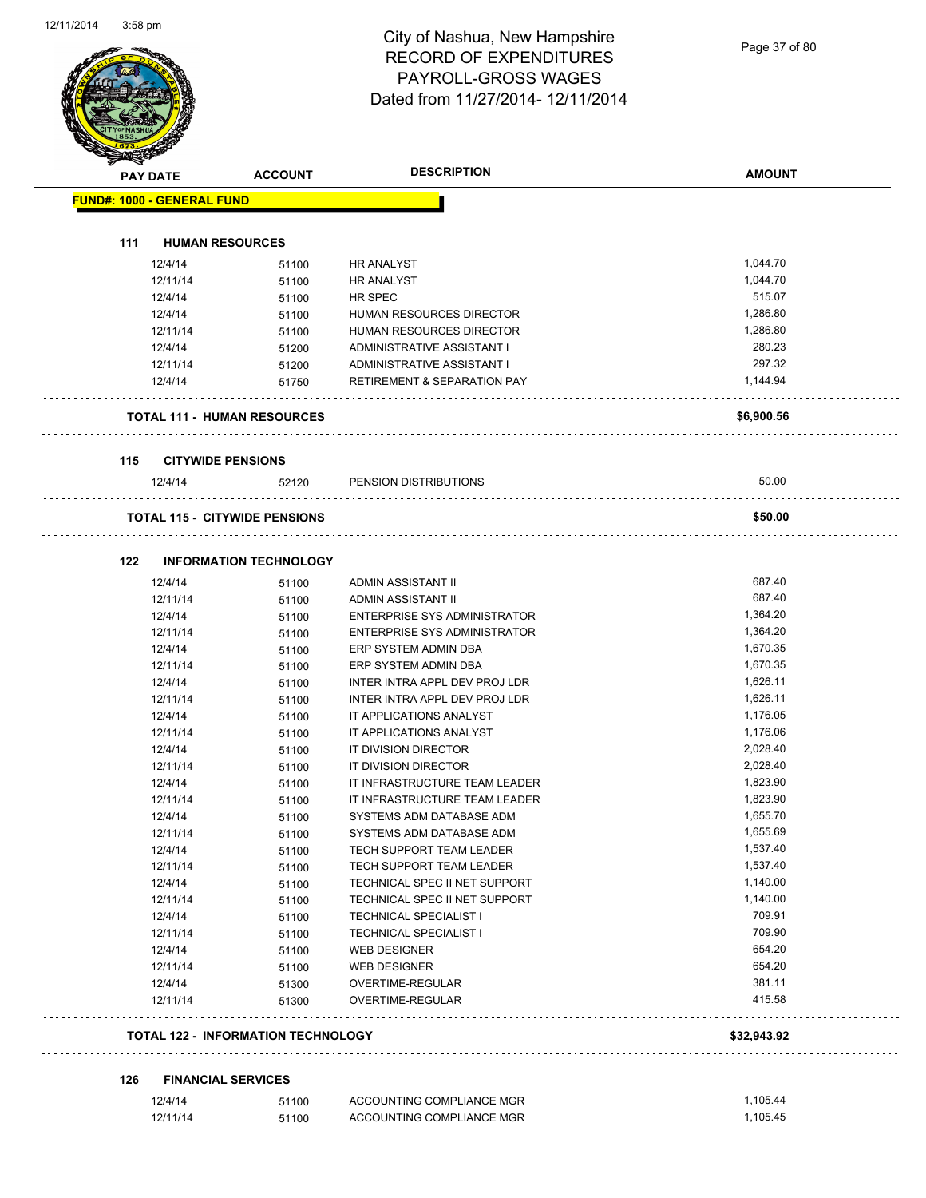# City of Nashua, New Hampshire
## RECORD OF EXPENDITURES
## PAYROLL-GROSS WAGES
## Dated from 11/27/2014- 12/11/2014

**FUND#: 1000 - GENERAL FUND**

### 111 HUMAN RESOURCES

| PAY DATE | ACCOUNT | DESCRIPTION | AMOUNT |
|---|---|---|---|
| 12/4/14 | 51100 | HR ANALYST | 1,044.70 |
| 12/11/14 | 51100 | HR ANALYST | 1,044.70 |
| 12/4/14 | 51100 | HR SPEC | 515.07 |
| 12/4/14 | 51100 | HUMAN RESOURCES DIRECTOR | 1,286.80 |
| 12/11/14 | 51100 | HUMAN RESOURCES DIRECTOR | 1,286.80 |
| 12/4/14 | 51200 | ADMINISTRATIVE ASSISTANT I | 280.23 |
| 12/11/14 | 51200 | ADMINISTRATIVE ASSISTANT I | 297.32 |
| 12/4/14 | 51750 | RETIREMENT & SEPARATION PAY | 1,144.94 |

**TOTAL 111 - HUMAN RESOURCES** **$6,900.56**

### 115 CITYWIDE PENSIONS

| PAY DATE | ACCOUNT | DESCRIPTION | AMOUNT |
|---|---|---|---|
| 12/4/14 | 52120 | PENSION DISTRIBUTIONS | 50.00 |

**TOTAL 115 - CITYWIDE PENSIONS** **$50.00**

### 122 INFORMATION TECHNOLOGY

| PAY DATE | ACCOUNT | DESCRIPTION | AMOUNT |
|---|---|---|---|
| 12/4/14 | 51100 | ADMIN ASSISTANT II | 687.40 |
| 12/11/14 | 51100 | ADMIN ASSISTANT II | 687.40 |
| 12/4/14 | 51100 | ENTERPRISE SYS ADMINISTRATOR | 1,364.20 |
| 12/11/14 | 51100 | ENTERPRISE SYS ADMINISTRATOR | 1,364.20 |
| 12/4/14 | 51100 | ERP SYSTEM ADMIN DBA | 1,670.35 |
| 12/11/14 | 51100 | ERP SYSTEM ADMIN DBA | 1,670.35 |
| 12/4/14 | 51100 | INTER INTRA APPL DEV PROJ LDR | 1,626.11 |
| 12/11/14 | 51100 | INTER INTRA APPL DEV PROJ LDR | 1,626.11 |
| 12/4/14 | 51100 | IT APPLICATIONS ANALYST | 1,176.05 |
| 12/11/14 | 51100 | IT APPLICATIONS ANALYST | 1,176.06 |
| 12/4/14 | 51100 | IT DIVISION DIRECTOR | 2,028.40 |
| 12/11/14 | 51100 | IT DIVISION DIRECTOR | 2,028.40 |
| 12/4/14 | 51100 | IT INFRASTRUCTURE TEAM LEADER | 1,823.90 |
| 12/11/14 | 51100 | IT INFRASTRUCTURE TEAM LEADER | 1,823.90 |
| 12/4/14 | 51100 | SYSTEMS ADM DATABASE ADM | 1,655.70 |
| 12/11/14 | 51100 | SYSTEMS ADM DATABASE ADM | 1,655.69 |
| 12/4/14 | 51100 | TECH SUPPORT TEAM LEADER | 1,537.40 |
| 12/11/14 | 51100 | TECH SUPPORT TEAM LEADER | 1,537.40 |
| 12/4/14 | 51100 | TECHNICAL SPEC II NET SUPPORT | 1,140.00 |
| 12/11/14 | 51100 | TECHNICAL SPEC II NET SUPPORT | 1,140.00 |
| 12/4/14 | 51100 | TECHNICAL SPECIALIST I | 709.91 |
| 12/11/14 | 51100 | TECHNICAL SPECIALIST I | 709.90 |
| 12/4/14 | 51100 | WEB DESIGNER | 654.20 |
| 12/11/14 | 51100 | WEB DESIGNER | 654.20 |
| 12/4/14 | 51300 | OVERTIME-REGULAR | 381.11 |
| 12/11/14 | 51300 | OVERTIME-REGULAR | 415.58 |

**TOTAL 122 - INFORMATION TECHNOLOGY** **$32,943.92**

### 126 FINANCIAL SERVICES

| PAY DATE | ACCOUNT | DESCRIPTION | AMOUNT |
|---|---|---|---|
| 12/4/14 | 51100 | ACCOUNTING COMPLIANCE MGR | 1,105.44 |
| 12/11/14 | 51100 | ACCOUNTING COMPLIANCE MGR | 1,105.45 |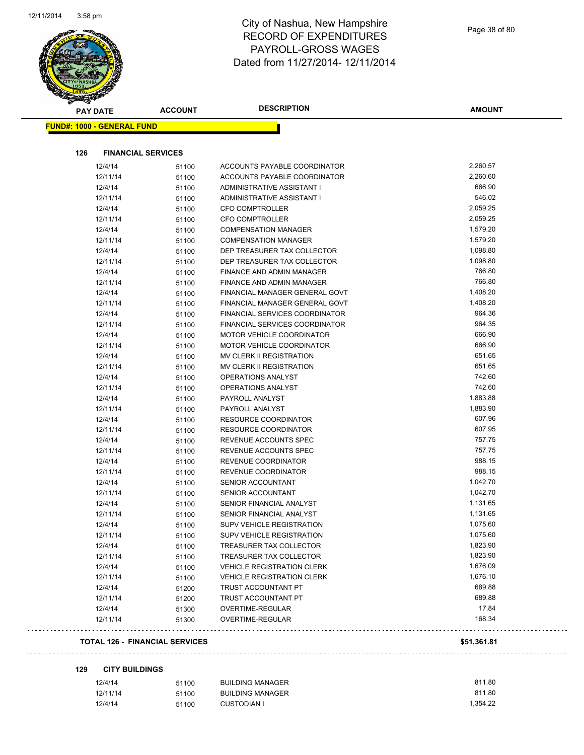# City of Nashua, New Hampshire
## RECORD OF EXPENDITURES
## PAYROLL-GROSS WAGES
## Dated from 11/27/2014- 12/11/2014

**FUND#: 1000 - GENERAL FUND**

### 126 FINANCIAL SERVICES

| PAY DATE | ACCOUNT | DESCRIPTION | AMOUNT |
|---|---|---|---|
| 12/4/14 | 51100 | ACCOUNTS PAYABLE COORDINATOR | 2,260.57 |
| 12/11/14 | 51100 | ACCOUNTS PAYABLE COORDINATOR | 2,260.60 |
| 12/4/14 | 51100 | ADMINISTRATIVE ASSISTANT I | 666.90 |
| 12/11/14 | 51100 | ADMINISTRATIVE ASSISTANT I | 546.02 |
| 12/4/14 | 51100 | CFO COMPTROLLER | 2,059.25 |
| 12/11/14 | 51100 | CFO COMPTROLLER | 2,059.25 |
| 12/4/14 | 51100 | COMPENSATION MANAGER | 1,579.20 |
| 12/11/14 | 51100 | COMPENSATION MANAGER | 1,579.20 |
| 12/4/14 | 51100 | DEP TREASURER TAX COLLECTOR | 1,098.80 |
| 12/11/14 | 51100 | DEP TREASURER TAX COLLECTOR | 1,098.80 |
| 12/4/14 | 51100 | FINANCE AND ADMIN MANAGER | 766.80 |
| 12/11/14 | 51100 | FINANCE AND ADMIN MANAGER | 766.80 |
| 12/4/14 | 51100 | FINANCIAL MANAGER GENERAL GOVT | 1,408.20 |
| 12/11/14 | 51100 | FINANCIAL MANAGER GENERAL GOVT | 1,408.20 |
| 12/4/14 | 51100 | FINANCIAL SERVICES COORDINATOR | 964.36 |
| 12/11/14 | 51100 | FINANCIAL SERVICES COORDINATOR | 964.35 |
| 12/4/14 | 51100 | MOTOR VEHICLE COORDINATOR | 666.90 |
| 12/11/14 | 51100 | MOTOR VEHICLE COORDINATOR | 666.90 |
| 12/4/14 | 51100 | MV CLERK II REGISTRATION | 651.65 |
| 12/11/14 | 51100 | MV CLERK II REGISTRATION | 651.65 |
| 12/4/14 | 51100 | OPERATIONS ANALYST | 742.60 |
| 12/11/14 | 51100 | OPERATIONS ANALYST | 742.60 |
| 12/4/14 | 51100 | PAYROLL ANALYST | 1,883.88 |
| 12/11/14 | 51100 | PAYROLL ANALYST | 1,883.90 |
| 12/4/14 | 51100 | RESOURCE COORDINATOR | 607.96 |
| 12/11/14 | 51100 | RESOURCE COORDINATOR | 607.95 |
| 12/4/14 | 51100 | REVENUE ACCOUNTS SPEC | 757.75 |
| 12/11/14 | 51100 | REVENUE ACCOUNTS SPEC | 757.75 |
| 12/4/14 | 51100 | REVENUE COORDINATOR | 988.15 |
| 12/11/14 | 51100 | REVENUE COORDINATOR | 988.15 |
| 12/4/14 | 51100 | SENIOR ACCOUNTANT | 1,042.70 |
| 12/11/14 | 51100 | SENIOR ACCOUNTANT | 1,042.70 |
| 12/4/14 | 51100 | SENIOR FINANCIAL ANALYST | 1,131.65 |
| 12/11/14 | 51100 | SENIOR FINANCIAL ANALYST | 1,131.65 |
| 12/4/14 | 51100 | SUPV VEHICLE REGISTRATION | 1,075.60 |
| 12/11/14 | 51100 | SUPV VEHICLE REGISTRATION | 1,075.60 |
| 12/4/14 | 51100 | TREASURER TAX COLLECTOR | 1,823.90 |
| 12/11/14 | 51100 | TREASURER TAX COLLECTOR | 1,823.90 |
| 12/4/14 | 51100 | VEHICLE REGISTRATION CLERK | 1,676.09 |
| 12/11/14 | 51100 | VEHICLE REGISTRATION CLERK | 1,676.10 |
| 12/4/14 | 51200 | TRUST ACCOUNTANT PT | 689.88 |
| 12/11/14 | 51200 | TRUST ACCOUNTANT PT | 689.88 |
| 12/4/14 | 51300 | OVERTIME-REGULAR | 17.84 |
| 12/11/14 | 51300 | OVERTIME-REGULAR | 168.34 |

**TOTAL 126 - FINANCIAL SERVICES** **$51,361.81**

### 129 CITY BUILDINGS

| PAY DATE | ACCOUNT | DESCRIPTION | AMOUNT |
|---|---|---|---|
| 12/4/14 | 51100 | BUILDING MANAGER | 811.80 |
| 12/11/14 | 51100 | BUILDING MANAGER | 811.80 |
| 12/4/14 | 51100 | CUSTODIAN I | 1,354.22 |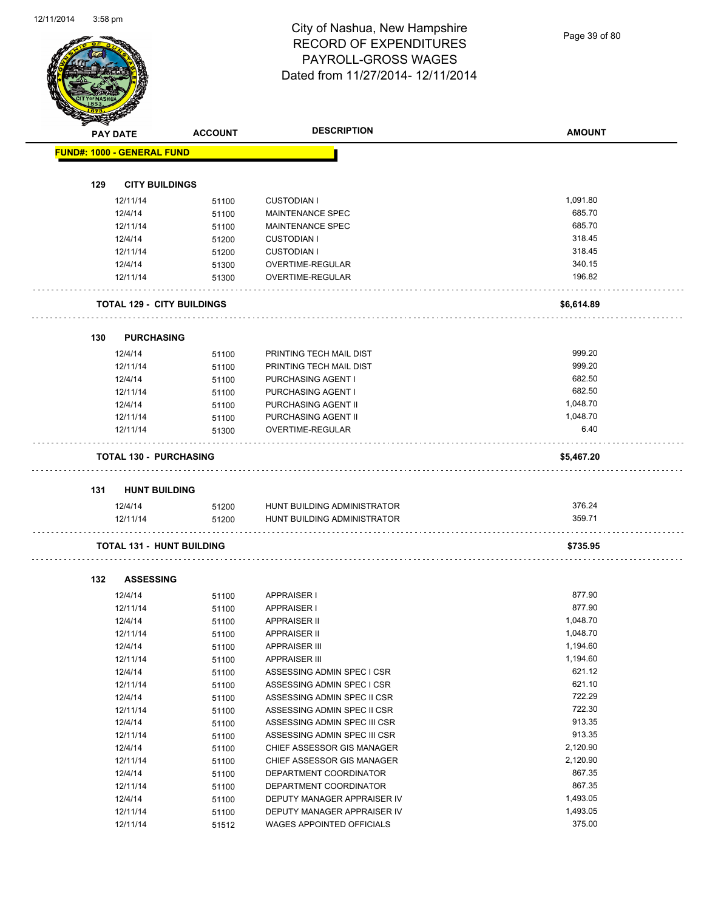# City of Nashua, New Hampshire
## RECORD OF EXPENDITURES
## PAYROLL-GROSS WAGES
## Dated from 11/27/2014- 12/11/2014

| PAY DATE | ACCOUNT | DESCRIPTION | AMOUNT |
|---|---|---|---|
| **FUND#: 1000 - GENERAL FUND** | | | |
| **129 CITY BUILDINGS** | | | |
| 12/11/14 | 51100 | CUSTODIAN I | 1,091.80 |
| 12/4/14 | 51100 | MAINTENANCE SPEC | 685.70 |
| 12/11/14 | 51100 | MAINTENANCE SPEC | 685.70 |
| 12/4/14 | 51200 | CUSTODIAN I | 318.45 |
| 12/11/14 | 51200 | CUSTODIAN I | 318.45 |
| 12/4/14 | 51300 | OVERTIME-REGULAR | 340.15 |
| 12/11/14 | 51300 | OVERTIME-REGULAR | 196.82 |
| **TOTAL 129 - CITY BUILDINGS** | | | **$6,614.89** |
| **130 PURCHASING** | | | |
| 12/4/14 | 51100 | PRINTING TECH MAIL DIST | 999.20 |
| 12/11/14 | 51100 | PRINTING TECH MAIL DIST | 999.20 |
| 12/4/14 | 51100 | PURCHASING AGENT I | 682.50 |
| 12/11/14 | 51100 | PURCHASING AGENT I | 682.50 |
| 12/4/14 | 51100 | PURCHASING AGENT II | 1,048.70 |
| 12/11/14 | 51100 | PURCHASING AGENT II | 1,048.70 |
| 12/11/14 | 51300 | OVERTIME-REGULAR | 6.40 |
| **TOTAL 130 - PURCHASING** | | | **$5,467.20** |
| **131 HUNT BUILDING** | | | |
| 12/4/14 | 51200 | HUNT BUILDING ADMINISTRATOR | 376.24 |
| 12/11/14 | 51200 | HUNT BUILDING ADMINISTRATOR | 359.71 |
| **TOTAL 131 - HUNT BUILDING** | | | **$735.95** |
| **132 ASSESSING** | | | |
| 12/4/14 | 51100 | APPRAISER I | 877.90 |
| 12/11/14 | 51100 | APPRAISER I | 877.90 |
| 12/4/14 | 51100 | APPRAISER II | 1,048.70 |
| 12/11/14 | 51100 | APPRAISER II | 1,048.70 |
| 12/4/14 | 51100 | APPRAISER III | 1,194.60 |
| 12/11/14 | 51100 | APPRAISER III | 1,194.60 |
| 12/4/14 | 51100 | ASSESSING ADMIN SPEC I CSR | 621.12 |
| 12/11/14 | 51100 | ASSESSING ADMIN SPEC I CSR | 621.10 |
| 12/4/14 | 51100 | ASSESSING ADMIN SPEC II CSR | 722.29 |
| 12/11/14 | 51100 | ASSESSING ADMIN SPEC II CSR | 722.30 |
| 12/4/14 | 51100 | ASSESSING ADMIN SPEC III CSR | 913.35 |
| 12/11/14 | 51100 | ASSESSING ADMIN SPEC III CSR | 913.35 |
| 12/4/14 | 51100 | CHIEF ASSESSOR GIS MANAGER | 2,120.90 |
| 12/11/14 | 51100 | CHIEF ASSESSOR GIS MANAGER | 2,120.90 |
| 12/4/14 | 51100 | DEPARTMENT COORDINATOR | 867.35 |
| 12/11/14 | 51100 | DEPARTMENT COORDINATOR | 867.35 |
| 12/4/14 | 51100 | DEPUTY MANAGER APPRAISER IV | 1,493.05 |
| 12/11/14 | 51100 | DEPUTY MANAGER APPRAISER IV | 1,493.05 |
| 12/11/14 | 51512 | WAGES APPOINTED OFFICIALS | 375.00 |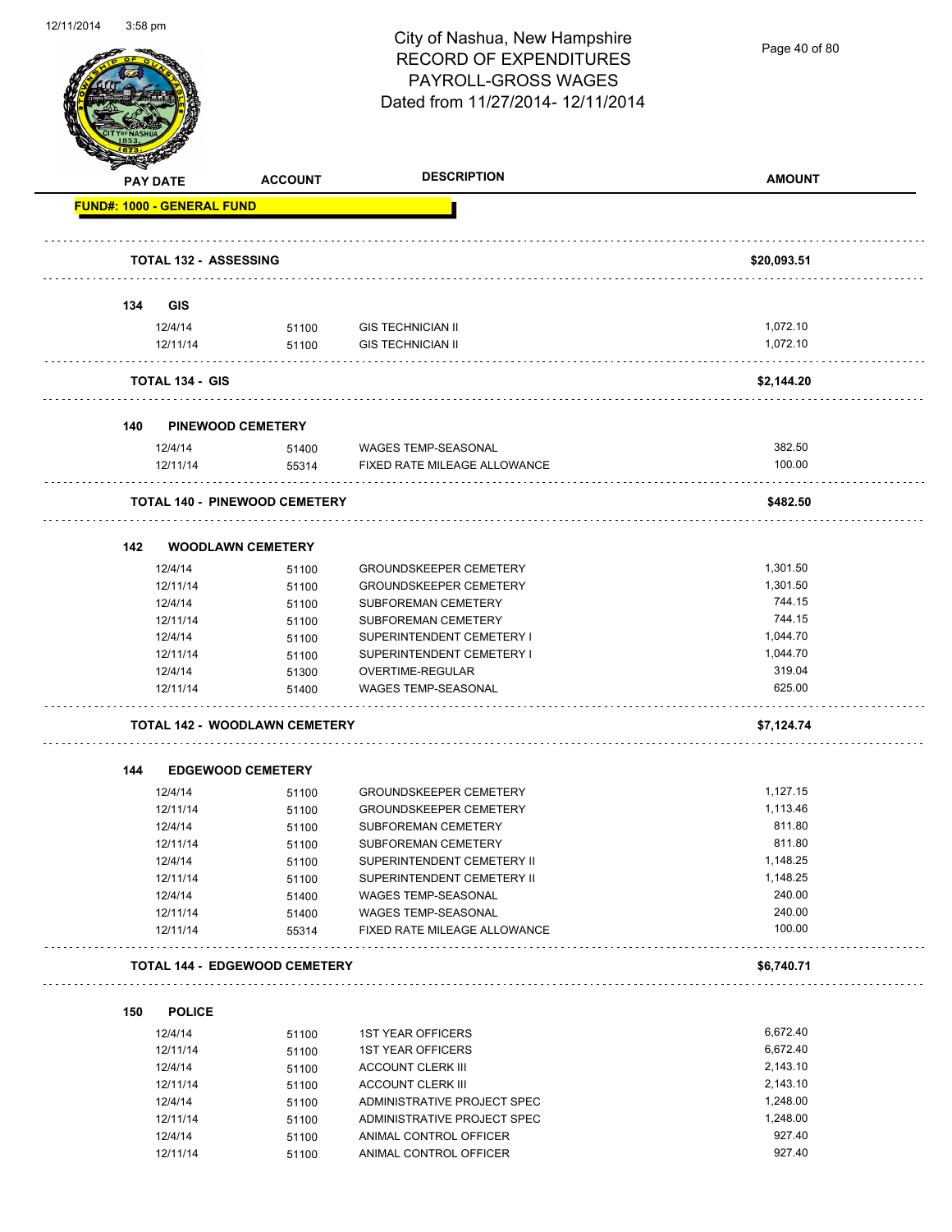# City of Nashua, New Hampshire
## RECORD OF EXPENDITURES
## PAYROLL-GROSS WAGES
### Dated from 11/27/2014- 12/11/2014

| PAY DATE | ACCOUNT | DESCRIPTION | AMOUNT |
|---|---|---|---|
| **FUND#: 1000 - GENERAL FUND** | | | |
| **TOTAL 132 - ASSESSING** | | | **$20,093.51** |
| **134 GIS** | | | |
| 12/4/14 | 51100 | GIS TECHNICIAN II | 1,072.10 |
| 12/11/14 | 51100 | GIS TECHNICIAN II | 1,072.10 |
| **TOTAL 134 - GIS** | | | **$2,144.20** |
| **140 PINEWOOD CEMETERY** | | | |
| 12/4/14 | 51400 | WAGES TEMP-SEASONAL | 382.50 |
| 12/11/14 | 55314 | FIXED RATE MILEAGE ALLOWANCE | 100.00 |
| **TOTAL 140 - PINEWOOD CEMETERY** | | | **$482.50** |
| **142 WOODLAWN CEMETERY** | | | |
| 12/4/14 | 51100 | GROUNDSKEEPER CEMETERY | 1,301.50 |
| 12/11/14 | 51100 | GROUNDSKEEPER CEMETERY | 1,301.50 |
| 12/4/14 | 51100 | SUBFOREMAN CEMETERY | 744.15 |
| 12/11/14 | 51100 | SUBFOREMAN CEMETERY | 744.15 |
| 12/4/14 | 51100 | SUPERINTENDENT CEMETERY I | 1,044.70 |
| 12/11/14 | 51100 | SUPERINTENDENT CEMETERY I | 1,044.70 |
| 12/4/14 | 51300 | OVERTIME-REGULAR | 319.04 |
| 12/11/14 | 51400 | WAGES TEMP-SEASONAL | 625.00 |
| **TOTAL 142 - WOODLAWN CEMETERY** | | | **$7,124.74** |
| **144 EDGEWOOD CEMETERY** | | | |
| 12/4/14 | 51100 | GROUNDSKEEPER CEMETERY | 1,127.15 |
| 12/11/14 | 51100 | GROUNDSKEEPER CEMETERY | 1,113.46 |
| 12/4/14 | 51100 | SUBFOREMAN CEMETERY | 811.80 |
| 12/11/14 | 51100 | SUBFOREMAN CEMETERY | 811.80 |
| 12/4/14 | 51100 | SUPERINTENDENT CEMETERY II | 1,148.25 |
| 12/11/14 | 51100 | SUPERINTENDENT CEMETERY II | 1,148.25 |
| 12/4/14 | 51400 | WAGES TEMP-SEASONAL | 240.00 |
| 12/11/14 | 51400 | WAGES TEMP-SEASONAL | 240.00 |
| 12/11/14 | 55314 | FIXED RATE MILEAGE ALLOWANCE | 100.00 |
| **TOTAL 144 - EDGEWOOD CEMETERY** | | | **$6,740.71** |
| **150 POLICE** | | | |
| 12/4/14 | 51100 | 1ST YEAR OFFICERS | 6,672.40 |
| 12/11/14 | 51100 | 1ST YEAR OFFICERS | 6,672.40 |
| 12/4/14 | 51100 | ACCOUNT CLERK III | 2,143.10 |
| 12/11/14 | 51100 | ACCOUNT CLERK III | 2,143.10 |
| 12/4/14 | 51100 | ADMINISTRATIVE PROJECT SPEC | 1,248.00 |
| 12/11/14 | 51100 | ADMINISTRATIVE PROJECT SPEC | 1,248.00 |
| 12/4/14 | 51100 | ANIMAL CONTROL OFFICER | 927.40 |
| 12/11/14 | 51100 | ANIMAL CONTROL OFFICER | 927.40 |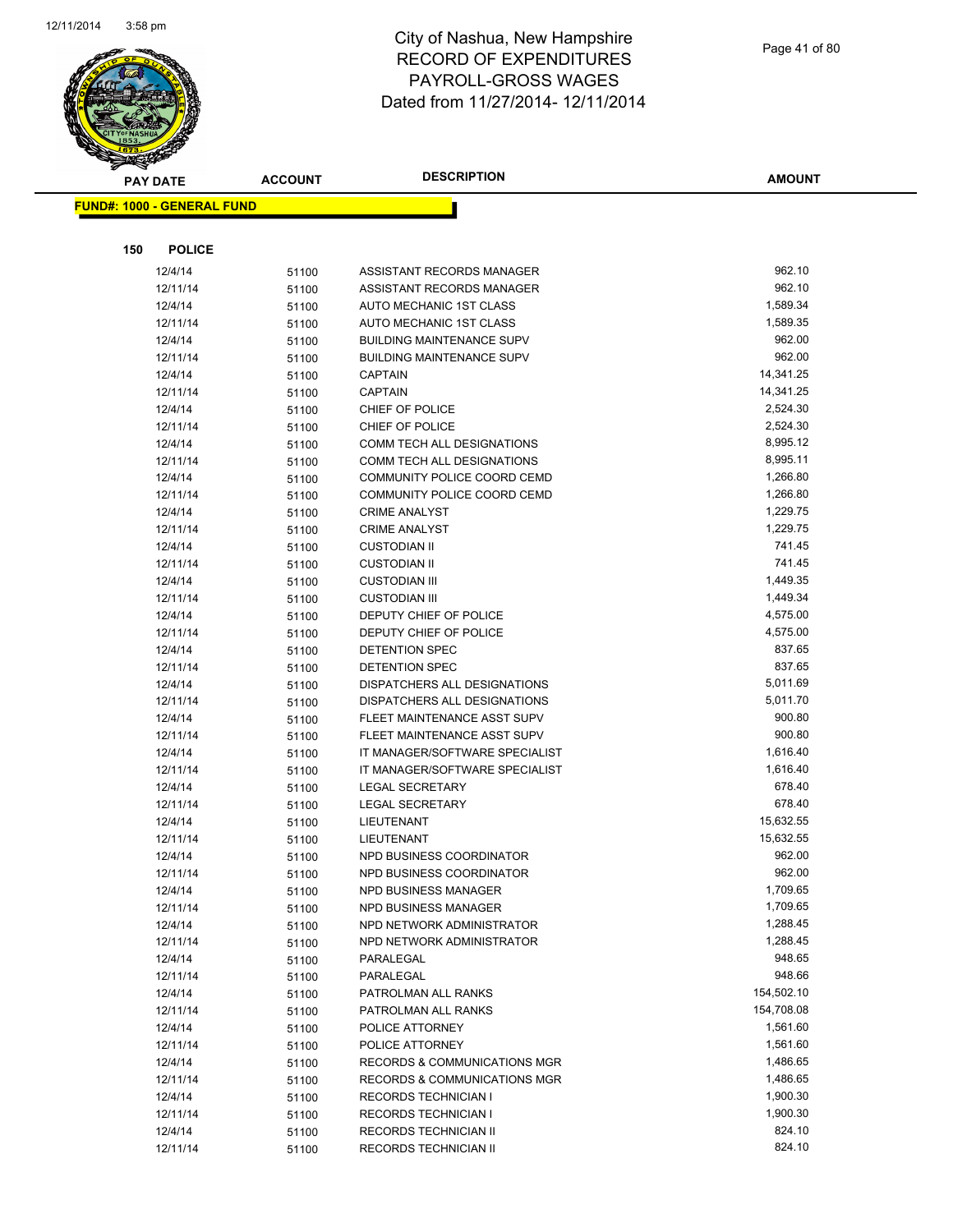# City of Nashua, New Hampshire
## RECORD OF EXPENDITURES
## PAYROLL-GROSS WAGES
## Dated from 11/27/2014- 12/11/2014

| PAY DATE | ACCOUNT | DESCRIPTION | AMOUNT |
|---|---|---|---|

**FUND#: 1000 - GENERAL FUND**

**150 POLICE**

| PAY DATE | ACCOUNT | DESCRIPTION | AMOUNT |
|---|---|---|---|
| 12/4/14 | 51100 | ASSISTANT RECORDS MANAGER | 962.10 |
| 12/11/14 | 51100 | ASSISTANT RECORDS MANAGER | 962.10 |
| 12/4/14 | 51100 | AUTO MECHANIC 1ST CLASS | 1,589.34 |
| 12/11/14 | 51100 | AUTO MECHANIC 1ST CLASS | 1,589.35 |
| 12/4/14 | 51100 | BUILDING MAINTENANCE SUPV | 962.00 |
| 12/11/14 | 51100 | BUILDING MAINTENANCE SUPV | 962.00 |
| 12/4/14 | 51100 | CAPTAIN | 14,341.25 |
| 12/11/14 | 51100 | CAPTAIN | 14,341.25 |
| 12/4/14 | 51100 | CHIEF OF POLICE | 2,524.30 |
| 12/11/14 | 51100 | CHIEF OF POLICE | 2,524.30 |
| 12/4/14 | 51100 | COMM TECH ALL DESIGNATIONS | 8,995.12 |
| 12/11/14 | 51100 | COMM TECH ALL DESIGNATIONS | 8,995.11 |
| 12/4/14 | 51100 | COMMUNITY POLICE COORD CEMD | 1,266.80 |
| 12/11/14 | 51100 | COMMUNITY POLICE COORD CEMD | 1,266.80 |
| 12/4/14 | 51100 | CRIME ANALYST | 1,229.75 |
| 12/11/14 | 51100 | CRIME ANALYST | 1,229.75 |
| 12/4/14 | 51100 | CUSTODIAN II | 741.45 |
| 12/11/14 | 51100 | CUSTODIAN II | 741.45 |
| 12/4/14 | 51100 | CUSTODIAN III | 1,449.35 |
| 12/11/14 | 51100 | CUSTODIAN III | 1,449.34 |
| 12/4/14 | 51100 | DEPUTY CHIEF OF POLICE | 4,575.00 |
| 12/11/14 | 51100 | DEPUTY CHIEF OF POLICE | 4,575.00 |
| 12/4/14 | 51100 | DETENTION SPEC | 837.65 |
| 12/11/14 | 51100 | DETENTION SPEC | 837.65 |
| 12/4/14 | 51100 | DISPATCHERS ALL DESIGNATIONS | 5,011.69 |
| 12/11/14 | 51100 | DISPATCHERS ALL DESIGNATIONS | 5,011.70 |
| 12/4/14 | 51100 | FLEET MAINTENANCE ASST SUPV | 900.80 |
| 12/11/14 | 51100 | FLEET MAINTENANCE ASST SUPV | 900.80 |
| 12/4/14 | 51100 | IT MANAGER/SOFTWARE SPECIALIST | 1,616.40 |
| 12/11/14 | 51100 | IT MANAGER/SOFTWARE SPECIALIST | 1,616.40 |
| 12/4/14 | 51100 | LEGAL SECRETARY | 678.40 |
| 12/11/14 | 51100 | LEGAL SECRETARY | 678.40 |
| 12/4/14 | 51100 | LIEUTENANT | 15,632.55 |
| 12/11/14 | 51100 | LIEUTENANT | 15,632.55 |
| 12/4/14 | 51100 | NPD BUSINESS COORDINATOR | 962.00 |
| 12/11/14 | 51100 | NPD BUSINESS COORDINATOR | 962.00 |
| 12/4/14 | 51100 | NPD BUSINESS MANAGER | 1,709.65 |
| 12/11/14 | 51100 | NPD BUSINESS MANAGER | 1,709.65 |
| 12/4/14 | 51100 | NPD NETWORK ADMINISTRATOR | 1,288.45 |
| 12/11/14 | 51100 | NPD NETWORK ADMINISTRATOR | 1,288.45 |
| 12/4/14 | 51100 | PARALEGAL | 948.65 |
| 12/11/14 | 51100 | PARALEGAL | 948.66 |
| 12/4/14 | 51100 | PATROLMAN ALL RANKS | 154,502.10 |
| 12/11/14 | 51100 | PATROLMAN ALL RANKS | 154,708.08 |
| 12/4/14 | 51100 | POLICE ATTORNEY | 1,561.60 |
| 12/11/14 | 51100 | POLICE ATTORNEY | 1,561.60 |
| 12/4/14 | 51100 | RECORDS & COMMUNICATIONS MGR | 1,486.65 |
| 12/11/14 | 51100 | RECORDS & COMMUNICATIONS MGR | 1,486.65 |
| 12/4/14 | 51100 | RECORDS TECHNICIAN I | 1,900.30 |
| 12/11/14 | 51100 | RECORDS TECHNICIAN I | 1,900.30 |
| 12/4/14 | 51100 | RECORDS TECHNICIAN II | 824.10 |
| 12/11/14 | 51100 | RECORDS TECHNICIAN II | 824.10 |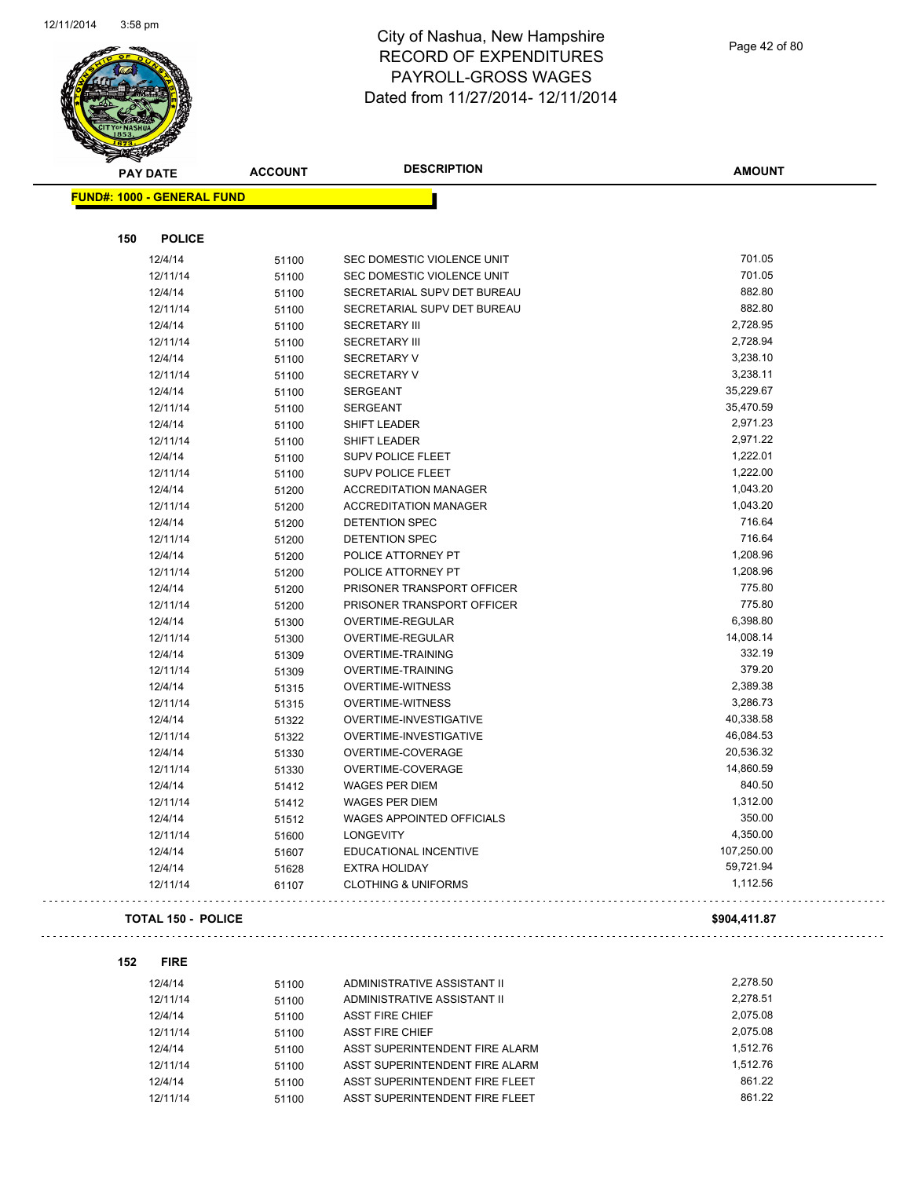# City of Nashua, New Hampshire
# RECORD OF EXPENDITURES
# PAYROLL-GROSS WAGES
# Dated from 11/27/2014- 12/11/2014

| PAY DATE | ACCOUNT | DESCRIPTION | AMOUNT |
|---|---|---|---|

**FUND#: 1000 - GENERAL FUND**

**150 POLICE**

| PAY DATE | ACCOUNT | DESCRIPTION | AMOUNT |
|---|---|---|---|
| 12/4/14 | 51100 | SEC DOMESTIC VIOLENCE UNIT | 701.05 |
| 12/11/14 | 51100 | SEC DOMESTIC VIOLENCE UNIT | 701.05 |
| 12/4/14 | 51100 | SECRETARIAL SUPV DET BUREAU | 882.80 |
| 12/11/14 | 51100 | SECRETARIAL SUPV DET BUREAU | 882.80 |
| 12/4/14 | 51100 | SECRETARY III | 2,728.95 |
| 12/11/14 | 51100 | SECRETARY III | 2,728.94 |
| 12/4/14 | 51100 | SECRETARY V | 3,238.10 |
| 12/11/14 | 51100 | SECRETARY V | 3,238.11 |
| 12/4/14 | 51100 | SERGEANT | 35,229.67 |
| 12/11/14 | 51100 | SERGEANT | 35,470.59 |
| 12/4/14 | 51100 | SHIFT LEADER | 2,971.23 |
| 12/11/14 | 51100 | SHIFT LEADER | 2,971.22 |
| 12/4/14 | 51100 | SUPV POLICE FLEET | 1,222.01 |
| 12/11/14 | 51100 | SUPV POLICE FLEET | 1,222.00 |
| 12/4/14 | 51200 | ACCREDITATION MANAGER | 1,043.20 |
| 12/11/14 | 51200 | ACCREDITATION MANAGER | 1,043.20 |
| 12/4/14 | 51200 | DETENTION SPEC | 716.64 |
| 12/11/14 | 51200 | DETENTION SPEC | 716.64 |
| 12/4/14 | 51200 | POLICE ATTORNEY PT | 1,208.96 |
| 12/11/14 | 51200 | POLICE ATTORNEY PT | 1,208.96 |
| 12/4/14 | 51200 | PRISONER TRANSPORT OFFICER | 775.80 |
| 12/11/14 | 51200 | PRISONER TRANSPORT OFFICER | 775.80 |
| 12/4/14 | 51300 | OVERTIME-REGULAR | 6,398.80 |
| 12/11/14 | 51300 | OVERTIME-REGULAR | 14,008.14 |
| 12/4/14 | 51309 | OVERTIME-TRAINING | 332.19 |
| 12/11/14 | 51309 | OVERTIME-TRAINING | 379.20 |
| 12/4/14 | 51315 | OVERTIME-WITNESS | 2,389.38 |
| 12/11/14 | 51315 | OVERTIME-WITNESS | 3,286.73 |
| 12/4/14 | 51322 | OVERTIME-INVESTIGATIVE | 40,338.58 |
| 12/11/14 | 51322 | OVERTIME-INVESTIGATIVE | 46,084.53 |
| 12/4/14 | 51330 | OVERTIME-COVERAGE | 20,536.32 |
| 12/11/14 | 51330 | OVERTIME-COVERAGE | 14,860.59 |
| 12/4/14 | 51412 | WAGES PER DIEM | 840.50 |
| 12/11/14 | 51412 | WAGES PER DIEM | 1,312.00 |
| 12/4/14 | 51512 | WAGES APPOINTED OFFICIALS | 350.00 |
| 12/11/14 | 51600 | LONGEVITY | 4,350.00 |
| 12/4/14 | 51607 | EDUCATIONAL INCENTIVE | 107,250.00 |
| 12/4/14 | 51628 | EXTRA HOLIDAY | 59,721.94 |
| 12/11/14 | 61107 | CLOTHING & UNIFORMS | 1,112.56 |

**TOTAL 150 - POLICE** **$904,411.87**

**152 FIRE**

| PAY DATE | ACCOUNT | DESCRIPTION | AMOUNT |
|---|---|---|---|
| 12/4/14 | 51100 | ADMINISTRATIVE ASSISTANT II | 2,278.50 |
| 12/11/14 | 51100 | ADMINISTRATIVE ASSISTANT II | 2,278.51 |
| 12/4/14 | 51100 | ASST FIRE CHIEF | 2,075.08 |
| 12/11/14 | 51100 | ASST FIRE CHIEF | 2,075.08 |
| 12/4/14 | 51100 | ASST SUPERINTENDENT FIRE ALARM | 1,512.76 |
| 12/11/14 | 51100 | ASST SUPERINTENDENT FIRE ALARM | 1,512.76 |
| 12/4/14 | 51100 | ASST SUPERINTENDENT FIRE FLEET | 861.22 |
| 12/11/14 | 51100 | ASST SUPERINTENDENT FIRE FLEET | 861.22 |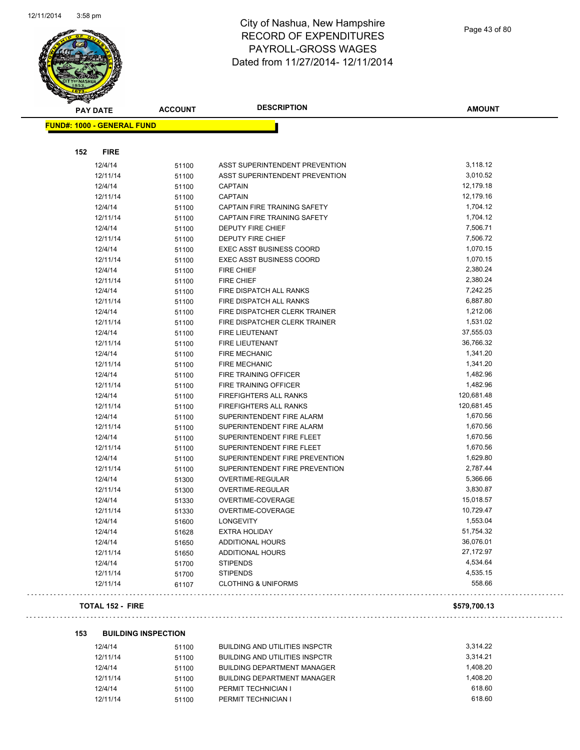# City of Nashua, New Hampshire
# RECORD OF EXPENDITURES
# PAYROLL-GROSS WAGES
# Dated from 11/27/2014- 12/11/2014

| PAY DATE | ACCOUNT | DESCRIPTION | AMOUNT |
|---|---|---|---|

**FUND#: 1000 - GENERAL FUND**

**152 FIRE**

| PAY DATE | ACCOUNT | DESCRIPTION | AMOUNT |
|---|---|---|---|
| 12/4/14 | 51100 | ASST SUPERINTENDENT PREVENTION | 3,118.12 |
| 12/11/14 | 51100 | ASST SUPERINTENDENT PREVENTION | 3,010.52 |
| 12/4/14 | 51100 | CAPTAIN | 12,179.18 |
| 12/11/14 | 51100 | CAPTAIN | 12,179.16 |
| 12/4/14 | 51100 | CAPTAIN FIRE TRAINING SAFETY | 1,704.12 |
| 12/11/14 | 51100 | CAPTAIN FIRE TRAINING SAFETY | 1,704.12 |
| 12/4/14 | 51100 | DEPUTY FIRE CHIEF | 7,506.71 |
| 12/11/14 | 51100 | DEPUTY FIRE CHIEF | 7,506.72 |
| 12/4/14 | 51100 | EXEC ASST BUSINESS COORD | 1,070.15 |
| 12/11/14 | 51100 | EXEC ASST BUSINESS COORD | 1,070.15 |
| 12/4/14 | 51100 | FIRE CHIEF | 2,380.24 |
| 12/11/14 | 51100 | FIRE CHIEF | 2,380.24 |
| 12/4/14 | 51100 | FIRE DISPATCH ALL RANKS | 7,242.25 |
| 12/11/14 | 51100 | FIRE DISPATCH ALL RANKS | 6,887.80 |
| 12/4/14 | 51100 | FIRE DISPATCHER CLERK TRAINER | 1,212.06 |
| 12/11/14 | 51100 | FIRE DISPATCHER CLERK TRAINER | 1,531.02 |
| 12/4/14 | 51100 | FIRE LIEUTENANT | 37,555.03 |
| 12/11/14 | 51100 | FIRE LIEUTENANT | 36,766.32 |
| 12/4/14 | 51100 | FIRE MECHANIC | 1,341.20 |
| 12/11/14 | 51100 | FIRE MECHANIC | 1,341.20 |
| 12/4/14 | 51100 | FIRE TRAINING OFFICER | 1,482.96 |
| 12/11/14 | 51100 | FIRE TRAINING OFFICER | 1,482.96 |
| 12/4/14 | 51100 | FIREFIGHTERS ALL RANKS | 120,681.48 |
| 12/11/14 | 51100 | FIREFIGHTERS ALL RANKS | 120,681.45 |
| 12/4/14 | 51100 | SUPERINTENDENT FIRE ALARM | 1,670.56 |
| 12/11/14 | 51100 | SUPERINTENDENT FIRE ALARM | 1,670.56 |
| 12/4/14 | 51100 | SUPERINTENDENT FIRE FLEET | 1,670.56 |
| 12/11/14 | 51100 | SUPERINTENDENT FIRE FLEET | 1,670.56 |
| 12/4/14 | 51100 | SUPERINTENDENT FIRE PREVENTION | 1,629.80 |
| 12/11/14 | 51100 | SUPERINTENDENT FIRE PREVENTION | 2,787.44 |
| 12/4/14 | 51300 | OVERTIME-REGULAR | 5,366.66 |
| 12/11/14 | 51300 | OVERTIME-REGULAR | 3,830.87 |
| 12/4/14 | 51330 | OVERTIME-COVERAGE | 15,018.57 |
| 12/11/14 | 51330 | OVERTIME-COVERAGE | 10,729.47 |
| 12/4/14 | 51600 | LONGEVITY | 1,553.04 |
| 12/4/14 | 51628 | EXTRA HOLIDAY | 51,754.32 |
| 12/4/14 | 51650 | ADDITIONAL HOURS | 36,076.01 |
| 12/11/14 | 51650 | ADDITIONAL HOURS | 27,172.97 |
| 12/4/14 | 51700 | STIPENDS | 4,534.64 |
| 12/11/14 | 51700 | STIPENDS | 4,535.15 |
| 12/11/14 | 61107 | CLOTHING & UNIFORMS | 558.66 |

**TOTAL 152 - FIRE** **$579,700.13**

**153 BUILDING INSPECTION**

| PAY DATE | ACCOUNT | DESCRIPTION | AMOUNT |
|---|---|---|---|
| 12/4/14 | 51100 | BUILDING AND UTILITIES INSPCTR | 3,314.22 |
| 12/11/14 | 51100 | BUILDING AND UTILITIES INSPCTR | 3,314.21 |
| 12/4/14 | 51100 | BUILDING DEPARTMENT MANAGER | 1,408.20 |
| 12/11/14 | 51100 | BUILDING DEPARTMENT MANAGER | 1,408.20 |
| 12/4/14 | 51100 | PERMIT TECHNICIAN I | 618.60 |
| 12/11/14 | 51100 | PERMIT TECHNICIAN I | 618.60 |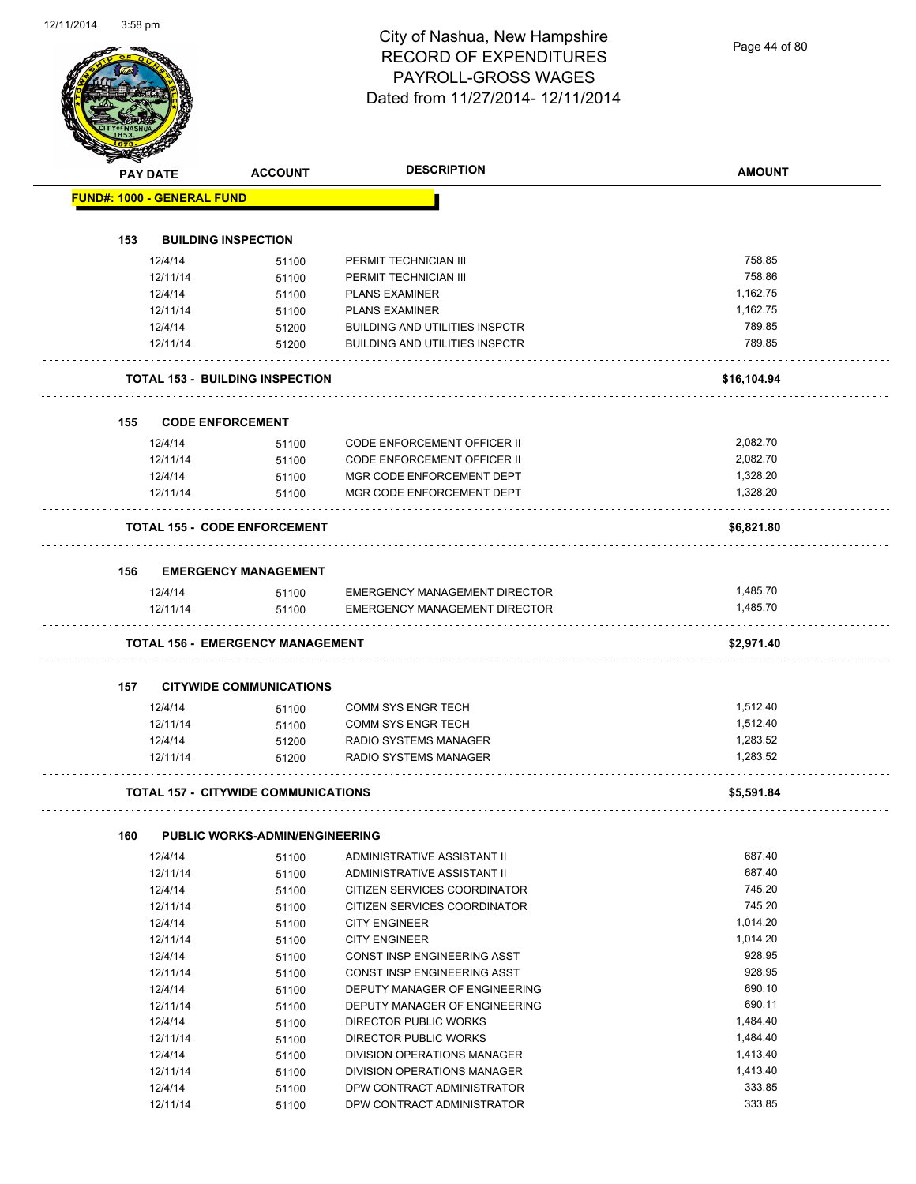# City of Nashua, New Hampshire
## RECORD OF EXPENDITURES
## PAYROLL-GROSS WAGES
## Dated from 11/27/2014- 12/11/2014

| PAY DATE | ACCOUNT | DESCRIPTION | AMOUNT |
|---|---|---|---|
| **FUND#: 1000 - GENERAL FUND** | | | |
| **153 BUILDING INSPECTION** | | | |
| 12/4/14 | 51100 | PERMIT TECHNICIAN III | 758.85 |
| 12/11/14 | 51100 | PERMIT TECHNICIAN III | 758.86 |
| 12/4/14 | 51100 | PLANS EXAMINER | 1,162.75 |
| 12/11/14 | 51100 | PLANS EXAMINER | 1,162.75 |
| 12/4/14 | 51200 | BUILDING AND UTILITIES INSPCTR | 789.85 |
| 12/11/14 | 51200 | BUILDING AND UTILITIES INSPCTR | 789.85 |
| **TOTAL 153 - BUILDING INSPECTION** | | | **$16,104.94** |
| **155 CODE ENFORCEMENT** | | | |
| 12/4/14 | 51100 | CODE ENFORCEMENT OFFICER II | 2,082.70 |
| 12/11/14 | 51100 | CODE ENFORCEMENT OFFICER II | 2,082.70 |
| 12/4/14 | 51100 | MGR CODE ENFORCEMENT DEPT | 1,328.20 |
| 12/11/14 | 51100 | MGR CODE ENFORCEMENT DEPT | 1,328.20 |
| **TOTAL 155 - CODE ENFORCEMENT** | | | **$6,821.80** |
| **156 EMERGENCY MANAGEMENT** | | | |
| 12/4/14 | 51100 | EMERGENCY MANAGEMENT DIRECTOR | 1,485.70 |
| 12/11/14 | 51100 | EMERGENCY MANAGEMENT DIRECTOR | 1,485.70 |
| **TOTAL 156 - EMERGENCY MANAGEMENT** | | | **$2,971.40** |
| **157 CITYWIDE COMMUNICATIONS** | | | |
| 12/4/14 | 51100 | COMM SYS ENGR TECH | 1,512.40 |
| 12/11/14 | 51100 | COMM SYS ENGR TECH | 1,512.40 |
| 12/4/14 | 51200 | RADIO SYSTEMS MANAGER | 1,283.52 |
| 12/11/14 | 51200 | RADIO SYSTEMS MANAGER | 1,283.52 |
| **TOTAL 157 - CITYWIDE COMMUNICATIONS** | | | **$5,591.84** |
| **160 PUBLIC WORKS-ADMIN/ENGINEERING** | | | |
| 12/4/14 | 51100 | ADMINISTRATIVE ASSISTANT II | 687.40 |
| 12/11/14 | 51100 | ADMINISTRATIVE ASSISTANT II | 687.40 |
| 12/4/14 | 51100 | CITIZEN SERVICES COORDINATOR | 745.20 |
| 12/11/14 | 51100 | CITIZEN SERVICES COORDINATOR | 745.20 |
| 12/4/14 | 51100 | CITY ENGINEER | 1,014.20 |
| 12/11/14 | 51100 | CITY ENGINEER | 1,014.20 |
| 12/4/14 | 51100 | CONST INSP ENGINEERING ASST | 928.95 |
| 12/11/14 | 51100 | CONST INSP ENGINEERING ASST | 928.95 |
| 12/4/14 | 51100 | DEPUTY MANAGER OF ENGINEERING | 690.10 |
| 12/11/14 | 51100 | DEPUTY MANAGER OF ENGINEERING | 690.11 |
| 12/4/14 | 51100 | DIRECTOR PUBLIC WORKS | 1,484.40 |
| 12/11/14 | 51100 | DIRECTOR PUBLIC WORKS | 1,484.40 |
| 12/4/14 | 51100 | DIVISION OPERATIONS MANAGER | 1,413.40 |
| 12/11/14 | 51100 | DIVISION OPERATIONS MANAGER | 1,413.40 |
| 12/4/14 | 51100 | DPW CONTRACT ADMINISTRATOR | 333.85 |
| 12/11/14 | 51100 | DPW CONTRACT ADMINISTRATOR | 333.85 |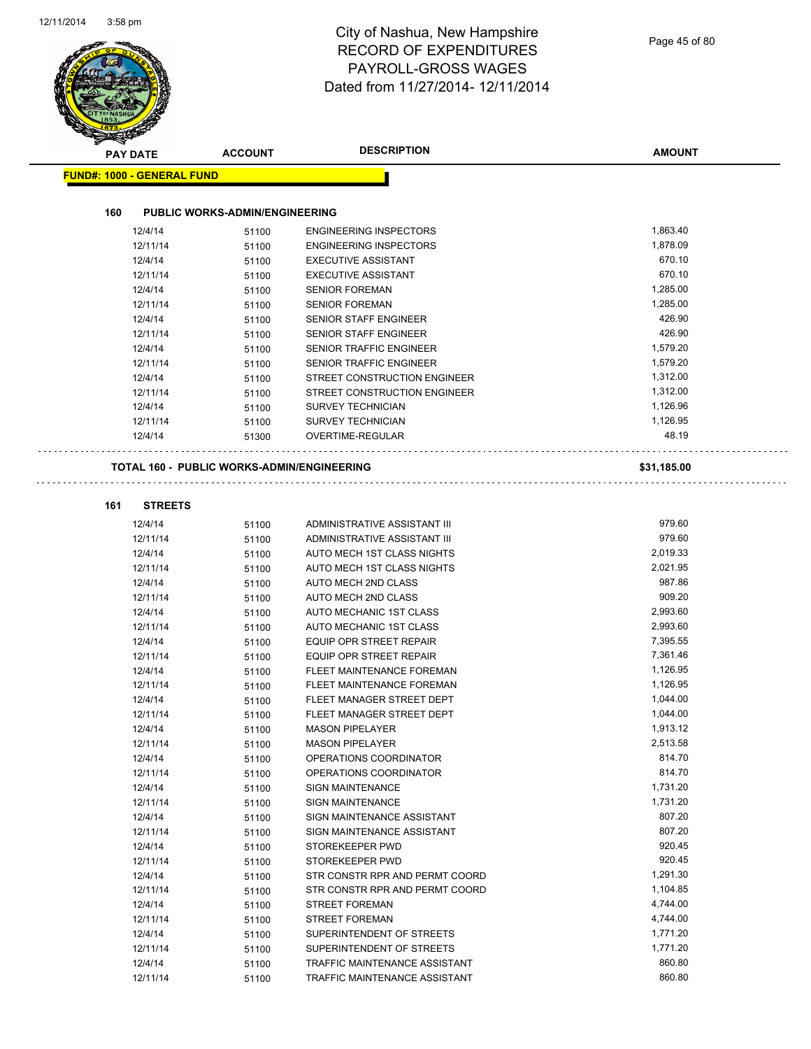# City of Nashua, New Hampshire
## RECORD OF EXPENDITURES
## PAYROLL-GROSS WAGES
## Dated from 11/27/2014- 12/11/2014

| PAY DATE | ACCOUNT | DESCRIPTION | AMOUNT |
|---|---|---|---|

**FUND#: 1000 - GENERAL FUND**

**160 PUBLIC WORKS-ADMIN/ENGINEERING**

| PAY DATE | ACCOUNT | DESCRIPTION | AMOUNT |
|---|---|---|---|
| 12/4/14 | 51100 | ENGINEERING INSPECTORS | 1,863.40 |
| 12/11/14 | 51100 | ENGINEERING INSPECTORS | 1,878.09 |
| 12/4/14 | 51100 | EXECUTIVE ASSISTANT | 670.10 |
| 12/11/14 | 51100 | EXECUTIVE ASSISTANT | 670.10 |
| 12/4/14 | 51100 | SENIOR FOREMAN | 1,285.00 |
| 12/11/14 | 51100 | SENIOR FOREMAN | 1,285.00 |
| 12/4/14 | 51100 | SENIOR STAFF ENGINEER | 426.90 |
| 12/11/14 | 51100 | SENIOR STAFF ENGINEER | 426.90 |
| 12/4/14 | 51100 | SENIOR TRAFFIC ENGINEER | 1,579.20 |
| 12/11/14 | 51100 | SENIOR TRAFFIC ENGINEER | 1,579.20 |
| 12/4/14 | 51100 | STREET CONSTRUCTION ENGINEER | 1,312.00 |
| 12/11/14 | 51100 | STREET CONSTRUCTION ENGINEER | 1,312.00 |
| 12/4/14 | 51100 | SURVEY TECHNICIAN | 1,126.96 |
| 12/11/14 | 51100 | SURVEY TECHNICIAN | 1,126.95 |
| 12/4/14 | 51300 | OVERTIME-REGULAR | 48.19 |

**TOTAL 160 - PUBLIC WORKS-ADMIN/ENGINEERING** **$31,185.00**

**161 STREETS**

| PAY DATE | ACCOUNT | DESCRIPTION | AMOUNT |
|---|---|---|---|
| 12/4/14 | 51100 | ADMINISTRATIVE ASSISTANT III | 979.60 |
| 12/11/14 | 51100 | ADMINISTRATIVE ASSISTANT III | 979.60 |
| 12/4/14 | 51100 | AUTO MECH 1ST CLASS NIGHTS | 2,019.33 |
| 12/11/14 | 51100 | AUTO MECH 1ST CLASS NIGHTS | 2,021.95 |
| 12/4/14 | 51100 | AUTO MECH 2ND CLASS | 987.86 |
| 12/11/14 | 51100 | AUTO MECH 2ND CLASS | 909.20 |
| 12/4/14 | 51100 | AUTO MECHANIC 1ST CLASS | 2,993.60 |
| 12/11/14 | 51100 | AUTO MECHANIC 1ST CLASS | 2,993.60 |
| 12/4/14 | 51100 | EQUIP OPR STREET REPAIR | 7,395.55 |
| 12/11/14 | 51100 | EQUIP OPR STREET REPAIR | 7,361.46 |
| 12/4/14 | 51100 | FLEET MAINTENANCE FOREMAN | 1,126.95 |
| 12/11/14 | 51100 | FLEET MAINTENANCE FOREMAN | 1,126.95 |
| 12/4/14 | 51100 | FLEET MANAGER STREET DEPT | 1,044.00 |
| 12/11/14 | 51100 | FLEET MANAGER STREET DEPT | 1,044.00 |
| 12/4/14 | 51100 | MASON PIPELAYER | 1,913.12 |
| 12/11/14 | 51100 | MASON PIPELAYER | 2,513.58 |
| 12/4/14 | 51100 | OPERATIONS COORDINATOR | 814.70 |
| 12/11/14 | 51100 | OPERATIONS COORDINATOR | 814.70 |
| 12/4/14 | 51100 | SIGN MAINTENANCE | 1,731.20 |
| 12/11/14 | 51100 | SIGN MAINTENANCE | 1,731.20 |
| 12/4/14 | 51100 | SIGN MAINTENANCE ASSISTANT | 807.20 |
| 12/11/14 | 51100 | SIGN MAINTENANCE ASSISTANT | 807.20 |
| 12/4/14 | 51100 | STOREKEEPER PWD | 920.45 |
| 12/11/14 | 51100 | STOREKEEPER PWD | 920.45 |
| 12/4/14 | 51100 | STR CONSTR RPR AND PERMT COORD | 1,291.30 |
| 12/11/14 | 51100 | STR CONSTR RPR AND PERMT COORD | 1,104.85 |
| 12/4/14 | 51100 | STREET FOREMAN | 4,744.00 |
| 12/11/14 | 51100 | STREET FOREMAN | 4,744.00 |
| 12/4/14 | 51100 | SUPERINTENDENT OF STREETS | 1,771.20 |
| 12/11/14 | 51100 | SUPERINTENDENT OF STREETS | 1,771.20 |
| 12/4/14 | 51100 | TRAFFIC MAINTENANCE ASSISTANT | 860.80 |
| 12/11/14 | 51100 | TRAFFIC MAINTENANCE ASSISTANT | 860.80 |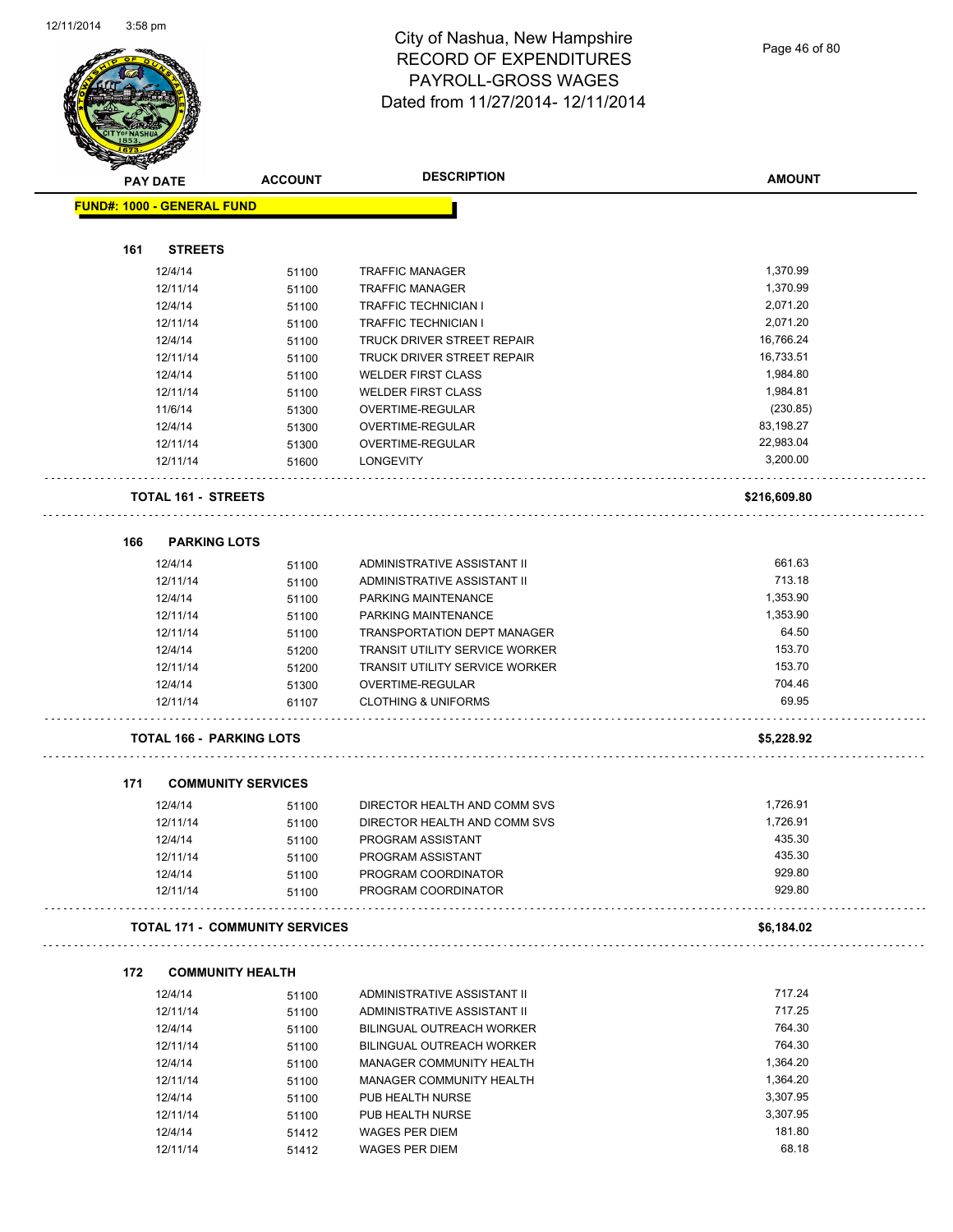# City of Nashua, New Hampshire
## RECORD OF EXPENDITURES
## PAYROLL-GROSS WAGES
## Dated from 11/27/2014- 12/11/2014

| PAY DATE | ACCOUNT | DESCRIPTION | AMOUNT |
|---|---|---|---|
| **FUND#: 1000 - GENERAL FUND** | | | |
| **161 STREETS** | | | |
| 12/4/14 | 51100 | TRAFFIC MANAGER | 1,370.99 |
| 12/11/14 | 51100 | TRAFFIC MANAGER | 1,370.99 |
| 12/4/14 | 51100 | TRAFFIC TECHNICIAN I | 2,071.20 |
| 12/11/14 | 51100 | TRAFFIC TECHNICIAN I | 2,071.20 |
| 12/4/14 | 51100 | TRUCK DRIVER STREET REPAIR | 16,766.24 |
| 12/11/14 | 51100 | TRUCK DRIVER STREET REPAIR | 16,733.51 |
| 12/4/14 | 51100 | WELDER FIRST CLASS | 1,984.80 |
| 12/11/14 | 51100 | WELDER FIRST CLASS | 1,984.81 |
| 11/6/14 | 51300 | OVERTIME-REGULAR | (230.85) |
| 12/4/14 | 51300 | OVERTIME-REGULAR | 83,198.27 |
| 12/11/14 | 51300 | OVERTIME-REGULAR | 22,983.04 |
| 12/11/14 | 51600 | LONGEVITY | 3,200.00 |
| **TOTAL 161 - STREETS** | | | **$216,609.80** |
| **166 PARKING LOTS** | | | |
| 12/4/14 | 51100 | ADMINISTRATIVE ASSISTANT II | 661.63 |
| 12/11/14 | 51100 | ADMINISTRATIVE ASSISTANT II | 713.18 |
| 12/4/14 | 51100 | PARKING MAINTENANCE | 1,353.90 |
| 12/11/14 | 51100 | PARKING MAINTENANCE | 1,353.90 |
| 12/11/14 | 51100 | TRANSPORTATION DEPT MANAGER | 64.50 |
| 12/4/14 | 51200 | TRANSIT UTILITY SERVICE WORKER | 153.70 |
| 12/11/14 | 51200 | TRANSIT UTILITY SERVICE WORKER | 153.70 |
| 12/4/14 | 51300 | OVERTIME-REGULAR | 704.46 |
| 12/11/14 | 61107 | CLOTHING & UNIFORMS | 69.95 |
| **TOTAL 166 - PARKING LOTS** | | | **$5,228.92** |
| **171 COMMUNITY SERVICES** | | | |
| 12/4/14 | 51100 | DIRECTOR HEALTH AND COMM SVS | 1,726.91 |
| 12/11/14 | 51100 | DIRECTOR HEALTH AND COMM SVS | 1,726.91 |
| 12/4/14 | 51100 | PROGRAM ASSISTANT | 435.30 |
| 12/11/14 | 51100 | PROGRAM ASSISTANT | 435.30 |
| 12/4/14 | 51100 | PROGRAM COORDINATOR | 929.80 |
| 12/11/14 | 51100 | PROGRAM COORDINATOR | 929.80 |
| **TOTAL 171 - COMMUNITY SERVICES** | | | **$6,184.02** |
| **172 COMMUNITY HEALTH** | | | |
| 12/4/14 | 51100 | ADMINISTRATIVE ASSISTANT II | 717.24 |
| 12/11/14 | 51100 | ADMINISTRATIVE ASSISTANT II | 717.25 |
| 12/4/14 | 51100 | BILINGUAL OUTREACH WORKER | 764.30 |
| 12/11/14 | 51100 | BILINGUAL OUTREACH WORKER | 764.30 |
| 12/4/14 | 51100 | MANAGER COMMUNITY HEALTH | 1,364.20 |
| 12/11/14 | 51100 | MANAGER COMMUNITY HEALTH | 1,364.20 |
| 12/4/14 | 51100 | PUB HEALTH NURSE | 3,307.95 |
| 12/11/14 | 51100 | PUB HEALTH NURSE | 3,307.95 |
| 12/4/14 | 51412 | WAGES PER DIEM | 181.80 |
| 12/11/14 | 51412 | WAGES PER DIEM | 68.18 |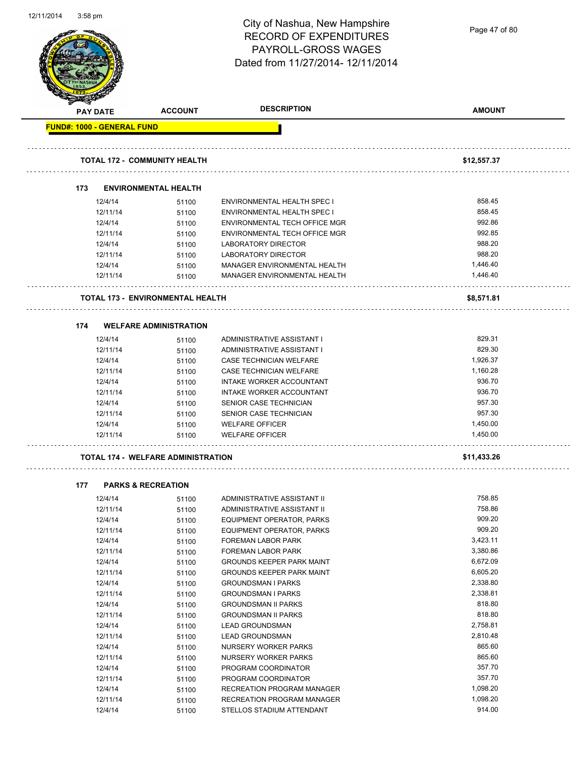# City of Nashua, New Hampshire
## RECORD OF EXPENDITURES
## PAYROLL-GROSS WAGES
## Dated from 11/27/2014- 12/11/2014

| PAY DATE | ACCOUNT | DESCRIPTION | AMOUNT |
|---|---|---|---|
| **FUND#: 1000 - GENERAL FUND** | | | |
| **TOTAL 172 - COMMUNITY HEALTH** | | | **$12,557.37** |
| **173 ENVIRONMENTAL HEALTH** | | | |
| 12/4/14 | 51100 | ENVIRONMENTAL HEALTH SPEC I | 858.45 |
| 12/11/14 | 51100 | ENVIRONMENTAL HEALTH SPEC I | 858.45 |
| 12/4/14 | 51100 | ENVIRONMENTAL TECH OFFICE MGR | 992.86 |
| 12/11/14 | 51100 | ENVIRONMENTAL TECH OFFICE MGR | 992.85 |
| 12/4/14 | 51100 | LABORATORY DIRECTOR | 988.20 |
| 12/11/14 | 51100 | LABORATORY DIRECTOR | 988.20 |
| 12/4/14 | 51100 | MANAGER ENVIRONMENTAL HEALTH | 1,446.40 |
| 12/11/14 | 51100 | MANAGER ENVIRONMENTAL HEALTH | 1,446.40 |
| **TOTAL 173 - ENVIRONMENTAL HEALTH** | | | **$8,571.81** |
| **174 WELFARE ADMINISTRATION** | | | |
| 12/4/14 | 51100 | ADMINISTRATIVE ASSISTANT I | 829.31 |
| 12/11/14 | 51100 | ADMINISTRATIVE ASSISTANT I | 829.30 |
| 12/4/14 | 51100 | CASE TECHNICIAN WELFARE | 1,926.37 |
| 12/11/14 | 51100 | CASE TECHNICIAN WELFARE | 1,160.28 |
| 12/4/14 | 51100 | INTAKE WORKER ACCOUNTANT | 936.70 |
| 12/11/14 | 51100 | INTAKE WORKER ACCOUNTANT | 936.70 |
| 12/4/14 | 51100 | SENIOR CASE TECHNICIAN | 957.30 |
| 12/11/14 | 51100 | SENIOR CASE TECHNICIAN | 957.30 |
| 12/4/14 | 51100 | WELFARE OFFICER | 1,450.00 |
| 12/11/14 | 51100 | WELFARE OFFICER | 1,450.00 |
| **TOTAL 174 - WELFARE ADMINISTRATION** | | | **$11,433.26** |
| **177 PARKS & RECREATION** | | | |
| 12/4/14 | 51100 | ADMINISTRATIVE ASSISTANT II | 758.85 |
| 12/11/14 | 51100 | ADMINISTRATIVE ASSISTANT II | 758.86 |
| 12/4/14 | 51100 | EQUIPMENT OPERATOR, PARKS | 909.20 |
| 12/11/14 | 51100 | EQUIPMENT OPERATOR, PARKS | 909.20 |
| 12/4/14 | 51100 | FOREMAN LABOR PARK | 3,423.11 |
| 12/11/14 | 51100 | FOREMAN LABOR PARK | 3,380.86 |
| 12/4/14 | 51100 | GROUNDS KEEPER PARK MAINT | 6,672.09 |
| 12/11/14 | 51100 | GROUNDS KEEPER PARK MAINT | 6,605.20 |
| 12/4/14 | 51100 | GROUNDSMAN I PARKS | 2,338.80 |
| 12/11/14 | 51100 | GROUNDSMAN I PARKS | 2,338.81 |
| 12/4/14 | 51100 | GROUNDSMAN II PARKS | 818.80 |
| 12/11/14 | 51100 | GROUNDSMAN II PARKS | 818.80 |
| 12/4/14 | 51100 | LEAD GROUNDSMAN | 2,758.81 |
| 12/11/14 | 51100 | LEAD GROUNDSMAN | 2,810.48 |
| 12/4/14 | 51100 | NURSERY WORKER PARKS | 865.60 |
| 12/11/14 | 51100 | NURSERY WORKER PARKS | 865.60 |
| 12/4/14 | 51100 | PROGRAM COORDINATOR | 357.70 |
| 12/11/14 | 51100 | PROGRAM COORDINATOR | 357.70 |
| 12/4/14 | 51100 | RECREATION PROGRAM MANAGER | 1,098.20 |
| 12/11/14 | 51100 | RECREATION PROGRAM MANAGER | 1,098.20 |
| 12/4/14 | 51100 | STELLOS STADIUM ATTENDANT | 914.00 |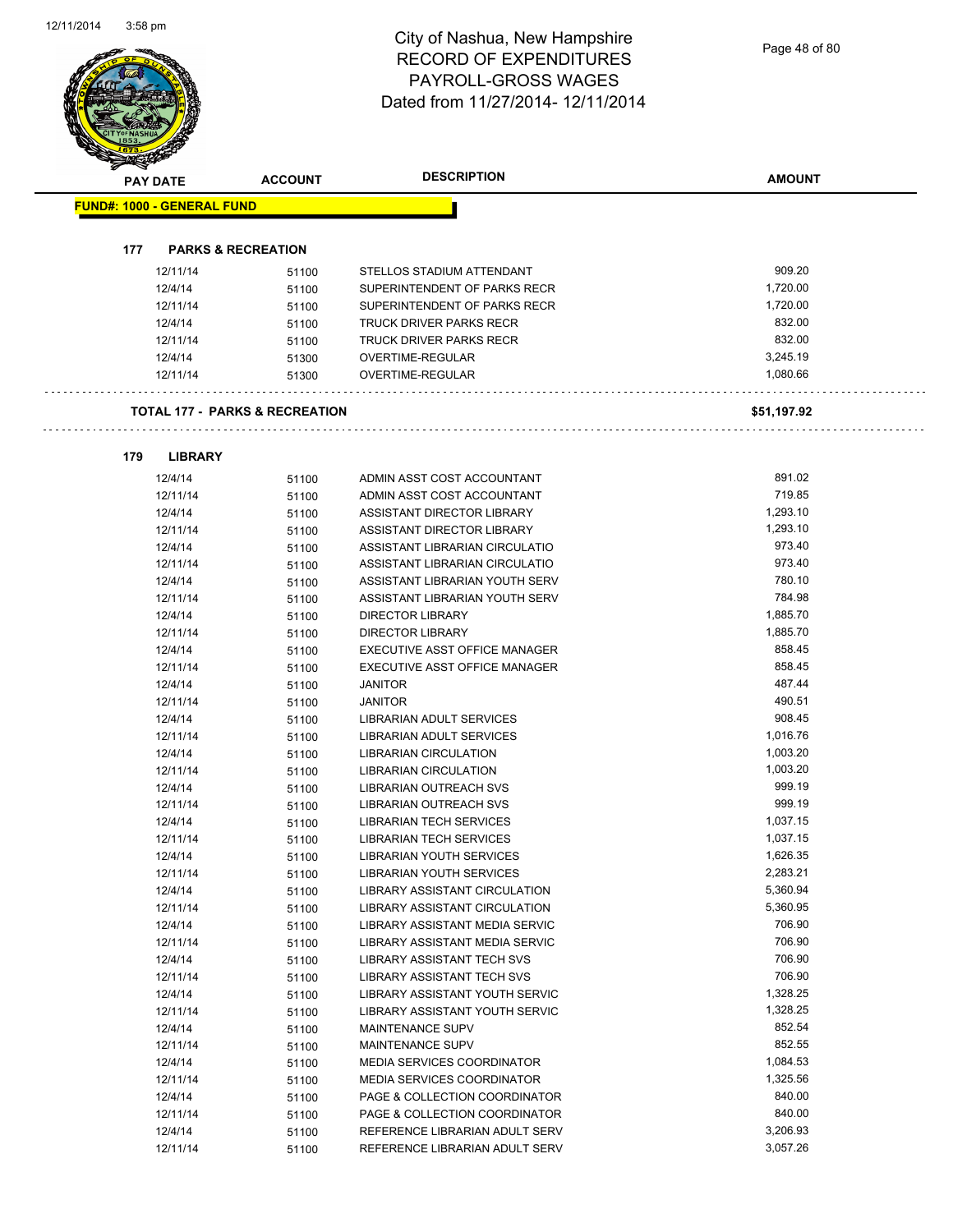# City of Nashua, New Hampshire
# RECORD OF EXPENDITURES
# PAYROLL-GROSS WAGES
# Dated from 11/27/2014- 12/11/2014

12/11/2014 3:58 pm

**FUND#: 1000 - GENERAL FUND**

### 177 PARKS & RECREATION

| PAY DATE | ACCOUNT | DESCRIPTION | AMOUNT |
|---|---|---|---|
| 12/11/14 | 51100 | STELLOS STADIUM ATTENDANT | 909.20 |
| 12/4/14 | 51100 | SUPERINTENDENT OF PARKS RECR | 1,720.00 |
| 12/11/14 | 51100 | SUPERINTENDENT OF PARKS RECR | 1,720.00 |
| 12/4/14 | 51100 | TRUCK DRIVER PARKS RECR | 832.00 |
| 12/11/14 | 51100 | TRUCK DRIVER PARKS RECR | 832.00 |
| 12/4/14 | 51300 | OVERTIME-REGULAR | 3,245.19 |
| 12/11/14 | 51300 | OVERTIME-REGULAR | 1,080.66 |

**TOTAL 177 - PARKS & RECREATION** **$51,197.92**

### 179 LIBRARY

| PAY DATE | ACCOUNT | DESCRIPTION | AMOUNT |
|---|---|---|---|
| 12/4/14 | 51100 | ADMIN ASST COST ACCOUNTANT | 891.02 |
| 12/11/14 | 51100 | ADMIN ASST COST ACCOUNTANT | 719.85 |
| 12/4/14 | 51100 | ASSISTANT DIRECTOR LIBRARY | 1,293.10 |
| 12/11/14 | 51100 | ASSISTANT DIRECTOR LIBRARY | 1,293.10 |
| 12/4/14 | 51100 | ASSISTANT LIBRARIAN CIRCULATIO | 973.40 |
| 12/11/14 | 51100 | ASSISTANT LIBRARIAN CIRCULATIO | 973.40 |
| 12/4/14 | 51100 | ASSISTANT LIBRARIAN YOUTH SERV | 780.10 |
| 12/11/14 | 51100 | ASSISTANT LIBRARIAN YOUTH SERV | 784.98 |
| 12/4/14 | 51100 | DIRECTOR LIBRARY | 1,885.70 |
| 12/11/14 | 51100 | DIRECTOR LIBRARY | 1,885.70 |
| 12/4/14 | 51100 | EXECUTIVE ASST OFFICE MANAGER | 858.45 |
| 12/11/14 | 51100 | EXECUTIVE ASST OFFICE MANAGER | 858.45 |
| 12/4/14 | 51100 | JANITOR | 487.44 |
| 12/11/14 | 51100 | JANITOR | 490.51 |
| 12/4/14 | 51100 | LIBRARIAN ADULT SERVICES | 908.45 |
| 12/11/14 | 51100 | LIBRARIAN ADULT SERVICES | 1,016.76 |
| 12/4/14 | 51100 | LIBRARIAN CIRCULATION | 1,003.20 |
| 12/11/14 | 51100 | LIBRARIAN CIRCULATION | 1,003.20 |
| 12/4/14 | 51100 | LIBRARIAN OUTREACH SVS | 999.19 |
| 12/11/14 | 51100 | LIBRARIAN OUTREACH SVS | 999.19 |
| 12/4/14 | 51100 | LIBRARIAN TECH SERVICES | 1,037.15 |
| 12/11/14 | 51100 | LIBRARIAN TECH SERVICES | 1,037.15 |
| 12/4/14 | 51100 | LIBRARIAN YOUTH SERVICES | 1,626.35 |
| 12/11/14 | 51100 | LIBRARIAN YOUTH SERVICES | 2,283.21 |
| 12/4/14 | 51100 | LIBRARY ASSISTANT CIRCULATION | 5,360.94 |
| 12/11/14 | 51100 | LIBRARY ASSISTANT CIRCULATION | 5,360.95 |
| 12/4/14 | 51100 | LIBRARY ASSISTANT MEDIA SERVIC | 706.90 |
| 12/11/14 | 51100 | LIBRARY ASSISTANT MEDIA SERVIC | 706.90 |
| 12/4/14 | 51100 | LIBRARY ASSISTANT TECH SVS | 706.90 |
| 12/11/14 | 51100 | LIBRARY ASSISTANT TECH SVS | 706.90 |
| 12/4/14 | 51100 | LIBRARY ASSISTANT YOUTH SERVIC | 1,328.25 |
| 12/11/14 | 51100 | LIBRARY ASSISTANT YOUTH SERVIC | 1,328.25 |
| 12/4/14 | 51100 | MAINTENANCE SUPV | 852.54 |
| 12/11/14 | 51100 | MAINTENANCE SUPV | 852.55 |
| 12/4/14 | 51100 | MEDIA SERVICES COORDINATOR | 1,084.53 |
| 12/11/14 | 51100 | MEDIA SERVICES COORDINATOR | 1,325.56 |
| 12/4/14 | 51100 | PAGE & COLLECTION COORDINATOR | 840.00 |
| 12/11/14 | 51100 | PAGE & COLLECTION COORDINATOR | 840.00 |
| 12/4/14 | 51100 | REFERENCE LIBRARIAN ADULT SERV | 3,206.93 |
| 12/11/14 | 51100 | REFERENCE LIBRARIAN ADULT SERV | 3,057.26 |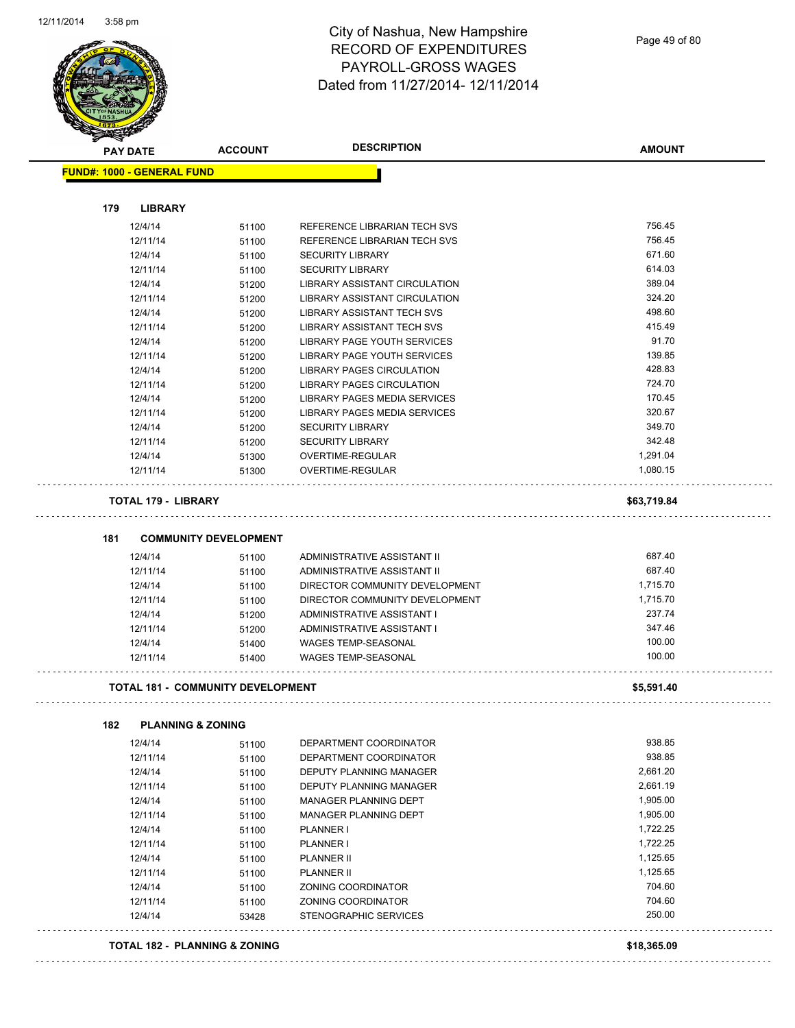# City of Nashua, New Hampshire
## RECORD OF EXPENDITURES
## PAYROLL-GROSS WAGES
## Dated from 11/27/2014- 12/11/2014

| PAY DATE | ACCOUNT | DESCRIPTION | AMOUNT |
|---|---|---|---|

**FUND#: 1000 - GENERAL FUND**

### 179 LIBRARY

| PAY DATE | ACCOUNT | DESCRIPTION | AMOUNT |
|---|---|---|---|
| 12/4/14 | 51100 | REFERENCE LIBRARIAN TECH SVS | 756.45 |
| 12/11/14 | 51100 | REFERENCE LIBRARIAN TECH SVS | 756.45 |
| 12/4/14 | 51100 | SECURITY LIBRARY | 671.60 |
| 12/11/14 | 51100 | SECURITY LIBRARY | 614.03 |
| 12/4/14 | 51200 | LIBRARY ASSISTANT CIRCULATION | 389.04 |
| 12/11/14 | 51200 | LIBRARY ASSISTANT CIRCULATION | 324.20 |
| 12/4/14 | 51200 | LIBRARY ASSISTANT TECH SVS | 498.60 |
| 12/11/14 | 51200 | LIBRARY ASSISTANT TECH SVS | 415.49 |
| 12/4/14 | 51200 | LIBRARY PAGE YOUTH SERVICES | 91.70 |
| 12/11/14 | 51200 | LIBRARY PAGE YOUTH SERVICES | 139.85 |
| 12/4/14 | 51200 | LIBRARY PAGES CIRCULATION | 428.83 |
| 12/11/14 | 51200 | LIBRARY PAGES CIRCULATION | 724.70 |
| 12/4/14 | 51200 | LIBRARY PAGES MEDIA SERVICES | 170.45 |
| 12/11/14 | 51200 | LIBRARY PAGES MEDIA SERVICES | 320.67 |
| 12/4/14 | 51200 | SECURITY LIBRARY | 349.70 |
| 12/11/14 | 51200 | SECURITY LIBRARY | 342.48 |
| 12/4/14 | 51300 | OVERTIME-REGULAR | 1,291.04 |
| 12/11/14 | 51300 | OVERTIME-REGULAR | 1,080.15 |

**TOTAL 179 - LIBRARY** **$63,719.84**

### 181 COMMUNITY DEVELOPMENT

| PAY DATE | ACCOUNT | DESCRIPTION | AMOUNT |
|---|---|---|---|
| 12/4/14 | 51100 | ADMINISTRATIVE ASSISTANT II | 687.40 |
| 12/11/14 | 51100 | ADMINISTRATIVE ASSISTANT II | 687.40 |
| 12/4/14 | 51100 | DIRECTOR COMMUNITY DEVELOPMENT | 1,715.70 |
| 12/11/14 | 51100 | DIRECTOR COMMUNITY DEVELOPMENT | 1,715.70 |
| 12/4/14 | 51200 | ADMINISTRATIVE ASSISTANT I | 237.74 |
| 12/11/14 | 51200 | ADMINISTRATIVE ASSISTANT I | 347.46 |
| 12/4/14 | 51400 | WAGES TEMP-SEASONAL | 100.00 |
| 12/11/14 | 51400 | WAGES TEMP-SEASONAL | 100.00 |

**TOTAL 181 - COMMUNITY DEVELOPMENT** **$5,591.40**

### 182 PLANNING & ZONING

| PAY DATE | ACCOUNT | DESCRIPTION | AMOUNT |
|---|---|---|---|
| 12/4/14 | 51100 | DEPARTMENT COORDINATOR | 938.85 |
| 12/11/14 | 51100 | DEPARTMENT COORDINATOR | 938.85 |
| 12/4/14 | 51100 | DEPUTY PLANNING MANAGER | 2,661.20 |
| 12/11/14 | 51100 | DEPUTY PLANNING MANAGER | 2,661.19 |
| 12/4/14 | 51100 | MANAGER PLANNING DEPT | 1,905.00 |
| 12/11/14 | 51100 | MANAGER PLANNING DEPT | 1,905.00 |
| 12/4/14 | 51100 | PLANNER I | 1,722.25 |
| 12/11/14 | 51100 | PLANNER I | 1,722.25 |
| 12/4/14 | 51100 | PLANNER II | 1,125.65 |
| 12/11/14 | 51100 | PLANNER II | 1,125.65 |
| 12/4/14 | 51100 | ZONING COORDINATOR | 704.60 |
| 12/11/14 | 51100 | ZONING COORDINATOR | 704.60 |
| 12/4/14 | 53428 | STENOGRAPHIC SERVICES | 250.00 |

**TOTAL 182 - PLANNING & ZONING** **$18,365.09**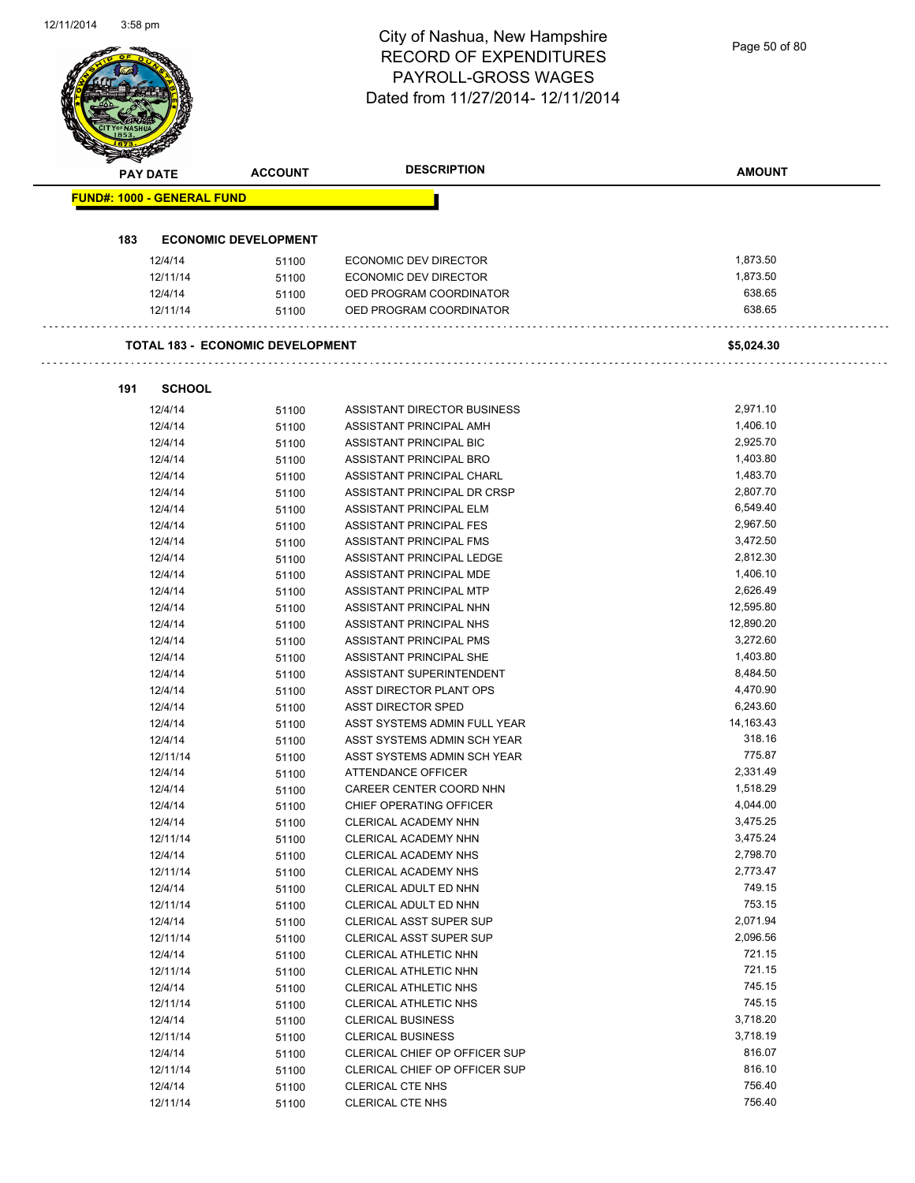# City of Nashua, New Hampshire
# RECORD OF EXPENDITURES
# PAYROLL-GROSS WAGES
# Dated from 11/27/2014- 12/11/2014

| PAY DATE | ACCOUNT | DESCRIPTION | AMOUNT |
|---|---|---|---|
| **FUND#: 1000 - GENERAL FUND** | | | |
| **183 ECONOMIC DEVELOPMENT** | | | |
| 12/4/14 | 51100 | ECONOMIC DEV DIRECTOR | 1,873.50 |
| 12/11/14 | 51100 | ECONOMIC DEV DIRECTOR | 1,873.50 |
| 12/4/14 | 51100 | OED PROGRAM COORDINATOR | 638.65 |
| 12/11/14 | 51100 | OED PROGRAM COORDINATOR | 638.65 |
| **TOTAL 183 - ECONOMIC DEVELOPMENT** | | | **$5,024.30** |
| **191 SCHOOL** | | | |
| 12/4/14 | 51100 | ASSISTANT DIRECTOR BUSINESS | 2,971.10 |
| 12/4/14 | 51100 | ASSISTANT PRINCIPAL AMH | 1,406.10 |
| 12/4/14 | 51100 | ASSISTANT PRINCIPAL BIC | 2,925.70 |
| 12/4/14 | 51100 | ASSISTANT PRINCIPAL BRO | 1,403.80 |
| 12/4/14 | 51100 | ASSISTANT PRINCIPAL CHARL | 1,483.70 |
| 12/4/14 | 51100 | ASSISTANT PRINCIPAL DR CRSP | 2,807.70 |
| 12/4/14 | 51100 | ASSISTANT PRINCIPAL ELM | 6,549.40 |
| 12/4/14 | 51100 | ASSISTANT PRINCIPAL FES | 2,967.50 |
| 12/4/14 | 51100 | ASSISTANT PRINCIPAL FMS | 3,472.50 |
| 12/4/14 | 51100 | ASSISTANT PRINCIPAL LEDGE | 2,812.30 |
| 12/4/14 | 51100 | ASSISTANT PRINCIPAL MDE | 1,406.10 |
| 12/4/14 | 51100 | ASSISTANT PRINCIPAL MTP | 2,626.49 |
| 12/4/14 | 51100 | ASSISTANT PRINCIPAL NHN | 12,595.80 |
| 12/4/14 | 51100 | ASSISTANT PRINCIPAL NHS | 12,890.20 |
| 12/4/14 | 51100 | ASSISTANT PRINCIPAL PMS | 3,272.60 |
| 12/4/14 | 51100 | ASSISTANT PRINCIPAL SHE | 1,403.80 |
| 12/4/14 | 51100 | ASSISTANT SUPERINTENDENT | 8,484.50 |
| 12/4/14 | 51100 | ASST DIRECTOR PLANT OPS | 4,470.90 |
| 12/4/14 | 51100 | ASST DIRECTOR SPED | 6,243.60 |
| 12/4/14 | 51100 | ASST SYSTEMS ADMIN FULL YEAR | 14,163.43 |
| 12/4/14 | 51100 | ASST SYSTEMS ADMIN SCH YEAR | 318.16 |
| 12/11/14 | 51100 | ASST SYSTEMS ADMIN SCH YEAR | 775.87 |
| 12/4/14 | 51100 | ATTENDANCE OFFICER | 2,331.49 |
| 12/4/14 | 51100 | CAREER CENTER COORD NHN | 1,518.29 |
| 12/4/14 | 51100 | CHIEF OPERATING OFFICER | 4,044.00 |
| 12/4/14 | 51100 | CLERICAL ACADEMY NHN | 3,475.25 |
| 12/11/14 | 51100 | CLERICAL ACADEMY NHN | 3,475.24 |
| 12/4/14 | 51100 | CLERICAL ACADEMY NHS | 2,798.70 |
| 12/11/14 | 51100 | CLERICAL ACADEMY NHS | 2,773.47 |
| 12/4/14 | 51100 | CLERICAL ADULT ED NHN | 749.15 |
| 12/11/14 | 51100 | CLERICAL ADULT ED NHN | 753.15 |
| 12/4/14 | 51100 | CLERICAL ASST SUPER SUP | 2,071.94 |
| 12/11/14 | 51100 | CLERICAL ASST SUPER SUP | 2,096.56 |
| 12/4/14 | 51100 | CLERICAL ATHLETIC NHN | 721.15 |
| 12/11/14 | 51100 | CLERICAL ATHLETIC NHN | 721.15 |
| 12/4/14 | 51100 | CLERICAL ATHLETIC NHS | 745.15 |
| 12/11/14 | 51100 | CLERICAL ATHLETIC NHS | 745.15 |
| 12/4/14 | 51100 | CLERICAL BUSINESS | 3,718.20 |
| 12/11/14 | 51100 | CLERICAL BUSINESS | 3,718.19 |
| 12/4/14 | 51100 | CLERICAL CHIEF OP OFFICER SUP | 816.07 |
| 12/11/14 | 51100 | CLERICAL CHIEF OP OFFICER SUP | 816.10 |
| 12/4/14 | 51100 | CLERICAL CTE NHS | 756.40 |
| 12/11/14 | 51100 | CLERICAL CTE NHS | 756.40 |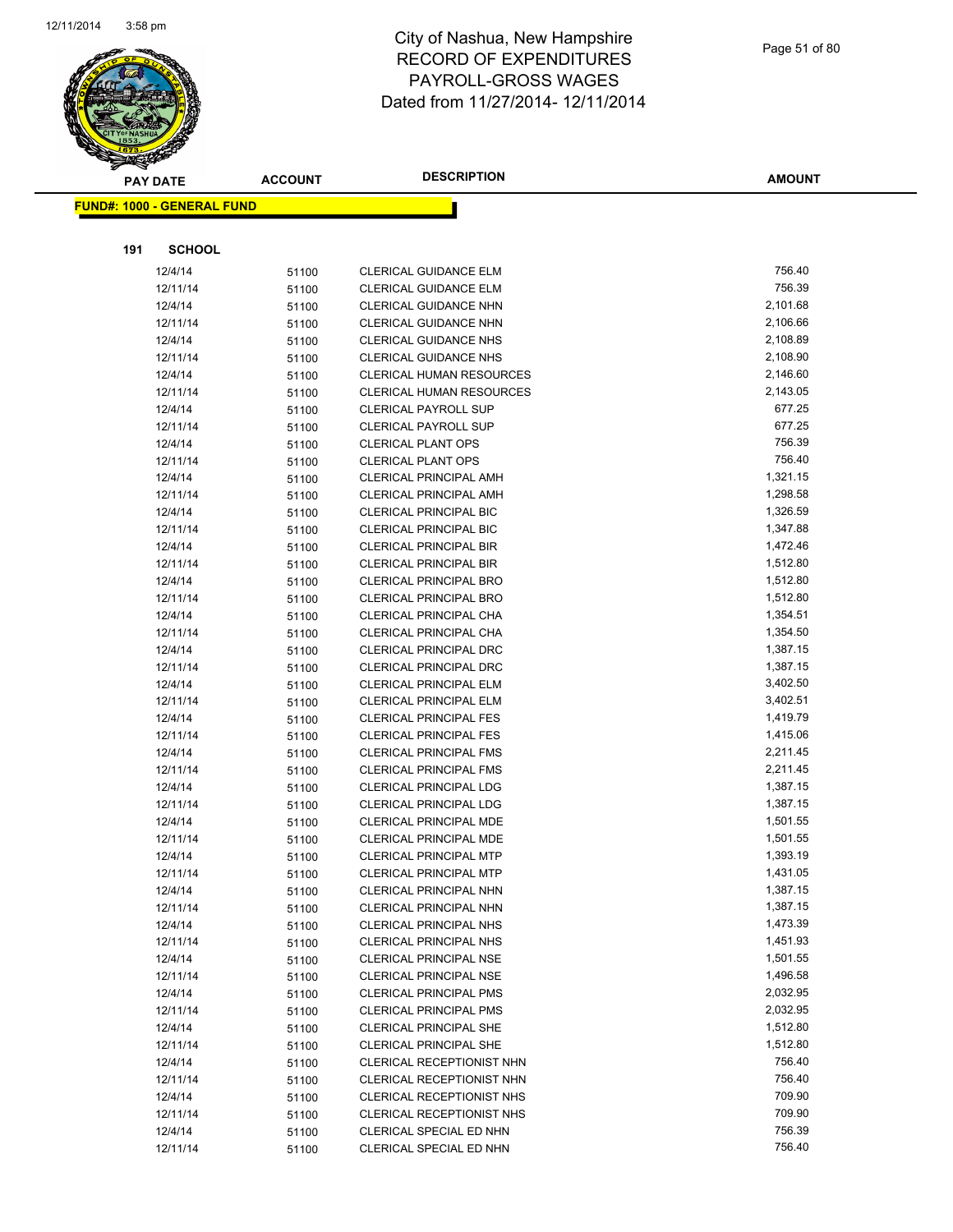# City of Nashua, New Hampshire
# RECORD OF EXPENDITURES
# PAYROLL-GROSS WAGES
# Dated from 11/27/2014- 12/11/2014

| PAY DATE | ACCOUNT | DESCRIPTION | AMOUNT |
|---|---|---|---|

**FUND#: 1000 - GENERAL FUND**

**191 SCHOOL**

| PAY DATE | ACCOUNT | DESCRIPTION | AMOUNT |
|---|---|---|---|
| 12/4/14 | 51100 | CLERICAL GUIDANCE ELM | 756.40 |
| 12/11/14 | 51100 | CLERICAL GUIDANCE ELM | 756.39 |
| 12/4/14 | 51100 | CLERICAL GUIDANCE NHN | 2,101.68 |
| 12/11/14 | 51100 | CLERICAL GUIDANCE NHN | 2,106.66 |
| 12/4/14 | 51100 | CLERICAL GUIDANCE NHS | 2,108.89 |
| 12/11/14 | 51100 | CLERICAL GUIDANCE NHS | 2,108.90 |
| 12/4/14 | 51100 | CLERICAL HUMAN RESOURCES | 2,146.60 |
| 12/11/14 | 51100 | CLERICAL HUMAN RESOURCES | 2,143.05 |
| 12/4/14 | 51100 | CLERICAL PAYROLL SUP | 677.25 |
| 12/11/14 | 51100 | CLERICAL PAYROLL SUP | 677.25 |
| 12/4/14 | 51100 | CLERICAL PLANT OPS | 756.39 |
| 12/11/14 | 51100 | CLERICAL PLANT OPS | 756.40 |
| 12/4/14 | 51100 | CLERICAL PRINCIPAL AMH | 1,321.15 |
| 12/11/14 | 51100 | CLERICAL PRINCIPAL AMH | 1,298.58 |
| 12/4/14 | 51100 | CLERICAL PRINCIPAL BIC | 1,326.59 |
| 12/11/14 | 51100 | CLERICAL PRINCIPAL BIC | 1,347.88 |
| 12/4/14 | 51100 | CLERICAL PRINCIPAL BIR | 1,472.46 |
| 12/11/14 | 51100 | CLERICAL PRINCIPAL BIR | 1,512.80 |
| 12/4/14 | 51100 | CLERICAL PRINCIPAL BRO | 1,512.80 |
| 12/11/14 | 51100 | CLERICAL PRINCIPAL BRO | 1,512.80 |
| 12/4/14 | 51100 | CLERICAL PRINCIPAL CHA | 1,354.51 |
| 12/11/14 | 51100 | CLERICAL PRINCIPAL CHA | 1,354.50 |
| 12/4/14 | 51100 | CLERICAL PRINCIPAL DRC | 1,387.15 |
| 12/11/14 | 51100 | CLERICAL PRINCIPAL DRC | 1,387.15 |
| 12/4/14 | 51100 | CLERICAL PRINCIPAL ELM | 3,402.50 |
| 12/11/14 | 51100 | CLERICAL PRINCIPAL ELM | 3,402.51 |
| 12/4/14 | 51100 | CLERICAL PRINCIPAL FES | 1,419.79 |
| 12/11/14 | 51100 | CLERICAL PRINCIPAL FES | 1,415.06 |
| 12/4/14 | 51100 | CLERICAL PRINCIPAL FMS | 2,211.45 |
| 12/11/14 | 51100 | CLERICAL PRINCIPAL FMS | 2,211.45 |
| 12/4/14 | 51100 | CLERICAL PRINCIPAL LDG | 1,387.15 |
| 12/11/14 | 51100 | CLERICAL PRINCIPAL LDG | 1,387.15 |
| 12/4/14 | 51100 | CLERICAL PRINCIPAL MDE | 1,501.55 |
| 12/11/14 | 51100 | CLERICAL PRINCIPAL MDE | 1,501.55 |
| 12/4/14 | 51100 | CLERICAL PRINCIPAL MTP | 1,393.19 |
| 12/11/14 | 51100 | CLERICAL PRINCIPAL MTP | 1,431.05 |
| 12/4/14 | 51100 | CLERICAL PRINCIPAL NHN | 1,387.15 |
| 12/11/14 | 51100 | CLERICAL PRINCIPAL NHN | 1,387.15 |
| 12/4/14 | 51100 | CLERICAL PRINCIPAL NHS | 1,473.39 |
| 12/11/14 | 51100 | CLERICAL PRINCIPAL NHS | 1,451.93 |
| 12/4/14 | 51100 | CLERICAL PRINCIPAL NSE | 1,501.55 |
| 12/11/14 | 51100 | CLERICAL PRINCIPAL NSE | 1,496.58 |
| 12/4/14 | 51100 | CLERICAL PRINCIPAL PMS | 2,032.95 |
| 12/11/14 | 51100 | CLERICAL PRINCIPAL PMS | 2,032.95 |
| 12/4/14 | 51100 | CLERICAL PRINCIPAL SHE | 1,512.80 |
| 12/11/14 | 51100 | CLERICAL PRINCIPAL SHE | 1,512.80 |
| 12/4/14 | 51100 | CLERICAL RECEPTIONIST NHN | 756.40 |
| 12/11/14 | 51100 | CLERICAL RECEPTIONIST NHN | 756.40 |
| 12/4/14 | 51100 | CLERICAL RECEPTIONIST NHS | 709.90 |
| 12/11/14 | 51100 | CLERICAL RECEPTIONIST NHS | 709.90 |
| 12/4/14 | 51100 | CLERICAL SPECIAL ED NHN | 756.39 |
| 12/11/14 | 51100 | CLERICAL SPECIAL ED NHN | 756.40 |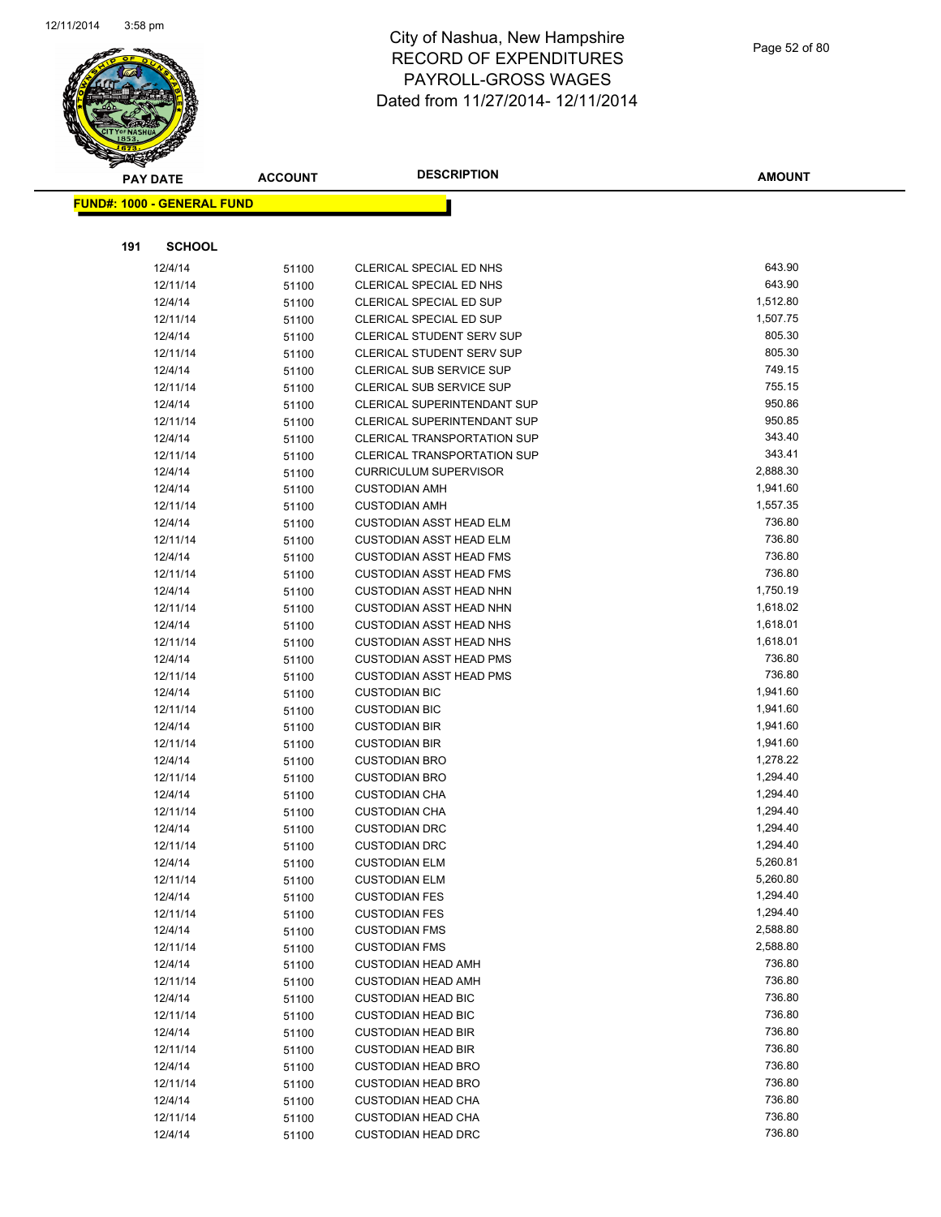# City of Nashua, New Hampshire
## RECORD OF EXPENDITURES
## PAYROLL-GROSS WAGES
## Dated from 11/27/2014- 12/11/2014

**FUND#: 1000 - GENERAL FUND**

**191 SCHOOL**

| PAY DATE | ACCOUNT | DESCRIPTION | AMOUNT |
|---|---|---|---|
| 12/4/14 | 51100 | CLERICAL SPECIAL ED NHS | 643.90 |
| 12/11/14 | 51100 | CLERICAL SPECIAL ED NHS | 643.90 |
| 12/4/14 | 51100 | CLERICAL SPECIAL ED SUP | 1,512.80 |
| 12/11/14 | 51100 | CLERICAL SPECIAL ED SUP | 1,507.75 |
| 12/4/14 | 51100 | CLERICAL STUDENT SERV SUP | 805.30 |
| 12/11/14 | 51100 | CLERICAL STUDENT SERV SUP | 805.30 |
| 12/4/14 | 51100 | CLERICAL SUB SERVICE SUP | 749.15 |
| 12/11/14 | 51100 | CLERICAL SUB SERVICE SUP | 755.15 |
| 12/4/14 | 51100 | CLERICAL SUPERINTENDANT SUP | 950.86 |
| 12/11/14 | 51100 | CLERICAL SUPERINTENDANT SUP | 950.85 |
| 12/4/14 | 51100 | CLERICAL TRANSPORTATION SUP | 343.40 |
| 12/11/14 | 51100 | CLERICAL TRANSPORTATION SUP | 343.41 |
| 12/4/14 | 51100 | CURRICULUM SUPERVISOR | 2,888.30 |
| 12/4/14 | 51100 | CUSTODIAN AMH | 1,941.60 |
| 12/11/14 | 51100 | CUSTODIAN AMH | 1,557.35 |
| 12/4/14 | 51100 | CUSTODIAN ASST HEAD ELM | 736.80 |
| 12/11/14 | 51100 | CUSTODIAN ASST HEAD ELM | 736.80 |
| 12/4/14 | 51100 | CUSTODIAN ASST HEAD FMS | 736.80 |
| 12/11/14 | 51100 | CUSTODIAN ASST HEAD FMS | 736.80 |
| 12/4/14 | 51100 | CUSTODIAN ASST HEAD NHN | 1,750.19 |
| 12/11/14 | 51100 | CUSTODIAN ASST HEAD NHN | 1,618.02 |
| 12/4/14 | 51100 | CUSTODIAN ASST HEAD NHS | 1,618.01 |
| 12/11/14 | 51100 | CUSTODIAN ASST HEAD NHS | 1,618.01 |
| 12/4/14 | 51100 | CUSTODIAN ASST HEAD PMS | 736.80 |
| 12/11/14 | 51100 | CUSTODIAN ASST HEAD PMS | 736.80 |
| 12/4/14 | 51100 | CUSTODIAN BIC | 1,941.60 |
| 12/11/14 | 51100 | CUSTODIAN BIC | 1,941.60 |
| 12/4/14 | 51100 | CUSTODIAN BIR | 1,941.60 |
| 12/11/14 | 51100 | CUSTODIAN BIR | 1,941.60 |
| 12/4/14 | 51100 | CUSTODIAN BRO | 1,278.22 |
| 12/11/14 | 51100 | CUSTODIAN BRO | 1,294.40 |
| 12/4/14 | 51100 | CUSTODIAN CHA | 1,294.40 |
| 12/11/14 | 51100 | CUSTODIAN CHA | 1,294.40 |
| 12/4/14 | 51100 | CUSTODIAN DRC | 1,294.40 |
| 12/11/14 | 51100 | CUSTODIAN DRC | 1,294.40 |
| 12/4/14 | 51100 | CUSTODIAN ELM | 5,260.81 |
| 12/11/14 | 51100 | CUSTODIAN ELM | 5,260.80 |
| 12/4/14 | 51100 | CUSTODIAN FES | 1,294.40 |
| 12/11/14 | 51100 | CUSTODIAN FES | 1,294.40 |
| 12/4/14 | 51100 | CUSTODIAN FMS | 2,588.80 |
| 12/11/14 | 51100 | CUSTODIAN FMS | 2,588.80 |
| 12/4/14 | 51100 | CUSTODIAN HEAD AMH | 736.80 |
| 12/11/14 | 51100 | CUSTODIAN HEAD AMH | 736.80 |
| 12/4/14 | 51100 | CUSTODIAN HEAD BIC | 736.80 |
| 12/11/14 | 51100 | CUSTODIAN HEAD BIC | 736.80 |
| 12/4/14 | 51100 | CUSTODIAN HEAD BIR | 736.80 |
| 12/11/14 | 51100 | CUSTODIAN HEAD BIR | 736.80 |
| 12/4/14 | 51100 | CUSTODIAN HEAD BRO | 736.80 |
| 12/11/14 | 51100 | CUSTODIAN HEAD BRO | 736.80 |
| 12/4/14 | 51100 | CUSTODIAN HEAD CHA | 736.80 |
| 12/11/14 | 51100 | CUSTODIAN HEAD CHA | 736.80 |
| 12/4/14 | 51100 | CUSTODIAN HEAD DRC | 736.80 |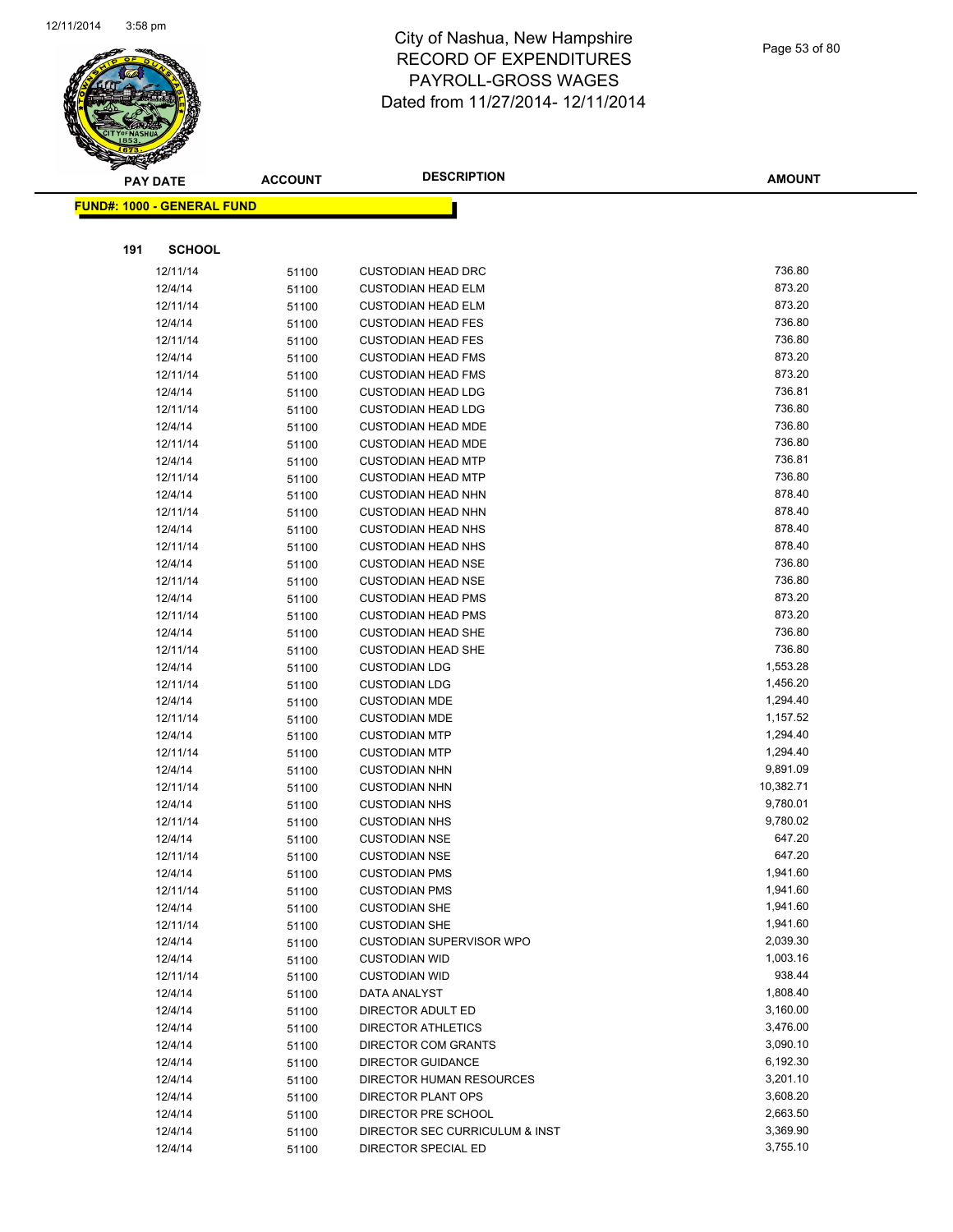# City of Nashua, New Hampshire
## RECORD OF EXPENDITURES
## PAYROLL-GROSS WAGES
## Dated from 11/27/2014- 12/11/2014

| PAY DATE | ACCOUNT | DESCRIPTION | AMOUNT |
|---|---|---|---|

**FUND#: 1000 - GENERAL FUND**

**191 SCHOOL**

| PAY DATE | ACCOUNT | DESCRIPTION | AMOUNT |
|---|---|---|---|
| 12/11/14 | 51100 | CUSTODIAN HEAD DRC | 736.80 |
| 12/4/14 | 51100 | CUSTODIAN HEAD ELM | 873.20 |
| 12/11/14 | 51100 | CUSTODIAN HEAD ELM | 873.20 |
| 12/4/14 | 51100 | CUSTODIAN HEAD FES | 736.80 |
| 12/11/14 | 51100 | CUSTODIAN HEAD FES | 736.80 |
| 12/4/14 | 51100 | CUSTODIAN HEAD FMS | 873.20 |
| 12/11/14 | 51100 | CUSTODIAN HEAD FMS | 873.20 |
| 12/4/14 | 51100 | CUSTODIAN HEAD LDG | 736.81 |
| 12/11/14 | 51100 | CUSTODIAN HEAD LDG | 736.80 |
| 12/4/14 | 51100 | CUSTODIAN HEAD MDE | 736.80 |
| 12/11/14 | 51100 | CUSTODIAN HEAD MDE | 736.80 |
| 12/4/14 | 51100 | CUSTODIAN HEAD MTP | 736.81 |
| 12/11/14 | 51100 | CUSTODIAN HEAD MTP | 736.80 |
| 12/4/14 | 51100 | CUSTODIAN HEAD NHN | 878.40 |
| 12/11/14 | 51100 | CUSTODIAN HEAD NHN | 878.40 |
| 12/4/14 | 51100 | CUSTODIAN HEAD NHS | 878.40 |
| 12/11/14 | 51100 | CUSTODIAN HEAD NHS | 878.40 |
| 12/4/14 | 51100 | CUSTODIAN HEAD NSE | 736.80 |
| 12/11/14 | 51100 | CUSTODIAN HEAD NSE | 736.80 |
| 12/4/14 | 51100 | CUSTODIAN HEAD PMS | 873.20 |
| 12/11/14 | 51100 | CUSTODIAN HEAD PMS | 873.20 |
| 12/4/14 | 51100 | CUSTODIAN HEAD SHE | 736.80 |
| 12/11/14 | 51100 | CUSTODIAN HEAD SHE | 736.80 |
| 12/4/14 | 51100 | CUSTODIAN LDG | 1,553.28 |
| 12/11/14 | 51100 | CUSTODIAN LDG | 1,456.20 |
| 12/4/14 | 51100 | CUSTODIAN MDE | 1,294.40 |
| 12/11/14 | 51100 | CUSTODIAN MDE | 1,157.52 |
| 12/4/14 | 51100 | CUSTODIAN MTP | 1,294.40 |
| 12/11/14 | 51100 | CUSTODIAN MTP | 1,294.40 |
| 12/4/14 | 51100 | CUSTODIAN NHN | 9,891.09 |
| 12/11/14 | 51100 | CUSTODIAN NHN | 10,382.71 |
| 12/4/14 | 51100 | CUSTODIAN NHS | 9,780.01 |
| 12/11/14 | 51100 | CUSTODIAN NHS | 9,780.02 |
| 12/4/14 | 51100 | CUSTODIAN NSE | 647.20 |
| 12/11/14 | 51100 | CUSTODIAN NSE | 647.20 |
| 12/4/14 | 51100 | CUSTODIAN PMS | 1,941.60 |
| 12/11/14 | 51100 | CUSTODIAN PMS | 1,941.60 |
| 12/4/14 | 51100 | CUSTODIAN SHE | 1,941.60 |
| 12/11/14 | 51100 | CUSTODIAN SHE | 1,941.60 |
| 12/4/14 | 51100 | CUSTODIAN SUPERVISOR WPO | 2,039.30 |
| 12/4/14 | 51100 | CUSTODIAN WID | 1,003.16 |
| 12/11/14 | 51100 | CUSTODIAN WID | 938.44 |
| 12/4/14 | 51100 | DATA ANALYST | 1,808.40 |
| 12/4/14 | 51100 | DIRECTOR ADULT ED | 3,160.00 |
| 12/4/14 | 51100 | DIRECTOR ATHLETICS | 3,476.00 |
| 12/4/14 | 51100 | DIRECTOR COM GRANTS | 3,090.10 |
| 12/4/14 | 51100 | DIRECTOR GUIDANCE | 6,192.30 |
| 12/4/14 | 51100 | DIRECTOR HUMAN RESOURCES | 3,201.10 |
| 12/4/14 | 51100 | DIRECTOR PLANT OPS | 3,608.20 |
| 12/4/14 | 51100 | DIRECTOR PRE SCHOOL | 2,663.50 |
| 12/4/14 | 51100 | DIRECTOR SEC CURRICULUM & INST | 3,369.90 |
| 12/4/14 | 51100 | DIRECTOR SPECIAL ED | 3,755.10 |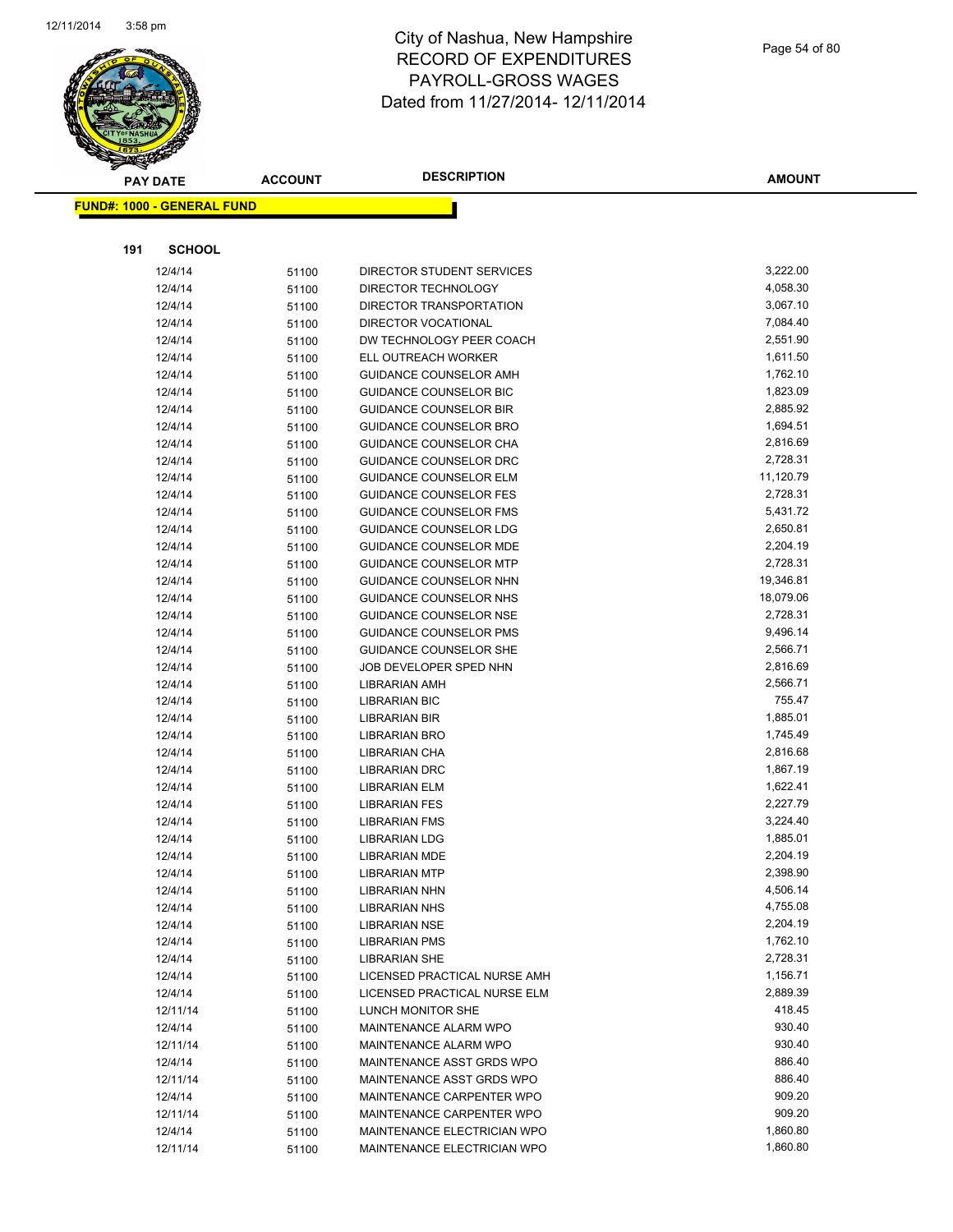# City of Nashua, New Hampshire
## RECORD OF EXPENDITURES
## PAYROLL-GROSS WAGES
## Dated from 11/27/2014- 12/11/2014

| PAY DATE | ACCOUNT | DESCRIPTION | AMOUNT |
|---|---|---|---|

**FUND#: 1000 - GENERAL FUND**

**191 SCHOOL**

| PAY DATE | ACCOUNT | DESCRIPTION | AMOUNT |
|---|---|---|---|
| 12/4/14 | 51100 | DIRECTOR STUDENT SERVICES | 3,222.00 |
| 12/4/14 | 51100 | DIRECTOR TECHNOLOGY | 4,058.30 |
| 12/4/14 | 51100 | DIRECTOR TRANSPORTATION | 3,067.10 |
| 12/4/14 | 51100 | DIRECTOR VOCATIONAL | 7,084.40 |
| 12/4/14 | 51100 | DW TECHNOLOGY PEER COACH | 2,551.90 |
| 12/4/14 | 51100 | ELL OUTREACH WORKER | 1,611.50 |
| 12/4/14 | 51100 | GUIDANCE COUNSELOR AMH | 1,762.10 |
| 12/4/14 | 51100 | GUIDANCE COUNSELOR BIC | 1,823.09 |
| 12/4/14 | 51100 | GUIDANCE COUNSELOR BIR | 2,885.92 |
| 12/4/14 | 51100 | GUIDANCE COUNSELOR BRO | 1,694.51 |
| 12/4/14 | 51100 | GUIDANCE COUNSELOR CHA | 2,816.69 |
| 12/4/14 | 51100 | GUIDANCE COUNSELOR DRC | 2,728.31 |
| 12/4/14 | 51100 | GUIDANCE COUNSELOR ELM | 11,120.79 |
| 12/4/14 | 51100 | GUIDANCE COUNSELOR FES | 2,728.31 |
| 12/4/14 | 51100 | GUIDANCE COUNSELOR FMS | 5,431.72 |
| 12/4/14 | 51100 | GUIDANCE COUNSELOR LDG | 2,650.81 |
| 12/4/14 | 51100 | GUIDANCE COUNSELOR MDE | 2,204.19 |
| 12/4/14 | 51100 | GUIDANCE COUNSELOR MTP | 2,728.31 |
| 12/4/14 | 51100 | GUIDANCE COUNSELOR NHN | 19,346.81 |
| 12/4/14 | 51100 | GUIDANCE COUNSELOR NHS | 18,079.06 |
| 12/4/14 | 51100 | GUIDANCE COUNSELOR NSE | 2,728.31 |
| 12/4/14 | 51100 | GUIDANCE COUNSELOR PMS | 9,496.14 |
| 12/4/14 | 51100 | GUIDANCE COUNSELOR SHE | 2,566.71 |
| 12/4/14 | 51100 | JOB DEVELOPER SPED NHN | 2,816.69 |
| 12/4/14 | 51100 | LIBRARIAN AMH | 2,566.71 |
| 12/4/14 | 51100 | LIBRARIAN BIC | 755.47 |
| 12/4/14 | 51100 | LIBRARIAN BIR | 1,885.01 |
| 12/4/14 | 51100 | LIBRARIAN BRO | 1,745.49 |
| 12/4/14 | 51100 | LIBRARIAN CHA | 2,816.68 |
| 12/4/14 | 51100 | LIBRARIAN DRC | 1,867.19 |
| 12/4/14 | 51100 | LIBRARIAN ELM | 1,622.41 |
| 12/4/14 | 51100 | LIBRARIAN FES | 2,227.79 |
| 12/4/14 | 51100 | LIBRARIAN FMS | 3,224.40 |
| 12/4/14 | 51100 | LIBRARIAN LDG | 1,885.01 |
| 12/4/14 | 51100 | LIBRARIAN MDE | 2,204.19 |
| 12/4/14 | 51100 | LIBRARIAN MTP | 2,398.90 |
| 12/4/14 | 51100 | LIBRARIAN NHN | 4,506.14 |
| 12/4/14 | 51100 | LIBRARIAN NHS | 4,755.08 |
| 12/4/14 | 51100 | LIBRARIAN NSE | 2,204.19 |
| 12/4/14 | 51100 | LIBRARIAN PMS | 1,762.10 |
| 12/4/14 | 51100 | LIBRARIAN SHE | 2,728.31 |
| 12/4/14 | 51100 | LICENSED PRACTICAL NURSE AMH | 1,156.71 |
| 12/4/14 | 51100 | LICENSED PRACTICAL NURSE ELM | 2,889.39 |
| 12/11/14 | 51100 | LUNCH MONITOR SHE | 418.45 |
| 12/4/14 | 51100 | MAINTENANCE ALARM WPO | 930.40 |
| 12/11/14 | 51100 | MAINTENANCE ALARM WPO | 930.40 |
| 12/4/14 | 51100 | MAINTENANCE ASST GRDS WPO | 886.40 |
| 12/11/14 | 51100 | MAINTENANCE ASST GRDS WPO | 886.40 |
| 12/4/14 | 51100 | MAINTENANCE CARPENTER WPO | 909.20 |
| 12/11/14 | 51100 | MAINTENANCE CARPENTER WPO | 909.20 |
| 12/4/14 | 51100 | MAINTENANCE ELECTRICIAN WPO | 1,860.80 |
| 12/11/14 | 51100 | MAINTENANCE ELECTRICIAN WPO | 1,860.80 |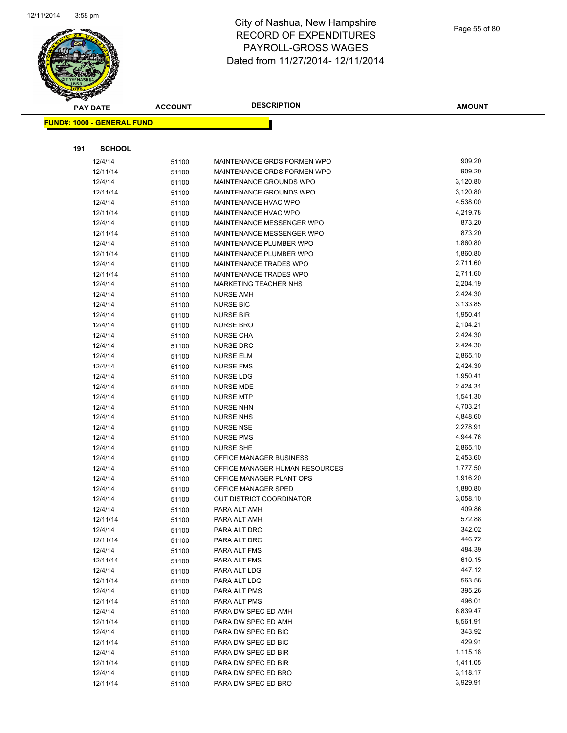City of Nashua, New Hampshire
RECORD OF EXPENDITURES
PAYROLL-GROSS WAGES
Dated from 11/27/2014- 12/11/2014

| PAY DATE | ACCOUNT | DESCRIPTION | AMOUNT |
|---|---|---|---|

**FUND#: 1000 - GENERAL FUND**

**191 SCHOOL**

| PAY DATE | ACCOUNT | DESCRIPTION | AMOUNT |
|---|---|---|---|
| 12/4/14 | 51100 | MAINTENANCE GRDS FORMEN WPO | 909.20 |
| 12/11/14 | 51100 | MAINTENANCE GRDS FORMEN WPO | 909.20 |
| 12/4/14 | 51100 | MAINTENANCE GROUNDS WPO | 3,120.80 |
| 12/11/14 | 51100 | MAINTENANCE GROUNDS WPO | 3,120.80 |
| 12/4/14 | 51100 | MAINTENANCE HVAC WPO | 4,538.00 |
| 12/11/14 | 51100 | MAINTENANCE HVAC WPO | 4,219.78 |
| 12/4/14 | 51100 | MAINTENANCE MESSENGER WPO | 873.20 |
| 12/11/14 | 51100 | MAINTENANCE MESSENGER WPO | 873.20 |
| 12/4/14 | 51100 | MAINTENANCE PLUMBER WPO | 1,860.80 |
| 12/11/14 | 51100 | MAINTENANCE PLUMBER WPO | 1,860.80 |
| 12/4/14 | 51100 | MAINTENANCE TRADES WPO | 2,711.60 |
| 12/11/14 | 51100 | MAINTENANCE TRADES WPO | 2,711.60 |
| 12/4/14 | 51100 | MARKETING TEACHER NHS | 2,204.19 |
| 12/4/14 | 51100 | NURSE AMH | 2,424.30 |
| 12/4/14 | 51100 | NURSE BIC | 3,133.85 |
| 12/4/14 | 51100 | NURSE BIR | 1,950.41 |
| 12/4/14 | 51100 | NURSE BRO | 2,104.21 |
| 12/4/14 | 51100 | NURSE CHA | 2,424.30 |
| 12/4/14 | 51100 | NURSE DRC | 2,424.30 |
| 12/4/14 | 51100 | NURSE ELM | 2,865.10 |
| 12/4/14 | 51100 | NURSE FMS | 2,424.30 |
| 12/4/14 | 51100 | NURSE LDG | 1,950.41 |
| 12/4/14 | 51100 | NURSE MDE | 2,424.31 |
| 12/4/14 | 51100 | NURSE MTP | 1,541.30 |
| 12/4/14 | 51100 | NURSE NHN | 4,703.21 |
| 12/4/14 | 51100 | NURSE NHS | 4,848.60 |
| 12/4/14 | 51100 | NURSE NSE | 2,278.91 |
| 12/4/14 | 51100 | NURSE PMS | 4,944.76 |
| 12/4/14 | 51100 | NURSE SHE | 2,865.10 |
| 12/4/14 | 51100 | OFFICE MANAGER BUSINESS | 2,453.60 |
| 12/4/14 | 51100 | OFFICE MANAGER HUMAN RESOURCES | 1,777.50 |
| 12/4/14 | 51100 | OFFICE MANAGER PLANT OPS | 1,916.20 |
| 12/4/14 | 51100 | OFFICE MANAGER SPED | 1,880.80 |
| 12/4/14 | 51100 | OUT DISTRICT COORDINATOR | 3,058.10 |
| 12/4/14 | 51100 | PARA ALT AMH | 409.86 |
| 12/11/14 | 51100 | PARA ALT AMH | 572.88 |
| 12/4/14 | 51100 | PARA ALT DRC | 342.02 |
| 12/11/14 | 51100 | PARA ALT DRC | 446.72 |
| 12/4/14 | 51100 | PARA ALT FMS | 484.39 |
| 12/11/14 | 51100 | PARA ALT FMS | 610.15 |
| 12/4/14 | 51100 | PARA ALT LDG | 447.12 |
| 12/11/14 | 51100 | PARA ALT LDG | 563.56 |
| 12/4/14 | 51100 | PARA ALT PMS | 395.26 |
| 12/11/14 | 51100 | PARA ALT PMS | 496.01 |
| 12/4/14 | 51100 | PARA DW SPEC ED AMH | 6,839.47 |
| 12/11/14 | 51100 | PARA DW SPEC ED AMH | 8,561.91 |
| 12/4/14 | 51100 | PARA DW SPEC ED BIC | 343.92 |
| 12/11/14 | 51100 | PARA DW SPEC ED BIC | 429.91 |
| 12/4/14 | 51100 | PARA DW SPEC ED BIR | 1,115.18 |
| 12/11/14 | 51100 | PARA DW SPEC ED BIR | 1,411.05 |
| 12/4/14 | 51100 | PARA DW SPEC ED BRO | 3,118.17 |
| 12/11/14 | 51100 | PARA DW SPEC ED BRO | 3,929.91 |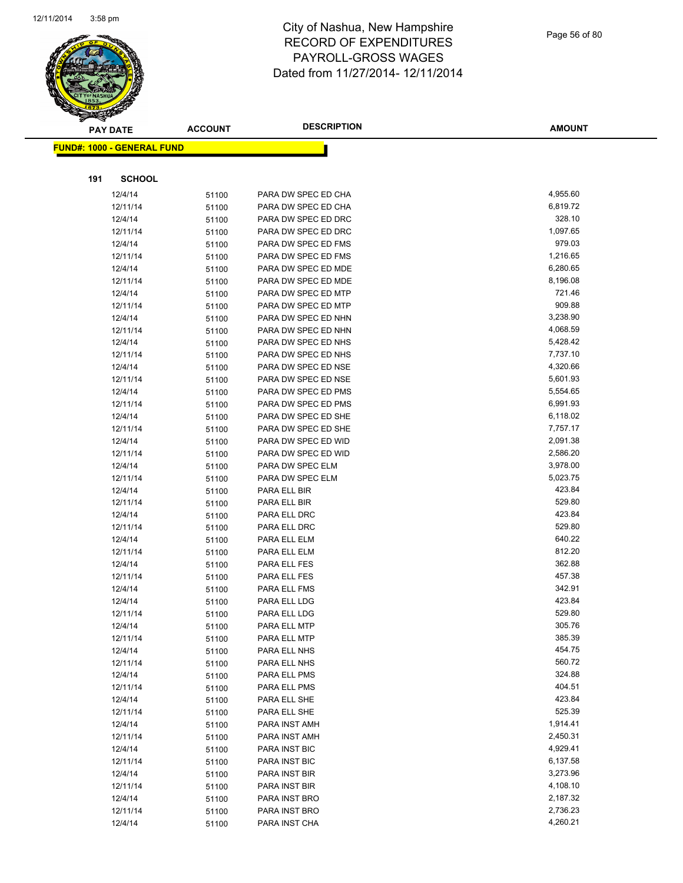# City of Nashua, New Hampshire
# RECORD OF EXPENDITURES
# PAYROLL-GROSS WAGES
# Dated from 11/27/2014- 12/11/2014

| PAY DATE | ACCOUNT | DESCRIPTION | AMOUNT |
|---|---|---|---|

**FUND#: 1000 - GENERAL FUND**

**191 SCHOOL**

| PAY DATE | ACCOUNT | DESCRIPTION | AMOUNT |
|---|---|---|---|
| 12/4/14 | 51100 | PARA DW SPEC ED CHA | 4,955.60 |
| 12/11/14 | 51100 | PARA DW SPEC ED CHA | 6,819.72 |
| 12/4/14 | 51100 | PARA DW SPEC ED DRC | 328.10 |
| 12/11/14 | 51100 | PARA DW SPEC ED DRC | 1,097.65 |
| 12/4/14 | 51100 | PARA DW SPEC ED FMS | 979.03 |
| 12/11/14 | 51100 | PARA DW SPEC ED FMS | 1,216.65 |
| 12/4/14 | 51100 | PARA DW SPEC ED MDE | 6,280.65 |
| 12/11/14 | 51100 | PARA DW SPEC ED MDE | 8,196.08 |
| 12/4/14 | 51100 | PARA DW SPEC ED MTP | 721.46 |
| 12/11/14 | 51100 | PARA DW SPEC ED MTP | 909.88 |
| 12/4/14 | 51100 | PARA DW SPEC ED NHN | 3,238.90 |
| 12/11/14 | 51100 | PARA DW SPEC ED NHN | 4,068.59 |
| 12/4/14 | 51100 | PARA DW SPEC ED NHS | 5,428.42 |
| 12/11/14 | 51100 | PARA DW SPEC ED NHS | 7,737.10 |
| 12/4/14 | 51100 | PARA DW SPEC ED NSE | 4,320.66 |
| 12/11/14 | 51100 | PARA DW SPEC ED NSE | 5,601.93 |
| 12/4/14 | 51100 | PARA DW SPEC ED PMS | 5,554.65 |
| 12/11/14 | 51100 | PARA DW SPEC ED PMS | 6,991.93 |
| 12/4/14 | 51100 | PARA DW SPEC ED SHE | 6,118.02 |
| 12/11/14 | 51100 | PARA DW SPEC ED SHE | 7,757.17 |
| 12/4/14 | 51100 | PARA DW SPEC ED WID | 2,091.38 |
| 12/11/14 | 51100 | PARA DW SPEC ED WID | 2,586.20 |
| 12/4/14 | 51100 | PARA DW SPEC ELM | 3,978.00 |
| 12/11/14 | 51100 | PARA DW SPEC ELM | 5,023.75 |
| 12/4/14 | 51100 | PARA ELL BIR | 423.84 |
| 12/11/14 | 51100 | PARA ELL BIR | 529.80 |
| 12/4/14 | 51100 | PARA ELL DRC | 423.84 |
| 12/11/14 | 51100 | PARA ELL DRC | 529.80 |
| 12/4/14 | 51100 | PARA ELL ELM | 640.22 |
| 12/11/14 | 51100 | PARA ELL ELM | 812.20 |
| 12/4/14 | 51100 | PARA ELL FES | 362.88 |
| 12/11/14 | 51100 | PARA ELL FES | 457.38 |
| 12/4/14 | 51100 | PARA ELL FMS | 342.91 |
| 12/4/14 | 51100 | PARA ELL LDG | 423.84 |
| 12/11/14 | 51100 | PARA ELL LDG | 529.80 |
| 12/4/14 | 51100 | PARA ELL MTP | 305.76 |
| 12/11/14 | 51100 | PARA ELL MTP | 385.39 |
| 12/4/14 | 51100 | PARA ELL NHS | 454.75 |
| 12/11/14 | 51100 | PARA ELL NHS | 560.72 |
| 12/4/14 | 51100 | PARA ELL PMS | 324.88 |
| 12/11/14 | 51100 | PARA ELL PMS | 404.51 |
| 12/4/14 | 51100 | PARA ELL SHE | 423.84 |
| 12/11/14 | 51100 | PARA ELL SHE | 525.39 |
| 12/4/14 | 51100 | PARA INST AMH | 1,914.41 |
| 12/11/14 | 51100 | PARA INST AMH | 2,450.31 |
| 12/4/14 | 51100 | PARA INST BIC | 4,929.41 |
| 12/11/14 | 51100 | PARA INST BIC | 6,137.58 |
| 12/4/14 | 51100 | PARA INST BIR | 3,273.96 |
| 12/11/14 | 51100 | PARA INST BIR | 4,108.10 |
| 12/4/14 | 51100 | PARA INST BRO | 2,187.32 |
| 12/11/14 | 51100 | PARA INST BRO | 2,736.23 |
| 12/4/14 | 51100 | PARA INST CHA | 4,260.21 |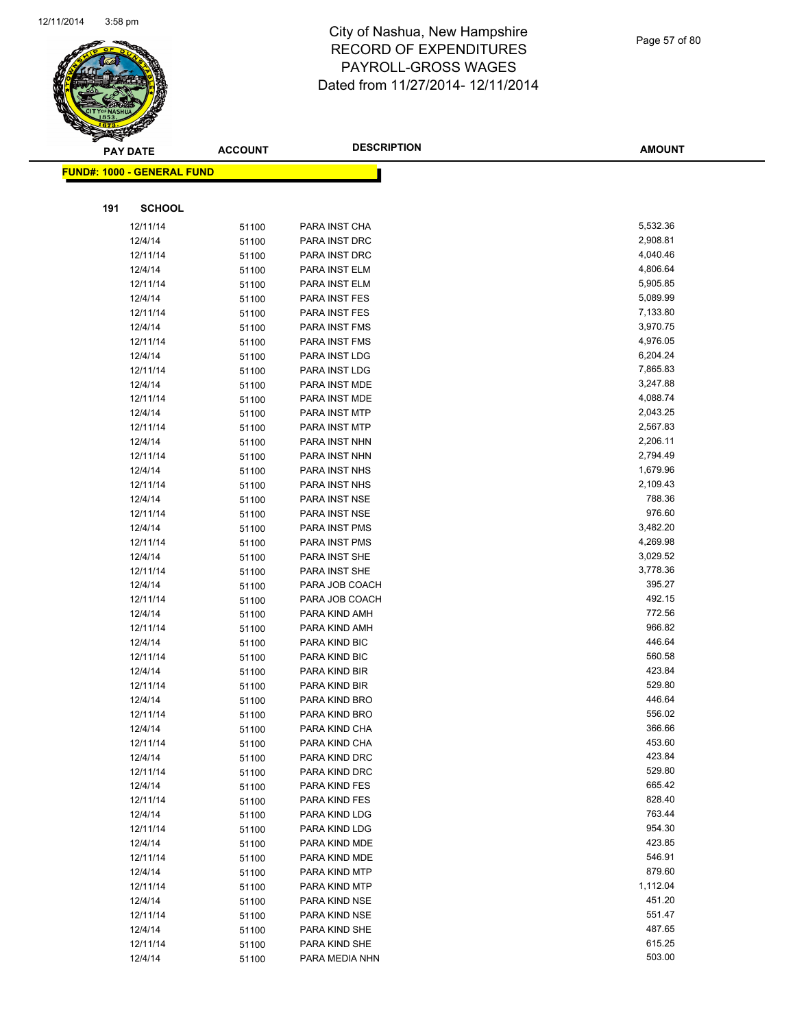# City of Nashua, New Hampshire
# RECORD OF EXPENDITURES
# PAYROLL-GROSS WAGES
# Dated from 11/27/2014- 12/11/2014

**FUND#: 1000 - GENERAL FUND**

**191 SCHOOL**

| PAY DATE | ACCOUNT | DESCRIPTION | AMOUNT |
|---|---|---|---|
| 12/11/14 | 51100 | PARA INST CHA | 5,532.36 |
| 12/4/14 | 51100 | PARA INST DRC | 2,908.81 |
| 12/11/14 | 51100 | PARA INST DRC | 4,040.46 |
| 12/4/14 | 51100 | PARA INST ELM | 4,806.64 |
| 12/11/14 | 51100 | PARA INST ELM | 5,905.85 |
| 12/4/14 | 51100 | PARA INST FES | 5,089.99 |
| 12/11/14 | 51100 | PARA INST FES | 7,133.80 |
| 12/4/14 | 51100 | PARA INST FMS | 3,970.75 |
| 12/11/14 | 51100 | PARA INST FMS | 4,976.05 |
| 12/4/14 | 51100 | PARA INST LDG | 6,204.24 |
| 12/11/14 | 51100 | PARA INST LDG | 7,865.83 |
| 12/4/14 | 51100 | PARA INST MDE | 3,247.88 |
| 12/11/14 | 51100 | PARA INST MDE | 4,088.74 |
| 12/4/14 | 51100 | PARA INST MTP | 2,043.25 |
| 12/11/14 | 51100 | PARA INST MTP | 2,567.83 |
| 12/4/14 | 51100 | PARA INST NHN | 2,206.11 |
| 12/11/14 | 51100 | PARA INST NHN | 2,794.49 |
| 12/4/14 | 51100 | PARA INST NHS | 1,679.96 |
| 12/11/14 | 51100 | PARA INST NHS | 2,109.43 |
| 12/4/14 | 51100 | PARA INST NSE | 788.36 |
| 12/11/14 | 51100 | PARA INST NSE | 976.60 |
| 12/4/14 | 51100 | PARA INST PMS | 3,482.20 |
| 12/11/14 | 51100 | PARA INST PMS | 4,269.98 |
| 12/4/14 | 51100 | PARA INST SHE | 3,029.52 |
| 12/11/14 | 51100 | PARA INST SHE | 3,778.36 |
| 12/4/14 | 51100 | PARA JOB COACH | 395.27 |
| 12/11/14 | 51100 | PARA JOB COACH | 492.15 |
| 12/4/14 | 51100 | PARA KIND AMH | 772.56 |
| 12/11/14 | 51100 | PARA KIND AMH | 966.82 |
| 12/4/14 | 51100 | PARA KIND BIC | 446.64 |
| 12/11/14 | 51100 | PARA KIND BIC | 560.58 |
| 12/4/14 | 51100 | PARA KIND BIR | 423.84 |
| 12/11/14 | 51100 | PARA KIND BIR | 529.80 |
| 12/4/14 | 51100 | PARA KIND BRO | 446.64 |
| 12/11/14 | 51100 | PARA KIND BRO | 556.02 |
| 12/4/14 | 51100 | PARA KIND CHA | 366.66 |
| 12/11/14 | 51100 | PARA KIND CHA | 453.60 |
| 12/4/14 | 51100 | PARA KIND DRC | 423.84 |
| 12/11/14 | 51100 | PARA KIND DRC | 529.80 |
| 12/4/14 | 51100 | PARA KIND FES | 665.42 |
| 12/11/14 | 51100 | PARA KIND FES | 828.40 |
| 12/4/14 | 51100 | PARA KIND LDG | 763.44 |
| 12/11/14 | 51100 | PARA KIND LDG | 954.30 |
| 12/4/14 | 51100 | PARA KIND MDE | 423.85 |
| 12/11/14 | 51100 | PARA KIND MDE | 546.91 |
| 12/4/14 | 51100 | PARA KIND MTP | 879.60 |
| 12/11/14 | 51100 | PARA KIND MTP | 1,112.04 |
| 12/4/14 | 51100 | PARA KIND NSE | 451.20 |
| 12/11/14 | 51100 | PARA KIND NSE | 551.47 |
| 12/4/14 | 51100 | PARA KIND SHE | 487.65 |
| 12/11/14 | 51100 | PARA KIND SHE | 615.25 |
| 12/4/14 | 51100 | PARA MEDIA NHN | 503.00 |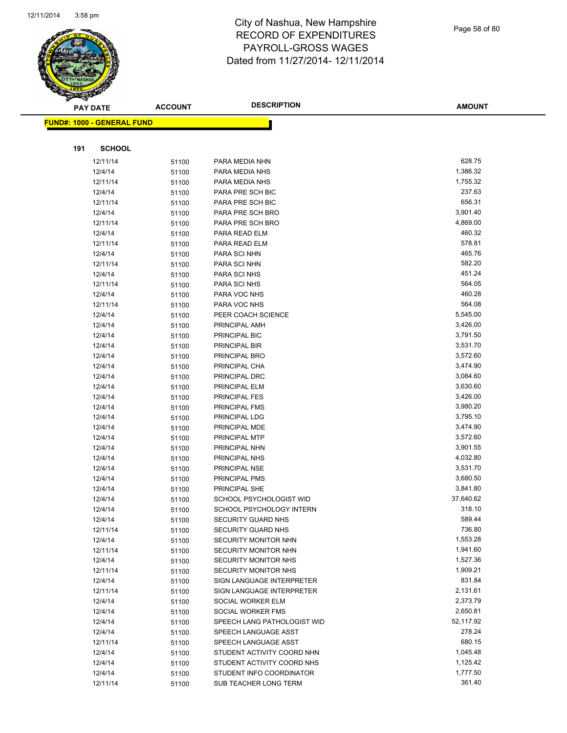# City of Nashua, New Hampshire
## RECORD OF EXPENDITURES
## PAYROLL-GROSS WAGES
## Dated from 11/27/2014- 12/11/2014

**FUND#: 1000 - GENERAL FUND**

**191 SCHOOL**

| PAY DATE | ACCOUNT | DESCRIPTION | AMOUNT |
|---|---|---|---|
| 12/11/14 | 51100 | PARA MEDIA NHN | 628.75 |
| 12/4/14 | 51100 | PARA MEDIA NHS | 1,386.32 |
| 12/11/14 | 51100 | PARA MEDIA NHS | 1,755.32 |
| 12/4/14 | 51100 | PARA PRE SCH BIC | 237.63 |
| 12/11/14 | 51100 | PARA PRE SCH BIC | 656.31 |
| 12/4/14 | 51100 | PARA PRE SCH BRO | 3,901.40 |
| 12/11/14 | 51100 | PARA PRE SCH BRO | 4,869.00 |
| 12/4/14 | 51100 | PARA READ ELM | 460.32 |
| 12/11/14 | 51100 | PARA READ ELM | 578.81 |
| 12/4/14 | 51100 | PARA SCI NHN | 465.76 |
| 12/11/14 | 51100 | PARA SCI NHN | 582.20 |
| 12/4/14 | 51100 | PARA SCI NHS | 451.24 |
| 12/11/14 | 51100 | PARA SCI NHS | 564.05 |
| 12/4/14 | 51100 | PARA VOC NHS | 460.28 |
| 12/11/14 | 51100 | PARA VOC NHS | 564.08 |
| 12/4/14 | 51100 | PEER COACH SCIENCE | 5,545.00 |
| 12/4/14 | 51100 | PRINCIPAL AMH | 3,426.00 |
| 12/4/14 | 51100 | PRINCIPAL BIC | 3,791.50 |
| 12/4/14 | 51100 | PRINCIPAL BIR | 3,531.70 |
| 12/4/14 | 51100 | PRINCIPAL BRO | 3,572.60 |
| 12/4/14 | 51100 | PRINCIPAL CHA | 3,474.90 |
| 12/4/14 | 51100 | PRINCIPAL DRC | 3,084.60 |
| 12/4/14 | 51100 | PRINCIPAL ELM | 3,630.60 |
| 12/4/14 | 51100 | PRINCIPAL FES | 3,426.00 |
| 12/4/14 | 51100 | PRINCIPAL FMS | 3,980.20 |
| 12/4/14 | 51100 | PRINCIPAL LDG | 3,795.10 |
| 12/4/14 | 51100 | PRINCIPAL MDE | 3,474.90 |
| 12/4/14 | 51100 | PRINCIPAL MTP | 3,572.60 |
| 12/4/14 | 51100 | PRINCIPAL NHN | 3,901.55 |
| 12/4/14 | 51100 | PRINCIPAL NHS | 4,032.80 |
| 12/4/14 | 51100 | PRINCIPAL NSE | 3,531.70 |
| 12/4/14 | 51100 | PRINCIPAL PMS | 3,680.50 |
| 12/4/14 | 51100 | PRINCIPAL SHE | 3,841.80 |
| 12/4/14 | 51100 | SCHOOL PSYCHOLOGIST WID | 37,640.62 |
| 12/4/14 | 51100 | SCHOOL PSYCHOLOGY INTERN | 318.10 |
| 12/4/14 | 51100 | SECURITY GUARD NHS | 589.44 |
| 12/11/14 | 51100 | SECURITY GUARD NHS | 736.80 |
| 12/4/14 | 51100 | SECURITY MONITOR NHN | 1,553.28 |
| 12/11/14 | 51100 | SECURITY MONITOR NHN | 1,941.60 |
| 12/4/14 | 51100 | SECURITY MONITOR NHS | 1,527.36 |
| 12/11/14 | 51100 | SECURITY MONITOR NHS | 1,909.21 |
| 12/4/14 | 51100 | SIGN LANGUAGE INTERPRETER | 831.84 |
| 12/11/14 | 51100 | SIGN LANGUAGE INTERPRETER | 2,131.61 |
| 12/4/14 | 51100 | SOCIAL WORKER ELM | 2,373.79 |
| 12/4/14 | 51100 | SOCIAL WORKER FMS | 2,650.81 |
| 12/4/14 | 51100 | SPEECH LANG PATHOLOGIST WID | 52,117.92 |
| 12/4/14 | 51100 | SPEECH LANGUAGE ASST | 278.24 |
| 12/11/14 | 51100 | SPEECH LANGUAGE ASST | 680.15 |
| 12/4/14 | 51100 | STUDENT ACTIVITY COORD NHN | 1,045.48 |
| 12/4/14 | 51100 | STUDENT ACTIVITY COORD NHS | 1,125.42 |
| 12/4/14 | 51100 | STUDENT INFO COORDINATOR | 1,777.50 |
| 12/11/14 | 51100 | SUB TEACHER LONG TERM | 361.40 |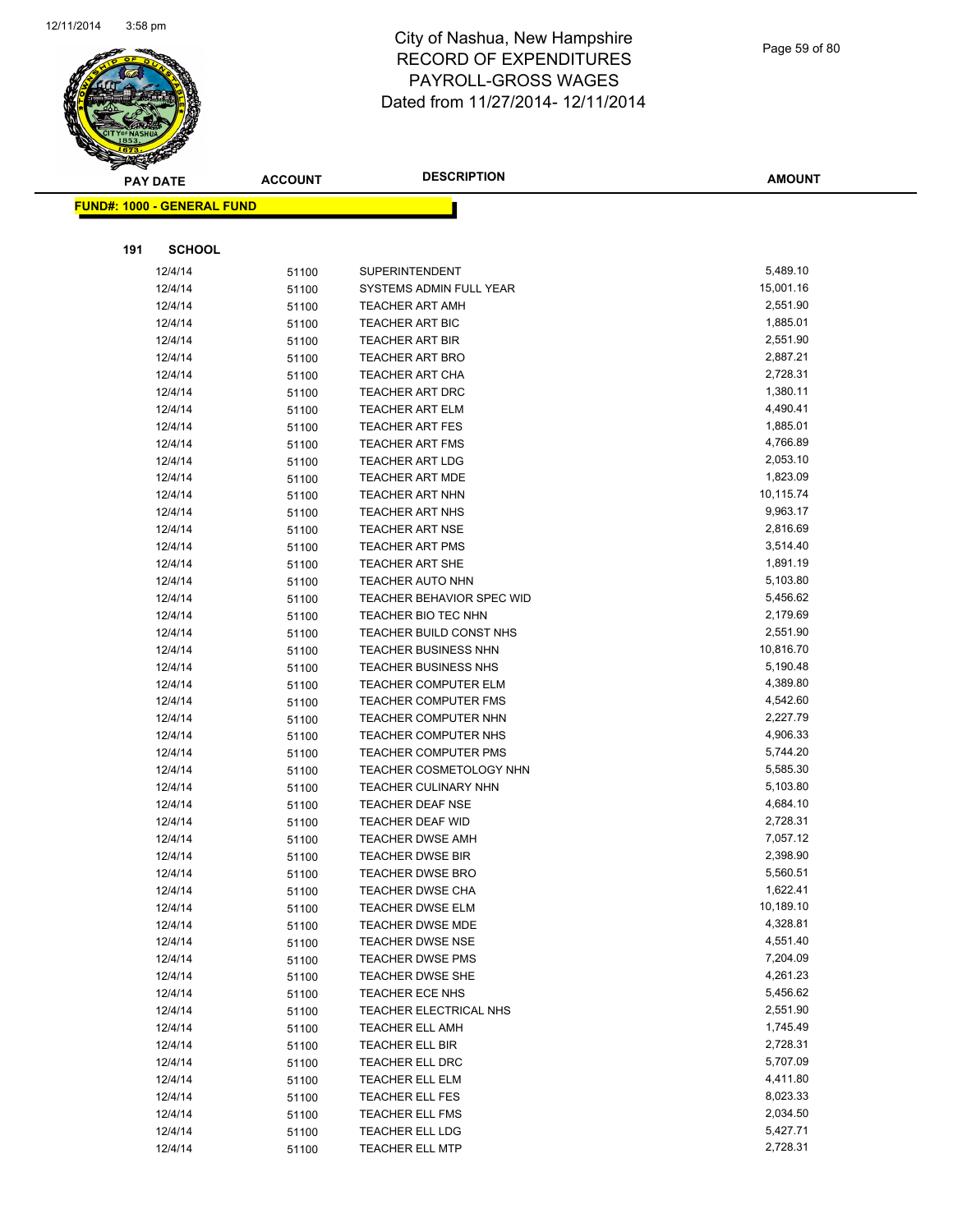# City of Nashua, New Hampshire
## RECORD OF EXPENDITURES
## PAYROLL-GROSS WAGES
## Dated from 11/27/2014- 12/11/2014

**FUND#: 1000 - GENERAL FUND**

**191 SCHOOL**

| PAY DATE | ACCOUNT | DESCRIPTION | AMOUNT |
|---|---|---|---|
| 12/4/14 | 51100 | SUPERINTENDENT | 5,489.10 |
| 12/4/14 | 51100 | SYSTEMS ADMIN FULL YEAR | 15,001.16 |
| 12/4/14 | 51100 | TEACHER ART AMH | 2,551.90 |
| 12/4/14 | 51100 | TEACHER ART BIC | 1,885.01 |
| 12/4/14 | 51100 | TEACHER ART BIR | 2,551.90 |
| 12/4/14 | 51100 | TEACHER ART BRO | 2,887.21 |
| 12/4/14 | 51100 | TEACHER ART CHA | 2,728.31 |
| 12/4/14 | 51100 | TEACHER ART DRC | 1,380.11 |
| 12/4/14 | 51100 | TEACHER ART ELM | 4,490.41 |
| 12/4/14 | 51100 | TEACHER ART FES | 1,885.01 |
| 12/4/14 | 51100 | TEACHER ART FMS | 4,766.89 |
| 12/4/14 | 51100 | TEACHER ART LDG | 2,053.10 |
| 12/4/14 | 51100 | TEACHER ART MDE | 1,823.09 |
| 12/4/14 | 51100 | TEACHER ART NHN | 10,115.74 |
| 12/4/14 | 51100 | TEACHER ART NHS | 9,963.17 |
| 12/4/14 | 51100 | TEACHER ART NSE | 2,816.69 |
| 12/4/14 | 51100 | TEACHER ART PMS | 3,514.40 |
| 12/4/14 | 51100 | TEACHER ART SHE | 1,891.19 |
| 12/4/14 | 51100 | TEACHER AUTO NHN | 5,103.80 |
| 12/4/14 | 51100 | TEACHER BEHAVIOR SPEC WID | 5,456.62 |
| 12/4/14 | 51100 | TEACHER BIO TEC NHN | 2,179.69 |
| 12/4/14 | 51100 | TEACHER BUILD CONST NHS | 2,551.90 |
| 12/4/14 | 51100 | TEACHER BUSINESS NHN | 10,816.70 |
| 12/4/14 | 51100 | TEACHER BUSINESS NHS | 5,190.48 |
| 12/4/14 | 51100 | TEACHER COMPUTER ELM | 4,389.80 |
| 12/4/14 | 51100 | TEACHER COMPUTER FMS | 4,542.60 |
| 12/4/14 | 51100 | TEACHER COMPUTER NHN | 2,227.79 |
| 12/4/14 | 51100 | TEACHER COMPUTER NHS | 4,906.33 |
| 12/4/14 | 51100 | TEACHER COMPUTER PMS | 5,744.20 |
| 12/4/14 | 51100 | TEACHER COSMETOLOGY NHN | 5,585.30 |
| 12/4/14 | 51100 | TEACHER CULINARY NHN | 5,103.80 |
| 12/4/14 | 51100 | TEACHER DEAF NSE | 4,684.10 |
| 12/4/14 | 51100 | TEACHER DEAF WID | 2,728.31 |
| 12/4/14 | 51100 | TEACHER DWSE AMH | 7,057.12 |
| 12/4/14 | 51100 | TEACHER DWSE BIR | 2,398.90 |
| 12/4/14 | 51100 | TEACHER DWSE BRO | 5,560.51 |
| 12/4/14 | 51100 | TEACHER DWSE CHA | 1,622.41 |
| 12/4/14 | 51100 | TEACHER DWSE ELM | 10,189.10 |
| 12/4/14 | 51100 | TEACHER DWSE MDE | 4,328.81 |
| 12/4/14 | 51100 | TEACHER DWSE NSE | 4,551.40 |
| 12/4/14 | 51100 | TEACHER DWSE PMS | 7,204.09 |
| 12/4/14 | 51100 | TEACHER DWSE SHE | 4,261.23 |
| 12/4/14 | 51100 | TEACHER ECE NHS | 5,456.62 |
| 12/4/14 | 51100 | TEACHER ELECTRICAL NHS | 2,551.90 |
| 12/4/14 | 51100 | TEACHER ELL AMH | 1,745.49 |
| 12/4/14 | 51100 | TEACHER ELL BIR | 2,728.31 |
| 12/4/14 | 51100 | TEACHER ELL DRC | 5,707.09 |
| 12/4/14 | 51100 | TEACHER ELL ELM | 4,411.80 |
| 12/4/14 | 51100 | TEACHER ELL FES | 8,023.33 |
| 12/4/14 | 51100 | TEACHER ELL FMS | 2,034.50 |
| 12/4/14 | 51100 | TEACHER ELL LDG | 5,427.71 |
| 12/4/14 | 51100 | TEACHER ELL MTP | 2,728.31 |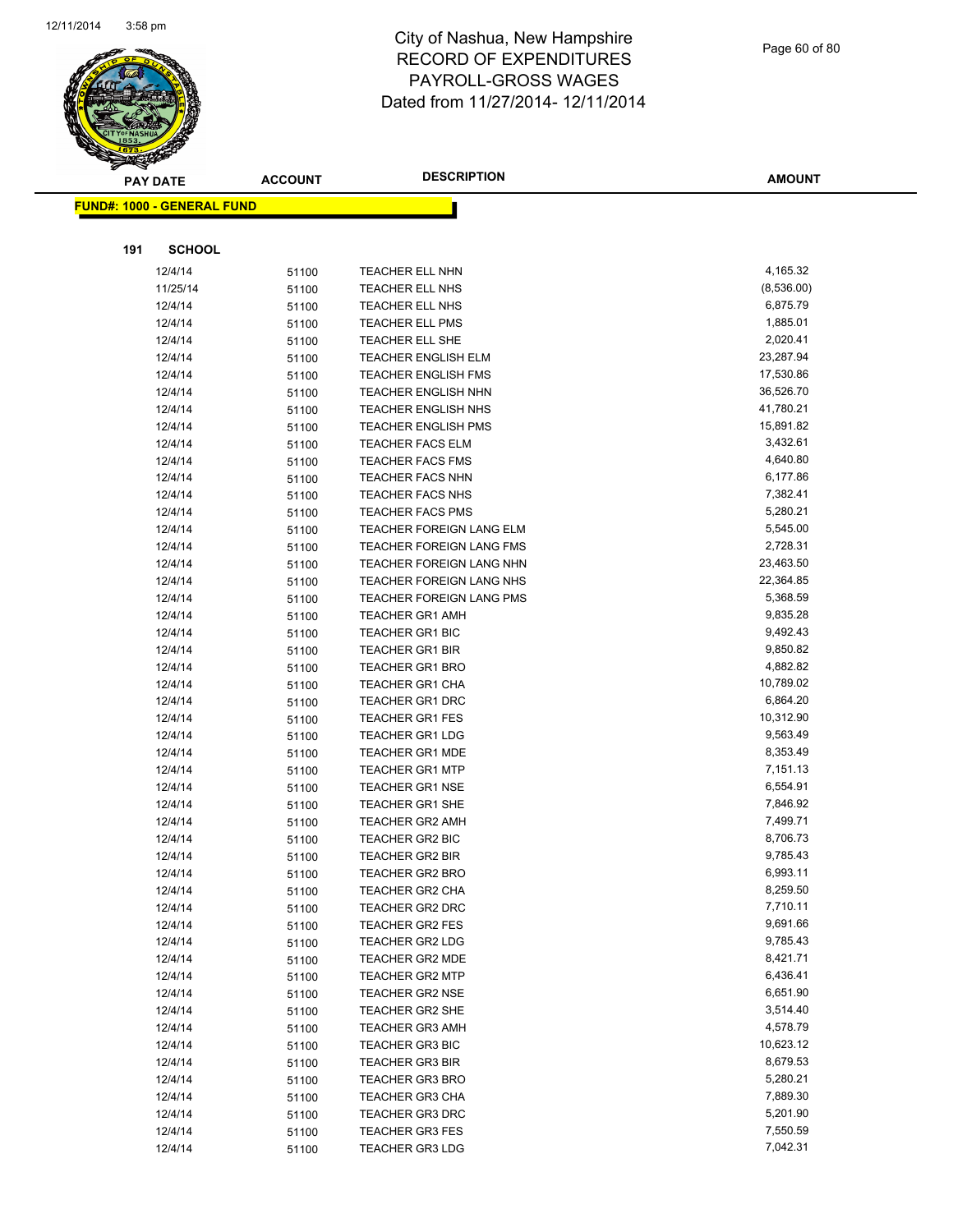# City of Nashua, New Hampshire
# RECORD OF EXPENDITURES
# PAYROLL-GROSS WAGES
# Dated from 11/27/2014- 12/11/2014

**FUND#: 1000 - GENERAL FUND**

**191 SCHOOL**

| PAY DATE | ACCOUNT | DESCRIPTION | AMOUNT |
|---|---|---|---|
| 12/4/14 | 51100 | TEACHER ELL NHN | 4,165.32 |
| 11/25/14 | 51100 | TEACHER ELL NHS | (8,536.00) |
| 12/4/14 | 51100 | TEACHER ELL NHS | 6,875.79 |
| 12/4/14 | 51100 | TEACHER ELL PMS | 1,885.01 |
| 12/4/14 | 51100 | TEACHER ELL SHE | 2,020.41 |
| 12/4/14 | 51100 | TEACHER ENGLISH ELM | 23,287.94 |
| 12/4/14 | 51100 | TEACHER ENGLISH FMS | 17,530.86 |
| 12/4/14 | 51100 | TEACHER ENGLISH NHN | 36,526.70 |
| 12/4/14 | 51100 | TEACHER ENGLISH NHS | 41,780.21 |
| 12/4/14 | 51100 | TEACHER ENGLISH PMS | 15,891.82 |
| 12/4/14 | 51100 | TEACHER FACS ELM | 3,432.61 |
| 12/4/14 | 51100 | TEACHER FACS FMS | 4,640.80 |
| 12/4/14 | 51100 | TEACHER FACS NHN | 6,177.86 |
| 12/4/14 | 51100 | TEACHER FACS NHS | 7,382.41 |
| 12/4/14 | 51100 | TEACHER FACS PMS | 5,280.21 |
| 12/4/14 | 51100 | TEACHER FOREIGN LANG ELM | 5,545.00 |
| 12/4/14 | 51100 | TEACHER FOREIGN LANG FMS | 2,728.31 |
| 12/4/14 | 51100 | TEACHER FOREIGN LANG NHN | 23,463.50 |
| 12/4/14 | 51100 | TEACHER FOREIGN LANG NHS | 22,364.85 |
| 12/4/14 | 51100 | TEACHER FOREIGN LANG PMS | 5,368.59 |
| 12/4/14 | 51100 | TEACHER GR1 AMH | 9,835.28 |
| 12/4/14 | 51100 | TEACHER GR1 BIC | 9,492.43 |
| 12/4/14 | 51100 | TEACHER GR1 BIR | 9,850.82 |
| 12/4/14 | 51100 | TEACHER GR1 BRO | 4,882.82 |
| 12/4/14 | 51100 | TEACHER GR1 CHA | 10,789.02 |
| 12/4/14 | 51100 | TEACHER GR1 DRC | 6,864.20 |
| 12/4/14 | 51100 | TEACHER GR1 FES | 10,312.90 |
| 12/4/14 | 51100 | TEACHER GR1 LDG | 9,563.49 |
| 12/4/14 | 51100 | TEACHER GR1 MDE | 8,353.49 |
| 12/4/14 | 51100 | TEACHER GR1 MTP | 7,151.13 |
| 12/4/14 | 51100 | TEACHER GR1 NSE | 6,554.91 |
| 12/4/14 | 51100 | TEACHER GR1 SHE | 7,846.92 |
| 12/4/14 | 51100 | TEACHER GR2 AMH | 7,499.71 |
| 12/4/14 | 51100 | TEACHER GR2 BIC | 8,706.73 |
| 12/4/14 | 51100 | TEACHER GR2 BIR | 9,785.43 |
| 12/4/14 | 51100 | TEACHER GR2 BRO | 6,993.11 |
| 12/4/14 | 51100 | TEACHER GR2 CHA | 8,259.50 |
| 12/4/14 | 51100 | TEACHER GR2 DRC | 7,710.11 |
| 12/4/14 | 51100 | TEACHER GR2 FES | 9,691.66 |
| 12/4/14 | 51100 | TEACHER GR2 LDG | 9,785.43 |
| 12/4/14 | 51100 | TEACHER GR2 MDE | 8,421.71 |
| 12/4/14 | 51100 | TEACHER GR2 MTP | 6,436.41 |
| 12/4/14 | 51100 | TEACHER GR2 NSE | 6,651.90 |
| 12/4/14 | 51100 | TEACHER GR2 SHE | 3,514.40 |
| 12/4/14 | 51100 | TEACHER GR3 AMH | 4,578.79 |
| 12/4/14 | 51100 | TEACHER GR3 BIC | 10,623.12 |
| 12/4/14 | 51100 | TEACHER GR3 BIR | 8,679.53 |
| 12/4/14 | 51100 | TEACHER GR3 BRO | 5,280.21 |
| 12/4/14 | 51100 | TEACHER GR3 CHA | 7,889.30 |
| 12/4/14 | 51100 | TEACHER GR3 DRC | 5,201.90 |
| 12/4/14 | 51100 | TEACHER GR3 FES | 7,550.59 |
| 12/4/14 | 51100 | TEACHER GR3 LDG | 7,042.31 |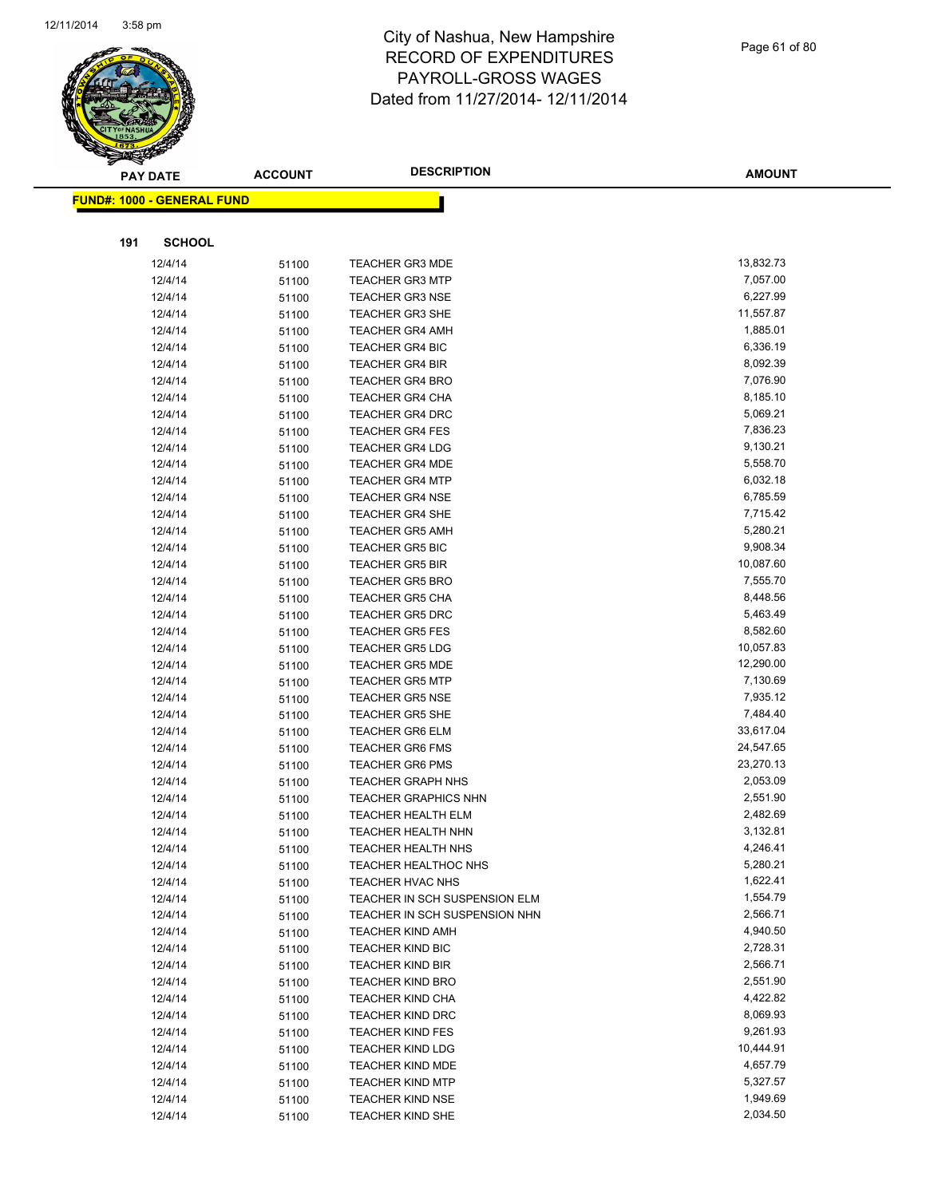# City of Nashua, New Hampshire
## RECORD OF EXPENDITURES
## PAYROLL-GROSS WAGES
## Dated from 11/27/2014- 12/11/2014

**FUND#: 1000 - GENERAL FUND**

**191 SCHOOL**

| PAY DATE | ACCOUNT | DESCRIPTION | AMOUNT |
|---|---|---|---|
| 12/4/14 | 51100 | TEACHER GR3 MDE | 13,832.73 |
| 12/4/14 | 51100 | TEACHER GR3 MTP | 7,057.00 |
| 12/4/14 | 51100 | TEACHER GR3 NSE | 6,227.99 |
| 12/4/14 | 51100 | TEACHER GR3 SHE | 11,557.87 |
| 12/4/14 | 51100 | TEACHER GR4 AMH | 1,885.01 |
| 12/4/14 | 51100 | TEACHER GR4 BIC | 6,336.19 |
| 12/4/14 | 51100 | TEACHER GR4 BIR | 8,092.39 |
| 12/4/14 | 51100 | TEACHER GR4 BRO | 7,076.90 |
| 12/4/14 | 51100 | TEACHER GR4 CHA | 8,185.10 |
| 12/4/14 | 51100 | TEACHER GR4 DRC | 5,069.21 |
| 12/4/14 | 51100 | TEACHER GR4 FES | 7,836.23 |
| 12/4/14 | 51100 | TEACHER GR4 LDG | 9,130.21 |
| 12/4/14 | 51100 | TEACHER GR4 MDE | 5,558.70 |
| 12/4/14 | 51100 | TEACHER GR4 MTP | 6,032.18 |
| 12/4/14 | 51100 | TEACHER GR4 NSE | 6,785.59 |
| 12/4/14 | 51100 | TEACHER GR4 SHE | 7,715.42 |
| 12/4/14 | 51100 | TEACHER GR5 AMH | 5,280.21 |
| 12/4/14 | 51100 | TEACHER GR5 BIC | 9,908.34 |
| 12/4/14 | 51100 | TEACHER GR5 BIR | 10,087.60 |
| 12/4/14 | 51100 | TEACHER GR5 BRO | 7,555.70 |
| 12/4/14 | 51100 | TEACHER GR5 CHA | 8,448.56 |
| 12/4/14 | 51100 | TEACHER GR5 DRC | 5,463.49 |
| 12/4/14 | 51100 | TEACHER GR5 FES | 8,582.60 |
| 12/4/14 | 51100 | TEACHER GR5 LDG | 10,057.83 |
| 12/4/14 | 51100 | TEACHER GR5 MDE | 12,290.00 |
| 12/4/14 | 51100 | TEACHER GR5 MTP | 7,130.69 |
| 12/4/14 | 51100 | TEACHER GR5 NSE | 7,935.12 |
| 12/4/14 | 51100 | TEACHER GR5 SHE | 7,484.40 |
| 12/4/14 | 51100 | TEACHER GR6 ELM | 33,617.04 |
| 12/4/14 | 51100 | TEACHER GR6 FMS | 24,547.65 |
| 12/4/14 | 51100 | TEACHER GR6 PMS | 23,270.13 |
| 12/4/14 | 51100 | TEACHER GRAPH NHS | 2,053.09 |
| 12/4/14 | 51100 | TEACHER GRAPHICS NHN | 2,551.90 |
| 12/4/14 | 51100 | TEACHER HEALTH ELM | 2,482.69 |
| 12/4/14 | 51100 | TEACHER HEALTH NHN | 3,132.81 |
| 12/4/14 | 51100 | TEACHER HEALTH NHS | 4,246.41 |
| 12/4/14 | 51100 | TEACHER HEALTHOC NHS | 5,280.21 |
| 12/4/14 | 51100 | TEACHER HVAC NHS | 1,622.41 |
| 12/4/14 | 51100 | TEACHER IN SCH SUSPENSION ELM | 1,554.79 |
| 12/4/14 | 51100 | TEACHER IN SCH SUSPENSION NHN | 2,566.71 |
| 12/4/14 | 51100 | TEACHER KIND AMH | 4,940.50 |
| 12/4/14 | 51100 | TEACHER KIND BIC | 2,728.31 |
| 12/4/14 | 51100 | TEACHER KIND BIR | 2,566.71 |
| 12/4/14 | 51100 | TEACHER KIND BRO | 2,551.90 |
| 12/4/14 | 51100 | TEACHER KIND CHA | 4,422.82 |
| 12/4/14 | 51100 | TEACHER KIND DRC | 8,069.93 |
| 12/4/14 | 51100 | TEACHER KIND FES | 9,261.93 |
| 12/4/14 | 51100 | TEACHER KIND LDG | 10,444.91 |
| 12/4/14 | 51100 | TEACHER KIND MDE | 4,657.79 |
| 12/4/14 | 51100 | TEACHER KIND MTP | 5,327.57 |
| 12/4/14 | 51100 | TEACHER KIND NSE | 1,949.69 |
| 12/4/14 | 51100 | TEACHER KIND SHE | 2,034.50 |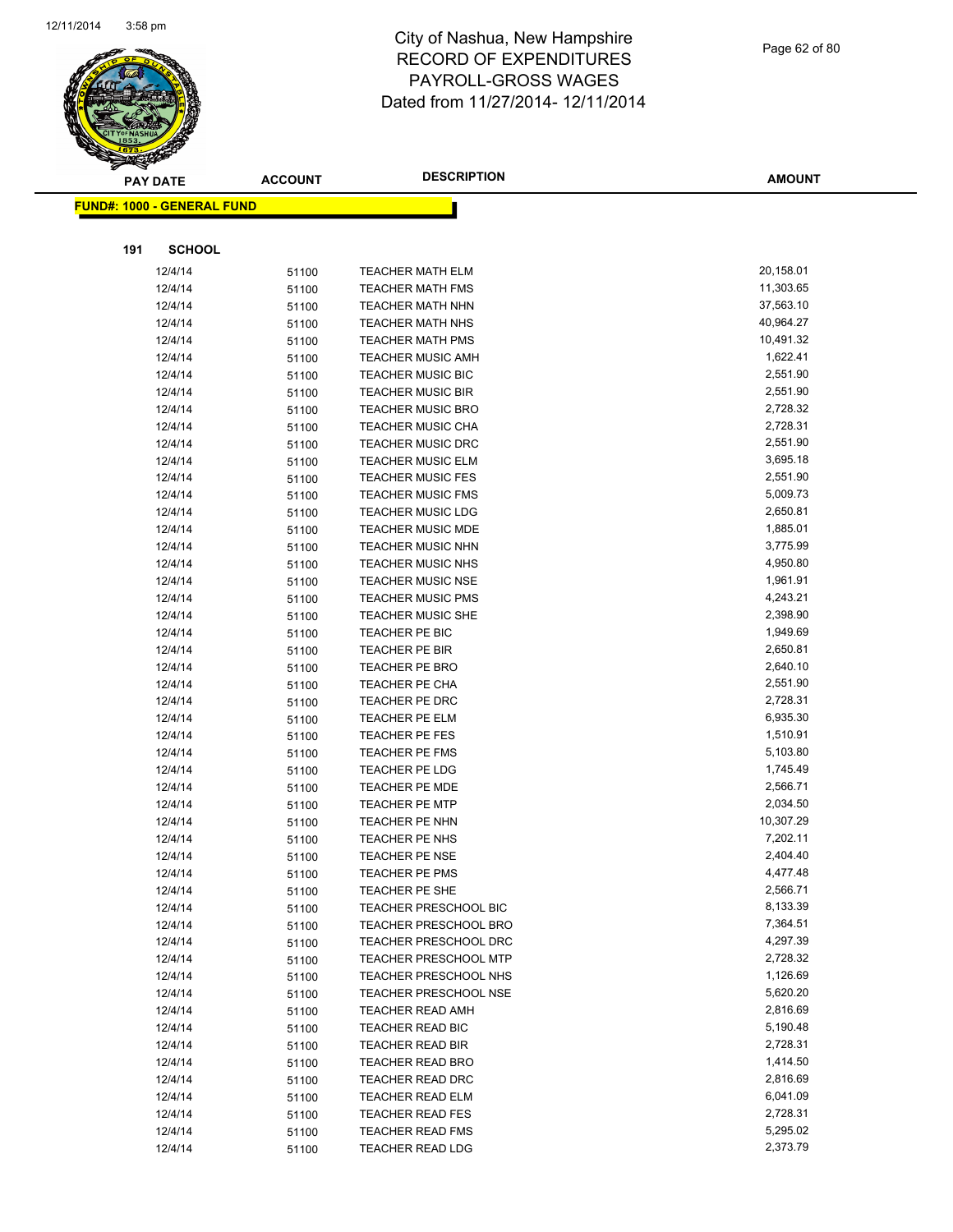# City of Nashua, New Hampshire
## RECORD OF EXPENDITURES
## PAYROLL-GROSS WAGES
## Dated from 11/27/2014- 12/11/2014

| PAY DATE | ACCOUNT | DESCRIPTION | AMOUNT |
|---|---|---|---|

**FUND#: 1000 - GENERAL FUND**

**191 SCHOOL**

| PAY DATE | ACCOUNT | DESCRIPTION | AMOUNT |
|---|---|---|---|
| 12/4/14 | 51100 | TEACHER MATH ELM | 20,158.01 |
| 12/4/14 | 51100 | TEACHER MATH FMS | 11,303.65 |
| 12/4/14 | 51100 | TEACHER MATH NHN | 37,563.10 |
| 12/4/14 | 51100 | TEACHER MATH NHS | 40,964.27 |
| 12/4/14 | 51100 | TEACHER MATH PMS | 10,491.32 |
| 12/4/14 | 51100 | TEACHER MUSIC AMH | 1,622.41 |
| 12/4/14 | 51100 | TEACHER MUSIC BIC | 2,551.90 |
| 12/4/14 | 51100 | TEACHER MUSIC BIR | 2,551.90 |
| 12/4/14 | 51100 | TEACHER MUSIC BRO | 2,728.32 |
| 12/4/14 | 51100 | TEACHER MUSIC CHA | 2,728.31 |
| 12/4/14 | 51100 | TEACHER MUSIC DRC | 2,551.90 |
| 12/4/14 | 51100 | TEACHER MUSIC ELM | 3,695.18 |
| 12/4/14 | 51100 | TEACHER MUSIC FES | 2,551.90 |
| 12/4/14 | 51100 | TEACHER MUSIC FMS | 5,009.73 |
| 12/4/14 | 51100 | TEACHER MUSIC LDG | 2,650.81 |
| 12/4/14 | 51100 | TEACHER MUSIC MDE | 1,885.01 |
| 12/4/14 | 51100 | TEACHER MUSIC NHN | 3,775.99 |
| 12/4/14 | 51100 | TEACHER MUSIC NHS | 4,950.80 |
| 12/4/14 | 51100 | TEACHER MUSIC NSE | 1,961.91 |
| 12/4/14 | 51100 | TEACHER MUSIC PMS | 4,243.21 |
| 12/4/14 | 51100 | TEACHER MUSIC SHE | 2,398.90 |
| 12/4/14 | 51100 | TEACHER PE BIC | 1,949.69 |
| 12/4/14 | 51100 | TEACHER PE BIR | 2,650.81 |
| 12/4/14 | 51100 | TEACHER PE BRO | 2,640.10 |
| 12/4/14 | 51100 | TEACHER PE CHA | 2,551.90 |
| 12/4/14 | 51100 | TEACHER PE DRC | 2,728.31 |
| 12/4/14 | 51100 | TEACHER PE ELM | 6,935.30 |
| 12/4/14 | 51100 | TEACHER PE FES | 1,510.91 |
| 12/4/14 | 51100 | TEACHER PE FMS | 5,103.80 |
| 12/4/14 | 51100 | TEACHER PE LDG | 1,745.49 |
| 12/4/14 | 51100 | TEACHER PE MDE | 2,566.71 |
| 12/4/14 | 51100 | TEACHER PE MTP | 2,034.50 |
| 12/4/14 | 51100 | TEACHER PE NHN | 10,307.29 |
| 12/4/14 | 51100 | TEACHER PE NHS | 7,202.11 |
| 12/4/14 | 51100 | TEACHER PE NSE | 2,404.40 |
| 12/4/14 | 51100 | TEACHER PE PMS | 4,477.48 |
| 12/4/14 | 51100 | TEACHER PE SHE | 2,566.71 |
| 12/4/14 | 51100 | TEACHER PRESCHOOL BIC | 8,133.39 |
| 12/4/14 | 51100 | TEACHER PRESCHOOL BRO | 7,364.51 |
| 12/4/14 | 51100 | TEACHER PRESCHOOL DRC | 4,297.39 |
| 12/4/14 | 51100 | TEACHER PRESCHOOL MTP | 2,728.32 |
| 12/4/14 | 51100 | TEACHER PRESCHOOL NHS | 1,126.69 |
| 12/4/14 | 51100 | TEACHER PRESCHOOL NSE | 5,620.20 |
| 12/4/14 | 51100 | TEACHER READ AMH | 2,816.69 |
| 12/4/14 | 51100 | TEACHER READ BIC | 5,190.48 |
| 12/4/14 | 51100 | TEACHER READ BIR | 2,728.31 |
| 12/4/14 | 51100 | TEACHER READ BRO | 1,414.50 |
| 12/4/14 | 51100 | TEACHER READ DRC | 2,816.69 |
| 12/4/14 | 51100 | TEACHER READ ELM | 6,041.09 |
| 12/4/14 | 51100 | TEACHER READ FES | 2,728.31 |
| 12/4/14 | 51100 | TEACHER READ FMS | 5,295.02 |
| 12/4/14 | 51100 | TEACHER READ LDG | 2,373.79 |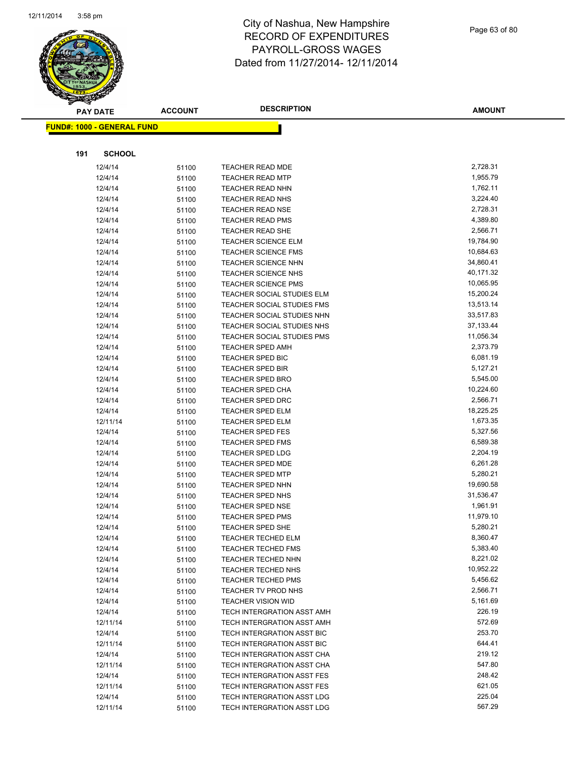# City of Nashua, New Hampshire
## RECORD OF EXPENDITURES
## PAYROLL-GROSS WAGES
## Dated from 11/27/2014- 12/11/2014

**FUND#: 1000 - GENERAL FUND**

**191 SCHOOL**

| PAY DATE | ACCOUNT | DESCRIPTION | AMOUNT |
|---|---|---|---|
| 12/4/14 | 51100 | TEACHER READ MDE | 2,728.31 |
| 12/4/14 | 51100 | TEACHER READ MTP | 1,955.79 |
| 12/4/14 | 51100 | TEACHER READ NHN | 1,762.11 |
| 12/4/14 | 51100 | TEACHER READ NHS | 3,224.40 |
| 12/4/14 | 51100 | TEACHER READ NSE | 2,728.31 |
| 12/4/14 | 51100 | TEACHER READ PMS | 4,389.80 |
| 12/4/14 | 51100 | TEACHER READ SHE | 2,566.71 |
| 12/4/14 | 51100 | TEACHER SCIENCE ELM | 19,784.90 |
| 12/4/14 | 51100 | TEACHER SCIENCE FMS | 10,684.63 |
| 12/4/14 | 51100 | TEACHER SCIENCE NHN | 34,860.41 |
| 12/4/14 | 51100 | TEACHER SCIENCE NHS | 40,171.32 |
| 12/4/14 | 51100 | TEACHER SCIENCE PMS | 10,065.95 |
| 12/4/14 | 51100 | TEACHER SOCIAL STUDIES ELM | 15,200.24 |
| 12/4/14 | 51100 | TEACHER SOCIAL STUDIES FMS | 13,513.14 |
| 12/4/14 | 51100 | TEACHER SOCIAL STUDIES NHN | 33,517.83 |
| 12/4/14 | 51100 | TEACHER SOCIAL STUDIES NHS | 37,133.44 |
| 12/4/14 | 51100 | TEACHER SOCIAL STUDIES PMS | 11,056.34 |
| 12/4/14 | 51100 | TEACHER SPED AMH | 2,373.79 |
| 12/4/14 | 51100 | TEACHER SPED BIC | 6,081.19 |
| 12/4/14 | 51100 | TEACHER SPED BIR | 5,127.21 |
| 12/4/14 | 51100 | TEACHER SPED BRO | 5,545.00 |
| 12/4/14 | 51100 | TEACHER SPED CHA | 10,224.60 |
| 12/4/14 | 51100 | TEACHER SPED DRC | 2,566.71 |
| 12/4/14 | 51100 | TEACHER SPED ELM | 18,225.25 |
| 12/11/14 | 51100 | TEACHER SPED ELM | 1,673.35 |
| 12/4/14 | 51100 | TEACHER SPED FES | 5,327.56 |
| 12/4/14 | 51100 | TEACHER SPED FMS | 6,589.38 |
| 12/4/14 | 51100 | TEACHER SPED LDG | 2,204.19 |
| 12/4/14 | 51100 | TEACHER SPED MDE | 6,261.28 |
| 12/4/14 | 51100 | TEACHER SPED MTP | 5,280.21 |
| 12/4/14 | 51100 | TEACHER SPED NHN | 19,690.58 |
| 12/4/14 | 51100 | TEACHER SPED NHS | 31,536.47 |
| 12/4/14 | 51100 | TEACHER SPED NSE | 1,961.91 |
| 12/4/14 | 51100 | TEACHER SPED PMS | 11,979.10 |
| 12/4/14 | 51100 | TEACHER SPED SHE | 5,280.21 |
| 12/4/14 | 51100 | TEACHER TECHED ELM | 8,360.47 |
| 12/4/14 | 51100 | TEACHER TECHED FMS | 5,383.40 |
| 12/4/14 | 51100 | TEACHER TECHED NHN | 8,221.02 |
| 12/4/14 | 51100 | TEACHER TECHED NHS | 10,952.22 |
| 12/4/14 | 51100 | TEACHER TECHED PMS | 5,456.62 |
| 12/4/14 | 51100 | TEACHER TV PROD NHS | 2,566.71 |
| 12/4/14 | 51100 | TEACHER VISION WID | 5,161.69 |
| 12/4/14 | 51100 | TECH INTERGRATION ASST AMH | 226.19 |
| 12/11/14 | 51100 | TECH INTERGRATION ASST AMH | 572.69 |
| 12/4/14 | 51100 | TECH INTERGRATION ASST BIC | 253.70 |
| 12/11/14 | 51100 | TECH INTERGRATION ASST BIC | 644.41 |
| 12/4/14 | 51100 | TECH INTERGRATION ASST CHA | 219.12 |
| 12/11/14 | 51100 | TECH INTERGRATION ASST CHA | 547.80 |
| 12/4/14 | 51100 | TECH INTERGRATION ASST FES | 248.42 |
| 12/11/14 | 51100 | TECH INTERGRATION ASST FES | 621.05 |
| 12/4/14 | 51100 | TECH INTERGRATION ASST LDG | 225.04 |
| 12/11/14 | 51100 | TECH INTERGRATION ASST LDG | 567.29 |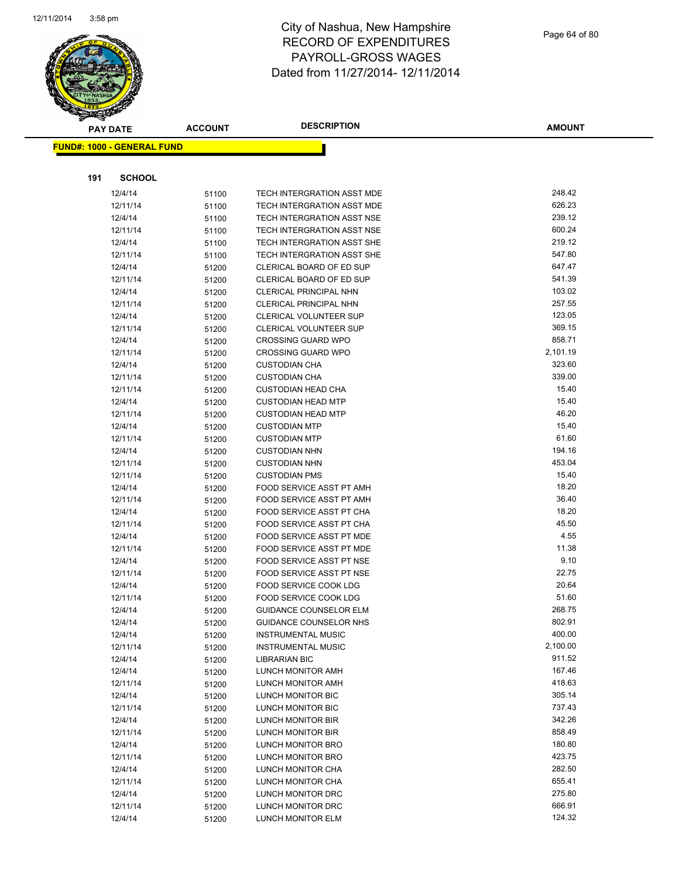# City of Nashua, New Hampshire
## RECORD OF EXPENDITURES
## PAYROLL-GROSS WAGES
## Dated from 11/27/2014- 12/11/2014

**FUND#: 1000 - GENERAL FUND**

**191 SCHOOL**

| PAY DATE | ACCOUNT | DESCRIPTION | AMOUNT |
|---|---|---|---|
| 12/4/14 | 51100 | TECH INTERGRATION ASST MDE | 248.42 |
| 12/11/14 | 51100 | TECH INTERGRATION ASST MDE | 626.23 |
| 12/4/14 | 51100 | TECH INTERGRATION ASST NSE | 239.12 |
| 12/11/14 | 51100 | TECH INTERGRATION ASST NSE | 600.24 |
| 12/4/14 | 51100 | TECH INTERGRATION ASST SHE | 219.12 |
| 12/11/14 | 51100 | TECH INTERGRATION ASST SHE | 547.80 |
| 12/4/14 | 51200 | CLERICAL BOARD OF ED SUP | 647.47 |
| 12/11/14 | 51200 | CLERICAL BOARD OF ED SUP | 541.39 |
| 12/4/14 | 51200 | CLERICAL PRINCIPAL NHN | 103.02 |
| 12/11/14 | 51200 | CLERICAL PRINCIPAL NHN | 257.55 |
| 12/4/14 | 51200 | CLERICAL VOLUNTEER SUP | 123.05 |
| 12/11/14 | 51200 | CLERICAL VOLUNTEER SUP | 369.15 |
| 12/4/14 | 51200 | CROSSING GUARD WPO | 858.71 |
| 12/11/14 | 51200 | CROSSING GUARD WPO | 2,101.19 |
| 12/4/14 | 51200 | CUSTODIAN CHA | 323.60 |
| 12/11/14 | 51200 | CUSTODIAN CHA | 339.00 |
| 12/11/14 | 51200 | CUSTODIAN HEAD CHA | 15.40 |
| 12/4/14 | 51200 | CUSTODIAN HEAD MTP | 15.40 |
| 12/11/14 | 51200 | CUSTODIAN HEAD MTP | 46.20 |
| 12/4/14 | 51200 | CUSTODIAN MTP | 15.40 |
| 12/11/14 | 51200 | CUSTODIAN MTP | 61.60 |
| 12/4/14 | 51200 | CUSTODIAN NHN | 194.16 |
| 12/11/14 | 51200 | CUSTODIAN NHN | 453.04 |
| 12/11/14 | 51200 | CUSTODIAN PMS | 15.40 |
| 12/4/14 | 51200 | FOOD SERVICE ASST PT AMH | 18.20 |
| 12/11/14 | 51200 | FOOD SERVICE ASST PT AMH | 36.40 |
| 12/4/14 | 51200 | FOOD SERVICE ASST PT CHA | 18.20 |
| 12/11/14 | 51200 | FOOD SERVICE ASST PT CHA | 45.50 |
| 12/4/14 | 51200 | FOOD SERVICE ASST PT MDE | 4.55 |
| 12/11/14 | 51200 | FOOD SERVICE ASST PT MDE | 11.38 |
| 12/4/14 | 51200 | FOOD SERVICE ASST PT NSE | 9.10 |
| 12/11/14 | 51200 | FOOD SERVICE ASST PT NSE | 22.75 |
| 12/4/14 | 51200 | FOOD SERVICE COOK LDG | 20.64 |
| 12/11/14 | 51200 | FOOD SERVICE COOK LDG | 51.60 |
| 12/4/14 | 51200 | GUIDANCE COUNSELOR ELM | 268.75 |
| 12/4/14 | 51200 | GUIDANCE COUNSELOR NHS | 802.91 |
| 12/4/14 | 51200 | INSTRUMENTAL MUSIC | 400.00 |
| 12/11/14 | 51200 | INSTRUMENTAL MUSIC | 2,100.00 |
| 12/4/14 | 51200 | LIBRARIAN BIC | 911.52 |
| 12/4/14 | 51200 | LUNCH MONITOR AMH | 167.46 |
| 12/11/14 | 51200 | LUNCH MONITOR AMH | 418.63 |
| 12/4/14 | 51200 | LUNCH MONITOR BIC | 305.14 |
| 12/11/14 | 51200 | LUNCH MONITOR BIC | 737.43 |
| 12/4/14 | 51200 | LUNCH MONITOR BIR | 342.26 |
| 12/11/14 | 51200 | LUNCH MONITOR BIR | 858.49 |
| 12/4/14 | 51200 | LUNCH MONITOR BRO | 180.80 |
| 12/11/14 | 51200 | LUNCH MONITOR BRO | 423.75 |
| 12/4/14 | 51200 | LUNCH MONITOR CHA | 282.50 |
| 12/11/14 | 51200 | LUNCH MONITOR CHA | 655.41 |
| 12/4/14 | 51200 | LUNCH MONITOR DRC | 275.80 |
| 12/11/14 | 51200 | LUNCH MONITOR DRC | 666.91 |
| 12/4/14 | 51200 | LUNCH MONITOR ELM | 124.32 |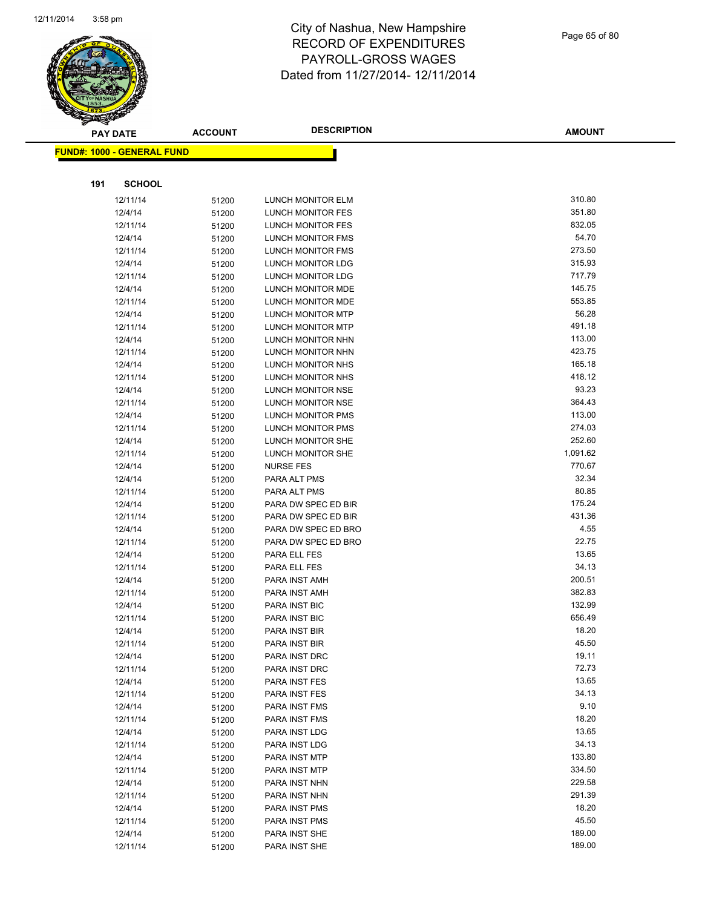# City of Nashua, New Hampshire
# RECORD OF EXPENDITURES
# PAYROLL-GROSS WAGES
# Dated from 11/27/2014- 12/11/2014

**FUND#: 1000 - GENERAL FUND**

**191 SCHOOL**

| PAY DATE | ACCOUNT | DESCRIPTION | AMOUNT |
|---|---|---|---|
| 12/11/14 | 51200 | LUNCH MONITOR ELM | 310.80 |
| 12/4/14 | 51200 | LUNCH MONITOR FES | 351.80 |
| 12/11/14 | 51200 | LUNCH MONITOR FES | 832.05 |
| 12/4/14 | 51200 | LUNCH MONITOR FMS | 54.70 |
| 12/11/14 | 51200 | LUNCH MONITOR FMS | 273.50 |
| 12/4/14 | 51200 | LUNCH MONITOR LDG | 315.93 |
| 12/11/14 | 51200 | LUNCH MONITOR LDG | 717.79 |
| 12/4/14 | 51200 | LUNCH MONITOR MDE | 145.75 |
| 12/11/14 | 51200 | LUNCH MONITOR MDE | 553.85 |
| 12/4/14 | 51200 | LUNCH MONITOR MTP | 56.28 |
| 12/11/14 | 51200 | LUNCH MONITOR MTP | 491.18 |
| 12/4/14 | 51200 | LUNCH MONITOR NHN | 113.00 |
| 12/11/14 | 51200 | LUNCH MONITOR NHN | 423.75 |
| 12/4/14 | 51200 | LUNCH MONITOR NHS | 165.18 |
| 12/11/14 | 51200 | LUNCH MONITOR NHS | 418.12 |
| 12/4/14 | 51200 | LUNCH MONITOR NSE | 93.23 |
| 12/11/14 | 51200 | LUNCH MONITOR NSE | 364.43 |
| 12/4/14 | 51200 | LUNCH MONITOR PMS | 113.00 |
| 12/11/14 | 51200 | LUNCH MONITOR PMS | 274.03 |
| 12/4/14 | 51200 | LUNCH MONITOR SHE | 252.60 |
| 12/11/14 | 51200 | LUNCH MONITOR SHE | 1,091.62 |
| 12/4/14 | 51200 | NURSE FES | 770.67 |
| 12/4/14 | 51200 | PARA ALT PMS | 32.34 |
| 12/11/14 | 51200 | PARA ALT PMS | 80.85 |
| 12/4/14 | 51200 | PARA DW SPEC ED BIR | 175.24 |
| 12/11/14 | 51200 | PARA DW SPEC ED BIR | 431.36 |
| 12/4/14 | 51200 | PARA DW SPEC ED BRO | 4.55 |
| 12/11/14 | 51200 | PARA DW SPEC ED BRO | 22.75 |
| 12/4/14 | 51200 | PARA ELL FES | 13.65 |
| 12/11/14 | 51200 | PARA ELL FES | 34.13 |
| 12/4/14 | 51200 | PARA INST AMH | 200.51 |
| 12/11/14 | 51200 | PARA INST AMH | 382.83 |
| 12/4/14 | 51200 | PARA INST BIC | 132.99 |
| 12/11/14 | 51200 | PARA INST BIC | 656.49 |
| 12/4/14 | 51200 | PARA INST BIR | 18.20 |
| 12/11/14 | 51200 | PARA INST BIR | 45.50 |
| 12/4/14 | 51200 | PARA INST DRC | 19.11 |
| 12/11/14 | 51200 | PARA INST DRC | 72.73 |
| 12/4/14 | 51200 | PARA INST FES | 13.65 |
| 12/11/14 | 51200 | PARA INST FES | 34.13 |
| 12/4/14 | 51200 | PARA INST FMS | 9.10 |
| 12/11/14 | 51200 | PARA INST FMS | 18.20 |
| 12/4/14 | 51200 | PARA INST LDG | 13.65 |
| 12/11/14 | 51200 | PARA INST LDG | 34.13 |
| 12/4/14 | 51200 | PARA INST MTP | 133.80 |
| 12/11/14 | 51200 | PARA INST MTP | 334.50 |
| 12/4/14 | 51200 | PARA INST NHN | 229.58 |
| 12/11/14 | 51200 | PARA INST NHN | 291.39 |
| 12/4/14 | 51200 | PARA INST PMS | 18.20 |
| 12/11/14 | 51200 | PARA INST PMS | 45.50 |
| 12/4/14 | 51200 | PARA INST SHE | 189.00 |
| 12/11/14 | 51200 | PARA INST SHE | 189.00 |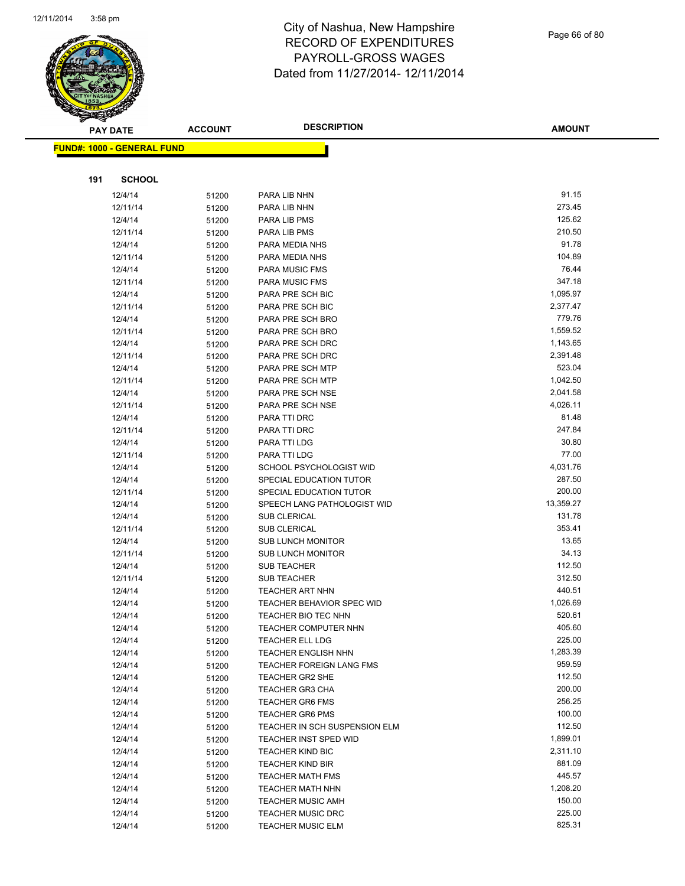# City of Nashua, New Hampshire
## RECORD OF EXPENDITURES
## PAYROLL-GROSS WAGES
## Dated from 11/27/2014- 12/11/2014

**FUND#: 1000 - GENERAL FUND**

**191 SCHOOL**

| PAY DATE | ACCOUNT | DESCRIPTION | AMOUNT |
|---|---|---|---|
| 12/4/14 | 51200 | PARA LIB NHN | 91.15 |
| 12/11/14 | 51200 | PARA LIB NHN | 273.45 |
| 12/4/14 | 51200 | PARA LIB PMS | 125.62 |
| 12/11/14 | 51200 | PARA LIB PMS | 210.50 |
| 12/4/14 | 51200 | PARA MEDIA NHS | 91.78 |
| 12/11/14 | 51200 | PARA MEDIA NHS | 104.89 |
| 12/4/14 | 51200 | PARA MUSIC FMS | 76.44 |
| 12/11/14 | 51200 | PARA MUSIC FMS | 347.18 |
| 12/4/14 | 51200 | PARA PRE SCH BIC | 1,095.97 |
| 12/11/14 | 51200 | PARA PRE SCH BIC | 2,377.47 |
| 12/4/14 | 51200 | PARA PRE SCH BRO | 779.76 |
| 12/11/14 | 51200 | PARA PRE SCH BRO | 1,559.52 |
| 12/4/14 | 51200 | PARA PRE SCH DRC | 1,143.65 |
| 12/11/14 | 51200 | PARA PRE SCH DRC | 2,391.48 |
| 12/4/14 | 51200 | PARA PRE SCH MTP | 523.04 |
| 12/11/14 | 51200 | PARA PRE SCH MTP | 1,042.50 |
| 12/4/14 | 51200 | PARA PRE SCH NSE | 2,041.58 |
| 12/11/14 | 51200 | PARA PRE SCH NSE | 4,026.11 |
| 12/4/14 | 51200 | PARA TTI DRC | 81.48 |
| 12/11/14 | 51200 | PARA TTI DRC | 247.84 |
| 12/4/14 | 51200 | PARA TTI LDG | 30.80 |
| 12/11/14 | 51200 | PARA TTI LDG | 77.00 |
| 12/4/14 | 51200 | SCHOOL PSYCHOLOGIST WID | 4,031.76 |
| 12/4/14 | 51200 | SPECIAL EDUCATION TUTOR | 287.50 |
| 12/11/14 | 51200 | SPECIAL EDUCATION TUTOR | 200.00 |
| 12/4/14 | 51200 | SPEECH LANG PATHOLOGIST WID | 13,359.27 |
| 12/4/14 | 51200 | SUB CLERICAL | 131.78 |
| 12/11/14 | 51200 | SUB CLERICAL | 353.41 |
| 12/4/14 | 51200 | SUB LUNCH MONITOR | 13.65 |
| 12/11/14 | 51200 | SUB LUNCH MONITOR | 34.13 |
| 12/4/14 | 51200 | SUB TEACHER | 112.50 |
| 12/11/14 | 51200 | SUB TEACHER | 312.50 |
| 12/4/14 | 51200 | TEACHER ART NHN | 440.51 |
| 12/4/14 | 51200 | TEACHER BEHAVIOR SPEC WID | 1,026.69 |
| 12/4/14 | 51200 | TEACHER BIO TEC NHN | 520.61 |
| 12/4/14 | 51200 | TEACHER COMPUTER NHN | 405.60 |
| 12/4/14 | 51200 | TEACHER ELL LDG | 225.00 |
| 12/4/14 | 51200 | TEACHER ENGLISH NHN | 1,283.39 |
| 12/4/14 | 51200 | TEACHER FOREIGN LANG FMS | 959.59 |
| 12/4/14 | 51200 | TEACHER GR2 SHE | 112.50 |
| 12/4/14 | 51200 | TEACHER GR3 CHA | 200.00 |
| 12/4/14 | 51200 | TEACHER GR6 FMS | 256.25 |
| 12/4/14 | 51200 | TEACHER GR6 PMS | 100.00 |
| 12/4/14 | 51200 | TEACHER IN SCH SUSPENSION ELM | 112.50 |
| 12/4/14 | 51200 | TEACHER INST SPED WID | 1,899.01 |
| 12/4/14 | 51200 | TEACHER KIND BIC | 2,311.10 |
| 12/4/14 | 51200 | TEACHER KIND BIR | 881.09 |
| 12/4/14 | 51200 | TEACHER MATH FMS | 445.57 |
| 12/4/14 | 51200 | TEACHER MATH NHN | 1,208.20 |
| 12/4/14 | 51200 | TEACHER MUSIC AMH | 150.00 |
| 12/4/14 | 51200 | TEACHER MUSIC DRC | 225.00 |
| 12/4/14 | 51200 | TEACHER MUSIC ELM | 825.31 |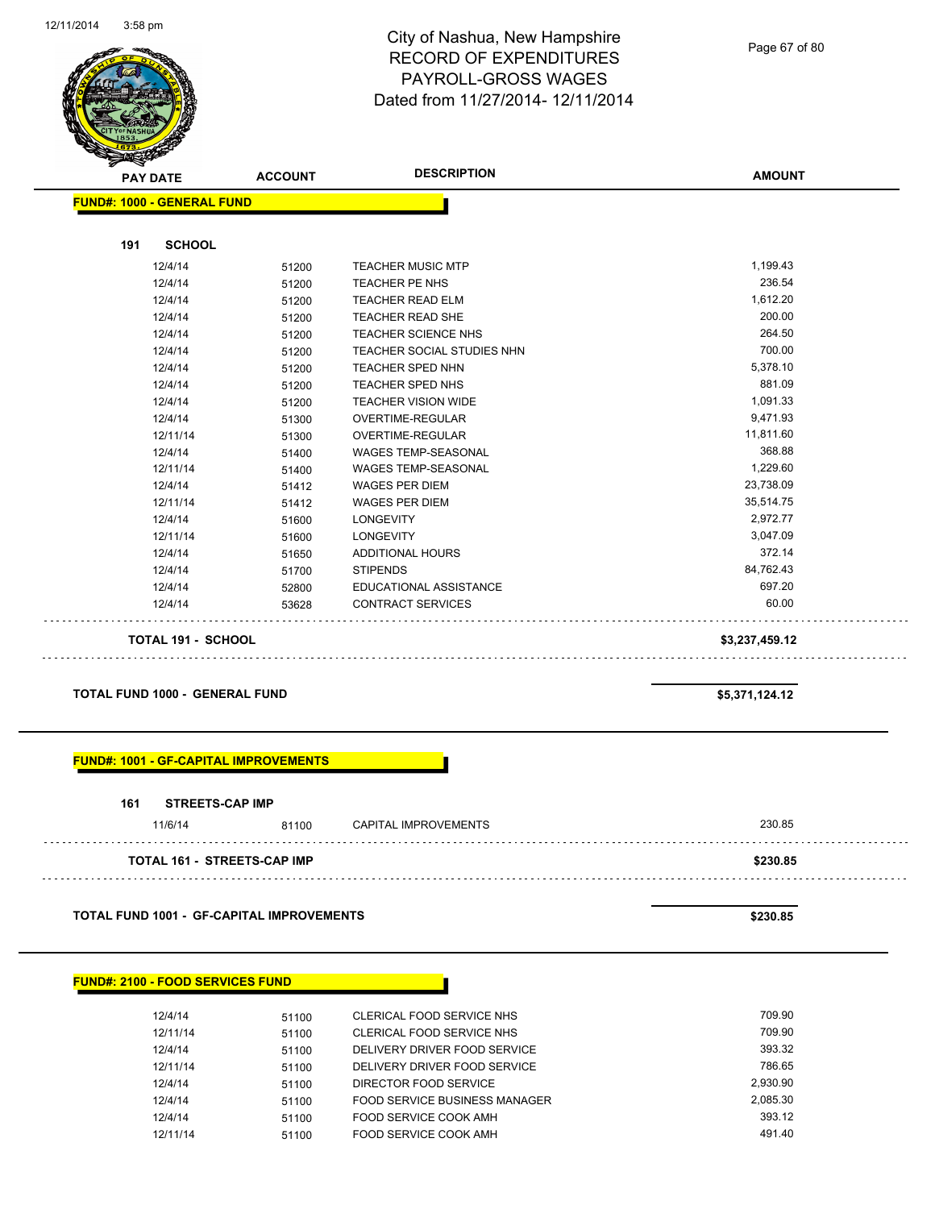# City of Nashua, New Hampshire
# RECORD OF EXPENDITURES
# PAYROLL-GROSS WAGES
# Dated from 11/27/2014- 12/11/2014

| PAY DATE | ACCOUNT | DESCRIPTION | AMOUNT |
|---|---|---|---|
| **FUND#: 1000 - GENERAL FUND** | | | |
| **191 SCHOOL** | | | |
| 12/4/14 | 51200 | TEACHER MUSIC MTP | 1,199.43 |
| 12/4/14 | 51200 | TEACHER PE NHS | 236.54 |
| 12/4/14 | 51200 | TEACHER READ ELM | 1,612.20 |
| 12/4/14 | 51200 | TEACHER READ SHE | 200.00 |
| 12/4/14 | 51200 | TEACHER SCIENCE NHS | 264.50 |
| 12/4/14 | 51200 | TEACHER SOCIAL STUDIES NHN | 700.00 |
| 12/4/14 | 51200 | TEACHER SPED NHN | 5,378.10 |
| 12/4/14 | 51200 | TEACHER SPED NHS | 881.09 |
| 12/4/14 | 51200 | TEACHER VISION WIDE | 1,091.33 |
| 12/4/14 | 51300 | OVERTIME-REGULAR | 9,471.93 |
| 12/11/14 | 51300 | OVERTIME-REGULAR | 11,811.60 |
| 12/4/14 | 51400 | WAGES TEMP-SEASONAL | 368.88 |
| 12/11/14 | 51400 | WAGES TEMP-SEASONAL | 1,229.60 |
| 12/4/14 | 51412 | WAGES PER DIEM | 23,738.09 |
| 12/11/14 | 51412 | WAGES PER DIEM | 35,514.75 |
| 12/4/14 | 51600 | LONGEVITY | 2,972.77 |
| 12/11/14 | 51600 | LONGEVITY | 3,047.09 |
| 12/4/14 | 51650 | ADDITIONAL HOURS | 372.14 |
| 12/4/14 | 51700 | STIPENDS | 84,762.43 |
| 12/4/14 | 52800 | EDUCATIONAL ASSISTANCE | 697.20 |
| 12/4/14 | 53628 | CONTRACT SERVICES | 60.00 |
| **TOTAL 191 - SCHOOL** | | | **$3,237,459.12** |
| **TOTAL FUND 1000 - GENERAL FUND** | | | **$5,371,124.12** |
| **FUND#: 1001 - GF-CAPITAL IMPROVEMENTS** | | | |
| **161 STREETS-CAP IMP** | | | |
| 11/6/14 | 81100 | CAPITAL IMPROVEMENTS | 230.85 |
| **TOTAL 161 - STREETS-CAP IMP** | | | **$230.85** |
| **TOTAL FUND 1001 - GF-CAPITAL IMPROVEMENTS** | | | **$230.85** |
| **FUND#: 2100 - FOOD SERVICES FUND** | | | |
| 12/4/14 | 51100 | CLERICAL FOOD SERVICE NHS | 709.90 |
| 12/11/14 | 51100 | CLERICAL FOOD SERVICE NHS | 709.90 |
| 12/4/14 | 51100 | DELIVERY DRIVER FOOD SERVICE | 393.32 |
| 12/11/14 | 51100 | DELIVERY DRIVER FOOD SERVICE | 786.65 |
| 12/4/14 | 51100 | DIRECTOR FOOD SERVICE | 2,930.90 |
| 12/4/14 | 51100 | FOOD SERVICE BUSINESS MANAGER | 2,085.30 |
| 12/4/14 | 51100 | FOOD SERVICE COOK AMH | 393.12 |
| 12/11/14 | 51100 | FOOD SERVICE COOK AMH | 491.40 |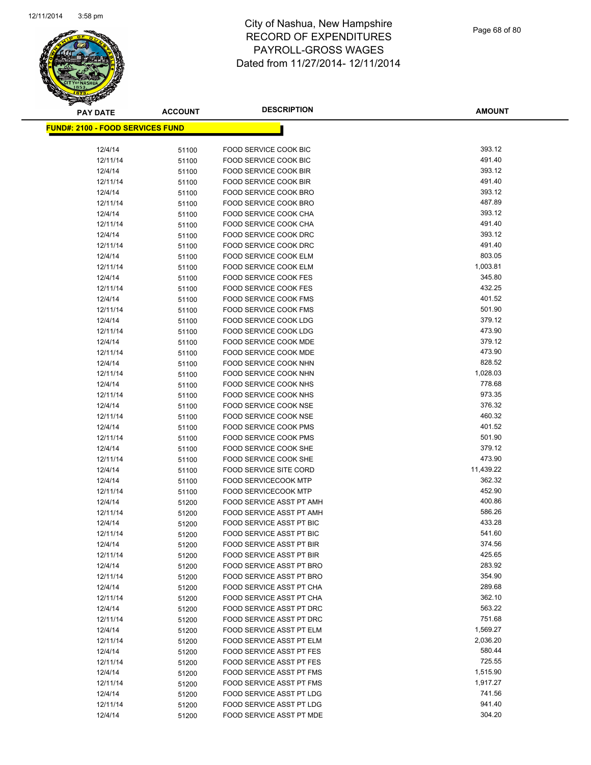# City of Nashua, New Hampshire
# RECORD OF EXPENDITURES
# PAYROLL-GROSS WAGES
# Dated from 11/27/2014- 12/11/2014

**FUND#: 2100 - FOOD SERVICES FUND**

| PAY DATE | ACCOUNT | DESCRIPTION | AMOUNT |
|---|---|---|---|
| 12/4/14 | 51100 | FOOD SERVICE COOK BIC | 393.12 |
| 12/11/14 | 51100 | FOOD SERVICE COOK BIC | 491.40 |
| 12/4/14 | 51100 | FOOD SERVICE COOK BIR | 393.12 |
| 12/11/14 | 51100 | FOOD SERVICE COOK BIR | 491.40 |
| 12/4/14 | 51100 | FOOD SERVICE COOK BRO | 393.12 |
| 12/11/14 | 51100 | FOOD SERVICE COOK BRO | 487.89 |
| 12/4/14 | 51100 | FOOD SERVICE COOK CHA | 393.12 |
| 12/11/14 | 51100 | FOOD SERVICE COOK CHA | 491.40 |
| 12/4/14 | 51100 | FOOD SERVICE COOK DRC | 393.12 |
| 12/11/14 | 51100 | FOOD SERVICE COOK DRC | 491.40 |
| 12/4/14 | 51100 | FOOD SERVICE COOK ELM | 803.05 |
| 12/11/14 | 51100 | FOOD SERVICE COOK ELM | 1,003.81 |
| 12/4/14 | 51100 | FOOD SERVICE COOK FES | 345.80 |
| 12/11/14 | 51100 | FOOD SERVICE COOK FES | 432.25 |
| 12/4/14 | 51100 | FOOD SERVICE COOK FMS | 401.52 |
| 12/11/14 | 51100 | FOOD SERVICE COOK FMS | 501.90 |
| 12/4/14 | 51100 | FOOD SERVICE COOK LDG | 379.12 |
| 12/11/14 | 51100 | FOOD SERVICE COOK LDG | 473.90 |
| 12/4/14 | 51100 | FOOD SERVICE COOK MDE | 379.12 |
| 12/11/14 | 51100 | FOOD SERVICE COOK MDE | 473.90 |
| 12/4/14 | 51100 | FOOD SERVICE COOK NHN | 828.52 |
| 12/11/14 | 51100 | FOOD SERVICE COOK NHN | 1,028.03 |
| 12/4/14 | 51100 | FOOD SERVICE COOK NHS | 778.68 |
| 12/11/14 | 51100 | FOOD SERVICE COOK NHS | 973.35 |
| 12/4/14 | 51100 | FOOD SERVICE COOK NSE | 376.32 |
| 12/11/14 | 51100 | FOOD SERVICE COOK NSE | 460.32 |
| 12/4/14 | 51100 | FOOD SERVICE COOK PMS | 401.52 |
| 12/11/14 | 51100 | FOOD SERVICE COOK PMS | 501.90 |
| 12/4/14 | 51100 | FOOD SERVICE COOK SHE | 379.12 |
| 12/11/14 | 51100 | FOOD SERVICE COOK SHE | 473.90 |
| 12/4/14 | 51100 | FOOD SERVICE SITE CORD | 11,439.22 |
| 12/4/14 | 51100 | FOOD SERVICECOOK MTP | 362.32 |
| 12/11/14 | 51100 | FOOD SERVICECOOK MTP | 452.90 |
| 12/4/14 | 51200 | FOOD SERVICE ASST PT AMH | 400.86 |
| 12/11/14 | 51200 | FOOD SERVICE ASST PT AMH | 586.26 |
| 12/4/14 | 51200 | FOOD SERVICE ASST PT BIC | 433.28 |
| 12/11/14 | 51200 | FOOD SERVICE ASST PT BIC | 541.60 |
| 12/4/14 | 51200 | FOOD SERVICE ASST PT BIR | 374.56 |
| 12/11/14 | 51200 | FOOD SERVICE ASST PT BIR | 425.65 |
| 12/4/14 | 51200 | FOOD SERVICE ASST PT BRO | 283.92 |
| 12/11/14 | 51200 | FOOD SERVICE ASST PT BRO | 354.90 |
| 12/4/14 | 51200 | FOOD SERVICE ASST PT CHA | 289.68 |
| 12/11/14 | 51200 | FOOD SERVICE ASST PT CHA | 362.10 |
| 12/4/14 | 51200 | FOOD SERVICE ASST PT DRC | 563.22 |
| 12/11/14 | 51200 | FOOD SERVICE ASST PT DRC | 751.68 |
| 12/4/14 | 51200 | FOOD SERVICE ASST PT ELM | 1,569.27 |
| 12/11/14 | 51200 | FOOD SERVICE ASST PT ELM | 2,036.20 |
| 12/4/14 | 51200 | FOOD SERVICE ASST PT FES | 580.44 |
| 12/11/14 | 51200 | FOOD SERVICE ASST PT FES | 725.55 |
| 12/4/14 | 51200 | FOOD SERVICE ASST PT FMS | 1,515.90 |
| 12/11/14 | 51200 | FOOD SERVICE ASST PT FMS | 1,917.27 |
| 12/4/14 | 51200 | FOOD SERVICE ASST PT LDG | 741.56 |
| 12/11/14 | 51200 | FOOD SERVICE ASST PT LDG | 941.40 |
| 12/4/14 | 51200 | FOOD SERVICE ASST PT MDE | 304.20 |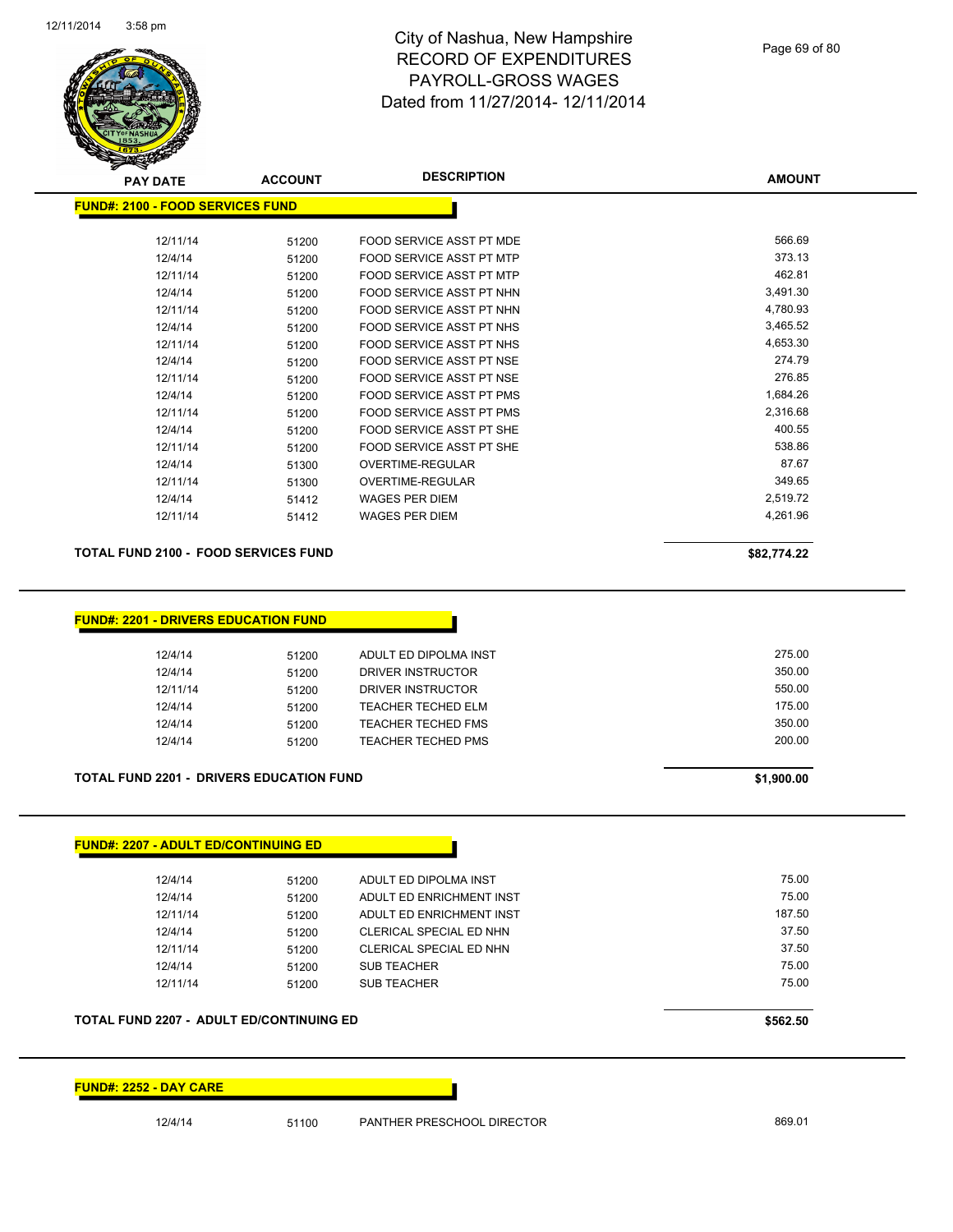# City of Nashua, New Hampshire
## RECORD OF EXPENDITURES
## PAYROLL-GROSS WAGES
## Dated from 11/27/2014- 12/11/2014

12/11/2014 3:58 pm

| PAY DATE | ACCOUNT | DESCRIPTION | AMOUNT |
|---|---|---|---|

**FUND#: 2100 - FOOD SERVICES FUND**

| PAY DATE | ACCOUNT | DESCRIPTION | AMOUNT |
|---|---|---|---|
| 12/11/14 | 51200 | FOOD SERVICE ASST PT MDE | 566.69 |
| 12/4/14 | 51200 | FOOD SERVICE ASST PT MTP | 373.13 |
| 12/11/14 | 51200 | FOOD SERVICE ASST PT MTP | 462.81 |
| 12/4/14 | 51200 | FOOD SERVICE ASST PT NHN | 3,491.30 |
| 12/11/14 | 51200 | FOOD SERVICE ASST PT NHN | 4,780.93 |
| 12/4/14 | 51200 | FOOD SERVICE ASST PT NHS | 3,465.52 |
| 12/11/14 | 51200 | FOOD SERVICE ASST PT NHS | 4,653.30 |
| 12/4/14 | 51200 | FOOD SERVICE ASST PT NSE | 274.79 |
| 12/11/14 | 51200 | FOOD SERVICE ASST PT NSE | 276.85 |
| 12/4/14 | 51200 | FOOD SERVICE ASST PT PMS | 1,684.26 |
| 12/11/14 | 51200 | FOOD SERVICE ASST PT PMS | 2,316.68 |
| 12/4/14 | 51200 | FOOD SERVICE ASST PT SHE | 400.55 |
| 12/11/14 | 51200 | FOOD SERVICE ASST PT SHE | 538.86 |
| 12/4/14 | 51300 | OVERTIME-REGULAR | 87.67 |
| 12/11/14 | 51300 | OVERTIME-REGULAR | 349.65 |
| 12/4/14 | 51412 | WAGES PER DIEM | 2,519.72 |
| 12/11/14 | 51412 | WAGES PER DIEM | 4,261.96 |

**TOTAL FUND 2100 - FOOD SERVICES FUND** **$82,774.22**

**FUND#: 2201 - DRIVERS EDUCATION FUND**

| PAY DATE | ACCOUNT | DESCRIPTION | AMOUNT |
|---|---|---|---|
| 12/4/14 | 51200 | ADULT ED DIPOLMA INST | 275.00 |
| 12/4/14 | 51200 | DRIVER INSTRUCTOR | 350.00 |
| 12/11/14 | 51200 | DRIVER INSTRUCTOR | 550.00 |
| 12/4/14 | 51200 | TEACHER TECHED ELM | 175.00 |
| 12/4/14 | 51200 | TEACHER TECHED FMS | 350.00 |
| 12/4/14 | 51200 | TEACHER TECHED PMS | 200.00 |

**TOTAL FUND 2201 - DRIVERS EDUCATION FUND** **$1,900.00**

**FUND#: 2207 - ADULT ED/CONTINUING ED**

| PAY DATE | ACCOUNT | DESCRIPTION | AMOUNT |
|---|---|---|---|
| 12/4/14 | 51200 | ADULT ED DIPOLMA INST | 75.00 |
| 12/4/14 | 51200 | ADULT ED ENRICHMENT INST | 75.00 |
| 12/11/14 | 51200 | ADULT ED ENRICHMENT INST | 187.50 |
| 12/4/14 | 51200 | CLERICAL SPECIAL ED NHN | 37.50 |
| 12/11/14 | 51200 | CLERICAL SPECIAL ED NHN | 37.50 |
| 12/4/14 | 51200 | SUB TEACHER | 75.00 |
| 12/11/14 | 51200 | SUB TEACHER | 75.00 |

**TOTAL FUND 2207 - ADULT ED/CONTINUING ED** **$562.50**

**FUND#: 2252 - DAY CARE**

| PAY DATE | ACCOUNT | DESCRIPTION | AMOUNT |
|---|---|---|---|
| 12/4/14 | 51100 | PANTHER PRESCHOOL DIRECTOR | 869.01 |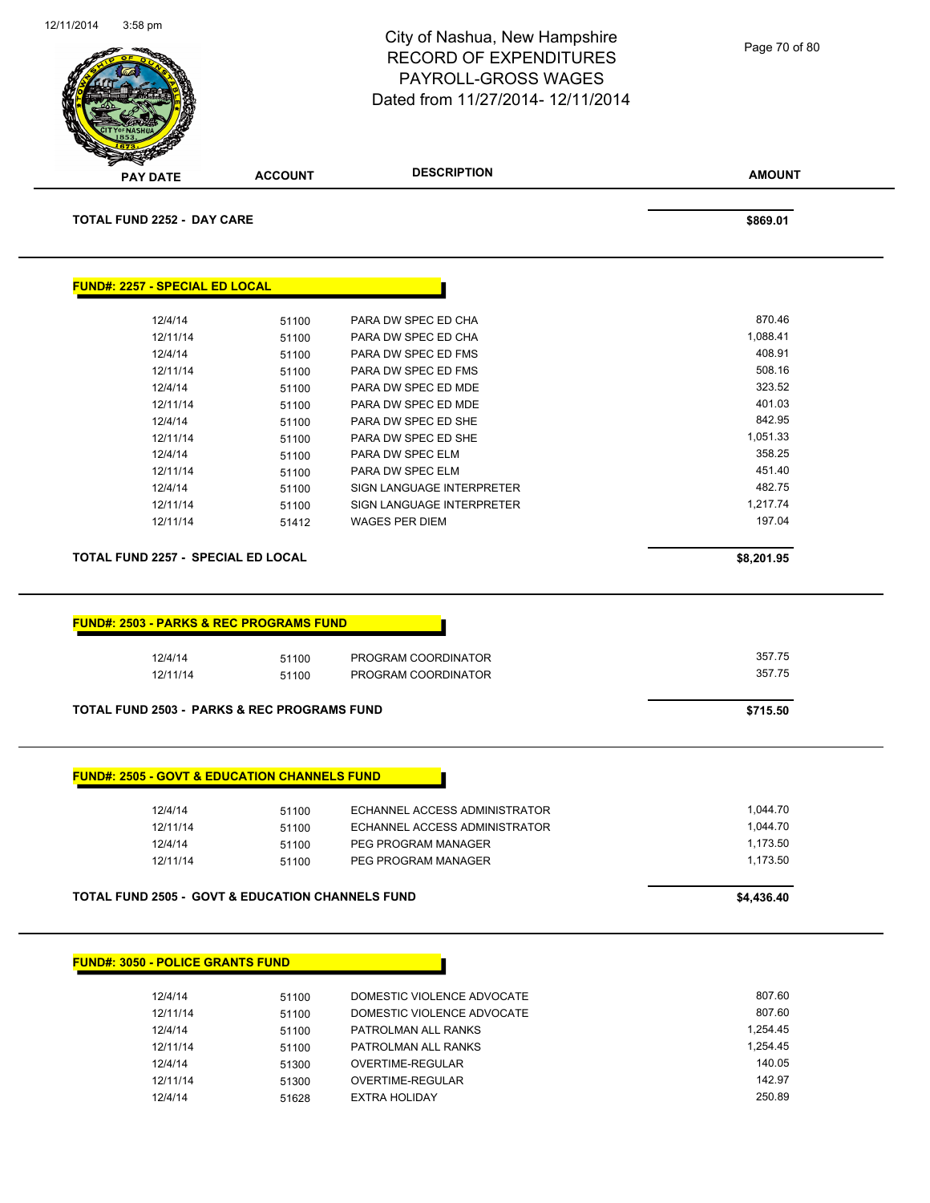| PAY DATE | ACCOUNT | DESCRIPTION | AMOUNT |
|---|---|---|---|

**TOTAL FUND 2252 - DAY CARE** **$869.01**

**FUND#: 2257 - SPECIAL ED LOCAL**

| PAY DATE | ACCOUNT | DESCRIPTION | AMOUNT |
|---|---|---|---|
| 12/4/14 | 51100 | PARA DW SPEC ED CHA | 870.46 |
| 12/11/14 | 51100 | PARA DW SPEC ED CHA | 1,088.41 |
| 12/4/14 | 51100 | PARA DW SPEC ED FMS | 408.91 |
| 12/11/14 | 51100 | PARA DW SPEC ED FMS | 508.16 |
| 12/4/14 | 51100 | PARA DW SPEC ED MDE | 323.52 |
| 12/11/14 | 51100 | PARA DW SPEC ED MDE | 401.03 |
| 12/4/14 | 51100 | PARA DW SPEC ED SHE | 842.95 |
| 12/11/14 | 51100 | PARA DW SPEC ED SHE | 1,051.33 |
| 12/4/14 | 51100 | PARA DW SPEC ELM | 358.25 |
| 12/11/14 | 51100 | PARA DW SPEC ELM | 451.40 |
| 12/4/14 | 51100 | SIGN LANGUAGE INTERPRETER | 482.75 |
| 12/11/14 | 51100 | SIGN LANGUAGE INTERPRETER | 1,217.74 |
| 12/11/14 | 51412 | WAGES PER DIEM | 197.04 |

**TOTAL FUND 2257 - SPECIAL ED LOCAL** **$8,201.95**

**FUND#: 2503 - PARKS & REC PROGRAMS FUND**

| PAY DATE | ACCOUNT | DESCRIPTION | AMOUNT |
|---|---|---|---|
| 12/4/14 | 51100 | PROGRAM COORDINATOR | 357.75 |
| 12/11/14 | 51100 | PROGRAM COORDINATOR | 357.75 |

**TOTAL FUND 2503 - PARKS & REC PROGRAMS FUND** **$715.50**

**FUND#: 2505 - GOVT & EDUCATION CHANNELS FUND**

| PAY DATE | ACCOUNT | DESCRIPTION | AMOUNT |
|---|---|---|---|
| 12/4/14 | 51100 | ECHANNEL ACCESS ADMINISTRATOR | 1,044.70 |
| 12/11/14 | 51100 | ECHANNEL ACCESS ADMINISTRATOR | 1,044.70 |
| 12/4/14 | 51100 | PEG PROGRAM MANAGER | 1,173.50 |
| 12/11/14 | 51100 | PEG PROGRAM MANAGER | 1,173.50 |

**TOTAL FUND 2505 - GOVT & EDUCATION CHANNELS FUND** **$4,436.40**

**FUND#: 3050 - POLICE GRANTS FUND**

| PAY DATE | ACCOUNT | DESCRIPTION | AMOUNT |
|---|---|---|---|
| 12/4/14 | 51100 | DOMESTIC VIOLENCE ADVOCATE | 807.60 |
| 12/11/14 | 51100 | DOMESTIC VIOLENCE ADVOCATE | 807.60 |
| 12/4/14 | 51100 | PATROLMAN ALL RANKS | 1,254.45 |
| 12/11/14 | 51100 | PATROLMAN ALL RANKS | 1,254.45 |
| 12/4/14 | 51300 | OVERTIME-REGULAR | 140.05 |
| 12/11/14 | 51300 | OVERTIME-REGULAR | 142.97 |
| 12/4/14 | 51628 | EXTRA HOLIDAY | 250.89 |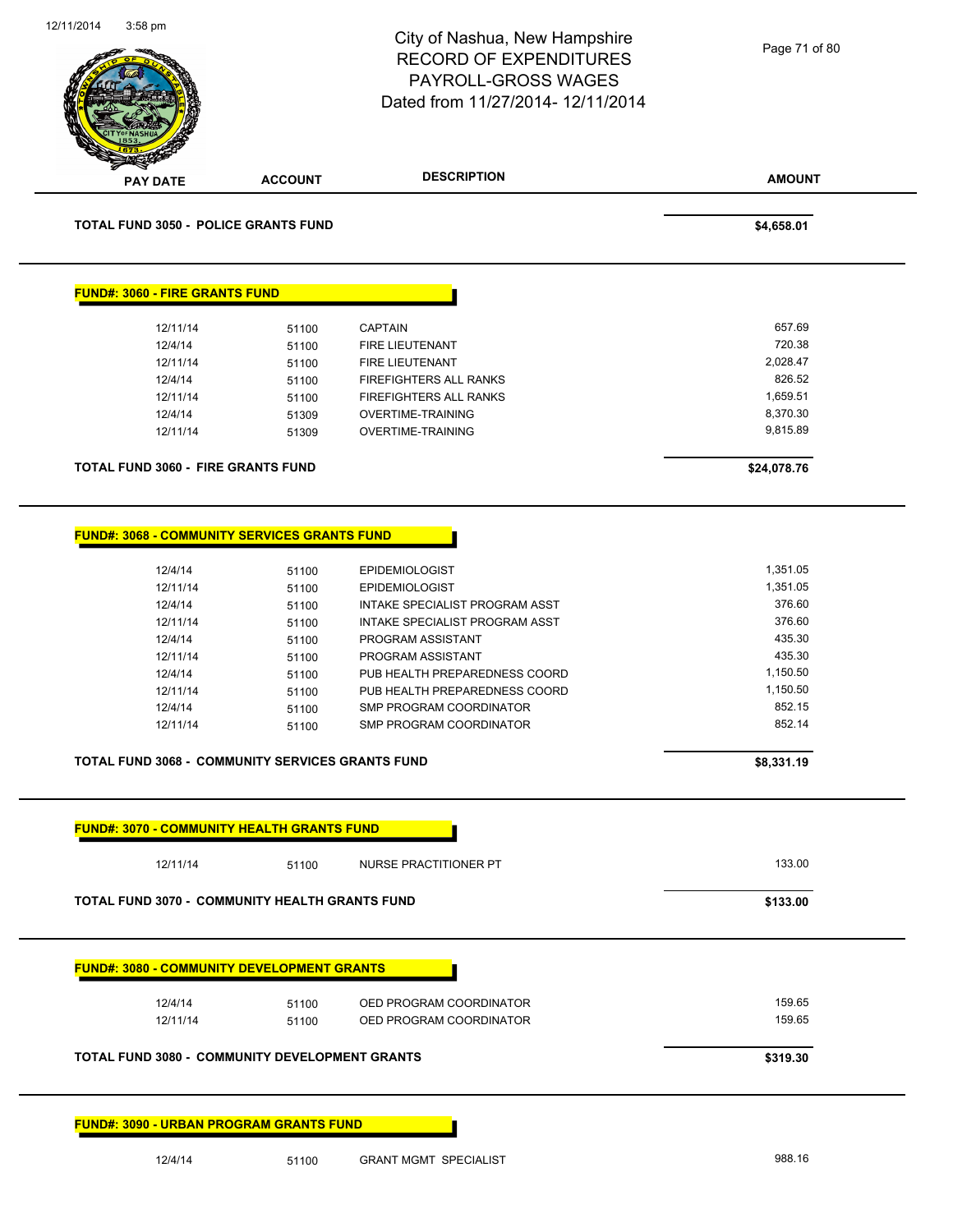# City of Nashua, New Hampshire
## RECORD OF EXPENDITURES
## PAYROLL-GROSS WAGES
## Dated from 11/27/2014- 12/11/2014

| PAY DATE | ACCOUNT | DESCRIPTION | AMOUNT |
|---|---|---|---|
| **TOTAL FUND 3050 - POLICE GRANTS FUND** | | | **$4,658.01** |

**FUND#: 3060 - FIRE GRANTS FUND**

| PAY DATE | ACCOUNT | DESCRIPTION | AMOUNT |
|---|---|---|---|
| 12/11/14 | 51100 | CAPTAIN | 657.69 |
| 12/4/14 | 51100 | FIRE LIEUTENANT | 720.38 |
| 12/11/14 | 51100 | FIRE LIEUTENANT | 2,028.47 |
| 12/4/14 | 51100 | FIREFIGHTERS ALL RANKS | 826.52 |
| 12/11/14 | 51100 | FIREFIGHTERS ALL RANKS | 1,659.51 |
| 12/4/14 | 51309 | OVERTIME-TRAINING | 8,370.30 |
| 12/11/14 | 51309 | OVERTIME-TRAINING | 9,815.89 |
| **TOTAL FUND 3060 - FIRE GRANTS FUND** | | | **$24,078.76** |

**FUND#: 3068 - COMMUNITY SERVICES GRANTS FUND**

| PAY DATE | ACCOUNT | DESCRIPTION | AMOUNT |
|---|---|---|---|
| 12/4/14 | 51100 | EPIDEMIOLOGIST | 1,351.05 |
| 12/11/14 | 51100 | EPIDEMIOLOGIST | 1,351.05 |
| 12/4/14 | 51100 | INTAKE SPECIALIST PROGRAM ASST | 376.60 |
| 12/11/14 | 51100 | INTAKE SPECIALIST PROGRAM ASST | 376.60 |
| 12/4/14 | 51100 | PROGRAM ASSISTANT | 435.30 |
| 12/11/14 | 51100 | PROGRAM ASSISTANT | 435.30 |
| 12/4/14 | 51100 | PUB HEALTH PREPAREDNESS COORD | 1,150.50 |
| 12/11/14 | 51100 | PUB HEALTH PREPAREDNESS COORD | 1,150.50 |
| 12/4/14 | 51100 | SMP PROGRAM COORDINATOR | 852.15 |
| 12/11/14 | 51100 | SMP PROGRAM COORDINATOR | 852.14 |
| **TOTAL FUND 3068 - COMMUNITY SERVICES GRANTS FUND** | | | **$8,331.19** |

**FUND#: 3070 - COMMUNITY HEALTH GRANTS FUND**

| PAY DATE | ACCOUNT | DESCRIPTION | AMOUNT |
|---|---|---|---|
| 12/11/14 | 51100 | NURSE PRACTITIONER PT | 133.00 |
| **TOTAL FUND 3070 - COMMUNITY HEALTH GRANTS FUND** | | | **$133.00** |

**FUND#: 3080 - COMMUNITY DEVELOPMENT GRANTS**

| PAY DATE | ACCOUNT | DESCRIPTION | AMOUNT |
|---|---|---|---|
| 12/4/14 | 51100 | OED PROGRAM COORDINATOR | 159.65 |
| 12/11/14 | 51100 | OED PROGRAM COORDINATOR | 159.65 |
| **TOTAL FUND 3080 - COMMUNITY DEVELOPMENT GRANTS** | | | **$319.30** |

**FUND#: 3090 - URBAN PROGRAM GRANTS FUND**

| PAY DATE | ACCOUNT | DESCRIPTION | AMOUNT |
|---|---|---|---|
| 12/4/14 | 51100 | GRANT MGMT SPECIALIST | 988.16 |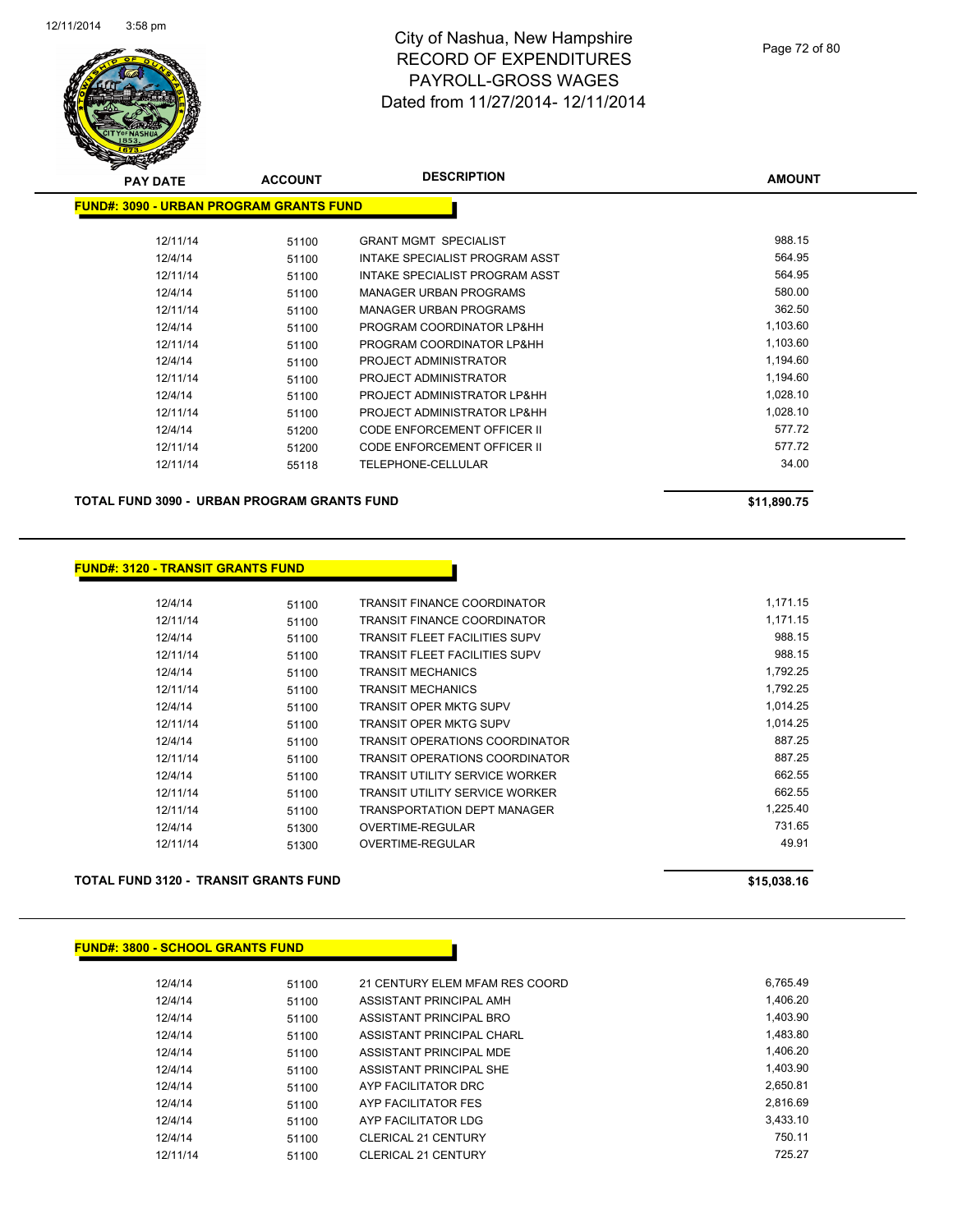# City of Nashua, New Hampshire
# RECORD OF EXPENDITURES
# PAYROLL-GROSS WAGES
# Dated from 11/27/2014- 12/11/2014

## FUND#: 3090 - URBAN PROGRAM GRANTS FUND

| PAY DATE | ACCOUNT | DESCRIPTION | AMOUNT |
|---|---|---|---|
| 12/11/14 | 51100 | GRANT MGMT SPECIALIST | 988.15 |
| 12/4/14 | 51100 | INTAKE SPECIALIST PROGRAM ASST | 564.95 |
| 12/11/14 | 51100 | INTAKE SPECIALIST PROGRAM ASST | 564.95 |
| 12/4/14 | 51100 | MANAGER URBAN PROGRAMS | 580.00 |
| 12/11/14 | 51100 | MANAGER URBAN PROGRAMS | 362.50 |
| 12/4/14 | 51100 | PROGRAM COORDINATOR LP&HH | 1,103.60 |
| 12/11/14 | 51100 | PROGRAM COORDINATOR LP&HH | 1,103.60 |
| 12/4/14 | 51100 | PROJECT ADMINISTRATOR | 1,194.60 |
| 12/11/14 | 51100 | PROJECT ADMINISTRATOR | 1,194.60 |
| 12/4/14 | 51100 | PROJECT ADMINISTRATOR LP&HH | 1,028.10 |
| 12/11/14 | 51100 | PROJECT ADMINISTRATOR LP&HH | 1,028.10 |
| 12/4/14 | 51200 | CODE ENFORCEMENT OFFICER II | 577.72 |
| 12/11/14 | 51200 | CODE ENFORCEMENT OFFICER II | 577.72 |
| 12/11/14 | 55118 | TELEPHONE-CELLULAR | 34.00 |

**TOTAL FUND 3090 - URBAN PROGRAM GRANTS FUND** **$11,890.75**

## FUND#: 3120 - TRANSIT GRANTS FUND

| PAY DATE | ACCOUNT | DESCRIPTION | AMOUNT |
|---|---|---|---|
| 12/4/14 | 51100 | TRANSIT FINANCE COORDINATOR | 1,171.15 |
| 12/11/14 | 51100 | TRANSIT FINANCE COORDINATOR | 1,171.15 |
| 12/4/14 | 51100 | TRANSIT FLEET FACILITIES SUPV | 988.15 |
| 12/11/14 | 51100 | TRANSIT FLEET FACILITIES SUPV | 988.15 |
| 12/4/14 | 51100 | TRANSIT MECHANICS | 1,792.25 |
| 12/11/14 | 51100 | TRANSIT MECHANICS | 1,792.25 |
| 12/4/14 | 51100 | TRANSIT OPER MKTG SUPV | 1,014.25 |
| 12/11/14 | 51100 | TRANSIT OPER MKTG SUPV | 1,014.25 |
| 12/4/14 | 51100 | TRANSIT OPERATIONS COORDINATOR | 887.25 |
| 12/11/14 | 51100 | TRANSIT OPERATIONS COORDINATOR | 887.25 |
| 12/4/14 | 51100 | TRANSIT UTILITY SERVICE WORKER | 662.55 |
| 12/11/14 | 51100 | TRANSIT UTILITY SERVICE WORKER | 662.55 |
| 12/11/14 | 51100 | TRANSPORTATION DEPT MANAGER | 1,225.40 |
| 12/4/14 | 51300 | OVERTIME-REGULAR | 731.65 |
| 12/11/14 | 51300 | OVERTIME-REGULAR | 49.91 |

**TOTAL FUND 3120 - TRANSIT GRANTS FUND** **$15,038.16**

## FUND#: 3800 - SCHOOL GRANTS FUND

| PAY DATE | ACCOUNT | DESCRIPTION | AMOUNT |
|---|---|---|---|
| 12/4/14 | 51100 | 21 CENTURY ELEM MFAM RES COORD | 6,765.49 |
| 12/4/14 | 51100 | ASSISTANT PRINCIPAL AMH | 1,406.20 |
| 12/4/14 | 51100 | ASSISTANT PRINCIPAL BRO | 1,403.90 |
| 12/4/14 | 51100 | ASSISTANT PRINCIPAL CHARL | 1,483.80 |
| 12/4/14 | 51100 | ASSISTANT PRINCIPAL MDE | 1,406.20 |
| 12/4/14 | 51100 | ASSISTANT PRINCIPAL SHE | 1,403.90 |
| 12/4/14 | 51100 | AYP FACILITATOR DRC | 2,650.81 |
| 12/4/14 | 51100 | AYP FACILITATOR FES | 2,816.69 |
| 12/4/14 | 51100 | AYP FACILITATOR LDG | 3,433.10 |
| 12/4/14 | 51100 | CLERICAL 21 CENTURY | 750.11 |
| 12/11/14 | 51100 | CLERICAL 21 CENTURY | 725.27 |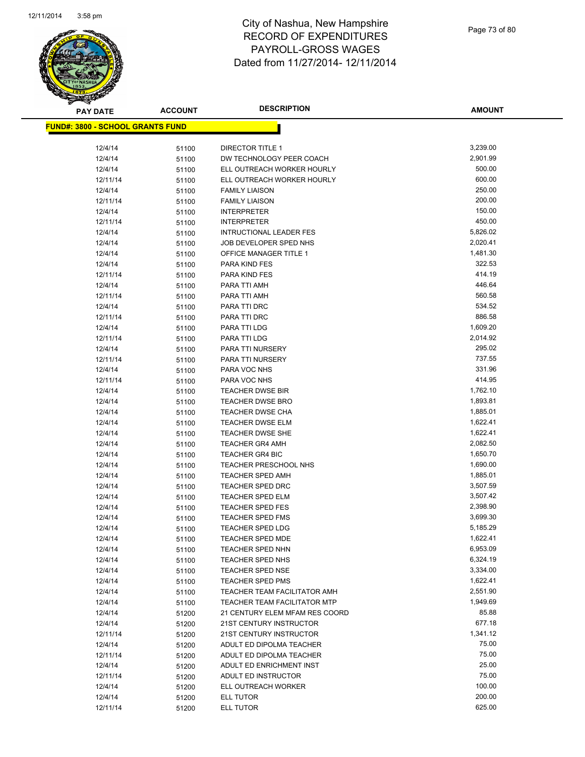# City of Nashua, New Hampshire
## RECORD OF EXPENDITURES
## PAYROLL-GROSS WAGES
## Dated from 11/27/2014- 12/11/2014

**FUND#: 3800 - SCHOOL GRANTS FUND**

| PAY DATE | ACCOUNT | DESCRIPTION | AMOUNT |
|---|---|---|---|
| 12/4/14 | 51100 | DIRECTOR TITLE 1 | 3,239.00 |
| 12/4/14 | 51100 | DW TECHNOLOGY PEER COACH | 2,901.99 |
| 12/4/14 | 51100 | ELL OUTREACH WORKER HOURLY | 500.00 |
| 12/11/14 | 51100 | ELL OUTREACH WORKER HOURLY | 600.00 |
| 12/4/14 | 51100 | FAMILY LIAISON | 250.00 |
| 12/11/14 | 51100 | FAMILY LIAISON | 200.00 |
| 12/4/14 | 51100 | INTERPRETER | 150.00 |
| 12/11/14 | 51100 | INTERPRETER | 450.00 |
| 12/4/14 | 51100 | INTRUCTIONAL LEADER FES | 5,826.02 |
| 12/4/14 | 51100 | JOB DEVELOPER SPED NHS | 2,020.41 |
| 12/4/14 | 51100 | OFFICE MANAGER TITLE 1 | 1,481.30 |
| 12/4/14 | 51100 | PARA KIND FES | 322.53 |
| 12/11/14 | 51100 | PARA KIND FES | 414.19 |
| 12/4/14 | 51100 | PARA TTI AMH | 446.64 |
| 12/11/14 | 51100 | PARA TTI AMH | 560.58 |
| 12/4/14 | 51100 | PARA TTI DRC | 534.52 |
| 12/11/14 | 51100 | PARA TTI DRC | 886.58 |
| 12/4/14 | 51100 | PARA TTI LDG | 1,609.20 |
| 12/11/14 | 51100 | PARA TTI LDG | 2,014.92 |
| 12/4/14 | 51100 | PARA TTI NURSERY | 295.02 |
| 12/11/14 | 51100 | PARA TTI NURSERY | 737.55 |
| 12/4/14 | 51100 | PARA VOC NHS | 331.96 |
| 12/11/14 | 51100 | PARA VOC NHS | 414.95 |
| 12/4/14 | 51100 | TEACHER DWSE BIR | 1,762.10 |
| 12/4/14 | 51100 | TEACHER DWSE BRO | 1,893.81 |
| 12/4/14 | 51100 | TEACHER DWSE CHA | 1,885.01 |
| 12/4/14 | 51100 | TEACHER DWSE ELM | 1,622.41 |
| 12/4/14 | 51100 | TEACHER DWSE SHE | 1,622.41 |
| 12/4/14 | 51100 | TEACHER GR4 AMH | 2,082.50 |
| 12/4/14 | 51100 | TEACHER GR4 BIC | 1,650.70 |
| 12/4/14 | 51100 | TEACHER PRESCHOOL NHS | 1,690.00 |
| 12/4/14 | 51100 | TEACHER SPED AMH | 1,885.01 |
| 12/4/14 | 51100 | TEACHER SPED DRC | 3,507.59 |
| 12/4/14 | 51100 | TEACHER SPED ELM | 3,507.42 |
| 12/4/14 | 51100 | TEACHER SPED FES | 2,398.90 |
| 12/4/14 | 51100 | TEACHER SPED FMS | 3,699.30 |
| 12/4/14 | 51100 | TEACHER SPED LDG | 5,185.29 |
| 12/4/14 | 51100 | TEACHER SPED MDE | 1,622.41 |
| 12/4/14 | 51100 | TEACHER SPED NHN | 6,953.09 |
| 12/4/14 | 51100 | TEACHER SPED NHS | 6,324.19 |
| 12/4/14 | 51100 | TEACHER SPED NSE | 3,334.00 |
| 12/4/14 | 51100 | TEACHER SPED PMS | 1,622.41 |
| 12/4/14 | 51100 | TEACHER TEAM FACILITATOR AMH | 2,551.90 |
| 12/4/14 | 51100 | TEACHER TEAM FACILITATOR MTP | 1,949.69 |
| 12/4/14 | 51200 | 21 CENTURY ELEM MFAM RES COORD | 85.88 |
| 12/4/14 | 51200 | 21ST CENTURY INSTRUCTOR | 677.18 |
| 12/11/14 | 51200 | 21ST CENTURY INSTRUCTOR | 1,341.12 |
| 12/4/14 | 51200 | ADULT ED DIPOLMA TEACHER | 75.00 |
| 12/11/14 | 51200 | ADULT ED DIPOLMA TEACHER | 75.00 |
| 12/4/14 | 51200 | ADULT ED ENRICHMENT INST | 25.00 |
| 12/11/14 | 51200 | ADULT ED INSTRUCTOR | 75.00 |
| 12/4/14 | 51200 | ELL OUTREACH WORKER | 100.00 |
| 12/4/14 | 51200 | ELL TUTOR | 200.00 |
| 12/11/14 | 51200 | ELL TUTOR | 625.00 |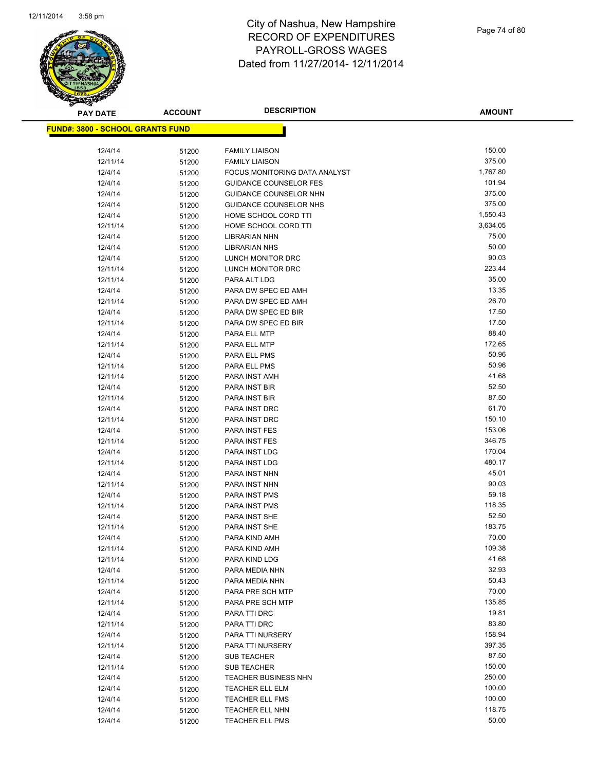# City of Nashua, New Hampshire
# RECORD OF EXPENDITURES
# PAYROLL-GROSS WAGES
# Dated from 11/27/2014- 12/11/2014

| PAY DATE | ACCOUNT | DESCRIPTION | AMOUNT |
|---|---|---|---|
| **FUND#: 3800 - SCHOOL GRANTS FUND** | | | |
| 12/4/14 | 51200 | FAMILY LIAISON | 150.00 |
| 12/11/14 | 51200 | FAMILY LIAISON | 375.00 |
| 12/4/14 | 51200 | FOCUS MONITORING DATA ANALYST | 1,767.80 |
| 12/4/14 | 51200 | GUIDANCE COUNSELOR FES | 101.94 |
| 12/4/14 | 51200 | GUIDANCE COUNSELOR NHN | 375.00 |
| 12/4/14 | 51200 | GUIDANCE COUNSELOR NHS | 375.00 |
| 12/4/14 | 51200 | HOME SCHOOL CORD TTI | 1,550.43 |
| 12/11/14 | 51200 | HOME SCHOOL CORD TTI | 3,634.05 |
| 12/4/14 | 51200 | LIBRARIAN NHN | 75.00 |
| 12/4/14 | 51200 | LIBRARIAN NHS | 50.00 |
| 12/4/14 | 51200 | LUNCH MONITOR DRC | 90.03 |
| 12/11/14 | 51200 | LUNCH MONITOR DRC | 223.44 |
| 12/11/14 | 51200 | PARA ALT LDG | 35.00 |
| 12/4/14 | 51200 | PARA DW SPEC ED AMH | 13.35 |
| 12/11/14 | 51200 | PARA DW SPEC ED AMH | 26.70 |
| 12/4/14 | 51200 | PARA DW SPEC ED BIR | 17.50 |
| 12/11/14 | 51200 | PARA DW SPEC ED BIR | 17.50 |
| 12/4/14 | 51200 | PARA ELL MTP | 88.40 |
| 12/11/14 | 51200 | PARA ELL MTP | 172.65 |
| 12/4/14 | 51200 | PARA ELL PMS | 50.96 |
| 12/11/14 | 51200 | PARA ELL PMS | 50.96 |
| 12/11/14 | 51200 | PARA INST AMH | 41.68 |
| 12/4/14 | 51200 | PARA INST BIR | 52.50 |
| 12/11/14 | 51200 | PARA INST BIR | 87.50 |
| 12/4/14 | 51200 | PARA INST DRC | 61.70 |
| 12/11/14 | 51200 | PARA INST DRC | 150.10 |
| 12/4/14 | 51200 | PARA INST FES | 153.06 |
| 12/11/14 | 51200 | PARA INST FES | 346.75 |
| 12/4/14 | 51200 | PARA INST LDG | 170.04 |
| 12/11/14 | 51200 | PARA INST LDG | 480.17 |
| 12/4/14 | 51200 | PARA INST NHN | 45.01 |
| 12/11/14 | 51200 | PARA INST NHN | 90.03 |
| 12/4/14 | 51200 | PARA INST PMS | 59.18 |
| 12/11/14 | 51200 | PARA INST PMS | 118.35 |
| 12/4/14 | 51200 | PARA INST SHE | 52.50 |
| 12/11/14 | 51200 | PARA INST SHE | 183.75 |
| 12/4/14 | 51200 | PARA KIND AMH | 70.00 |
| 12/11/14 | 51200 | PARA KIND AMH | 109.38 |
| 12/11/14 | 51200 | PARA KIND LDG | 41.68 |
| 12/4/14 | 51200 | PARA MEDIA NHN | 32.93 |
| 12/11/14 | 51200 | PARA MEDIA NHN | 50.43 |
| 12/4/14 | 51200 | PARA PRE SCH MTP | 70.00 |
| 12/11/14 | 51200 | PARA PRE SCH MTP | 135.85 |
| 12/4/14 | 51200 | PARA TTI DRC | 19.81 |
| 12/11/14 | 51200 | PARA TTI DRC | 83.80 |
| 12/4/14 | 51200 | PARA TTI NURSERY | 158.94 |
| 12/11/14 | 51200 | PARA TTI NURSERY | 397.35 |
| 12/4/14 | 51200 | SUB TEACHER | 87.50 |
| 12/11/14 | 51200 | SUB TEACHER | 150.00 |
| 12/4/14 | 51200 | TEACHER BUSINESS NHN | 250.00 |
| 12/4/14 | 51200 | TEACHER ELL ELM | 100.00 |
| 12/4/14 | 51200 | TEACHER ELL FMS | 100.00 |
| 12/4/14 | 51200 | TEACHER ELL NHN | 118.75 |
| 12/4/14 | 51200 | TEACHER ELL PMS | 50.00 |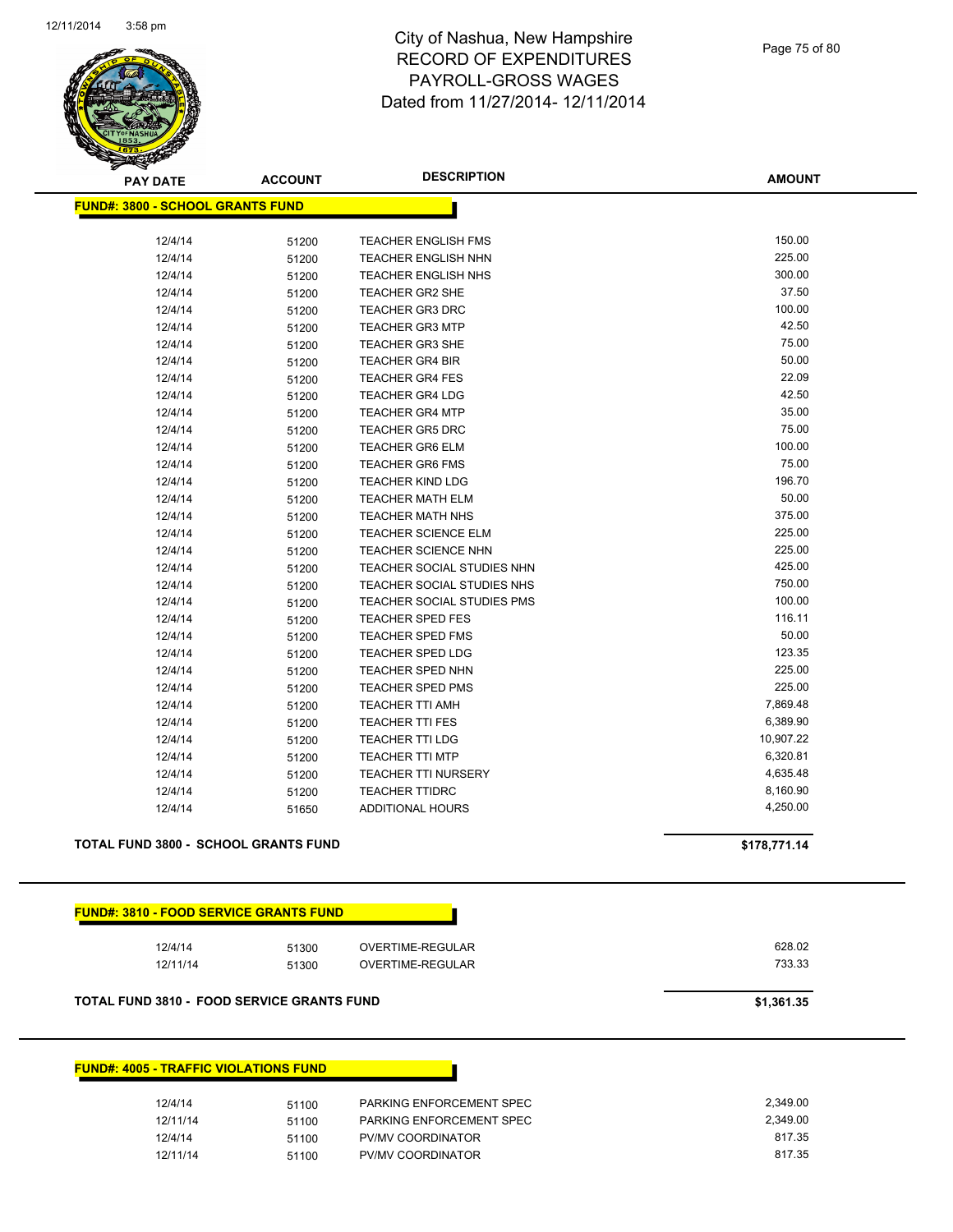# City of Nashua, New Hampshire
## RECORD OF EXPENDITURES
## PAYROLL-GROSS WAGES
## Dated from 11/27/2014- 12/11/2014

**FUND#: 3800 - SCHOOL GRANTS FUND**

| PAY DATE | ACCOUNT | DESCRIPTION | AMOUNT |
|---|---|---|---|
| 12/4/14 | 51200 | TEACHER ENGLISH FMS | 150.00 |
| 12/4/14 | 51200 | TEACHER ENGLISH NHN | 225.00 |
| 12/4/14 | 51200 | TEACHER ENGLISH NHS | 300.00 |
| 12/4/14 | 51200 | TEACHER GR2 SHE | 37.50 |
| 12/4/14 | 51200 | TEACHER GR3 DRC | 100.00 |
| 12/4/14 | 51200 | TEACHER GR3 MTP | 42.50 |
| 12/4/14 | 51200 | TEACHER GR3 SHE | 75.00 |
| 12/4/14 | 51200 | TEACHER GR4 BIR | 50.00 |
| 12/4/14 | 51200 | TEACHER GR4 FES | 22.09 |
| 12/4/14 | 51200 | TEACHER GR4 LDG | 42.50 |
| 12/4/14 | 51200 | TEACHER GR4 MTP | 35.00 |
| 12/4/14 | 51200 | TEACHER GR5 DRC | 75.00 |
| 12/4/14 | 51200 | TEACHER GR6 ELM | 100.00 |
| 12/4/14 | 51200 | TEACHER GR6 FMS | 75.00 |
| 12/4/14 | 51200 | TEACHER KIND LDG | 196.70 |
| 12/4/14 | 51200 | TEACHER MATH ELM | 50.00 |
| 12/4/14 | 51200 | TEACHER MATH NHS | 375.00 |
| 12/4/14 | 51200 | TEACHER SCIENCE ELM | 225.00 |
| 12/4/14 | 51200 | TEACHER SCIENCE NHN | 225.00 |
| 12/4/14 | 51200 | TEACHER SOCIAL STUDIES NHN | 425.00 |
| 12/4/14 | 51200 | TEACHER SOCIAL STUDIES NHS | 750.00 |
| 12/4/14 | 51200 | TEACHER SOCIAL STUDIES PMS | 100.00 |
| 12/4/14 | 51200 | TEACHER SPED FES | 116.11 |
| 12/4/14 | 51200 | TEACHER SPED FMS | 50.00 |
| 12/4/14 | 51200 | TEACHER SPED LDG | 123.35 |
| 12/4/14 | 51200 | TEACHER SPED NHN | 225.00 |
| 12/4/14 | 51200 | TEACHER SPED PMS | 225.00 |
| 12/4/14 | 51200 | TEACHER TTI AMH | 7,869.48 |
| 12/4/14 | 51200 | TEACHER TTI FES | 6,389.90 |
| 12/4/14 | 51200 | TEACHER TTI LDG | 10,907.22 |
| 12/4/14 | 51200 | TEACHER TTI MTP | 6,320.81 |
| 12/4/14 | 51200 | TEACHER TTI NURSERY | 4,635.48 |
| 12/4/14 | 51200 | TEACHER TTIDRC | 8,160.90 |
| 12/4/14 | 51650 | ADDITIONAL HOURS | 4,250.00 |

**TOTAL FUND 3800 - SCHOOL GRANTS FUND** **$178,771.14**

**FUND#: 3810 - FOOD SERVICE GRANTS FUND**

| PAY DATE | ACCOUNT | DESCRIPTION | AMOUNT |
|---|---|---|---|
| 12/4/14 | 51300 | OVERTIME-REGULAR | 628.02 |
| 12/11/14 | 51300 | OVERTIME-REGULAR | 733.33 |

**TOTAL FUND 3810 - FOOD SERVICE GRANTS FUND** **$1,361.35**

**FUND#: 4005 - TRAFFIC VIOLATIONS FUND**

| PAY DATE | ACCOUNT | DESCRIPTION | AMOUNT |
|---|---|---|---|
| 12/4/14 | 51100 | PARKING ENFORCEMENT SPEC | 2,349.00 |
| 12/11/14 | 51100 | PARKING ENFORCEMENT SPEC | 2,349.00 |
| 12/4/14 | 51100 | PV/MV COORDINATOR | 817.35 |
| 12/11/14 | 51100 | PV/MV COORDINATOR | 817.35 |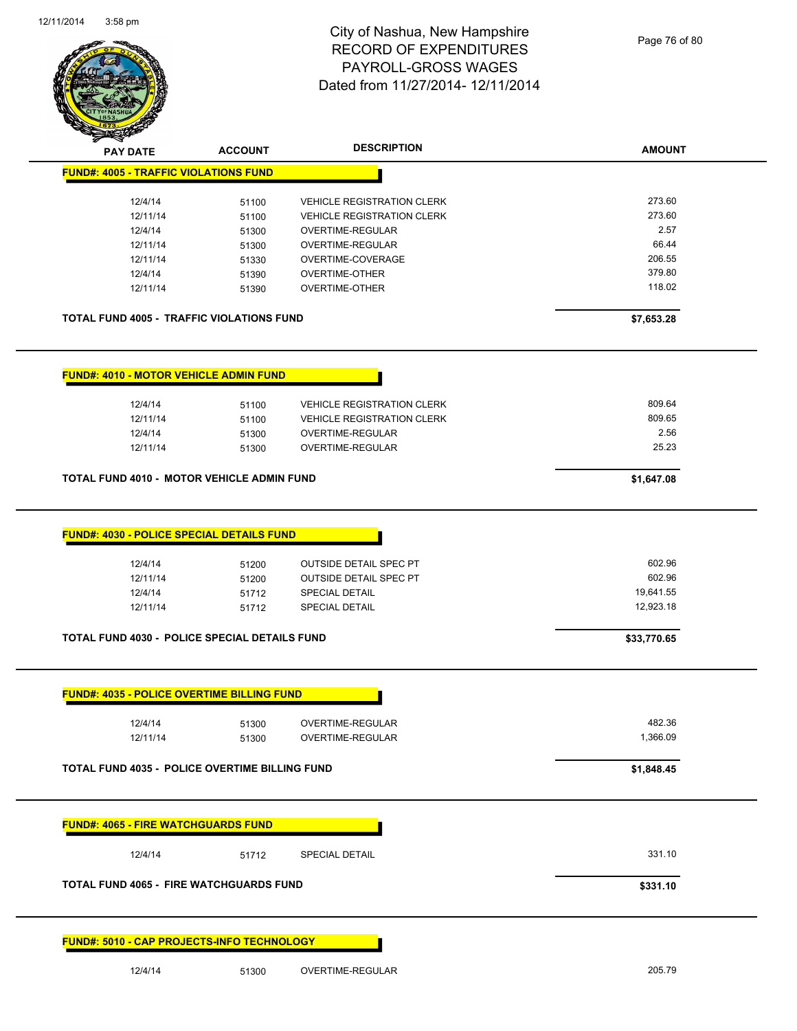# City of Nashua, New Hampshire
## RECORD OF EXPENDITURES
## PAYROLL-GROSS WAGES
## Dated from 11/27/2014- 12/11/2014

| PAY DATE | ACCOUNT | DESCRIPTION | AMOUNT |
|---|---|---|---|

**FUND#: 4005 - TRAFFIC VIOLATIONS FUND**

| PAY DATE | ACCOUNT | DESCRIPTION | AMOUNT |
|---|---|---|---|
| 12/4/14 | 51100 | VEHICLE REGISTRATION CLERK | 273.60 |
| 12/11/14 | 51100 | VEHICLE REGISTRATION CLERK | 273.60 |
| 12/4/14 | 51300 | OVERTIME-REGULAR | 2.57 |
| 12/11/14 | 51300 | OVERTIME-REGULAR | 66.44 |
| 12/11/14 | 51330 | OVERTIME-COVERAGE | 206.55 |
| 12/4/14 | 51390 | OVERTIME-OTHER | 379.80 |
| 12/11/14 | 51390 | OVERTIME-OTHER | 118.02 |

**TOTAL FUND 4005 - TRAFFIC VIOLATIONS FUND** **$7,653.28**

**FUND#: 4010 - MOTOR VEHICLE ADMIN FUND**

| PAY DATE | ACCOUNT | DESCRIPTION | AMOUNT |
|---|---|---|---|
| 12/4/14 | 51100 | VEHICLE REGISTRATION CLERK | 809.64 |
| 12/11/14 | 51100 | VEHICLE REGISTRATION CLERK | 809.65 |
| 12/4/14 | 51300 | OVERTIME-REGULAR | 2.56 |
| 12/11/14 | 51300 | OVERTIME-REGULAR | 25.23 |

**TOTAL FUND 4010 - MOTOR VEHICLE ADMIN FUND** **$1,647.08**

**FUND#: 4030 - POLICE SPECIAL DETAILS FUND**

| PAY DATE | ACCOUNT | DESCRIPTION | AMOUNT |
|---|---|---|---|
| 12/4/14 | 51200 | OUTSIDE DETAIL SPEC PT | 602.96 |
| 12/11/14 | 51200 | OUTSIDE DETAIL SPEC PT | 602.96 |
| 12/4/14 | 51712 | SPECIAL DETAIL | 19,641.55 |
| 12/11/14 | 51712 | SPECIAL DETAIL | 12,923.18 |

**TOTAL FUND 4030 - POLICE SPECIAL DETAILS FUND** **$33,770.65**

**FUND#: 4035 - POLICE OVERTIME BILLING FUND**

| PAY DATE | ACCOUNT | DESCRIPTION | AMOUNT |
|---|---|---|---|
| 12/4/14 | 51300 | OVERTIME-REGULAR | 482.36 |
| 12/11/14 | 51300 | OVERTIME-REGULAR | 1,366.09 |

**TOTAL FUND 4035 - POLICE OVERTIME BILLING FUND** **$1,848.45**

**FUND#: 4065 - FIRE WATCHGUARDS FUND**

| PAY DATE | ACCOUNT | DESCRIPTION | AMOUNT |
|---|---|---|---|
| 12/4/14 | 51712 | SPECIAL DETAIL | 331.10 |

**TOTAL FUND 4065 - FIRE WATCHGUARDS FUND** **$331.10**

**FUND#: 5010 - CAP PROJECTS-INFO TECHNOLOGY**

| PAY DATE | ACCOUNT | DESCRIPTION | AMOUNT |
|---|---|---|---|
| 12/4/14 | 51300 | OVERTIME-REGULAR | 205.79 |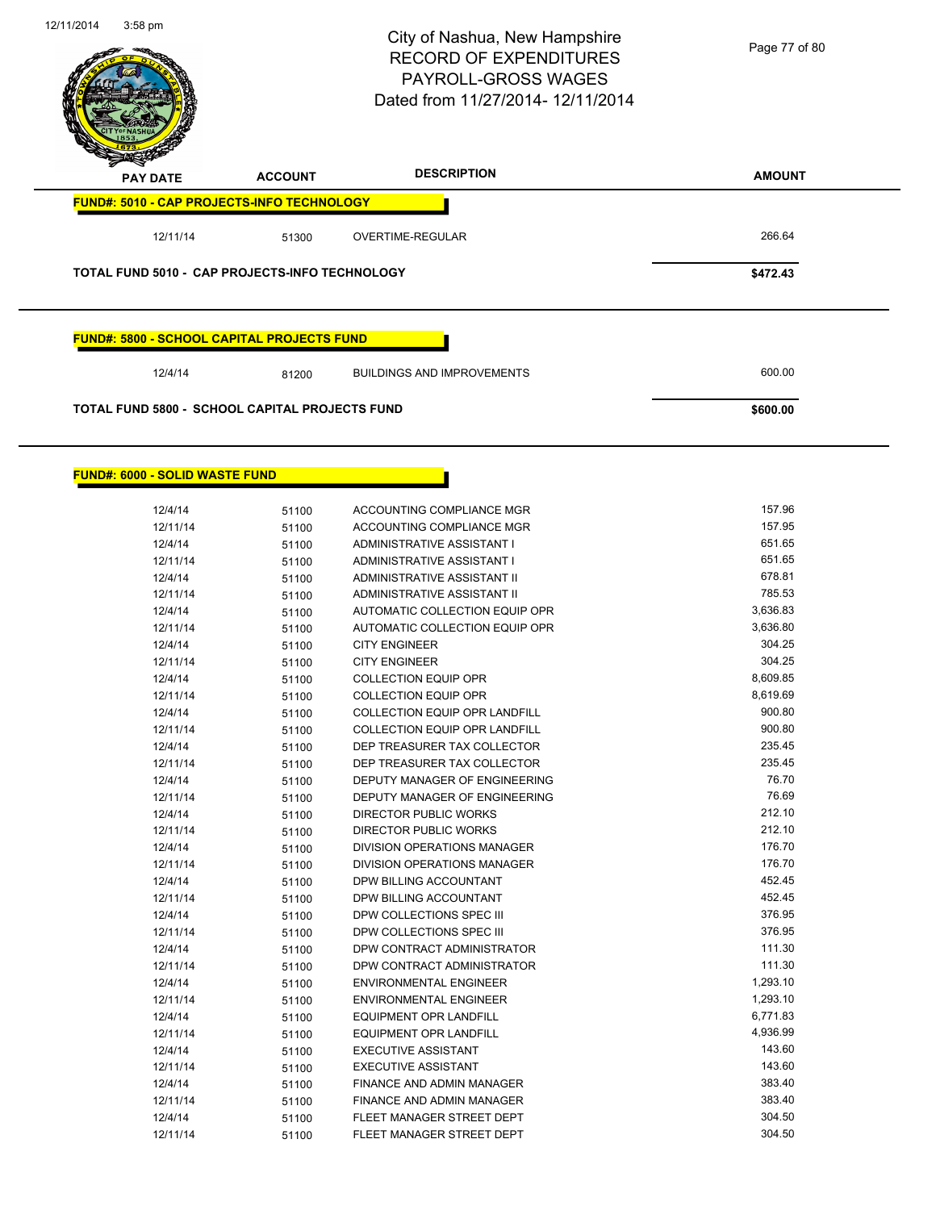# City of Nashua, New Hampshire
# RECORD OF EXPENDITURES
# PAYROLL-GROSS WAGES
# Dated from 11/27/2014- 12/11/2014

| PAY DATE | ACCOUNT | DESCRIPTION | AMOUNT |
|---|---|---|---|
| **FUND#: 5010 - CAP PROJECTS-INFO TECHNOLOGY** | | | |
| 12/11/14 | 51300 | OVERTIME-REGULAR | 266.64 |
| **TOTAL FUND 5010 - CAP PROJECTS-INFO TECHNOLOGY** | | | **$472.43** |

| PAY DATE | ACCOUNT | DESCRIPTION | AMOUNT |
|---|---|---|---|
| **FUND#: 5800 - SCHOOL CAPITAL PROJECTS FUND** | | | |
| 12/4/14 | 81200 | BUILDINGS AND IMPROVEMENTS | 600.00 |
| **TOTAL FUND 5800 - SCHOOL CAPITAL PROJECTS FUND** | | | **$600.00** |

| PAY DATE | ACCOUNT | DESCRIPTION | AMOUNT |
|---|---|---|---|
| **FUND#: 6000 - SOLID WASTE FUND** | | | |
| 12/4/14 | 51100 | ACCOUNTING COMPLIANCE MGR | 157.96 |
| 12/11/14 | 51100 | ACCOUNTING COMPLIANCE MGR | 157.95 |
| 12/4/14 | 51100 | ADMINISTRATIVE ASSISTANT I | 651.65 |
| 12/11/14 | 51100 | ADMINISTRATIVE ASSISTANT I | 651.65 |
| 12/4/14 | 51100 | ADMINISTRATIVE ASSISTANT II | 678.81 |
| 12/11/14 | 51100 | ADMINISTRATIVE ASSISTANT II | 785.53 |
| 12/4/14 | 51100 | AUTOMATIC COLLECTION EQUIP OPR | 3,636.83 |
| 12/11/14 | 51100 | AUTOMATIC COLLECTION EQUIP OPR | 3,636.80 |
| 12/4/14 | 51100 | CITY ENGINEER | 304.25 |
| 12/11/14 | 51100 | CITY ENGINEER | 304.25 |
| 12/4/14 | 51100 | COLLECTION EQUIP OPR | 8,609.85 |
| 12/11/14 | 51100 | COLLECTION EQUIP OPR | 8,619.69 |
| 12/4/14 | 51100 | COLLECTION EQUIP OPR LANDFILL | 900.80 |
| 12/11/14 | 51100 | COLLECTION EQUIP OPR LANDFILL | 900.80 |
| 12/4/14 | 51100 | DEP TREASURER TAX COLLECTOR | 235.45 |
| 12/11/14 | 51100 | DEP TREASURER TAX COLLECTOR | 235.45 |
| 12/4/14 | 51100 | DEPUTY MANAGER OF ENGINEERING | 76.70 |
| 12/11/14 | 51100 | DEPUTY MANAGER OF ENGINEERING | 76.69 |
| 12/4/14 | 51100 | DIRECTOR PUBLIC WORKS | 212.10 |
| 12/11/14 | 51100 | DIRECTOR PUBLIC WORKS | 212.10 |
| 12/4/14 | 51100 | DIVISION OPERATIONS MANAGER | 176.70 |
| 12/11/14 | 51100 | DIVISION OPERATIONS MANAGER | 176.70 |
| 12/4/14 | 51100 | DPW BILLING ACCOUNTANT | 452.45 |
| 12/11/14 | 51100 | DPW BILLING ACCOUNTANT | 452.45 |
| 12/4/14 | 51100 | DPW COLLECTIONS SPEC III | 376.95 |
| 12/11/14 | 51100 | DPW COLLECTIONS SPEC III | 376.95 |
| 12/4/14 | 51100 | DPW CONTRACT ADMINISTRATOR | 111.30 |
| 12/11/14 | 51100 | DPW CONTRACT ADMINISTRATOR | 111.30 |
| 12/4/14 | 51100 | ENVIRONMENTAL ENGINEER | 1,293.10 |
| 12/11/14 | 51100 | ENVIRONMENTAL ENGINEER | 1,293.10 |
| 12/4/14 | 51100 | EQUIPMENT OPR LANDFILL | 6,771.83 |
| 12/11/14 | 51100 | EQUIPMENT OPR LANDFILL | 4,936.99 |
| 12/4/14 | 51100 | EXECUTIVE ASSISTANT | 143.60 |
| 12/11/14 | 51100 | EXECUTIVE ASSISTANT | 143.60 |
| 12/4/14 | 51100 | FINANCE AND ADMIN MANAGER | 383.40 |
| 12/11/14 | 51100 | FINANCE AND ADMIN MANAGER | 383.40 |
| 12/4/14 | 51100 | FLEET MANAGER STREET DEPT | 304.50 |
| 12/11/14 | 51100 | FLEET MANAGER STREET DEPT | 304.50 |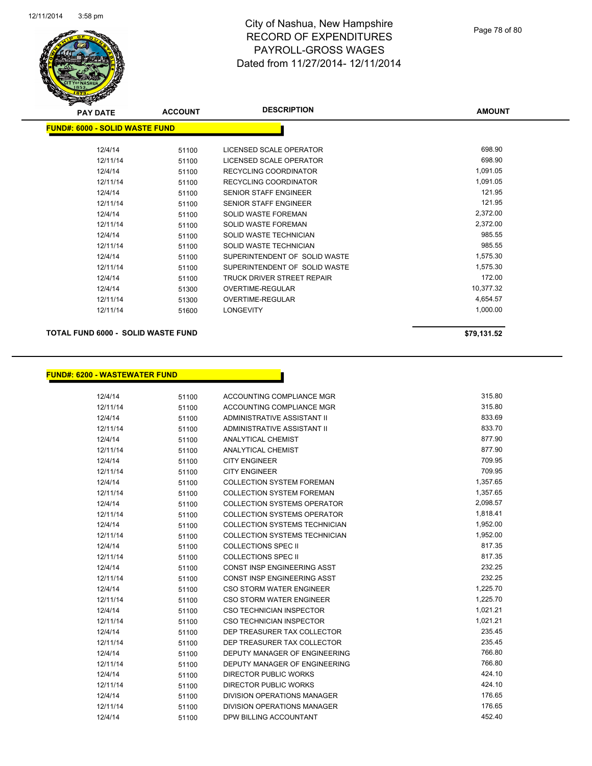# City of Nashua, New Hampshire
# RECORD OF EXPENDITURES
# PAYROLL-GROSS WAGES
# Dated from 11/27/2014- 12/11/2014

## FUND#: 6000 - SOLID WASTE FUND

| PAY DATE | ACCOUNT | DESCRIPTION | AMOUNT |
|---|---|---|---|
| 12/4/14 | 51100 | LICENSED SCALE OPERATOR | 698.90 |
| 12/11/14 | 51100 | LICENSED SCALE OPERATOR | 698.90 |
| 12/4/14 | 51100 | RECYCLING COORDINATOR | 1,091.05 |
| 12/11/14 | 51100 | RECYCLING COORDINATOR | 1,091.05 |
| 12/4/14 | 51100 | SENIOR STAFF ENGINEER | 121.95 |
| 12/11/14 | 51100 | SENIOR STAFF ENGINEER | 121.95 |
| 12/4/14 | 51100 | SOLID WASTE FOREMAN | 2,372.00 |
| 12/11/14 | 51100 | SOLID WASTE FOREMAN | 2,372.00 |
| 12/4/14 | 51100 | SOLID WASTE TECHNICIAN | 985.55 |
| 12/11/14 | 51100 | SOLID WASTE TECHNICIAN | 985.55 |
| 12/4/14 | 51100 | SUPERINTENDENT OF SOLID WASTE | 1,575.30 |
| 12/11/14 | 51100 | SUPERINTENDENT OF SOLID WASTE | 1,575.30 |
| 12/4/14 | 51100 | TRUCK DRIVER STREET REPAIR | 172.00 |
| 12/4/14 | 51300 | OVERTIME-REGULAR | 10,377.32 |
| 12/11/14 | 51300 | OVERTIME-REGULAR | 4,654.57 |
| 12/11/14 | 51600 | LONGEVITY | 1,000.00 |

**TOTAL FUND 6000 - SOLID WASTE FUND** **$79,131.52**

## FUND#: 6200 - WASTEWATER FUND

| PAY DATE | ACCOUNT | DESCRIPTION | AMOUNT |
|---|---|---|---|
| 12/4/14 | 51100 | ACCOUNTING COMPLIANCE MGR | 315.80 |
| 12/11/14 | 51100 | ACCOUNTING COMPLIANCE MGR | 315.80 |
| 12/4/14 | 51100 | ADMINISTRATIVE ASSISTANT II | 833.69 |
| 12/11/14 | 51100 | ADMINISTRATIVE ASSISTANT II | 833.70 |
| 12/4/14 | 51100 | ANALYTICAL CHEMIST | 877.90 |
| 12/11/14 | 51100 | ANALYTICAL CHEMIST | 877.90 |
| 12/4/14 | 51100 | CITY ENGINEER | 709.95 |
| 12/11/14 | 51100 | CITY ENGINEER | 709.95 |
| 12/4/14 | 51100 | COLLECTION SYSTEM FOREMAN | 1,357.65 |
| 12/11/14 | 51100 | COLLECTION SYSTEM FOREMAN | 1,357.65 |
| 12/4/14 | 51100 | COLLECTION SYSTEMS OPERATOR | 2,098.57 |
| 12/11/14 | 51100 | COLLECTION SYSTEMS OPERATOR | 1,818.41 |
| 12/4/14 | 51100 | COLLECTION SYSTEMS TECHNICIAN | 1,952.00 |
| 12/11/14 | 51100 | COLLECTION SYSTEMS TECHNICIAN | 1,952.00 |
| 12/4/14 | 51100 | COLLECTIONS SPEC II | 817.35 |
| 12/11/14 | 51100 | COLLECTIONS SPEC II | 817.35 |
| 12/4/14 | 51100 | CONST INSP ENGINEERING ASST | 232.25 |
| 12/11/14 | 51100 | CONST INSP ENGINEERING ASST | 232.25 |
| 12/4/14 | 51100 | CSO STORM WATER ENGINEER | 1,225.70 |
| 12/11/14 | 51100 | CSO STORM WATER ENGINEER | 1,225.70 |
| 12/4/14 | 51100 | CSO TECHNICIAN INSPECTOR | 1,021.21 |
| 12/11/14 | 51100 | CSO TECHNICIAN INSPECTOR | 1,021.21 |
| 12/4/14 | 51100 | DEP TREASURER TAX COLLECTOR | 235.45 |
| 12/11/14 | 51100 | DEP TREASURER TAX COLLECTOR | 235.45 |
| 12/4/14 | 51100 | DEPUTY MANAGER OF ENGINEERING | 766.80 |
| 12/11/14 | 51100 | DEPUTY MANAGER OF ENGINEERING | 766.80 |
| 12/4/14 | 51100 | DIRECTOR PUBLIC WORKS | 424.10 |
| 12/11/14 | 51100 | DIRECTOR PUBLIC WORKS | 424.10 |
| 12/4/14 | 51100 | DIVISION OPERATIONS MANAGER | 176.65 |
| 12/11/14 | 51100 | DIVISION OPERATIONS MANAGER | 176.65 |
| 12/4/14 | 51100 | DPW BILLING ACCOUNTANT | 452.40 |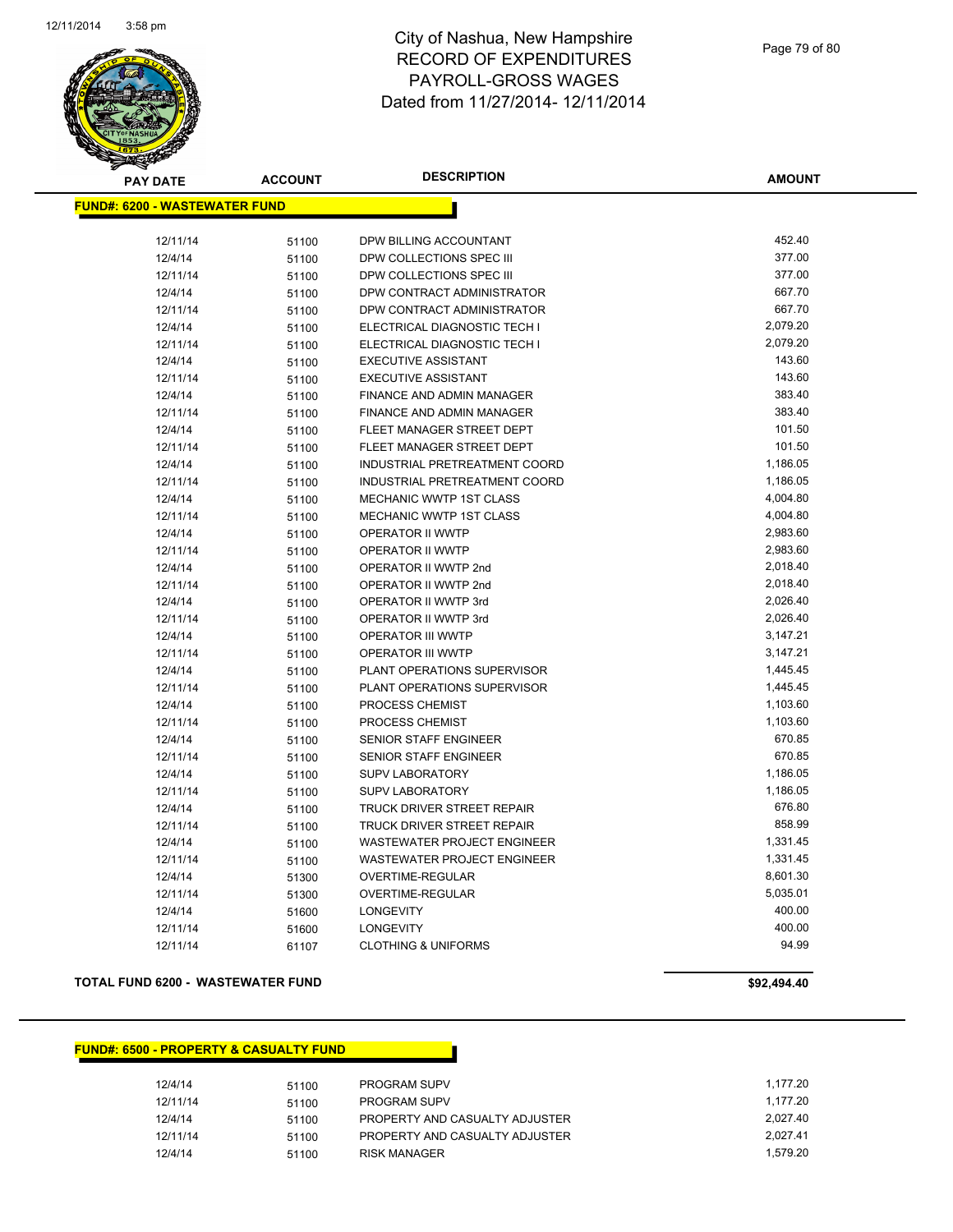# City of Nashua, New Hampshire
## RECORD OF EXPENDITURES
## PAYROLL-GROSS WAGES
## Dated from 11/27/2014- 12/11/2014

| PAY DATE | ACCOUNT | DESCRIPTION | AMOUNT |
|---|---|---|---|
| **FUND#: 6200 - WASTEWATER FUND** | | | |
| 12/11/14 | 51100 | DPW BILLING ACCOUNTANT | 452.40 |
| 12/4/14 | 51100 | DPW COLLECTIONS SPEC III | 377.00 |
| 12/11/14 | 51100 | DPW COLLECTIONS SPEC III | 377.00 |
| 12/4/14 | 51100 | DPW CONTRACT ADMINISTRATOR | 667.70 |
| 12/11/14 | 51100 | DPW CONTRACT ADMINISTRATOR | 667.70 |
| 12/4/14 | 51100 | ELECTRICAL DIAGNOSTIC TECH I | 2,079.20 |
| 12/11/14 | 51100 | ELECTRICAL DIAGNOSTIC TECH I | 2,079.20 |
| 12/4/14 | 51100 | EXECUTIVE ASSISTANT | 143.60 |
| 12/11/14 | 51100 | EXECUTIVE ASSISTANT | 143.60 |
| 12/4/14 | 51100 | FINANCE AND ADMIN MANAGER | 383.40 |
| 12/11/14 | 51100 | FINANCE AND ADMIN MANAGER | 383.40 |
| 12/4/14 | 51100 | FLEET MANAGER STREET DEPT | 101.50 |
| 12/11/14 | 51100 | FLEET MANAGER STREET DEPT | 101.50 |
| 12/4/14 | 51100 | INDUSTRIAL PRETREATMENT COORD | 1,186.05 |
| 12/11/14 | 51100 | INDUSTRIAL PRETREATMENT COORD | 1,186.05 |
| 12/4/14 | 51100 | MECHANIC WWTP 1ST CLASS | 4,004.80 |
| 12/11/14 | 51100 | MECHANIC WWTP 1ST CLASS | 4,004.80 |
| 12/4/14 | 51100 | OPERATOR II WWTP | 2,983.60 |
| 12/11/14 | 51100 | OPERATOR II WWTP | 2,983.60 |
| 12/4/14 | 51100 | OPERATOR II WWTP 2nd | 2,018.40 |
| 12/11/14 | 51100 | OPERATOR II WWTP 2nd | 2,018.40 |
| 12/4/14 | 51100 | OPERATOR II WWTP 3rd | 2,026.40 |
| 12/11/14 | 51100 | OPERATOR II WWTP 3rd | 2,026.40 |
| 12/4/14 | 51100 | OPERATOR III WWTP | 3,147.21 |
| 12/11/14 | 51100 | OPERATOR III WWTP | 3,147.21 |
| 12/4/14 | 51100 | PLANT OPERATIONS SUPERVISOR | 1,445.45 |
| 12/11/14 | 51100 | PLANT OPERATIONS SUPERVISOR | 1,445.45 |
| 12/4/14 | 51100 | PROCESS CHEMIST | 1,103.60 |
| 12/11/14 | 51100 | PROCESS CHEMIST | 1,103.60 |
| 12/4/14 | 51100 | SENIOR STAFF ENGINEER | 670.85 |
| 12/11/14 | 51100 | SENIOR STAFF ENGINEER | 670.85 |
| 12/4/14 | 51100 | SUPV LABORATORY | 1,186.05 |
| 12/11/14 | 51100 | SUPV LABORATORY | 1,186.05 |
| 12/4/14 | 51100 | TRUCK DRIVER STREET REPAIR | 676.80 |
| 12/11/14 | 51100 | TRUCK DRIVER STREET REPAIR | 858.99 |
| 12/4/14 | 51100 | WASTEWATER PROJECT ENGINEER | 1,331.45 |
| 12/11/14 | 51100 | WASTEWATER PROJECT ENGINEER | 1,331.45 |
| 12/4/14 | 51300 | OVERTIME-REGULAR | 8,601.30 |
| 12/11/14 | 51300 | OVERTIME-REGULAR | 5,035.01 |
| 12/4/14 | 51600 | LONGEVITY | 400.00 |
| 12/11/14 | 51600 | LONGEVITY | 400.00 |
| 12/11/14 | 61107 | CLOTHING & UNIFORMS | 94.99 |
| **TOTAL FUND 6200 - WASTEWATER FUND** | | | **$92,494.40** |

| PAY DATE | ACCOUNT | DESCRIPTION | AMOUNT |
|---|---|---|---|
| **FUND#: 6500 - PROPERTY & CASUALTY FUND** | | | |
| 12/4/14 | 51100 | PROGRAM SUPV | 1,177.20 |
| 12/11/14 | 51100 | PROGRAM SUPV | 1,177.20 |
| 12/4/14 | 51100 | PROPERTY AND CASUALTY ADJUSTER | 2,027.40 |
| 12/11/14 | 51100 | PROPERTY AND CASUALTY ADJUSTER | 2,027.41 |
| 12/4/14 | 51100 | RISK MANAGER | 1,579.20 |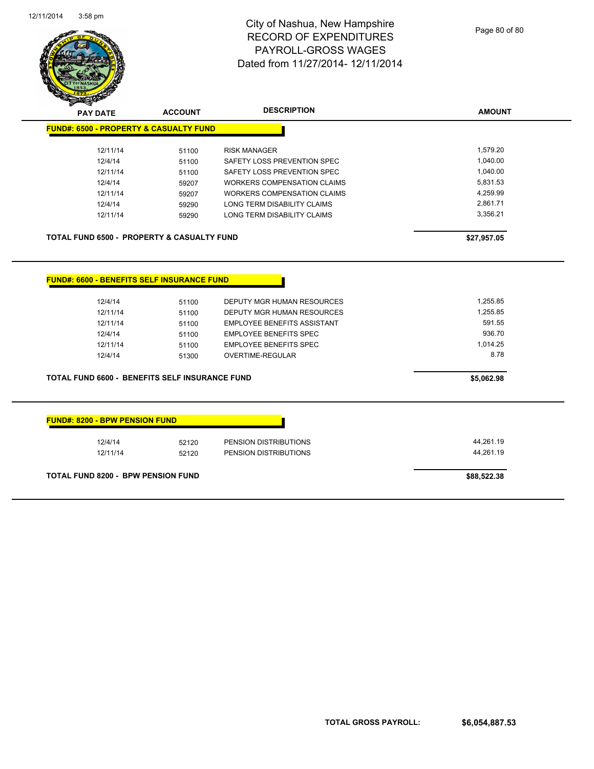# City of Nashua, New Hampshire
# RECORD OF EXPENDITURES
# PAYROLL-GROSS WAGES
# Dated from 11/27/2014- 12/11/2014

| PAY DATE | ACCOUNT | DESCRIPTION | AMOUNT |
|---|---|---|---|
| **FUND#: 6500 - PROPERTY & CASUALTY FUND** | | | |
| 12/11/14 | 51100 | RISK MANAGER | 1,579.20 |
| 12/4/14 | 51100 | SAFETY LOSS PREVENTION SPEC | 1,040.00 |
| 12/11/14 | 51100 | SAFETY LOSS PREVENTION SPEC | 1,040.00 |
| 12/4/14 | 59207 | WORKERS COMPENSATION CLAIMS | 5,831.53 |
| 12/11/14 | 59207 | WORKERS COMPENSATION CLAIMS | 4,259.99 |
| 12/4/14 | 59290 | LONG TERM DISABILITY CLAIMS | 2,861.71 |
| 12/11/14 | 59290 | LONG TERM DISABILITY CLAIMS | 3,356.21 |
| **TOTAL FUND 6500 - PROPERTY & CASUALTY FUND** | | | **$27,957.05** |
| **FUND#: 6600 - BENEFITS SELF INSURANCE FUND** | | | |
| 12/4/14 | 51100 | DEPUTY MGR HUMAN RESOURCES | 1,255.85 |
| 12/11/14 | 51100 | DEPUTY MGR HUMAN RESOURCES | 1,255.85 |
| 12/11/14 | 51100 | EMPLOYEE BENEFITS ASSISTANT | 591.55 |
| 12/4/14 | 51100 | EMPLOYEE BENEFITS SPEC | 936.70 |
| 12/11/14 | 51100 | EMPLOYEE BENEFITS SPEC | 1,014.25 |
| 12/4/14 | 51300 | OVERTIME-REGULAR | 8.78 |
| **TOTAL FUND 6600 - BENEFITS SELF INSURANCE FUND** | | | **$5,062.98** |
| **FUND#: 8200 - BPW PENSION FUND** | | | |
| 12/4/14 | 52120 | PENSION DISTRIBUTIONS | 44,261.19 |
| 12/11/14 | 52120 | PENSION DISTRIBUTIONS | 44,261.19 |
| **TOTAL FUND 8200 - BPW PENSION FUND** | | | **$88,522.38** |

**TOTAL GROSS PAYROLL: $6,054,887.53**